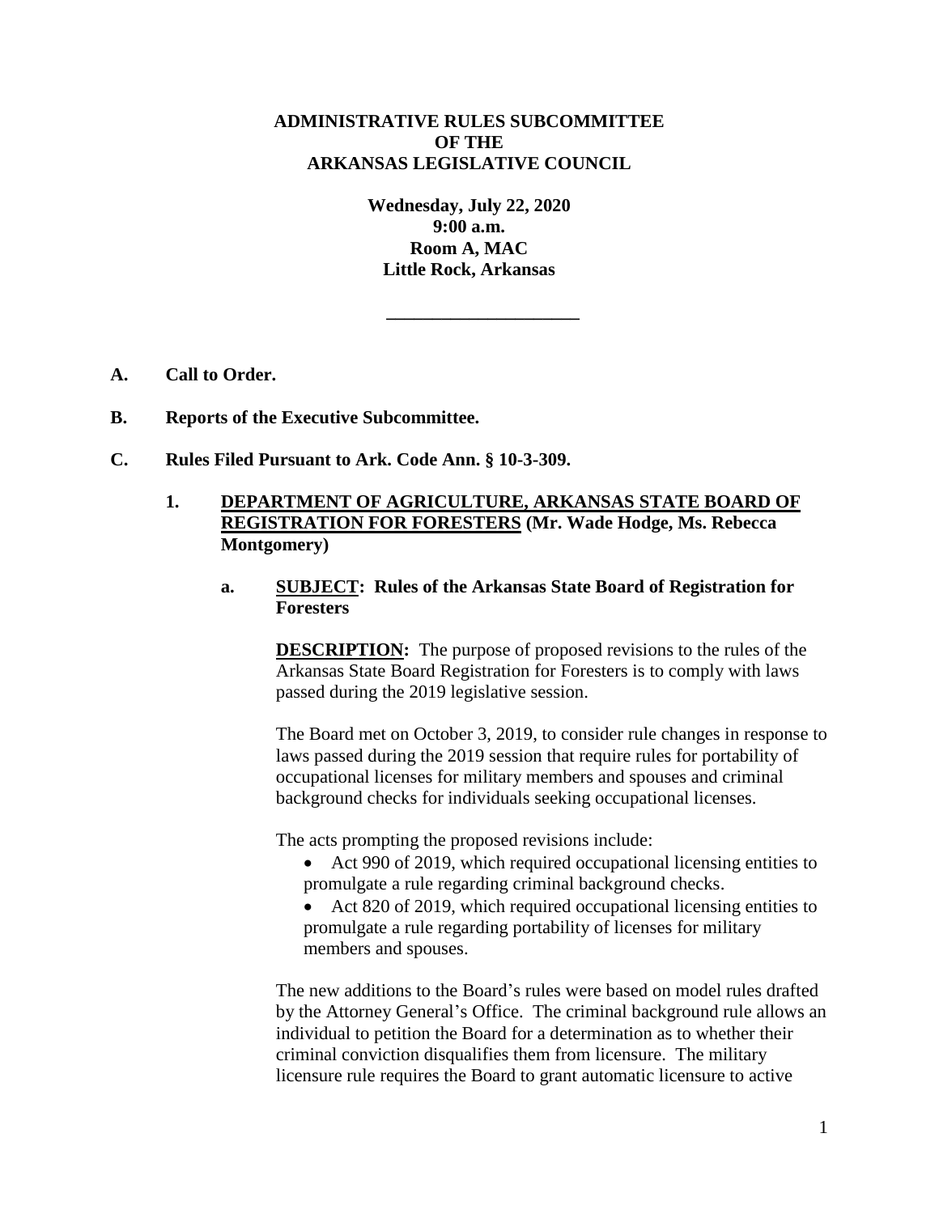**ADMINISTRATIVE RULES SUBCOMMITTEE**
**OF THE**
**ARKANSAS LEGISLATIVE COUNCIL**

**Wednesday, July 22, 2020**
**9:00 a.m.**
**Room A, MAC**
**Little Rock, Arkansas**

---

**A. Call to Order.**

**B. Reports of the Executive Subcommittee.**

**C. Rules Filed Pursuant to Ark. Code Ann. § 10-3-309.**

**1. DEPARTMENT OF AGRICULTURE, ARKANSAS STATE BOARD OF REGISTRATION FOR FORESTERS (Mr. Wade Hodge, Ms. Rebecca Montgomery)**

**a. SUBJECT: Rules of the Arkansas State Board of Registration for Foresters**

**DESCRIPTION:** The purpose of proposed revisions to the rules of the Arkansas State Board Registration for Foresters is to comply with laws passed during the 2019 legislative session.

The Board met on October 3, 2019, to consider rule changes in response to laws passed during the 2019 session that require rules for portability of occupational licenses for military members and spouses and criminal background checks for individuals seeking occupational licenses.

The acts prompting the proposed revisions include:

- Act 990 of 2019, which required occupational licensing entities to promulgate a rule regarding criminal background checks.
- Act 820 of 2019, which required occupational licensing entities to promulgate a rule regarding portability of licenses for military members and spouses.

The new additions to the Board's rules were based on model rules drafted by the Attorney General's Office. The criminal background rule allows an individual to petition the Board for a determination as to whether their criminal conviction disqualifies them from licensure. The military licensure rule requires the Board to grant automatic licensure to active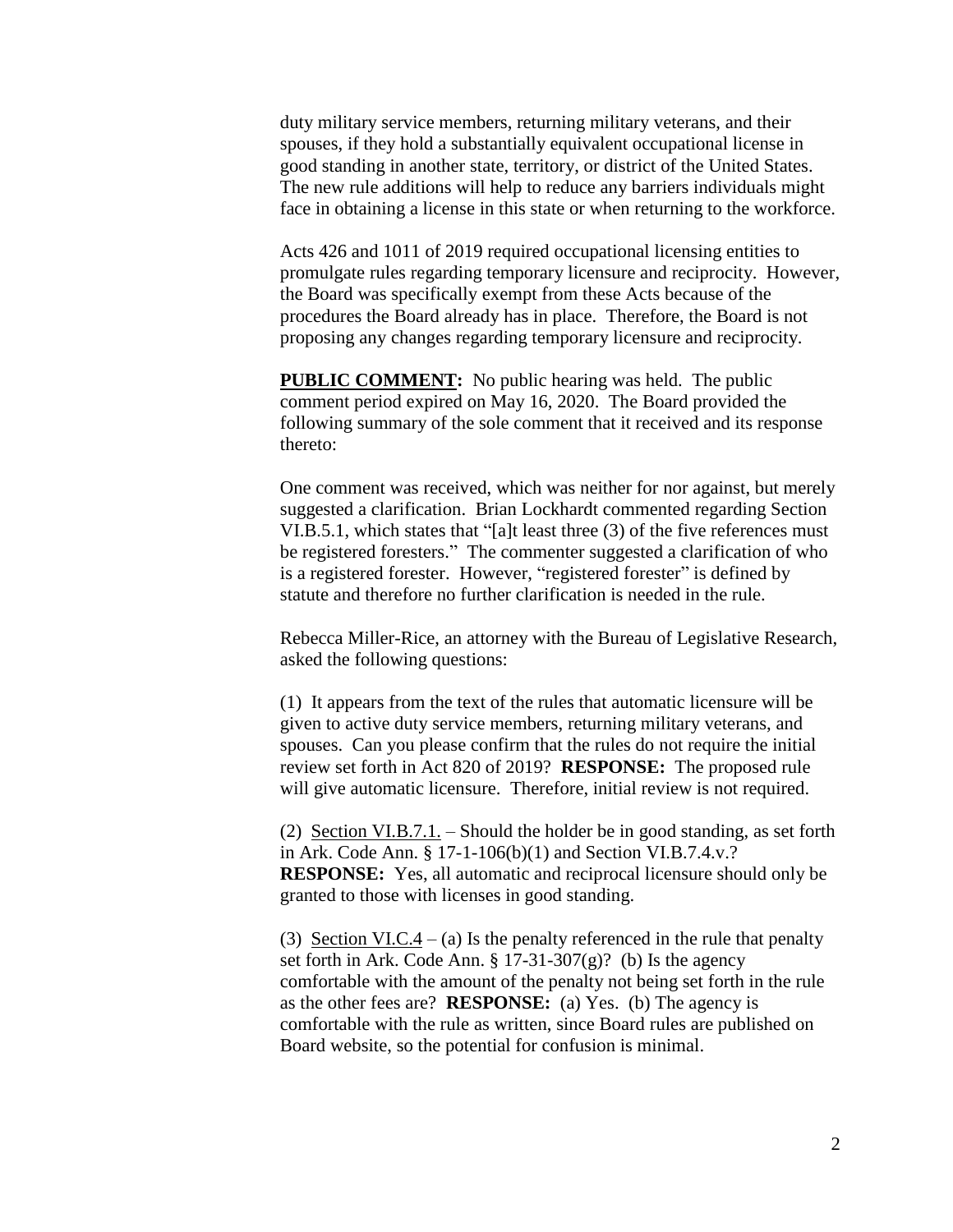duty military service members, returning military veterans, and their spouses, if they hold a substantially equivalent occupational license in good standing in another state, territory, or district of the United States. The new rule additions will help to reduce any barriers individuals might face in obtaining a license in this state or when returning to the workforce.

Acts 426 and 1011 of 2019 required occupational licensing entities to promulgate rules regarding temporary licensure and reciprocity. However, the Board was specifically exempt from these Acts because of the procedures the Board already has in place. Therefore, the Board is not proposing any changes regarding temporary licensure and reciprocity.

**PUBLIC COMMENT:** No public hearing was held. The public comment period expired on May 16, 2020. The Board provided the following summary of the sole comment that it received and its response thereto:

One comment was received, which was neither for nor against, but merely suggested a clarification. Brian Lockhardt commented regarding Section VI.B.5.1, which states that "[a]t least three (3) of the five references must be registered foresters." The commenter suggested a clarification of who is a registered forester. However, "registered forester" is defined by statute and therefore no further clarification is needed in the rule.

Rebecca Miller-Rice, an attorney with the Bureau of Legislative Research, asked the following questions:

(1) It appears from the text of the rules that automatic licensure will be given to active duty service members, returning military veterans, and spouses. Can you please confirm that the rules do not require the initial review set forth in Act 820 of 2019? **RESPONSE:** The proposed rule will give automatic licensure. Therefore, initial review is not required.

(2) Section VI.B.7.1. – Should the holder be in good standing, as set forth in Ark. Code Ann. § 17-1-106(b)(1) and Section VI.B.7.4.v.? **RESPONSE:** Yes, all automatic and reciprocal licensure should only be granted to those with licenses in good standing.

(3) Section VI.C.4 – (a) Is the penalty referenced in the rule that penalty set forth in Ark. Code Ann. § 17-31-307(g)? (b) Is the agency comfortable with the amount of the penalty not being set forth in the rule as the other fees are? **RESPONSE:** (a) Yes. (b) The agency is comfortable with the rule as written, since Board rules are published on Board website, so the potential for confusion is minimal.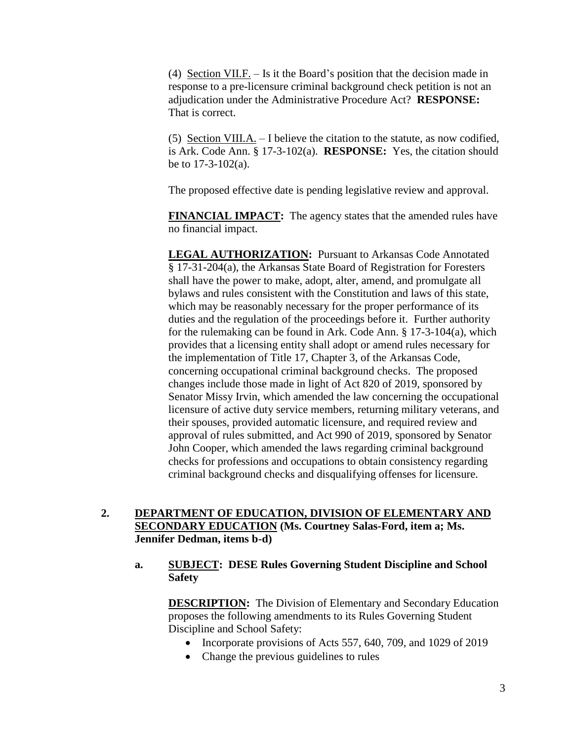(4) Section VII.F. – Is it the Board's position that the decision made in response to a pre-licensure criminal background check petition is not an adjudication under the Administrative Procedure Act? **RESPONSE:** That is correct.

(5) Section VIII.A. – I believe the citation to the statute, as now codified, is Ark. Code Ann. § 17-3-102(a). **RESPONSE:** Yes, the citation should be to 17-3-102(a).

The proposed effective date is pending legislative review and approval.

**FINANCIAL IMPACT:** The agency states that the amended rules have no financial impact.

**LEGAL AUTHORIZATION:** Pursuant to Arkansas Code Annotated § 17-31-204(a), the Arkansas State Board of Registration for Foresters shall have the power to make, adopt, alter, amend, and promulgate all bylaws and rules consistent with the Constitution and laws of this state, which may be reasonably necessary for the proper performance of its duties and the regulation of the proceedings before it. Further authority for the rulemaking can be found in Ark. Code Ann. § 17-3-104(a), which provides that a licensing entity shall adopt or amend rules necessary for the implementation of Title 17, Chapter 3, of the Arkansas Code, concerning occupational criminal background checks. The proposed changes include those made in light of Act 820 of 2019, sponsored by Senator Missy Irvin, which amended the law concerning the occupational licensure of active duty service members, returning military veterans, and their spouses, provided automatic licensure, and required review and approval of rules submitted, and Act 990 of 2019, sponsored by Senator John Cooper, which amended the laws regarding criminal background checks for professions and occupations to obtain consistency regarding criminal background checks and disqualifying offenses for licensure.

**2. DEPARTMENT OF EDUCATION, DIVISION OF ELEMENTARY AND SECONDARY EDUCATION (Ms. Courtney Salas-Ford, item a; Ms. Jennifer Dedman, items b-d)**

**a. SUBJECT: DESE Rules Governing Student Discipline and School Safety**

**DESCRIPTION:** The Division of Elementary and Secondary Education proposes the following amendments to its Rules Governing Student Discipline and School Safety:

- Incorporate provisions of Acts 557, 640, 709, and 1029 of 2019
- Change the previous guidelines to rules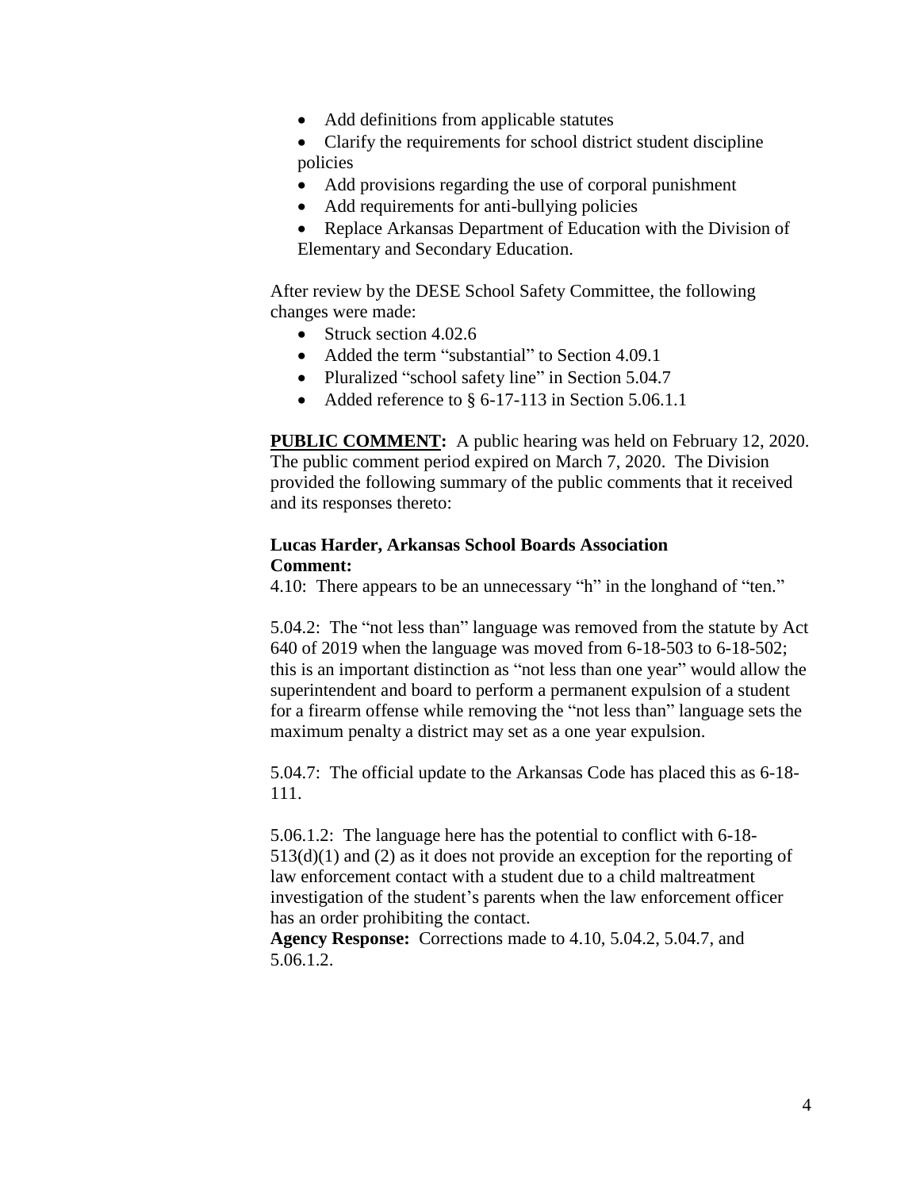- Add definitions from applicable statutes
- Clarify the requirements for school district student discipline policies
- Add provisions regarding the use of corporal punishment
- Add requirements for anti-bullying policies
- Replace Arkansas Department of Education with the Division of Elementary and Secondary Education.

After review by the DESE School Safety Committee, the following changes were made:

- Struck section 4.02.6
- Added the term "substantial" to Section 4.09.1
- Pluralized "school safety line" in Section 5.04.7
- Added reference to § 6-17-113 in Section 5.06.1.1

**PUBLIC COMMENT:** A public hearing was held on February 12, 2020. The public comment period expired on March 7, 2020. The Division provided the following summary of the public comments that it received and its responses thereto:

**Lucas Harder, Arkansas School Boards Association**
**Comment:**
4.10: There appears to be an unnecessary "h" in the longhand of "ten."

5.04.2: The "not less than" language was removed from the statute by Act 640 of 2019 when the language was moved from 6-18-503 to 6-18-502; this is an important distinction as "not less than one year" would allow the superintendent and board to perform a permanent expulsion of a student for a firearm offense while removing the "not less than" language sets the maximum penalty a district may set as a one year expulsion.

5.04.7: The official update to the Arkansas Code has placed this as 6-18-111.

5.06.1.2: The language here has the potential to conflict with 6-18-513(d)(1) and (2) as it does not provide an exception for the reporting of law enforcement contact with a student due to a child maltreatment investigation of the student's parents when the law enforcement officer has an order prohibiting the contact.
**Agency Response:** Corrections made to 4.10, 5.04.2, 5.04.7, and 5.06.1.2.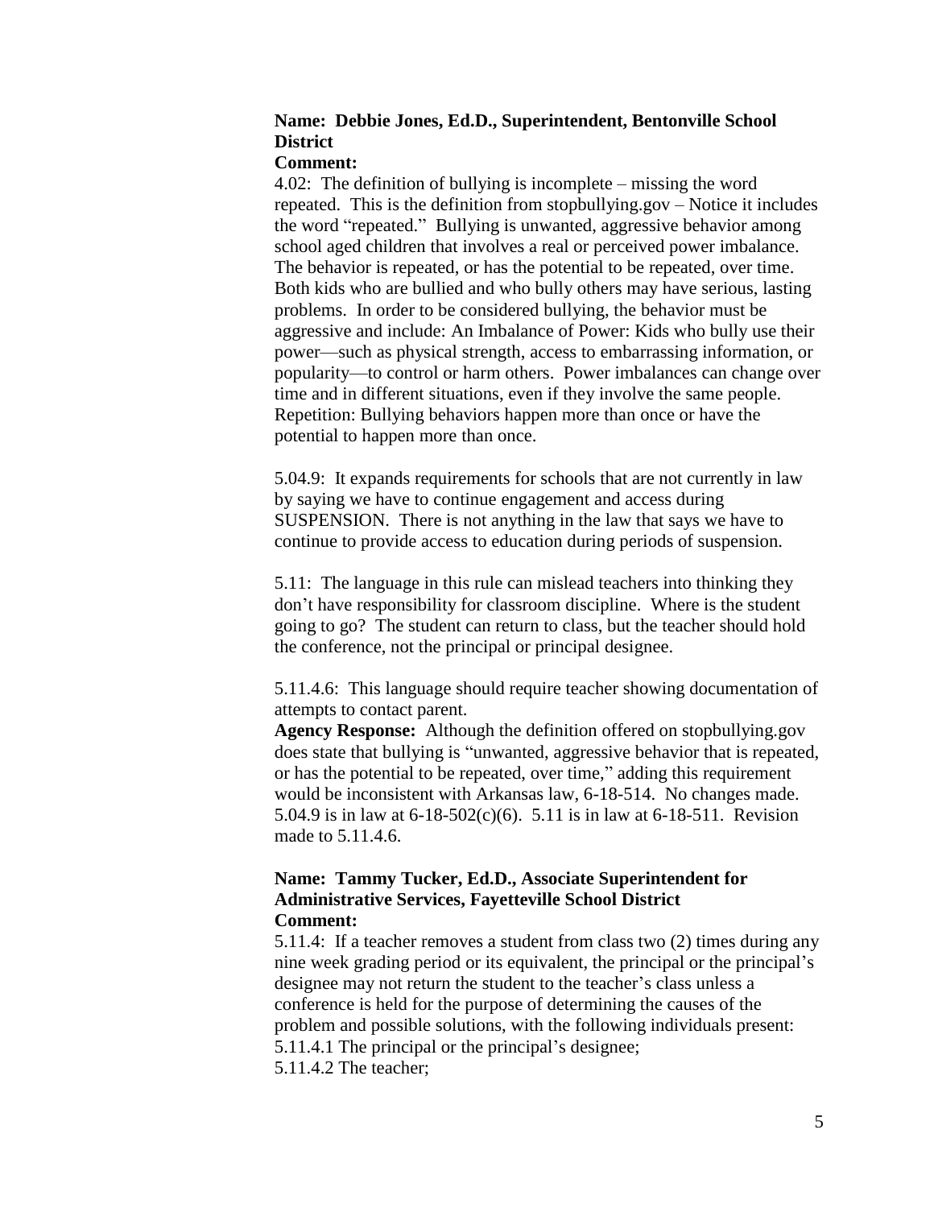**Name: Debbie Jones, Ed.D., Superintendent, Bentonville School District**
**Comment:**
4.02: The definition of bullying is incomplete – missing the word repeated. This is the definition from stopbullying.gov – Notice it includes the word "repeated." Bullying is unwanted, aggressive behavior among school aged children that involves a real or perceived power imbalance. The behavior is repeated, or has the potential to be repeated, over time. Both kids who are bullied and who bully others may have serious, lasting problems. In order to be considered bullying, the behavior must be aggressive and include: An Imbalance of Power: Kids who bully use their power—such as physical strength, access to embarrassing information, or popularity—to control or harm others. Power imbalances can change over time and in different situations, even if they involve the same people. Repetition: Bullying behaviors happen more than once or have the potential to happen more than once.

5.04.9: It expands requirements for schools that are not currently in law by saying we have to continue engagement and access during SUSPENSION. There is not anything in the law that says we have to continue to provide access to education during periods of suspension.

5.11: The language in this rule can mislead teachers into thinking they don't have responsibility for classroom discipline. Where is the student going to go? The student can return to class, but the teacher should hold the conference, not the principal or principal designee.

5.11.4.6: This language should require teacher showing documentation of attempts to contact parent.
**Agency Response:** Although the definition offered on stopbullying.gov does state that bullying is "unwanted, aggressive behavior that is repeated, or has the potential to be repeated, over time," adding this requirement would be inconsistent with Arkansas law, 6-18-514. No changes made. 5.04.9 is in law at 6-18-502(c)(6). 5.11 is in law at 6-18-511. Revision made to 5.11.4.6.

**Name: Tammy Tucker, Ed.D., Associate Superintendent for Administrative Services, Fayetteville School District**
**Comment:**
5.11.4: If a teacher removes a student from class two (2) times during any nine week grading period or its equivalent, the principal or the principal's designee may not return the student to the teacher's class unless a conference is held for the purpose of determining the causes of the problem and possible solutions, with the following individuals present:
5.11.4.1 The principal or the principal's designee;
5.11.4.2 The teacher;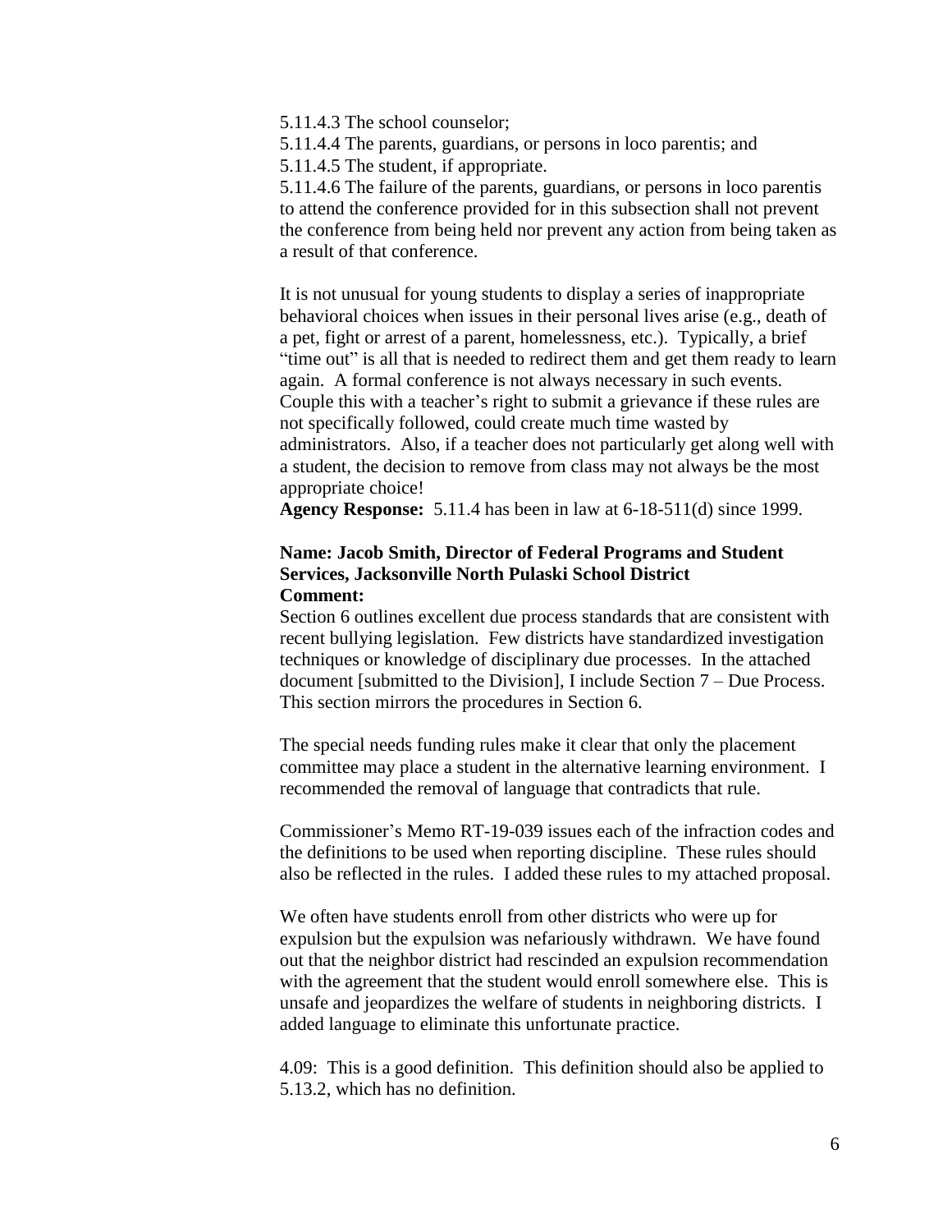5.11.4.3 The school counselor;

5.11.4.4 The parents, guardians, or persons in loco parentis; and

5.11.4.5 The student, if appropriate.

5.11.4.6 The failure of the parents, guardians, or persons in loco parentis to attend the conference provided for in this subsection shall not prevent the conference from being held nor prevent any action from being taken as a result of that conference.

It is not unusual for young students to display a series of inappropriate behavioral choices when issues in their personal lives arise (e.g., death of a pet, fight or arrest of a parent, homelessness, etc.). Typically, a brief "time out" is all that is needed to redirect them and get them ready to learn again. A formal conference is not always necessary in such events. Couple this with a teacher's right to submit a grievance if these rules are not specifically followed, could create much time wasted by administrators. Also, if a teacher does not particularly get along well with a student, the decision to remove from class may not always be the most appropriate choice!

**Agency Response:** 5.11.4 has been in law at 6-18-511(d) since 1999.

**Name: Jacob Smith, Director of Federal Programs and Student Services, Jacksonville North Pulaski School District**

**Comment:**

Section 6 outlines excellent due process standards that are consistent with recent bullying legislation. Few districts have standardized investigation techniques or knowledge of disciplinary due processes. In the attached document [submitted to the Division], I include Section 7 – Due Process. This section mirrors the procedures in Section 6.

The special needs funding rules make it clear that only the placement committee may place a student in the alternative learning environment. I recommended the removal of language that contradicts that rule.

Commissioner's Memo RT-19-039 issues each of the infraction codes and the definitions to be used when reporting discipline. These rules should also be reflected in the rules. I added these rules to my attached proposal.

We often have students enroll from other districts who were up for expulsion but the expulsion was nefariously withdrawn. We have found out that the neighbor district had rescinded an expulsion recommendation with the agreement that the student would enroll somewhere else. This is unsafe and jeopardizes the welfare of students in neighboring districts. I added language to eliminate this unfortunate practice.

4.09: This is a good definition. This definition should also be applied to 5.13.2, which has no definition.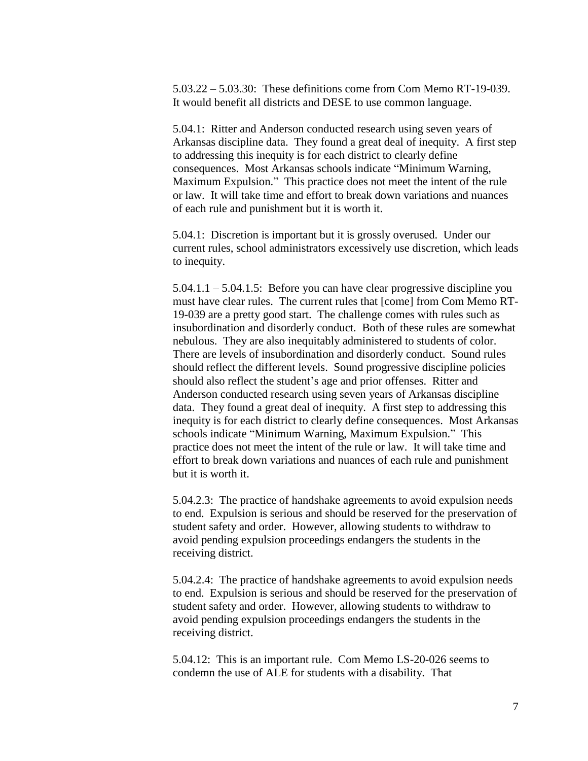5.03.22 – 5.03.30: These definitions come from Com Memo RT-19-039. It would benefit all districts and DESE to use common language.

5.04.1: Ritter and Anderson conducted research using seven years of Arkansas discipline data. They found a great deal of inequity. A first step to addressing this inequity is for each district to clearly define consequences. Most Arkansas schools indicate "Minimum Warning, Maximum Expulsion." This practice does not meet the intent of the rule or law. It will take time and effort to break down variations and nuances of each rule and punishment but it is worth it.

5.04.1: Discretion is important but it is grossly overused. Under our current rules, school administrators excessively use discretion, which leads to inequity.

5.04.1.1 – 5.04.1.5: Before you can have clear progressive discipline you must have clear rules. The current rules that [come] from Com Memo RT-19-039 are a pretty good start. The challenge comes with rules such as insubordination and disorderly conduct. Both of these rules are somewhat nebulous. They are also inequitably administered to students of color. There are levels of insubordination and disorderly conduct. Sound rules should reflect the different levels. Sound progressive discipline policies should also reflect the student's age and prior offenses. Ritter and Anderson conducted research using seven years of Arkansas discipline data. They found a great deal of inequity. A first step to addressing this inequity is for each district to clearly define consequences. Most Arkansas schools indicate "Minimum Warning, Maximum Expulsion." This practice does not meet the intent of the rule or law. It will take time and effort to break down variations and nuances of each rule and punishment but it is worth it.

5.04.2.3: The practice of handshake agreements to avoid expulsion needs to end. Expulsion is serious and should be reserved for the preservation of student safety and order. However, allowing students to withdraw to avoid pending expulsion proceedings endangers the students in the receiving district.

5.04.2.4: The practice of handshake agreements to avoid expulsion needs to end. Expulsion is serious and should be reserved for the preservation of student safety and order. However, allowing students to withdraw to avoid pending expulsion proceedings endangers the students in the receiving district.

5.04.12: This is an important rule. Com Memo LS-20-026 seems to condemn the use of ALE for students with a disability. That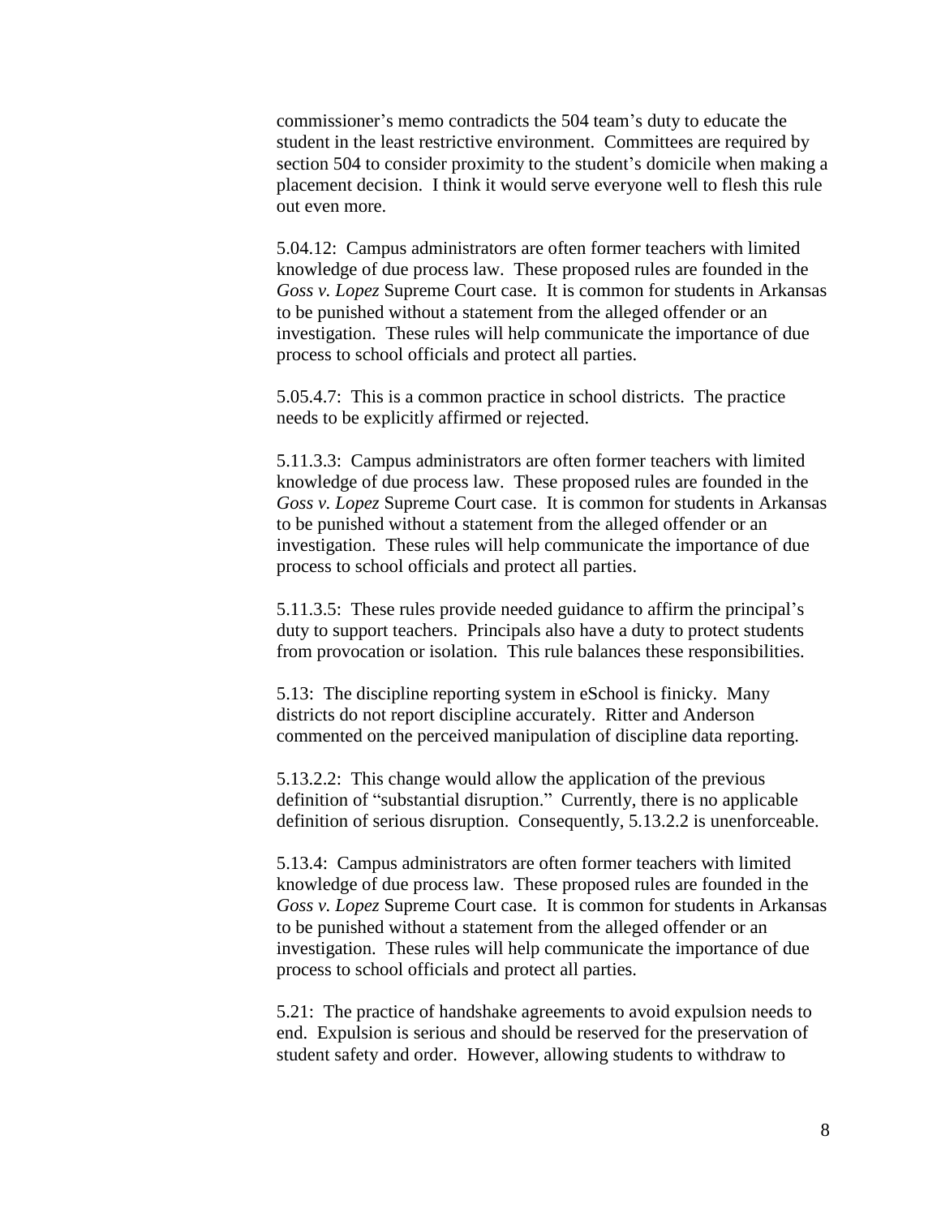commissioner's memo contradicts the 504 team's duty to educate the student in the least restrictive environment. Committees are required by section 504 to consider proximity to the student's domicile when making a placement decision. I think it would serve everyone well to flesh this rule out even more.

5.04.12: Campus administrators are often former teachers with limited knowledge of due process law. These proposed rules are founded in the *Goss v. Lopez* Supreme Court case. It is common for students in Arkansas to be punished without a statement from the alleged offender or an investigation. These rules will help communicate the importance of due process to school officials and protect all parties.

5.05.4.7: This is a common practice in school districts. The practice needs to be explicitly affirmed or rejected.

5.11.3.3: Campus administrators are often former teachers with limited knowledge of due process law. These proposed rules are founded in the *Goss v. Lopez* Supreme Court case. It is common for students in Arkansas to be punished without a statement from the alleged offender or an investigation. These rules will help communicate the importance of due process to school officials and protect all parties.

5.11.3.5: These rules provide needed guidance to affirm the principal's duty to support teachers. Principals also have a duty to protect students from provocation or isolation. This rule balances these responsibilities.

5.13: The discipline reporting system in eSchool is finicky. Many districts do not report discipline accurately. Ritter and Anderson commented on the perceived manipulation of discipline data reporting.

5.13.2.2: This change would allow the application of the previous definition of "substantial disruption." Currently, there is no applicable definition of serious disruption. Consequently, 5.13.2.2 is unenforceable.

5.13.4: Campus administrators are often former teachers with limited knowledge of due process law. These proposed rules are founded in the *Goss v. Lopez* Supreme Court case. It is common for students in Arkansas to be punished without a statement from the alleged offender or an investigation. These rules will help communicate the importance of due process to school officials and protect all parties.

5.21: The practice of handshake agreements to avoid expulsion needs to end. Expulsion is serious and should be reserved for the preservation of student safety and order. However, allowing students to withdraw to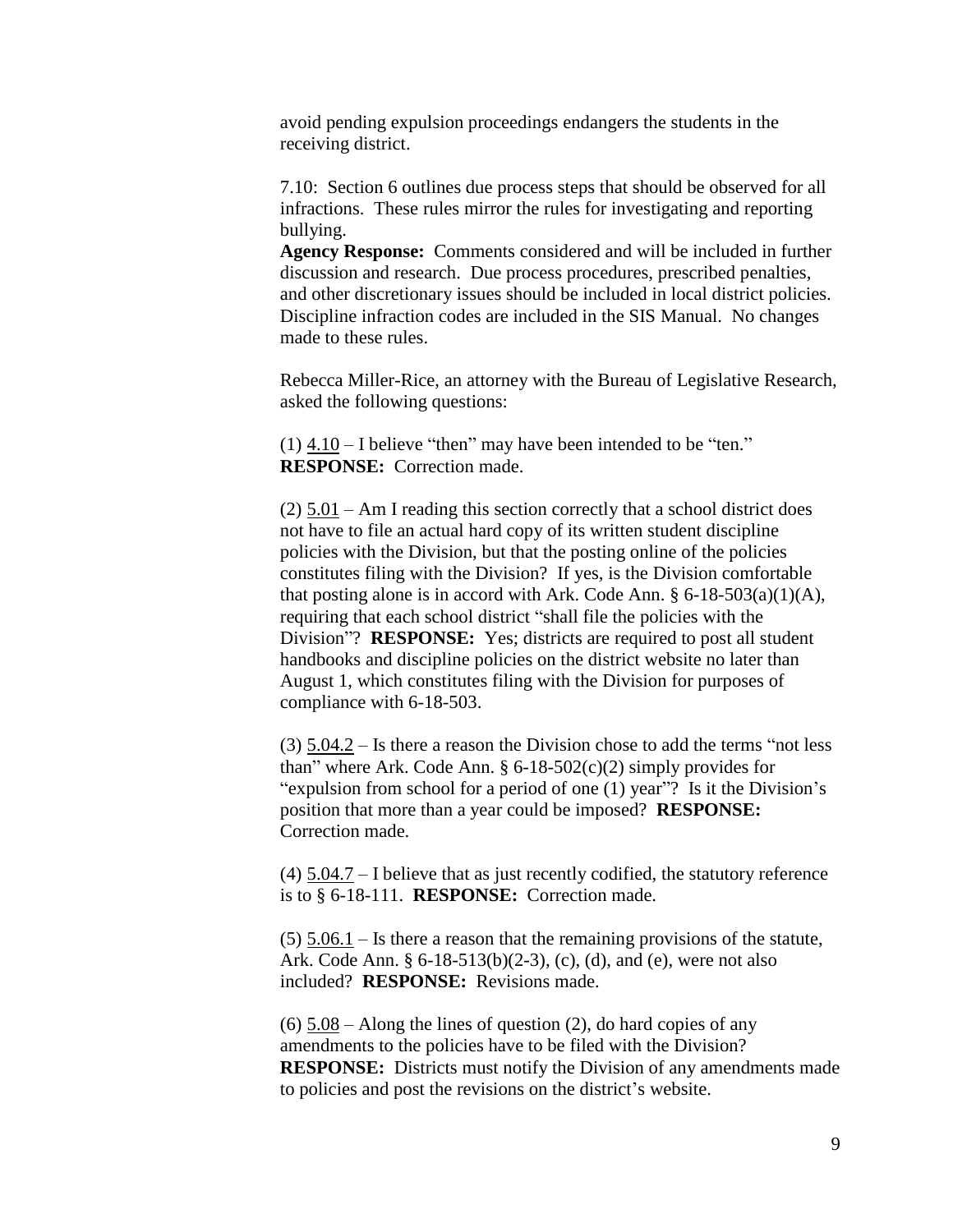avoid pending expulsion proceedings endangers the students in the receiving district.

7.10: Section 6 outlines due process steps that should be observed for all infractions. These rules mirror the rules for investigating and reporting bullying.
**Agency Response:** Comments considered and will be included in further discussion and research. Due process procedures, prescribed penalties, and other discretionary issues should be included in local district policies. Discipline infraction codes are included in the SIS Manual. No changes made to these rules.

Rebecca Miller-Rice, an attorney with the Bureau of Legislative Research, asked the following questions:

(1) <u>4.10</u> – I believe "then" may have been intended to be "ten." **RESPONSE:** Correction made.

(2) <u>5.01</u> – Am I reading this section correctly that a school district does not have to file an actual hard copy of its written student discipline policies with the Division, but that the posting online of the policies constitutes filing with the Division? If yes, is the Division comfortable that posting alone is in accord with Ark. Code Ann. § 6-18-503(a)(1)(A), requiring that each school district "shall file the policies with the Division"? **RESPONSE:** Yes; districts are required to post all student handbooks and discipline policies on the district website no later than August 1, which constitutes filing with the Division for purposes of compliance with 6-18-503.

(3) <u>5.04.2</u> – Is there a reason the Division chose to add the terms "not less than" where Ark. Code Ann. § 6-18-502(c)(2) simply provides for "expulsion from school for a period of one (1) year"? Is it the Division's position that more than a year could be imposed? **RESPONSE:** Correction made.

(4) <u>5.04.7</u> – I believe that as just recently codified, the statutory reference is to § 6-18-111. **RESPONSE:** Correction made.

(5) <u>5.06.1</u> – Is there a reason that the remaining provisions of the statute, Ark. Code Ann. § 6-18-513(b)(2-3), (c), (d), and (e), were not also included? **RESPONSE:** Revisions made.

(6) <u>5.08</u> – Along the lines of question (2), do hard copies of any amendments to the policies have to be filed with the Division? **RESPONSE:** Districts must notify the Division of any amendments made to policies and post the revisions on the district's website.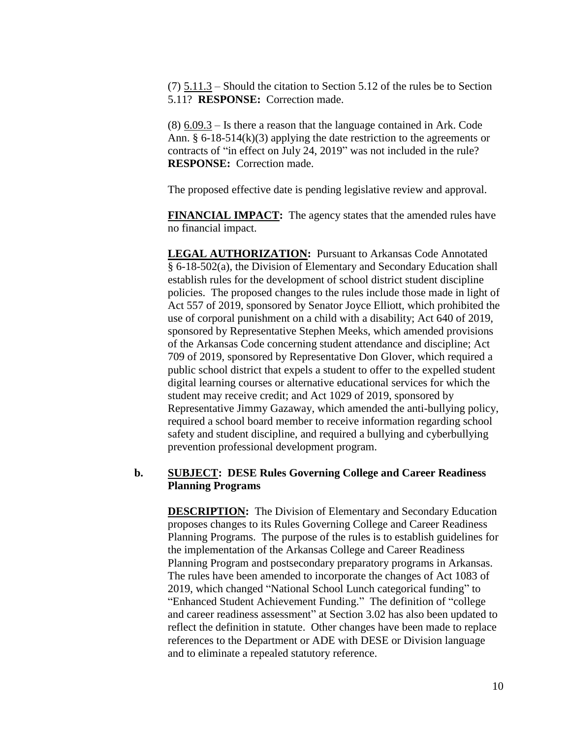(7) <u>5.11.3</u> – Should the citation to Section 5.12 of the rules be to Section 5.11? **RESPONSE:** Correction made.

(8) <u>6.09.3</u> – Is there a reason that the language contained in Ark. Code Ann. § 6-18-514(k)(3) applying the date restriction to the agreements or contracts of "in effect on July 24, 2019" was not included in the rule? **RESPONSE:** Correction made.

The proposed effective date is pending legislative review and approval.

**FINANCIAL IMPACT:** The agency states that the amended rules have no financial impact.

**LEGAL AUTHORIZATION:** Pursuant to Arkansas Code Annotated § 6-18-502(a), the Division of Elementary and Secondary Education shall establish rules for the development of school district student discipline policies. The proposed changes to the rules include those made in light of Act 557 of 2019, sponsored by Senator Joyce Elliott, which prohibited the use of corporal punishment on a child with a disability; Act 640 of 2019, sponsored by Representative Stephen Meeks, which amended provisions of the Arkansas Code concerning student attendance and discipline; Act 709 of 2019, sponsored by Representative Don Glover, which required a public school district that expels a student to offer to the expelled student digital learning courses or alternative educational services for which the student may receive credit; and Act 1029 of 2019, sponsored by Representative Jimmy Gazaway, which amended the anti-bullying policy, required a school board member to receive information regarding school safety and student discipline, and required a bullying and cyberbullying prevention professional development program.

**b. SUBJECT: DESE Rules Governing College and Career Readiness Planning Programs**

**DESCRIPTION:** The Division of Elementary and Secondary Education proposes changes to its Rules Governing College and Career Readiness Planning Programs. The purpose of the rules is to establish guidelines for the implementation of the Arkansas College and Career Readiness Planning Program and postsecondary preparatory programs in Arkansas. The rules have been amended to incorporate the changes of Act 1083 of 2019, which changed "National School Lunch categorical funding" to "Enhanced Student Achievement Funding." The definition of "college and career readiness assessment" at Section 3.02 has also been updated to reflect the definition in statute. Other changes have been made to replace references to the Department or ADE with DESE or Division language and to eliminate a repealed statutory reference.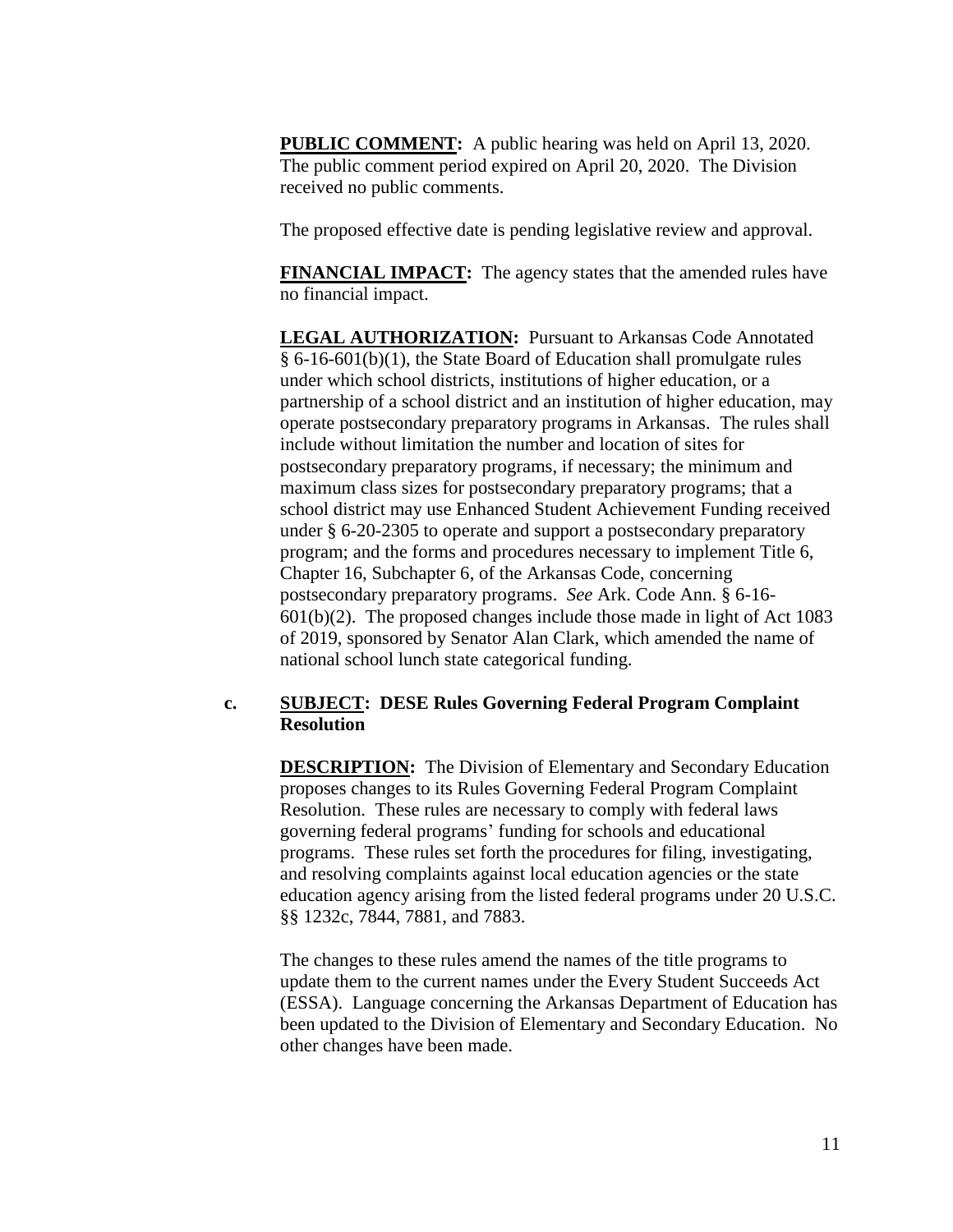**PUBLIC COMMENT:** A public hearing was held on April 13, 2020. The public comment period expired on April 20, 2020. The Division received no public comments.

The proposed effective date is pending legislative review and approval.

**FINANCIAL IMPACT:** The agency states that the amended rules have no financial impact.

**LEGAL AUTHORIZATION:** Pursuant to Arkansas Code Annotated § 6-16-601(b)(1), the State Board of Education shall promulgate rules under which school districts, institutions of higher education, or a partnership of a school district and an institution of higher education, may operate postsecondary preparatory programs in Arkansas. The rules shall include without limitation the number and location of sites for postsecondary preparatory programs, if necessary; the minimum and maximum class sizes for postsecondary preparatory programs; that a school district may use Enhanced Student Achievement Funding received under § 6-20-2305 to operate and support a postsecondary preparatory program; and the forms and procedures necessary to implement Title 6, Chapter 16, Subchapter 6, of the Arkansas Code, concerning postsecondary preparatory programs. *See* Ark. Code Ann. § 6-16-601(b)(2). The proposed changes include those made in light of Act 1083 of 2019, sponsored by Senator Alan Clark, which amended the name of national school lunch state categorical funding.

c. **SUBJECT: DESE Rules Governing Federal Program Complaint Resolution**

**DESCRIPTION:** The Division of Elementary and Secondary Education proposes changes to its Rules Governing Federal Program Complaint Resolution. These rules are necessary to comply with federal laws governing federal programs' funding for schools and educational programs. These rules set forth the procedures for filing, investigating, and resolving complaints against local education agencies or the state education agency arising from the listed federal programs under 20 U.S.C. §§ 1232c, 7844, 7881, and 7883.

The changes to these rules amend the names of the title programs to update them to the current names under the Every Student Succeeds Act (ESSA). Language concerning the Arkansas Department of Education has been updated to the Division of Elementary and Secondary Education. No other changes have been made.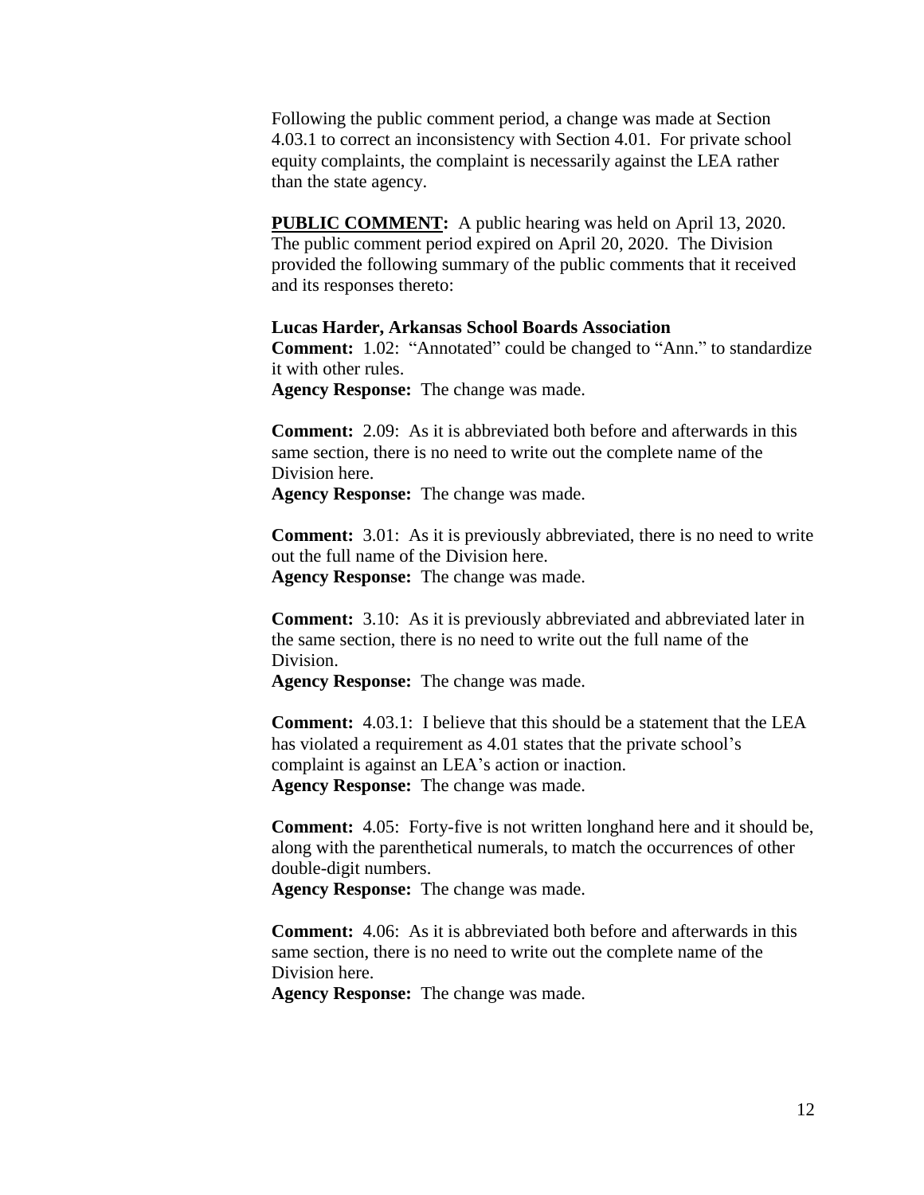Following the public comment period, a change was made at Section 4.03.1 to correct an inconsistency with Section 4.01. For private school equity complaints, the complaint is necessarily against the LEA rather than the state agency.

**PUBLIC COMMENT:** A public hearing was held on April 13, 2020. The public comment period expired on April 20, 2020. The Division provided the following summary of the public comments that it received and its responses thereto:

**Lucas Harder, Arkansas School Boards Association**

**Comment:** 1.02: "Annotated" could be changed to "Ann." to standardize it with other rules.
**Agency Response:** The change was made.

**Comment:** 2.09: As it is abbreviated both before and afterwards in this same section, there is no need to write out the complete name of the Division here.
**Agency Response:** The change was made.

**Comment:** 3.01: As it is previously abbreviated, there is no need to write out the full name of the Division here.
**Agency Response:** The change was made.

**Comment:** 3.10: As it is previously abbreviated and abbreviated later in the same section, there is no need to write out the full name of the Division.
**Agency Response:** The change was made.

**Comment:** 4.03.1: I believe that this should be a statement that the LEA has violated a requirement as 4.01 states that the private school's complaint is against an LEA's action or inaction.
**Agency Response:** The change was made.

**Comment:** 4.05: Forty-five is not written longhand here and it should be, along with the parenthetical numerals, to match the occurrences of other double-digit numbers.
**Agency Response:** The change was made.

**Comment:** 4.06: As it is abbreviated both before and afterwards in this same section, there is no need to write out the complete name of the Division here.
**Agency Response:** The change was made.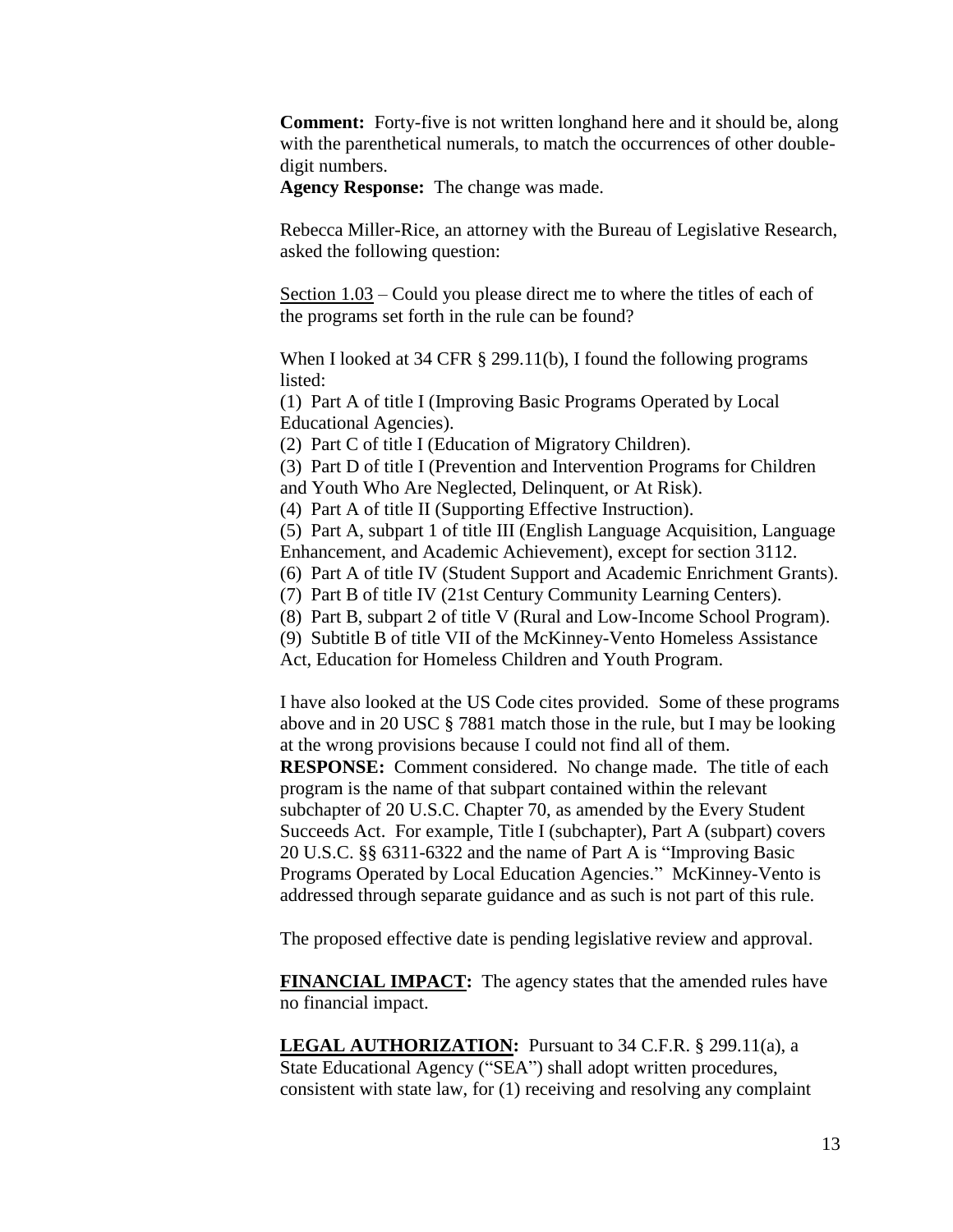**Comment:** Forty-five is not written longhand here and it should be, along with the parenthetical numerals, to match the occurrences of other double-digit numbers.
**Agency Response:** The change was made.

Rebecca Miller-Rice, an attorney with the Bureau of Legislative Research, asked the following question:

<u>Section 1.03</u> – Could you please direct me to where the titles of each of the programs set forth in the rule can be found?

When I looked at 34 CFR § 299.11(b), I found the following programs listed:
(1) Part A of title I (Improving Basic Programs Operated by Local Educational Agencies).
(2) Part C of title I (Education of Migratory Children).
(3) Part D of title I (Prevention and Intervention Programs for Children and Youth Who Are Neglected, Delinquent, or At Risk).
(4) Part A of title II (Supporting Effective Instruction).
(5) Part A, subpart 1 of title III (English Language Acquisition, Language Enhancement, and Academic Achievement), except for section 3112.
(6) Part A of title IV (Student Support and Academic Enrichment Grants).
(7) Part B of title IV (21st Century Community Learning Centers).
(8) Part B, subpart 2 of title V (Rural and Low-Income School Program).
(9) Subtitle B of title VII of the McKinney-Vento Homeless Assistance Act, Education for Homeless Children and Youth Program.

I have also looked at the US Code cites provided. Some of these programs above and in 20 USC § 7881 match those in the rule, but I may be looking at the wrong provisions because I could not find all of them.
**RESPONSE:** Comment considered. No change made. The title of each program is the name of that subpart contained within the relevant subchapter of 20 U.S.C. Chapter 70, as amended by the Every Student Succeeds Act. For example, Title I (subchapter), Part A (subpart) covers 20 U.S.C. §§ 6311-6322 and the name of Part A is "Improving Basic Programs Operated by Local Education Agencies." McKinney-Vento is addressed through separate guidance and as such is not part of this rule.

The proposed effective date is pending legislative review and approval.

**<u>FINANCIAL IMPACT</u>:** The agency states that the amended rules have no financial impact.

**<u>LEGAL AUTHORIZATION</u>:** Pursuant to 34 C.F.R. § 299.11(a), a State Educational Agency ("SEA") shall adopt written procedures, consistent with state law, for (1) receiving and resolving any complaint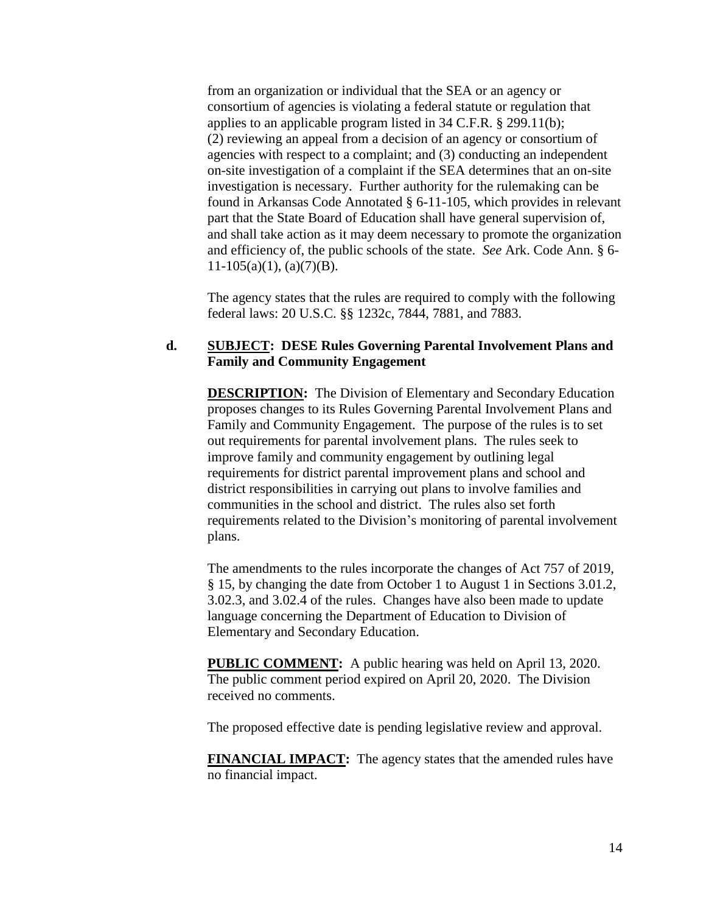from an organization or individual that the SEA or an agency or consortium of agencies is violating a federal statute or regulation that applies to an applicable program listed in 34 C.F.R. § 299.11(b); (2) reviewing an appeal from a decision of an agency or consortium of agencies with respect to a complaint; and (3) conducting an independent on-site investigation of a complaint if the SEA determines that an on-site investigation is necessary. Further authority for the rulemaking can be found in Arkansas Code Annotated § 6-11-105, which provides in relevant part that the State Board of Education shall have general supervision of, and shall take action as it may deem necessary to promote the organization and efficiency of, the public schools of the state. *See* Ark. Code Ann. § 6-11-105(a)(1), (a)(7)(B).

The agency states that the rules are required to comply with the following federal laws: 20 U.S.C. §§ 1232c, 7844, 7881, and 7883.

**d. SUBJECT: DESE Rules Governing Parental Involvement Plans and Family and Community Engagement**

**DESCRIPTION:** The Division of Elementary and Secondary Education proposes changes to its Rules Governing Parental Involvement Plans and Family and Community Engagement. The purpose of the rules is to set out requirements for parental involvement plans. The rules seek to improve family and community engagement by outlining legal requirements for district parental improvement plans and school and district responsibilities in carrying out plans to involve families and communities in the school and district. The rules also set forth requirements related to the Division's monitoring of parental involvement plans.

The amendments to the rules incorporate the changes of Act 757 of 2019, § 15, by changing the date from October 1 to August 1 in Sections 3.01.2, 3.02.3, and 3.02.4 of the rules. Changes have also been made to update language concerning the Department of Education to Division of Elementary and Secondary Education.

**PUBLIC COMMENT:** A public hearing was held on April 13, 2020. The public comment period expired on April 20, 2020. The Division received no comments.

The proposed effective date is pending legislative review and approval.

**FINANCIAL IMPACT:** The agency states that the amended rules have no financial impact.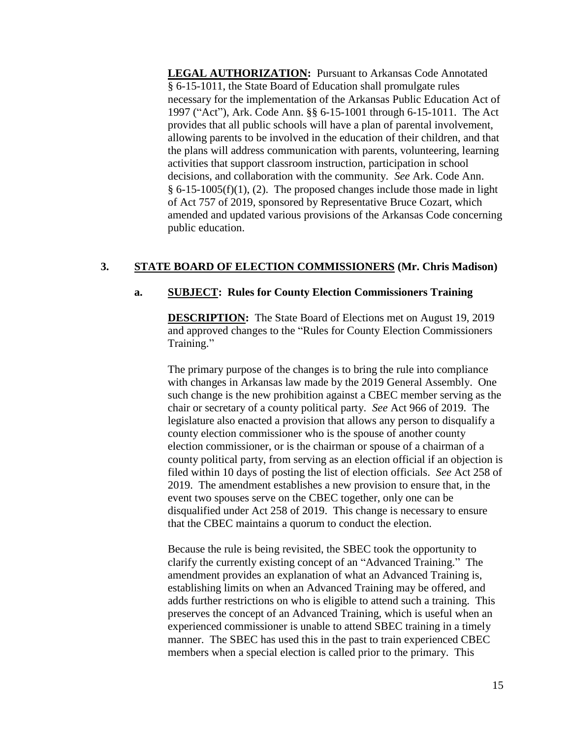**<u>LEGAL AUTHORIZATION</u>:** Pursuant to Arkansas Code Annotated § 6-15-1011, the State Board of Education shall promulgate rules necessary for the implementation of the Arkansas Public Education Act of 1997 ("Act"), Ark. Code Ann. §§ 6-15-1001 through 6-15-1011. The Act provides that all public schools will have a plan of parental involvement, allowing parents to be involved in the education of their children, and that the plans will address communication with parents, volunteering, learning activities that support classroom instruction, participation in school decisions, and collaboration with the community. *See* Ark. Code Ann. § 6-15-1005(f)(1), (2). The proposed changes include those made in light of Act 757 of 2019, sponsored by Representative Bruce Cozart, which amended and updated various provisions of the Arkansas Code concerning public education.

**3. <u>STATE BOARD OF ELECTION COMMISSIONERS</u> (Mr. Chris Madison)**

**a. <u>SUBJECT</u>: Rules for County Election Commissioners Training**

**<u>DESCRIPTION</u>:** The State Board of Elections met on August 19, 2019 and approved changes to the "Rules for County Election Commissioners Training."

The primary purpose of the changes is to bring the rule into compliance with changes in Arkansas law made by the 2019 General Assembly. One such change is the new prohibition against a CBEC member serving as the chair or secretary of a county political party. *See* Act 966 of 2019. The legislature also enacted a provision that allows any person to disqualify a county election commissioner who is the spouse of another county election commissioner, or is the chairman or spouse of a chairman of a county political party, from serving as an election official if an objection is filed within 10 days of posting the list of election officials. *See* Act 258 of 2019. The amendment establishes a new provision to ensure that, in the event two spouses serve on the CBEC together, only one can be disqualified under Act 258 of 2019. This change is necessary to ensure that the CBEC maintains a quorum to conduct the election.

Because the rule is being revisited, the SBEC took the opportunity to clarify the currently existing concept of an "Advanced Training." The amendment provides an explanation of what an Advanced Training is, establishing limits on when an Advanced Training may be offered, and adds further restrictions on who is eligible to attend such a training. This preserves the concept of an Advanced Training, which is useful when an experienced commissioner is unable to attend SBEC training in a timely manner. The SBEC has used this in the past to train experienced CBEC members when a special election is called prior to the primary. This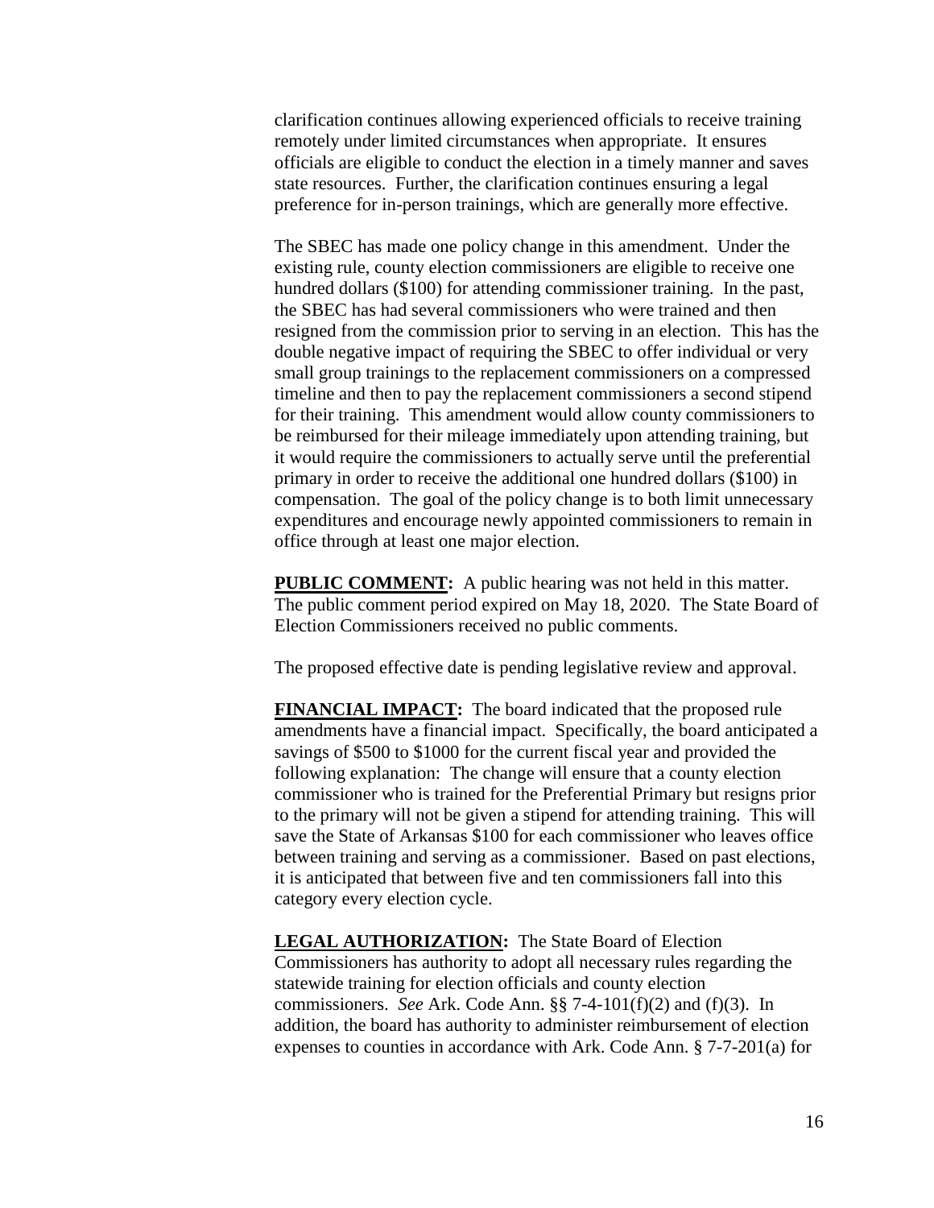clarification continues allowing experienced officials to receive training remotely under limited circumstances when appropriate. It ensures officials are eligible to conduct the election in a timely manner and saves state resources. Further, the clarification continues ensuring a legal preference for in-person trainings, which are generally more effective.

The SBEC has made one policy change in this amendment. Under the existing rule, county election commissioners are eligible to receive one hundred dollars ($100) for attending commissioner training. In the past, the SBEC has had several commissioners who were trained and then resigned from the commission prior to serving in an election. This has the double negative impact of requiring the SBEC to offer individual or very small group trainings to the replacement commissioners on a compressed timeline and then to pay the replacement commissioners a second stipend for their training. This amendment would allow county commissioners to be reimbursed for their mileage immediately upon attending training, but it would require the commissioners to actually serve until the preferential primary in order to receive the additional one hundred dollars ($100) in compensation. The goal of the policy change is to both limit unnecessary expenditures and encourage newly appointed commissioners to remain in office through at least one major election.

**PUBLIC COMMENT:** A public hearing was not held in this matter. The public comment period expired on May 18, 2020. The State Board of Election Commissioners received no public comments.

The proposed effective date is pending legislative review and approval.

**FINANCIAL IMPACT:** The board indicated that the proposed rule amendments have a financial impact. Specifically, the board anticipated a savings of $500 to $1000 for the current fiscal year and provided the following explanation: The change will ensure that a county election commissioner who is trained for the Preferential Primary but resigns prior to the primary will not be given a stipend for attending training. This will save the State of Arkansas $100 for each commissioner who leaves office between training and serving as a commissioner. Based on past elections, it is anticipated that between five and ten commissioners fall into this category every election cycle.

**LEGAL AUTHORIZATION:** The State Board of Election Commissioners has authority to adopt all necessary rules regarding the statewide training for election officials and county election commissioners. *See* Ark. Code Ann. §§ 7-4-101(f)(2) and (f)(3). In addition, the board has authority to administer reimbursement of election expenses to counties in accordance with Ark. Code Ann. § 7-7-201(a) for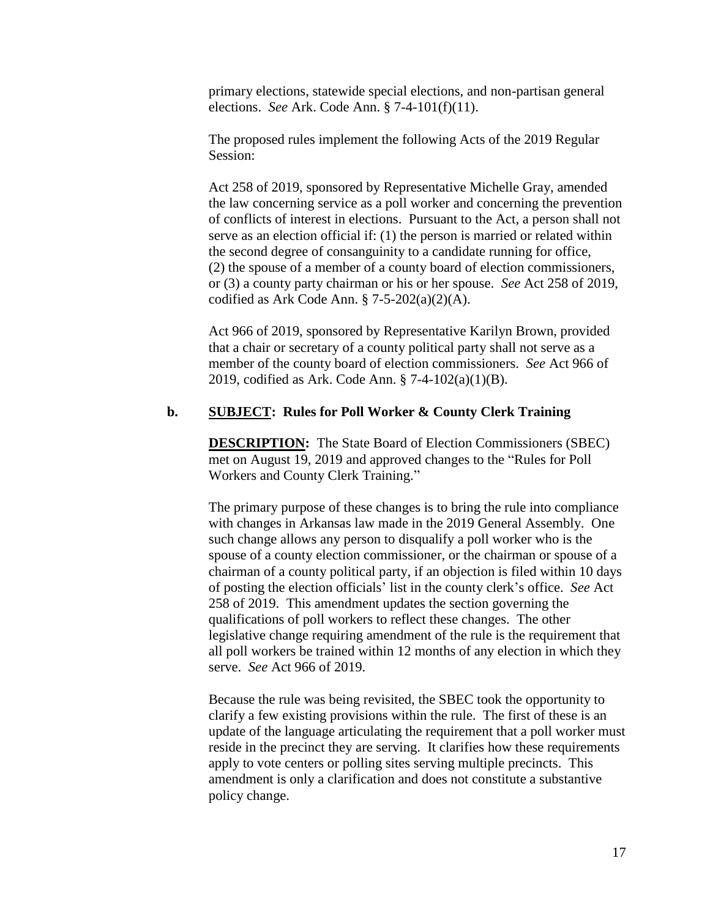primary elections, statewide special elections, and non-partisan general elections. *See* Ark. Code Ann. § 7-4-101(f)(11).

The proposed rules implement the following Acts of the 2019 Regular Session:

Act 258 of 2019, sponsored by Representative Michelle Gray, amended the law concerning service as a poll worker and concerning the prevention of conflicts of interest in elections. Pursuant to the Act, a person shall not serve as an election official if: (1) the person is married or related within the second degree of consanguinity to a candidate running for office, (2) the spouse of a member of a county board of election commissioners, or (3) a county party chairman or his or her spouse. *See* Act 258 of 2019, codified as Ark Code Ann. § 7-5-202(a)(2)(A).

Act 966 of 2019, sponsored by Representative Karilyn Brown, provided that a chair or secretary of a county political party shall not serve as a member of the county board of election commissioners. *See* Act 966 of 2019, codified as Ark. Code Ann. § 7-4-102(a)(1)(B).

**b. <u>SUBJECT</u>: Rules for Poll Worker & County Clerk Training**

**<u>DESCRIPTION</u>:** The State Board of Election Commissioners (SBEC) met on August 19, 2019 and approved changes to the "Rules for Poll Workers and County Clerk Training."

The primary purpose of these changes is to bring the rule into compliance with changes in Arkansas law made in the 2019 General Assembly. One such change allows any person to disqualify a poll worker who is the spouse of a county election commissioner, or the chairman or spouse of a chairman of a county political party, if an objection is filed within 10 days of posting the election officials' list in the county clerk's office. *See* Act 258 of 2019. This amendment updates the section governing the qualifications of poll workers to reflect these changes. The other legislative change requiring amendment of the rule is the requirement that all poll workers be trained within 12 months of any election in which they serve. *See* Act 966 of 2019.

Because the rule was being revisited, the SBEC took the opportunity to clarify a few existing provisions within the rule. The first of these is an update of the language articulating the requirement that a poll worker must reside in the precinct they are serving. It clarifies how these requirements apply to vote centers or polling sites serving multiple precincts. This amendment is only a clarification and does not constitute a substantive policy change.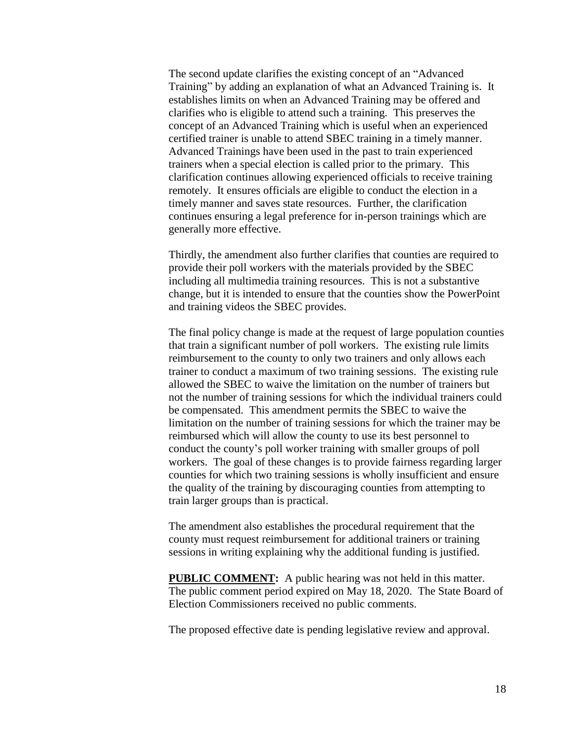The second update clarifies the existing concept of an "Advanced Training" by adding an explanation of what an Advanced Training is. It establishes limits on when an Advanced Training may be offered and clarifies who is eligible to attend such a training. This preserves the concept of an Advanced Training which is useful when an experienced certified trainer is unable to attend SBEC training in a timely manner. Advanced Trainings have been used in the past to train experienced trainers when a special election is called prior to the primary. This clarification continues allowing experienced officials to receive training remotely. It ensures officials are eligible to conduct the election in a timely manner and saves state resources. Further, the clarification continues ensuring a legal preference for in-person trainings which are generally more effective.

Thirdly, the amendment also further clarifies that counties are required to provide their poll workers with the materials provided by the SBEC including all multimedia training resources. This is not a substantive change, but it is intended to ensure that the counties show the PowerPoint and training videos the SBEC provides.

The final policy change is made at the request of large population counties that train a significant number of poll workers. The existing rule limits reimbursement to the county to only two trainers and only allows each trainer to conduct a maximum of two training sessions. The existing rule allowed the SBEC to waive the limitation on the number of trainers but not the number of training sessions for which the individual trainers could be compensated. This amendment permits the SBEC to waive the limitation on the number of training sessions for which the trainer may be reimbursed which will allow the county to use its best personnel to conduct the county's poll worker training with smaller groups of poll workers. The goal of these changes is to provide fairness regarding larger counties for which two training sessions is wholly insufficient and ensure the quality of the training by discouraging counties from attempting to train larger groups than is practical.

The amendment also establishes the procedural requirement that the county must request reimbursement for additional trainers or training sessions in writing explaining why the additional funding is justified.

**PUBLIC COMMENT:** A public hearing was not held in this matter. The public comment period expired on May 18, 2020. The State Board of Election Commissioners received no public comments.

The proposed effective date is pending legislative review and approval.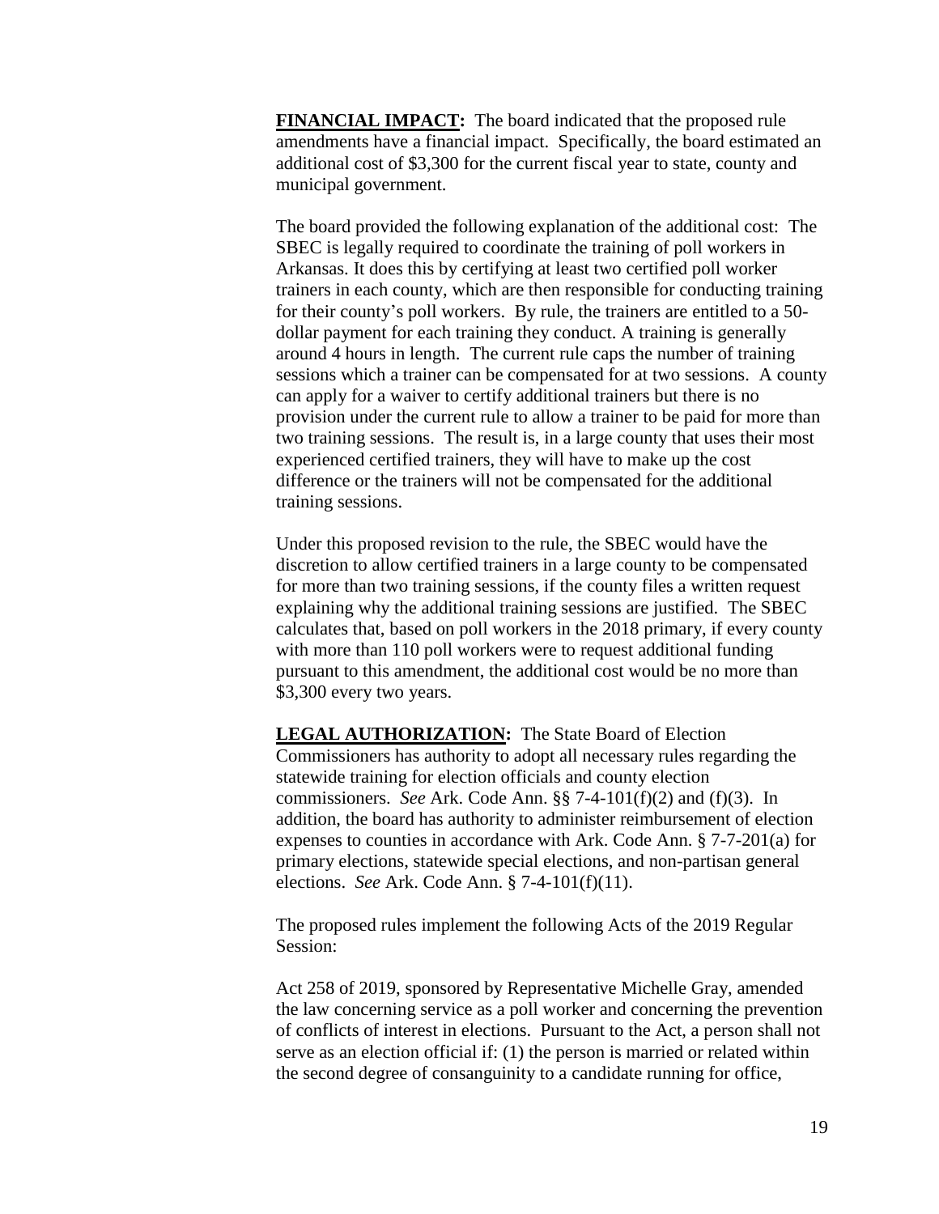**FINANCIAL IMPACT:** The board indicated that the proposed rule amendments have a financial impact. Specifically, the board estimated an additional cost of $3,300 for the current fiscal year to state, county and municipal government.

The board provided the following explanation of the additional cost: The SBEC is legally required to coordinate the training of poll workers in Arkansas. It does this by certifying at least two certified poll worker trainers in each county, which are then responsible for conducting training for their county's poll workers. By rule, the trainers are entitled to a 50-dollar payment for each training they conduct. A training is generally around 4 hours in length. The current rule caps the number of training sessions which a trainer can be compensated for at two sessions. A county can apply for a waiver to certify additional trainers but there is no provision under the current rule to allow a trainer to be paid for more than two training sessions. The result is, in a large county that uses their most experienced certified trainers, they will have to make up the cost difference or the trainers will not be compensated for the additional training sessions.

Under this proposed revision to the rule, the SBEC would have the discretion to allow certified trainers in a large county to be compensated for more than two training sessions, if the county files a written request explaining why the additional training sessions are justified. The SBEC calculates that, based on poll workers in the 2018 primary, if every county with more than 110 poll workers were to request additional funding pursuant to this amendment, the additional cost would be no more than $3,300 every two years.

**LEGAL AUTHORIZATION:** The State Board of Election Commissioners has authority to adopt all necessary rules regarding the statewide training for election officials and county election commissioners. *See* Ark. Code Ann. §§ 7-4-101(f)(2) and (f)(3). In addition, the board has authority to administer reimbursement of election expenses to counties in accordance with Ark. Code Ann. § 7-7-201(a) for primary elections, statewide special elections, and non-partisan general elections. *See* Ark. Code Ann. § 7-4-101(f)(11).

The proposed rules implement the following Acts of the 2019 Regular Session:

Act 258 of 2019, sponsored by Representative Michelle Gray, amended the law concerning service as a poll worker and concerning the prevention of conflicts of interest in elections. Pursuant to the Act, a person shall not serve as an election official if: (1) the person is married or related within the second degree of consanguinity to a candidate running for office,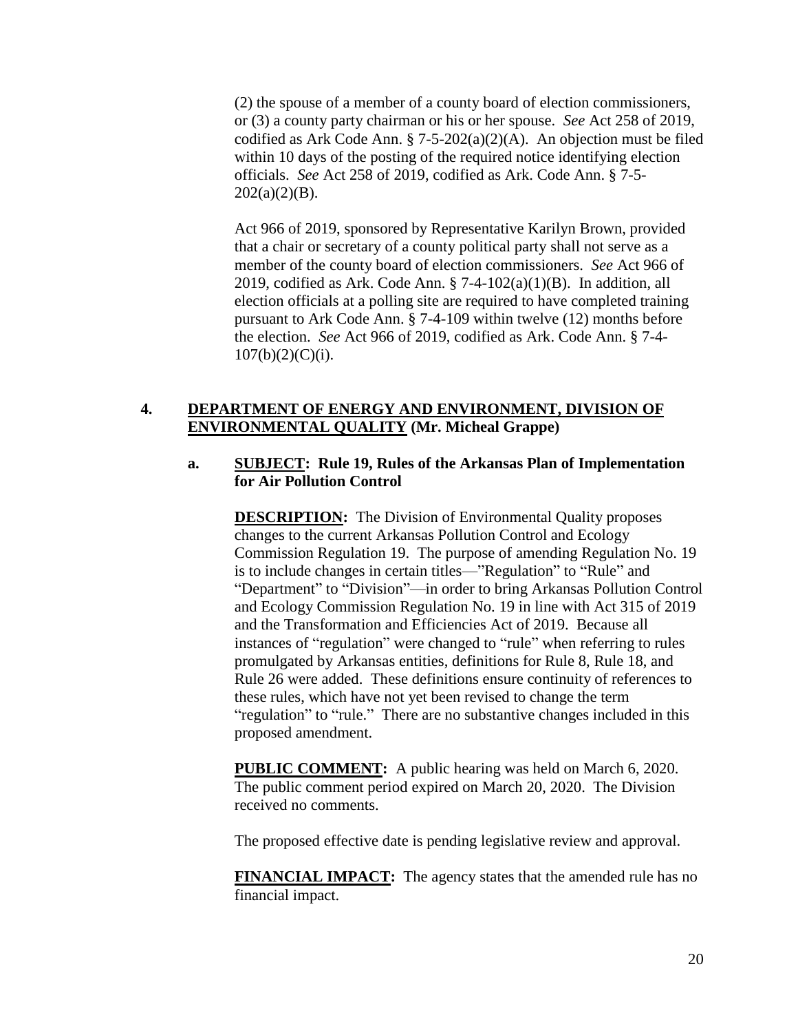(2) the spouse of a member of a county board of election commissioners, or (3) a county party chairman or his or her spouse. *See* Act 258 of 2019, codified as Ark Code Ann. § 7-5-202(a)(2)(A). An objection must be filed within 10 days of the posting of the required notice identifying election officials. *See* Act 258 of 2019, codified as Ark. Code Ann. § 7-5-202(a)(2)(B).

Act 966 of 2019, sponsored by Representative Karilyn Brown, provided that a chair or secretary of a county political party shall not serve as a member of the county board of election commissioners. *See* Act 966 of 2019, codified as Ark. Code Ann. § 7-4-102(a)(1)(B). In addition, all election officials at a polling site are required to have completed training pursuant to Ark Code Ann. § 7-4-109 within twelve (12) months before the election. *See* Act 966 of 2019, codified as Ark. Code Ann. § 7-4-107(b)(2)(C)(i).

**4. <u>DEPARTMENT OF ENERGY AND ENVIRONMENT, DIVISION OF ENVIRONMENTAL QUALITY</u> (Mr. Micheal Grappe)**

**a. <u>SUBJECT</u>: Rule 19, Rules of the Arkansas Plan of Implementation for Air Pollution Control**

**<u>DESCRIPTION</u>:** The Division of Environmental Quality proposes changes to the current Arkansas Pollution Control and Ecology Commission Regulation 19. The purpose of amending Regulation No. 19 is to include changes in certain titles—"Regulation" to "Rule" and "Department" to "Division"—in order to bring Arkansas Pollution Control and Ecology Commission Regulation No. 19 in line with Act 315 of 2019 and the Transformation and Efficiencies Act of 2019. Because all instances of "regulation" were changed to "rule" when referring to rules promulgated by Arkansas entities, definitions for Rule 8, Rule 18, and Rule 26 were added. These definitions ensure continuity of references to these rules, which have not yet been revised to change the term "regulation" to "rule." There are no substantive changes included in this proposed amendment.

**<u>PUBLIC COMMENT</u>:** A public hearing was held on March 6, 2020. The public comment period expired on March 20, 2020. The Division received no comments.

The proposed effective date is pending legislative review and approval.

**<u>FINANCIAL IMPACT</u>:** The agency states that the amended rule has no financial impact.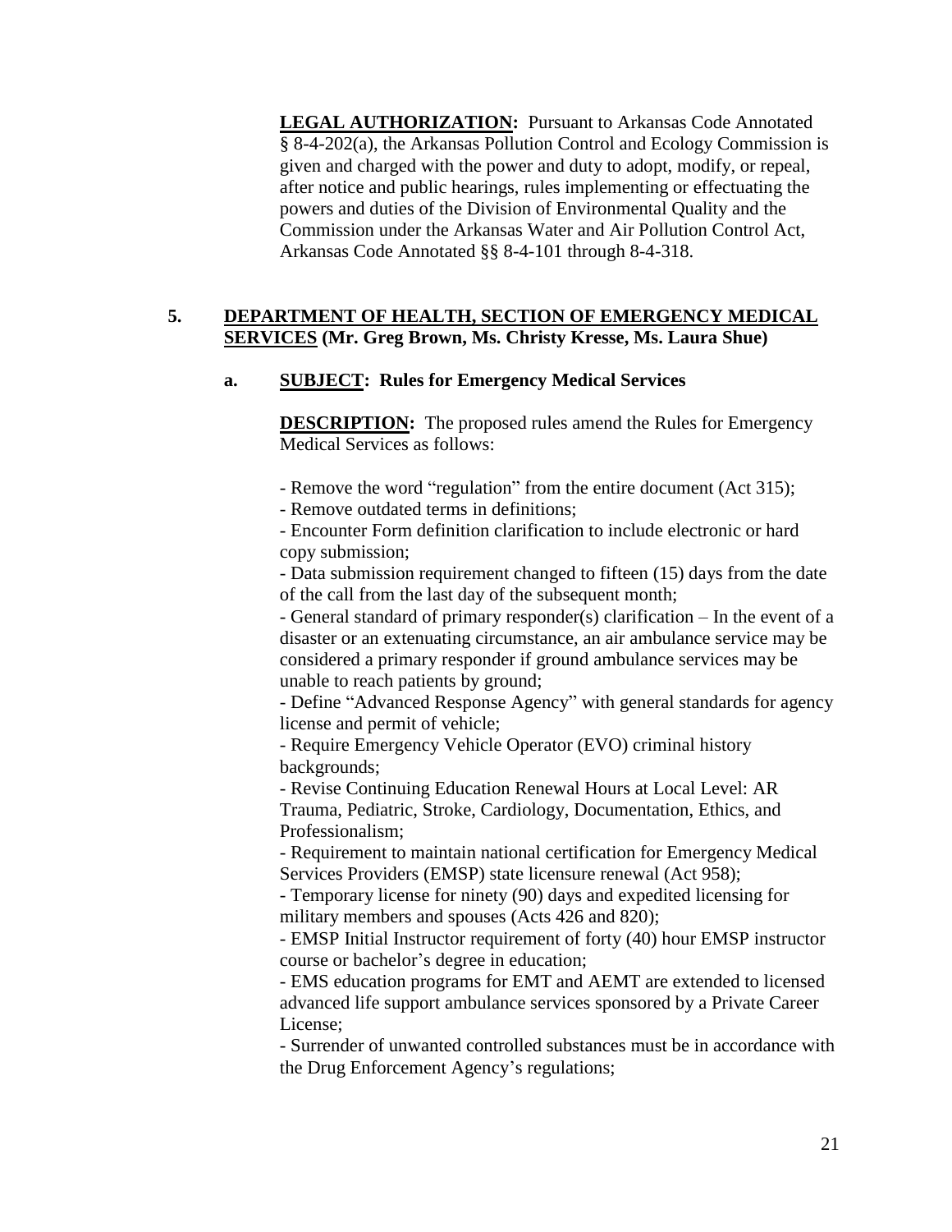**LEGAL AUTHORIZATION:** Pursuant to Arkansas Code Annotated § 8-4-202(a), the Arkansas Pollution Control and Ecology Commission is given and charged with the power and duty to adopt, modify, or repeal, after notice and public hearings, rules implementing or effectuating the powers and duties of the Division of Environmental Quality and the Commission under the Arkansas Water and Air Pollution Control Act, Arkansas Code Annotated §§ 8-4-101 through 8-4-318.

**5. DEPARTMENT OF HEALTH, SECTION OF EMERGENCY MEDICAL SERVICES (Mr. Greg Brown, Ms. Christy Kresse, Ms. Laura Shue)**

**a. SUBJECT: Rules for Emergency Medical Services**

**DESCRIPTION:** The proposed rules amend the Rules for Emergency Medical Services as follows:

- Remove the word "regulation" from the entire document (Act 315);
- Remove outdated terms in definitions;
- Encounter Form definition clarification to include electronic or hard copy submission;
- Data submission requirement changed to fifteen (15) days from the date of the call from the last day of the subsequent month;
- General standard of primary responder(s) clarification – In the event of a disaster or an extenuating circumstance, an air ambulance service may be considered a primary responder if ground ambulance services may be unable to reach patients by ground;
- Define "Advanced Response Agency" with general standards for agency license and permit of vehicle;
- Require Emergency Vehicle Operator (EVO) criminal history backgrounds;
- Revise Continuing Education Renewal Hours at Local Level: AR Trauma, Pediatric, Stroke, Cardiology, Documentation, Ethics, and Professionalism;
- Requirement to maintain national certification for Emergency Medical Services Providers (EMSP) state licensure renewal (Act 958);
- Temporary license for ninety (90) days and expedited licensing for military members and spouses (Acts 426 and 820);
- EMSP Initial Instructor requirement of forty (40) hour EMSP instructor course or bachelor's degree in education;
- EMS education programs for EMT and AEMT are extended to licensed advanced life support ambulance services sponsored by a Private Career License;
- Surrender of unwanted controlled substances must be in accordance with the Drug Enforcement Agency's regulations;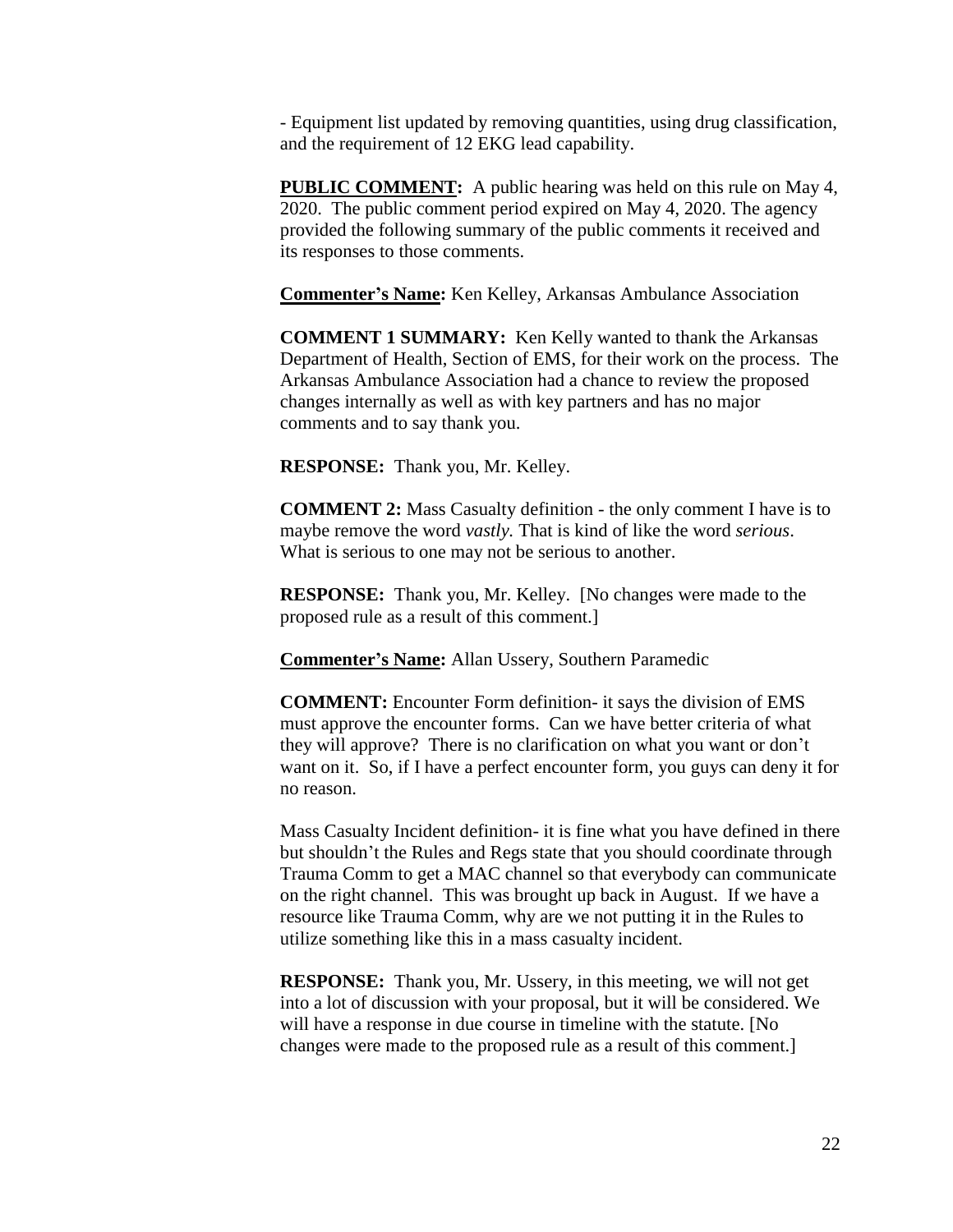- Equipment list updated by removing quantities, using drug classification, and the requirement of 12 EKG lead capability.

**PUBLIC COMMENT:** A public hearing was held on this rule on May 4, 2020. The public comment period expired on May 4, 2020. The agency provided the following summary of the public comments it received and its responses to those comments.

**Commenter's Name:** Ken Kelley, Arkansas Ambulance Association

**COMMENT 1 SUMMARY:** Ken Kelly wanted to thank the Arkansas Department of Health, Section of EMS, for their work on the process. The Arkansas Ambulance Association had a chance to review the proposed changes internally as well as with key partners and has no major comments and to say thank you.

**RESPONSE:** Thank you, Mr. Kelley.

**COMMENT 2:** Mass Casualty definition - the only comment I have is to maybe remove the word *vastly.* That is kind of like the word *serious*. What is serious to one may not be serious to another.

**RESPONSE:** Thank you, Mr. Kelley. [No changes were made to the proposed rule as a result of this comment.]

**Commenter's Name:** Allan Ussery, Southern Paramedic

**COMMENT:** Encounter Form definition- it says the division of EMS must approve the encounter forms. Can we have better criteria of what they will approve? There is no clarification on what you want or don't want on it. So, if I have a perfect encounter form, you guys can deny it for no reason.

Mass Casualty Incident definition- it is fine what you have defined in there but shouldn't the Rules and Regs state that you should coordinate through Trauma Comm to get a MAC channel so that everybody can communicate on the right channel. This was brought up back in August. If we have a resource like Trauma Comm, why are we not putting it in the Rules to utilize something like this in a mass casualty incident.

**RESPONSE:** Thank you, Mr. Ussery, in this meeting, we will not get into a lot of discussion with your proposal, but it will be considered. We will have a response in due course in timeline with the statute. [No changes were made to the proposed rule as a result of this comment.]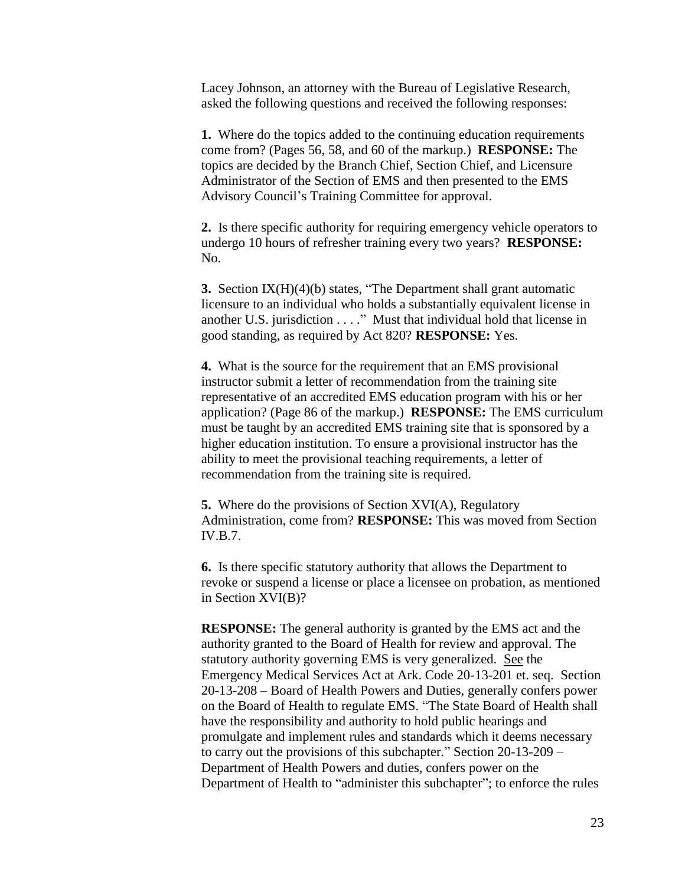Lacey Johnson, an attorney with the Bureau of Legislative Research, asked the following questions and received the following responses:

**1.** Where do the topics added to the continuing education requirements come from? (Pages 56, 58, and 60 of the markup.) **RESPONSE:** The topics are decided by the Branch Chief, Section Chief, and Licensure Administrator of the Section of EMS and then presented to the EMS Advisory Council's Training Committee for approval.

**2.** Is there specific authority for requiring emergency vehicle operators to undergo 10 hours of refresher training every two years? **RESPONSE:** No.

**3.** Section IX(H)(4)(b) states, "The Department shall grant automatic licensure to an individual who holds a substantially equivalent license in another U.S. jurisdiction . . . ." Must that individual hold that license in good standing, as required by Act 820? **RESPONSE:** Yes.

**4.** What is the source for the requirement that an EMS provisional instructor submit a letter of recommendation from the training site representative of an accredited EMS education program with his or her application? (Page 86 of the markup.) **RESPONSE:** The EMS curriculum must be taught by an accredited EMS training site that is sponsored by a higher education institution. To ensure a provisional instructor has the ability to meet the provisional teaching requirements, a letter of recommendation from the training site is required.

**5.** Where do the provisions of Section XVI(A), Regulatory Administration, come from? **RESPONSE:** This was moved from Section IV.B.7.

**6.** Is there specific statutory authority that allows the Department to revoke or suspend a license or place a licensee on probation, as mentioned in Section XVI(B)?

**RESPONSE:** The general authority is granted by the EMS act and the authority granted to the Board of Health for review and approval. The statutory authority governing EMS is very generalized. See the Emergency Medical Services Act at Ark. Code 20-13-201 et. seq. Section 20-13-208 – Board of Health Powers and Duties, generally confers power on the Board of Health to regulate EMS. "The State Board of Health shall have the responsibility and authority to hold public hearings and promulgate and implement rules and standards which it deems necessary to carry out the provisions of this subchapter." Section 20-13-209 – Department of Health Powers and duties, confers power on the Department of Health to "administer this subchapter"; to enforce the rules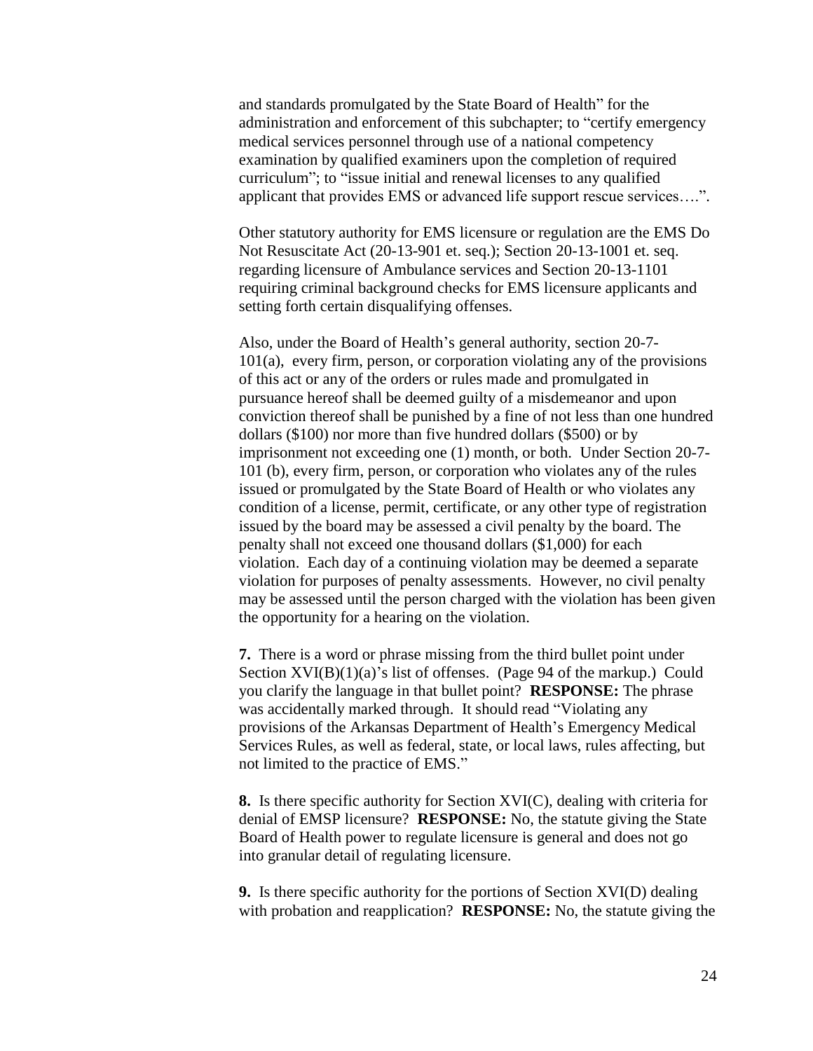and standards promulgated by the State Board of Health" for the administration and enforcement of this subchapter; to "certify emergency medical services personnel through use of a national competency examination by qualified examiners upon the completion of required curriculum"; to "issue initial and renewal licenses to any qualified applicant that provides EMS or advanced life support rescue services….".

Other statutory authority for EMS licensure or regulation are the EMS Do Not Resuscitate Act (20-13-901 et. seq.); Section 20-13-1001 et. seq. regarding licensure of Ambulance services and Section 20-13-1101 requiring criminal background checks for EMS licensure applicants and setting forth certain disqualifying offenses.

Also, under the Board of Health's general authority, section 20-7-101(a), every firm, person, or corporation violating any of the provisions of this act or any of the orders or rules made and promulgated in pursuance hereof shall be deemed guilty of a misdemeanor and upon conviction thereof shall be punished by a fine of not less than one hundred dollars ($100) nor more than five hundred dollars ($500) or by imprisonment not exceeding one (1) month, or both. Under Section 20-7-101 (b), every firm, person, or corporation who violates any of the rules issued or promulgated by the State Board of Health or who violates any condition of a license, permit, certificate, or any other type of registration issued by the board may be assessed a civil penalty by the board. The penalty shall not exceed one thousand dollars ($1,000) for each violation. Each day of a continuing violation may be deemed a separate violation for purposes of penalty assessments. However, no civil penalty may be assessed until the person charged with the violation has been given the opportunity for a hearing on the violation.

**7.** There is a word or phrase missing from the third bullet point under Section XVI(B)(1)(a)'s list of offenses. (Page 94 of the markup.) Could you clarify the language in that bullet point? **RESPONSE:** The phrase was accidentally marked through. It should read "Violating any provisions of the Arkansas Department of Health's Emergency Medical Services Rules, as well as federal, state, or local laws, rules affecting, but not limited to the practice of EMS."

**8.** Is there specific authority for Section XVI(C), dealing with criteria for denial of EMSP licensure? **RESPONSE:** No, the statute giving the State Board of Health power to regulate licensure is general and does not go into granular detail of regulating licensure.

**9.** Is there specific authority for the portions of Section XVI(D) dealing with probation and reapplication? **RESPONSE:** No, the statute giving the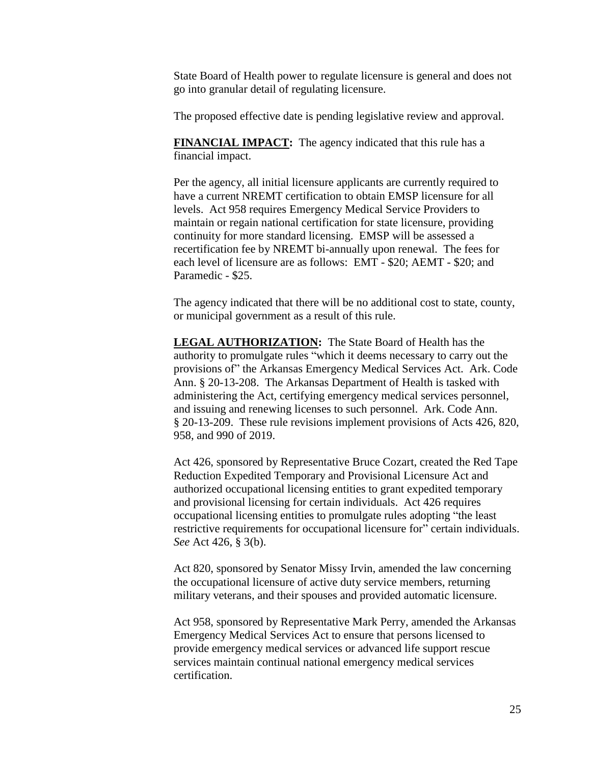State Board of Health power to regulate licensure is general and does not go into granular detail of regulating licensure.

The proposed effective date is pending legislative review and approval.

**FINANCIAL IMPACT:** The agency indicated that this rule has a financial impact.

Per the agency, all initial licensure applicants are currently required to have a current NREMT certification to obtain EMSP licensure for all levels. Act 958 requires Emergency Medical Service Providers to maintain or regain national certification for state licensure, providing continuity for more standard licensing. EMSP will be assessed a recertification fee by NREMT bi-annually upon renewal. The fees for each level of licensure are as follows: EMT - $20; AEMT - $20; and Paramedic - $25.

The agency indicated that there will be no additional cost to state, county, or municipal government as a result of this rule.

**LEGAL AUTHORIZATION:** The State Board of Health has the authority to promulgate rules "which it deems necessary to carry out the provisions of" the Arkansas Emergency Medical Services Act. Ark. Code Ann. § 20-13-208. The Arkansas Department of Health is tasked with administering the Act, certifying emergency medical services personnel, and issuing and renewing licenses to such personnel. Ark. Code Ann. § 20-13-209. These rule revisions implement provisions of Acts 426, 820, 958, and 990 of 2019.

Act 426, sponsored by Representative Bruce Cozart, created the Red Tape Reduction Expedited Temporary and Provisional Licensure Act and authorized occupational licensing entities to grant expedited temporary and provisional licensing for certain individuals. Act 426 requires occupational licensing entities to promulgate rules adopting "the least restrictive requirements for occupational licensure for" certain individuals. *See* Act 426, § 3(b).

Act 820, sponsored by Senator Missy Irvin, amended the law concerning the occupational licensure of active duty service members, returning military veterans, and their spouses and provided automatic licensure.

Act 958, sponsored by Representative Mark Perry, amended the Arkansas Emergency Medical Services Act to ensure that persons licensed to provide emergency medical services or advanced life support rescue services maintain continual national emergency medical services certification.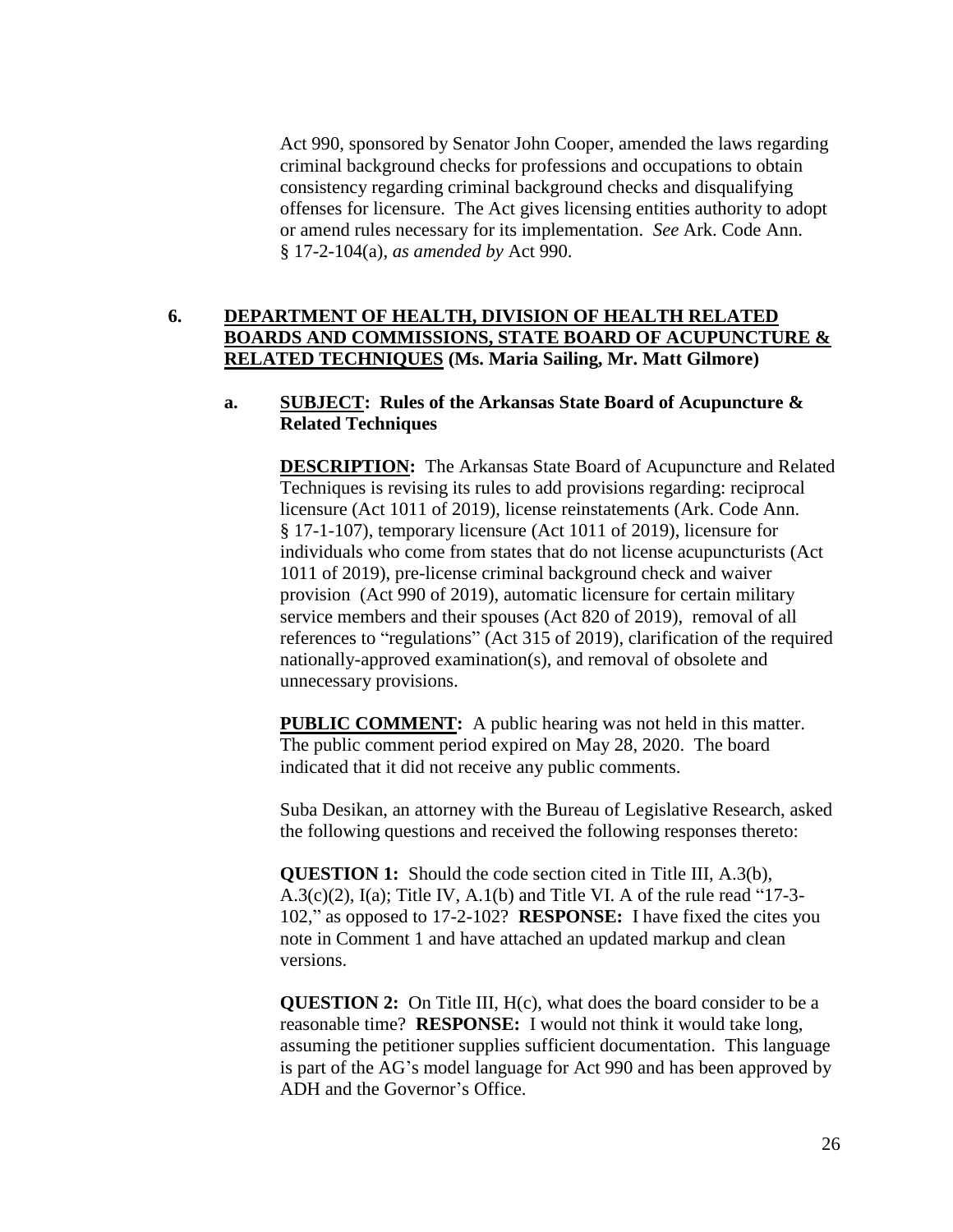Act 990, sponsored by Senator John Cooper, amended the laws regarding criminal background checks for professions and occupations to obtain consistency regarding criminal background checks and disqualifying offenses for licensure. The Act gives licensing entities authority to adopt or amend rules necessary for its implementation. *See* Ark. Code Ann. § 17-2-104(a), *as amended by* Act 990.

## 6. <u>DEPARTMENT OF HEALTH, DIVISION OF HEALTH RELATED BOARDS AND COMMISSIONS, STATE BOARD OF ACUPUNCTURE & RELATED TECHNIQUES</u> (Ms. Maria Sailing, Mr. Matt Gilmore)

### a. <u>SUBJECT</u>: Rules of the Arkansas State Board of Acupuncture & Related Techniques

**<u>DESCRIPTION</u>:** The Arkansas State Board of Acupuncture and Related Techniques is revising its rules to add provisions regarding: reciprocal licensure (Act 1011 of 2019), license reinstatements (Ark. Code Ann. § 17-1-107), temporary licensure (Act 1011 of 2019), licensure for individuals who come from states that do not license acupuncturists (Act 1011 of 2019), pre-license criminal background check and waiver provision (Act 990 of 2019), automatic licensure for certain military service members and their spouses (Act 820 of 2019), removal of all references to "regulations" (Act 315 of 2019), clarification of the required nationally-approved examination(s), and removal of obsolete and unnecessary provisions.

**<u>PUBLIC COMMENT</u>:** A public hearing was not held in this matter. The public comment period expired on May 28, 2020. The board indicated that it did not receive any public comments.

Suba Desikan, an attorney with the Bureau of Legislative Research, asked the following questions and received the following responses thereto:

**QUESTION 1:** Should the code section cited in Title III, A.3(b), A.3(c)(2), I(a); Title IV, A.1(b) and Title VI. A of the rule read "17-3-102," as opposed to 17-2-102? **RESPONSE:** I have fixed the cites you note in Comment 1 and have attached an updated markup and clean versions.

**QUESTION 2:** On Title III, H(c), what does the board consider to be a reasonable time? **RESPONSE:** I would not think it would take long, assuming the petitioner supplies sufficient documentation. This language is part of the AG's model language for Act 990 and has been approved by ADH and the Governor's Office.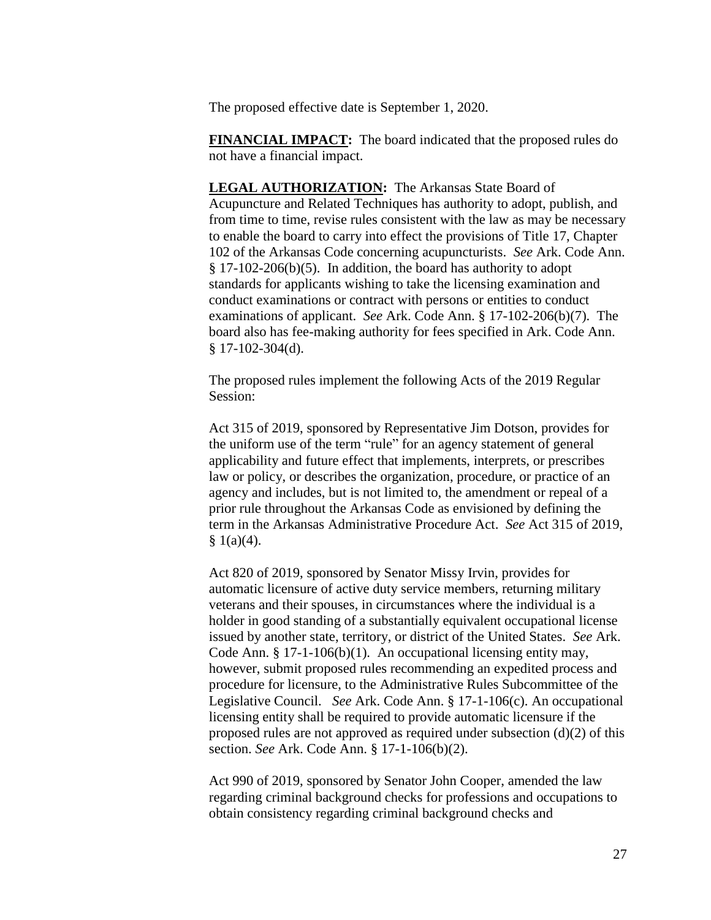The proposed effective date is September 1, 2020.

**FINANCIAL IMPACT:** The board indicated that the proposed rules do not have a financial impact.

**LEGAL AUTHORIZATION:** The Arkansas State Board of Acupuncture and Related Techniques has authority to adopt, publish, and from time to time, revise rules consistent with the law as may be necessary to enable the board to carry into effect the provisions of Title 17, Chapter 102 of the Arkansas Code concerning acupuncturists. *See* Ark. Code Ann. § 17-102-206(b)(5). In addition, the board has authority to adopt standards for applicants wishing to take the licensing examination and conduct examinations or contract with persons or entities to conduct examinations of applicant. *See* Ark. Code Ann. § 17-102-206(b)(7). The board also has fee-making authority for fees specified in Ark. Code Ann. § 17-102-304(d).

The proposed rules implement the following Acts of the 2019 Regular Session:

Act 315 of 2019, sponsored by Representative Jim Dotson, provides for the uniform use of the term "rule" for an agency statement of general applicability and future effect that implements, interprets, or prescribes law or policy, or describes the organization, procedure, or practice of an agency and includes, but is not limited to, the amendment or repeal of a prior rule throughout the Arkansas Code as envisioned by defining the term in the Arkansas Administrative Procedure Act. *See* Act 315 of 2019, § 1(a)(4).

Act 820 of 2019, sponsored by Senator Missy Irvin, provides for automatic licensure of active duty service members, returning military veterans and their spouses, in circumstances where the individual is a holder in good standing of a substantially equivalent occupational license issued by another state, territory, or district of the United States. *See* Ark. Code Ann. § 17-1-106(b)(1). An occupational licensing entity may, however, submit proposed rules recommending an expedited process and procedure for licensure, to the Administrative Rules Subcommittee of the Legislative Council. *See* Ark. Code Ann. § 17-1-106(c). An occupational licensing entity shall be required to provide automatic licensure if the proposed rules are not approved as required under subsection (d)(2) of this section. *See* Ark. Code Ann. § 17-1-106(b)(2).

Act 990 of 2019, sponsored by Senator John Cooper, amended the law regarding criminal background checks for professions and occupations to obtain consistency regarding criminal background checks and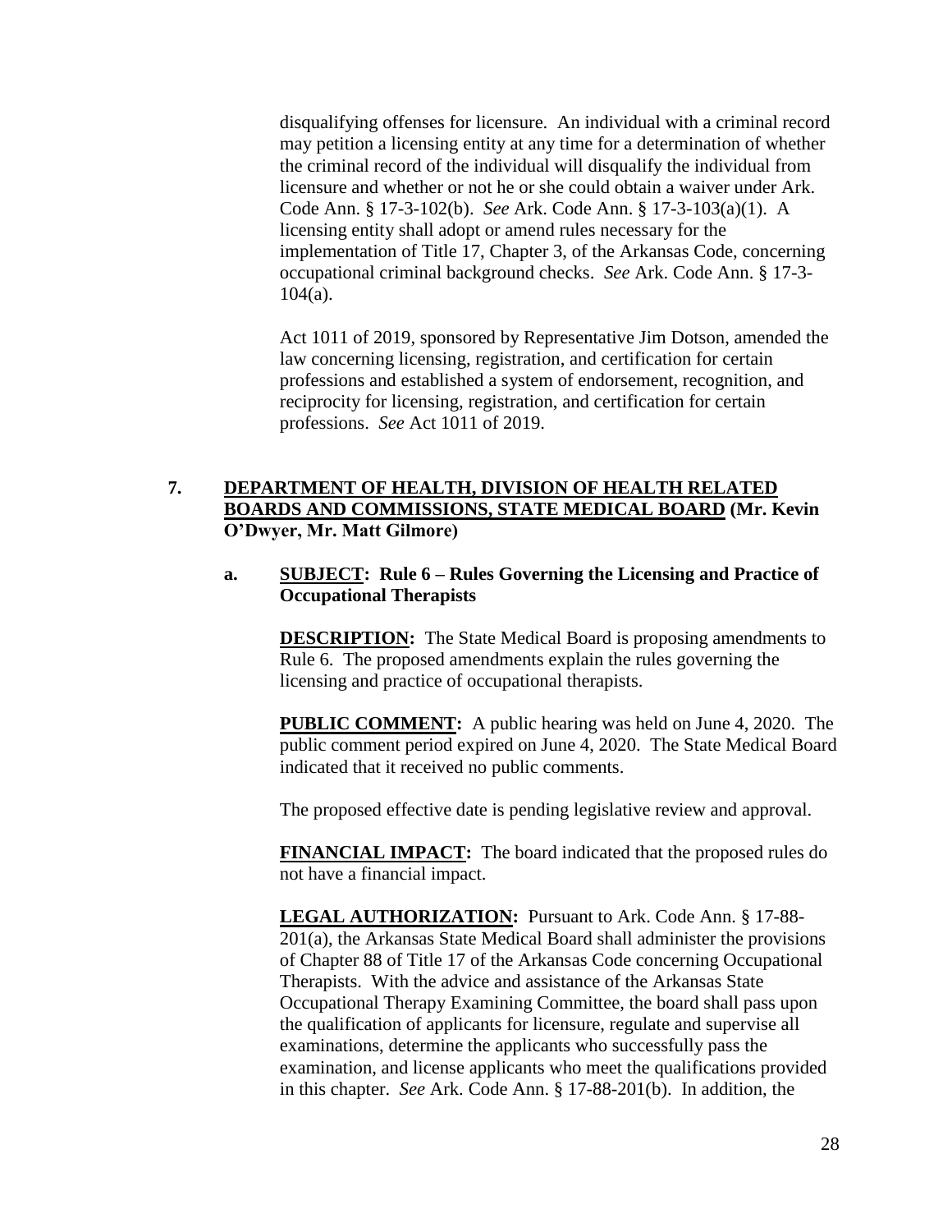disqualifying offenses for licensure. An individual with a criminal record may petition a licensing entity at any time for a determination of whether the criminal record of the individual will disqualify the individual from licensure and whether or not he or she could obtain a waiver under Ark. Code Ann. § 17-3-102(b). *See* Ark. Code Ann. § 17-3-103(a)(1). A licensing entity shall adopt or amend rules necessary for the implementation of Title 17, Chapter 3, of the Arkansas Code, concerning occupational criminal background checks. *See* Ark. Code Ann. § 17-3-104(a).

Act 1011 of 2019, sponsored by Representative Jim Dotson, amended the law concerning licensing, registration, and certification for certain professions and established a system of endorsement, recognition, and reciprocity for licensing, registration, and certification for certain professions. *See* Act 1011 of 2019.

**7. DEPARTMENT OF HEALTH, DIVISION OF HEALTH RELATED BOARDS AND COMMISSIONS, STATE MEDICAL BOARD (Mr. Kevin O'Dwyer, Mr. Matt Gilmore)**

**a. SUBJECT: Rule 6 – Rules Governing the Licensing and Practice of Occupational Therapists**

**DESCRIPTION:** The State Medical Board is proposing amendments to Rule 6. The proposed amendments explain the rules governing the licensing and practice of occupational therapists.

**PUBLIC COMMENT:** A public hearing was held on June 4, 2020. The public comment period expired on June 4, 2020. The State Medical Board indicated that it received no public comments.

The proposed effective date is pending legislative review and approval.

**FINANCIAL IMPACT:** The board indicated that the proposed rules do not have a financial impact.

**LEGAL AUTHORIZATION:** Pursuant to Ark. Code Ann. § 17-88-201(a), the Arkansas State Medical Board shall administer the provisions of Chapter 88 of Title 17 of the Arkansas Code concerning Occupational Therapists. With the advice and assistance of the Arkansas State Occupational Therapy Examining Committee, the board shall pass upon the qualification of applicants for licensure, regulate and supervise all examinations, determine the applicants who successfully pass the examination, and license applicants who meet the qualifications provided in this chapter. *See* Ark. Code Ann. § 17-88-201(b). In addition, the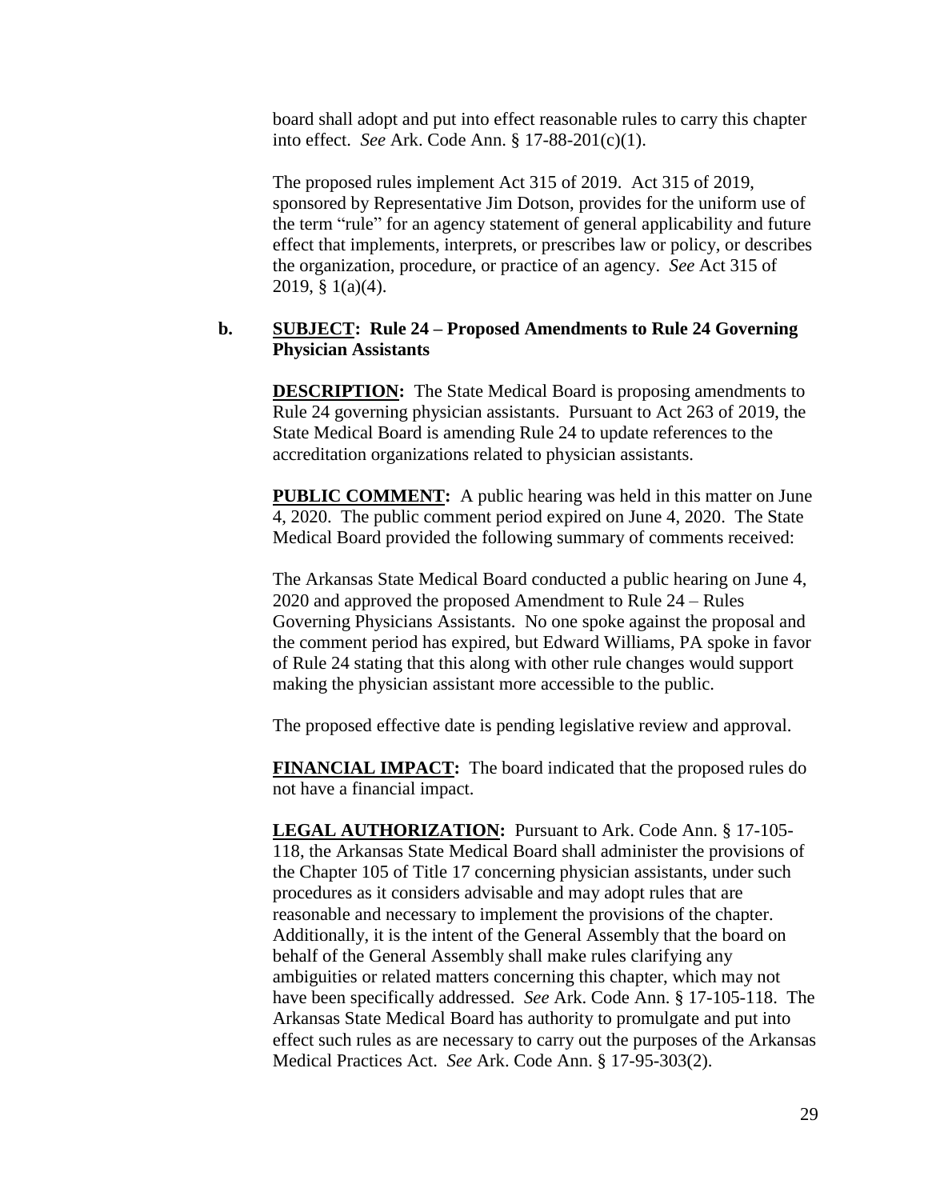board shall adopt and put into effect reasonable rules to carry this chapter into effect. *See* Ark. Code Ann. § 17-88-201(c)(1).

The proposed rules implement Act 315 of 2019. Act 315 of 2019, sponsored by Representative Jim Dotson, provides for the uniform use of the term "rule" for an agency statement of general applicability and future effect that implements, interprets, or prescribes law or policy, or describes the organization, procedure, or practice of an agency. *See* Act 315 of 2019, § 1(a)(4).

**b. SUBJECT: Rule 24 – Proposed Amendments to Rule 24 Governing Physician Assistants**

**DESCRIPTION:** The State Medical Board is proposing amendments to Rule 24 governing physician assistants. Pursuant to Act 263 of 2019, the State Medical Board is amending Rule 24 to update references to the accreditation organizations related to physician assistants.

**PUBLIC COMMENT:** A public hearing was held in this matter on June 4, 2020. The public comment period expired on June 4, 2020. The State Medical Board provided the following summary of comments received:

The Arkansas State Medical Board conducted a public hearing on June 4, 2020 and approved the proposed Amendment to Rule 24 – Rules Governing Physicians Assistants. No one spoke against the proposal and the comment period has expired, but Edward Williams, PA spoke in favor of Rule 24 stating that this along with other rule changes would support making the physician assistant more accessible to the public.

The proposed effective date is pending legislative review and approval.

**FINANCIAL IMPACT:** The board indicated that the proposed rules do not have a financial impact.

**LEGAL AUTHORIZATION:** Pursuant to Ark. Code Ann. § 17-105-118, the Arkansas State Medical Board shall administer the provisions of the Chapter 105 of Title 17 concerning physician assistants, under such procedures as it considers advisable and may adopt rules that are reasonable and necessary to implement the provisions of the chapter. Additionally, it is the intent of the General Assembly that the board on behalf of the General Assembly shall make rules clarifying any ambiguities or related matters concerning this chapter, which may not have been specifically addressed. *See* Ark. Code Ann. § 17-105-118. The Arkansas State Medical Board has authority to promulgate and put into effect such rules as are necessary to carry out the purposes of the Arkansas Medical Practices Act. *See* Ark. Code Ann. § 17-95-303(2).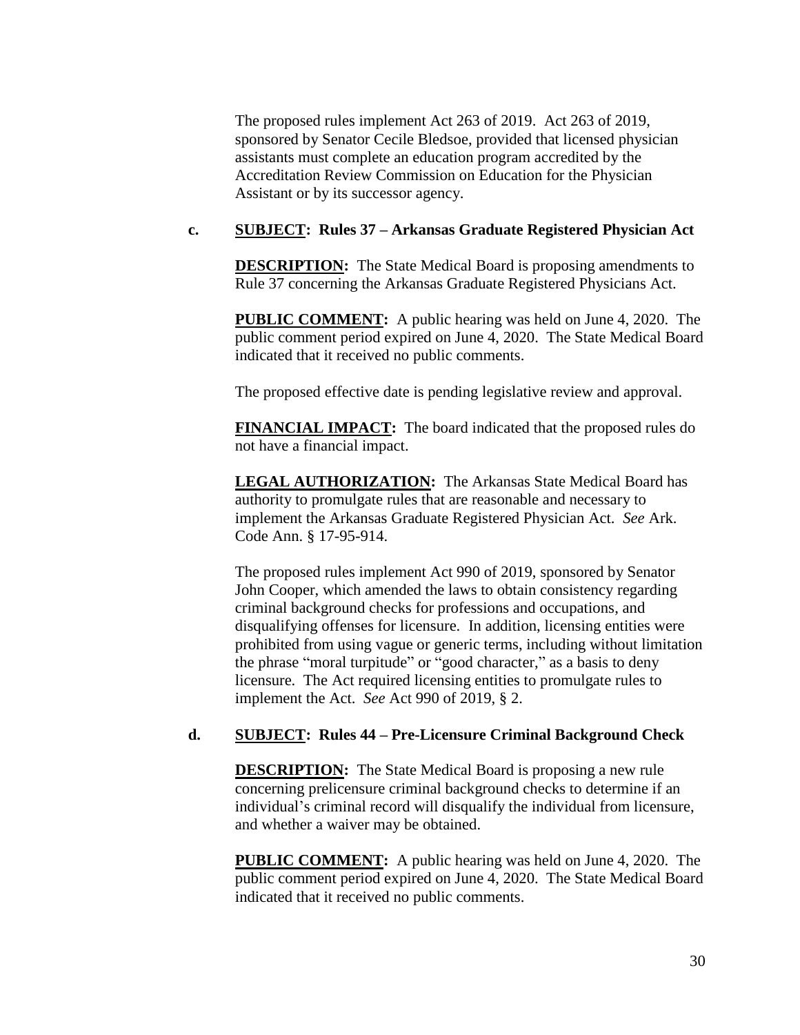The proposed rules implement Act 263 of 2019. Act 263 of 2019, sponsored by Senator Cecile Bledsoe, provided that licensed physician assistants must complete an education program accredited by the Accreditation Review Commission on Education for the Physician Assistant or by its successor agency.

**c. SUBJECT: Rules 37 – Arkansas Graduate Registered Physician Act**

**DESCRIPTION:** The State Medical Board is proposing amendments to Rule 37 concerning the Arkansas Graduate Registered Physicians Act.

**PUBLIC COMMENT:** A public hearing was held on June 4, 2020. The public comment period expired on June 4, 2020. The State Medical Board indicated that it received no public comments.

The proposed effective date is pending legislative review and approval.

**FINANCIAL IMPACT:** The board indicated that the proposed rules do not have a financial impact.

**LEGAL AUTHORIZATION:** The Arkansas State Medical Board has authority to promulgate rules that are reasonable and necessary to implement the Arkansas Graduate Registered Physician Act. *See* Ark. Code Ann. § 17-95-914.

The proposed rules implement Act 990 of 2019, sponsored by Senator John Cooper, which amended the laws to obtain consistency regarding criminal background checks for professions and occupations, and disqualifying offenses for licensure. In addition, licensing entities were prohibited from using vague or generic terms, including without limitation the phrase "moral turpitude" or "good character," as a basis to deny licensure. The Act required licensing entities to promulgate rules to implement the Act. *See* Act 990 of 2019, § 2.

**d. SUBJECT: Rules 44 – Pre-Licensure Criminal Background Check**

**DESCRIPTION:** The State Medical Board is proposing a new rule concerning prelicensure criminal background checks to determine if an individual's criminal record will disqualify the individual from licensure, and whether a waiver may be obtained.

**PUBLIC COMMENT:** A public hearing was held on June 4, 2020. The public comment period expired on June 4, 2020. The State Medical Board indicated that it received no public comments.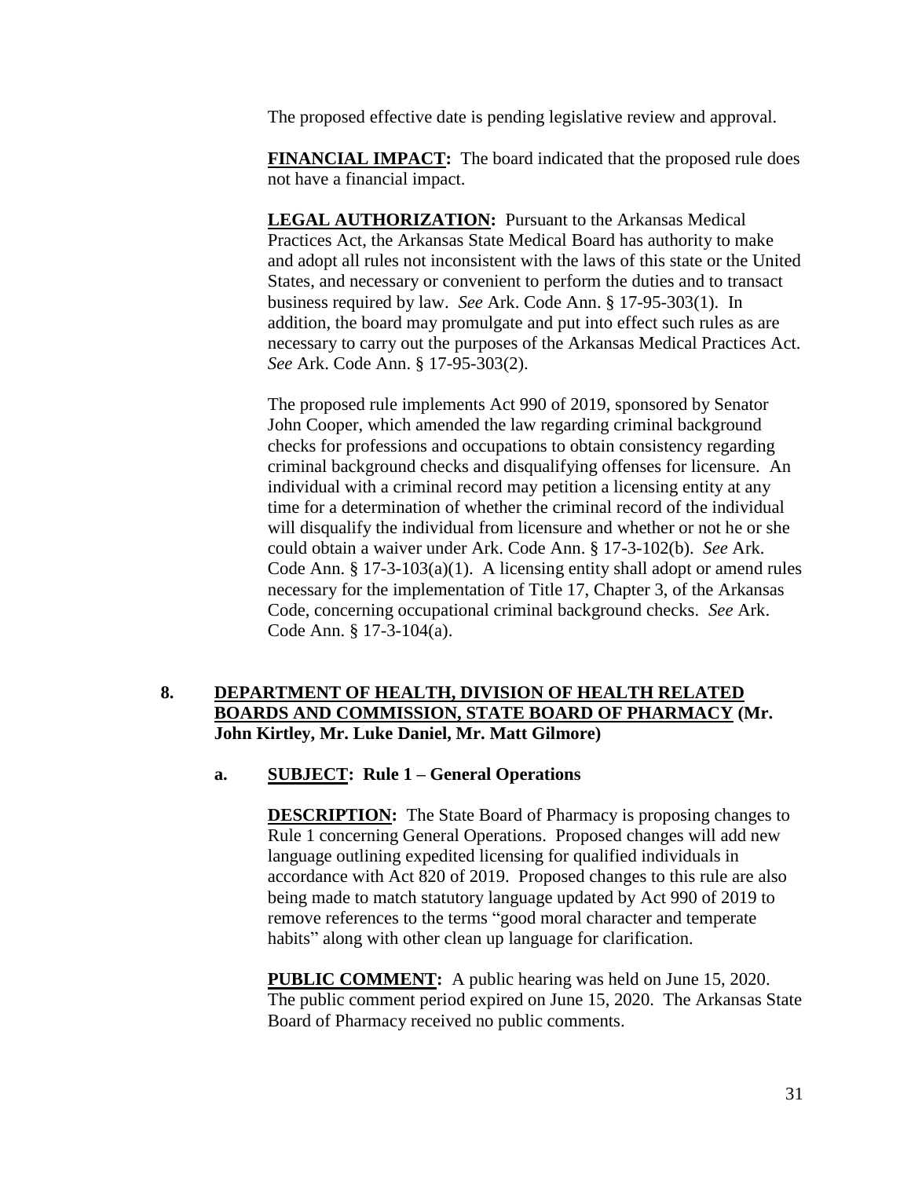The proposed effective date is pending legislative review and approval.

**FINANCIAL IMPACT:** The board indicated that the proposed rule does not have a financial impact.

**LEGAL AUTHORIZATION:** Pursuant to the Arkansas Medical Practices Act, the Arkansas State Medical Board has authority to make and adopt all rules not inconsistent with the laws of this state or the United States, and necessary or convenient to perform the duties and to transact business required by law. *See* Ark. Code Ann. § 17-95-303(1). In addition, the board may promulgate and put into effect such rules as are necessary to carry out the purposes of the Arkansas Medical Practices Act. *See* Ark. Code Ann. § 17-95-303(2).

The proposed rule implements Act 990 of 2019, sponsored by Senator John Cooper, which amended the law regarding criminal background checks for professions and occupations to obtain consistency regarding criminal background checks and disqualifying offenses for licensure. An individual with a criminal record may petition a licensing entity at any time for a determination of whether the criminal record of the individual will disqualify the individual from licensure and whether or not he or she could obtain a waiver under Ark. Code Ann. § 17-3-102(b). *See* Ark. Code Ann. § 17-3-103(a)(1). A licensing entity shall adopt or amend rules necessary for the implementation of Title 17, Chapter 3, of the Arkansas Code, concerning occupational criminal background checks. *See* Ark. Code Ann. § 17-3-104(a).

**8. DEPARTMENT OF HEALTH, DIVISION OF HEALTH RELATED BOARDS AND COMMISSION, STATE BOARD OF PHARMACY (Mr. John Kirtley, Mr. Luke Daniel, Mr. Matt Gilmore)**

**a. SUBJECT: Rule 1 – General Operations**

**DESCRIPTION:** The State Board of Pharmacy is proposing changes to Rule 1 concerning General Operations. Proposed changes will add new language outlining expedited licensing for qualified individuals in accordance with Act 820 of 2019. Proposed changes to this rule are also being made to match statutory language updated by Act 990 of 2019 to remove references to the terms "good moral character and temperate habits" along with other clean up language for clarification.

**PUBLIC COMMENT:** A public hearing was held on June 15, 2020. The public comment period expired on June 15, 2020. The Arkansas State Board of Pharmacy received no public comments.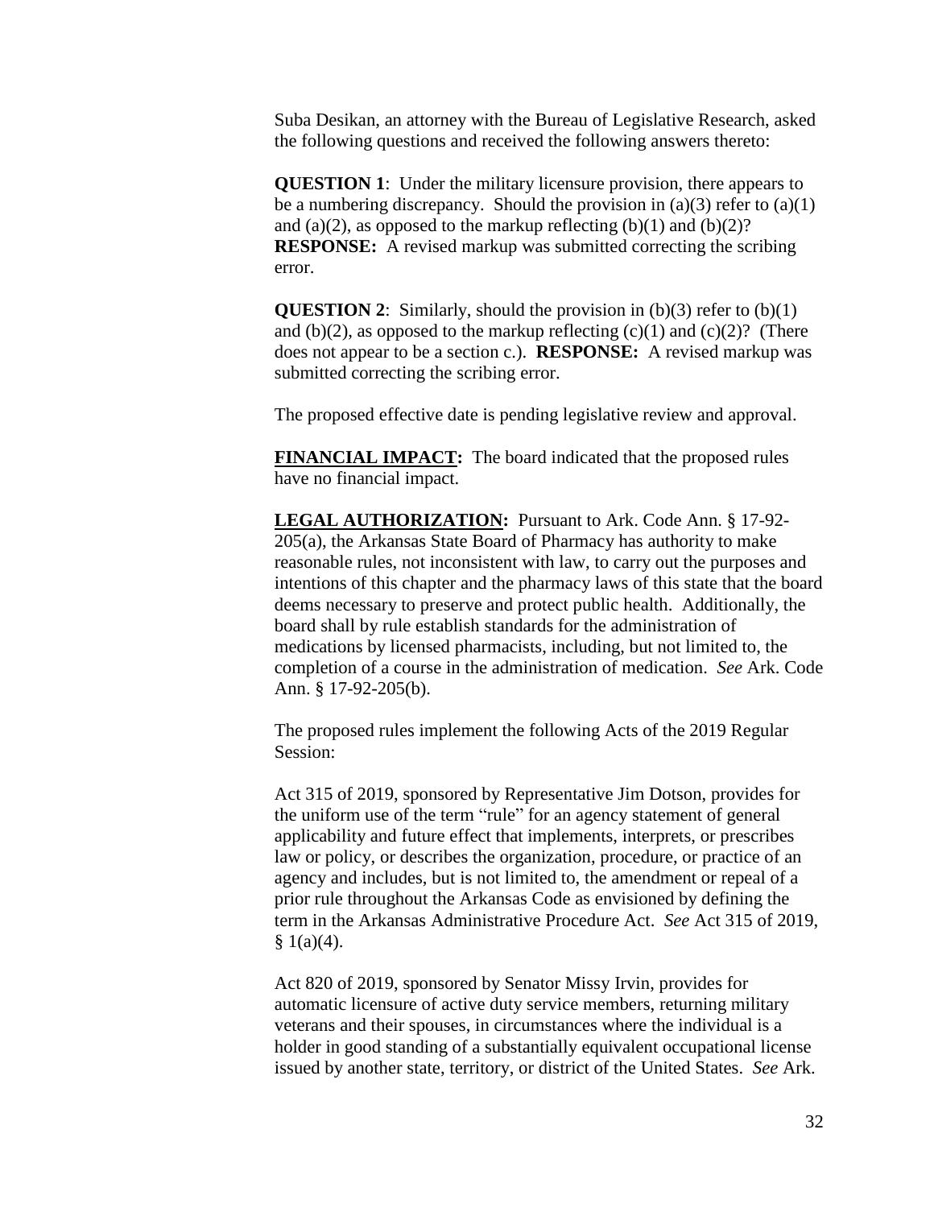Suba Desikan, an attorney with the Bureau of Legislative Research, asked the following questions and received the following answers thereto:

**QUESTION 1**: Under the military licensure provision, there appears to be a numbering discrepancy. Should the provision in (a)(3) refer to (a)(1) and (a)(2), as opposed to the markup reflecting (b)(1) and (b)(2)? **RESPONSE:** A revised markup was submitted correcting the scribing error.

**QUESTION 2**: Similarly, should the provision in (b)(3) refer to (b)(1) and (b)(2), as opposed to the markup reflecting (c)(1) and (c)(2)? (There does not appear to be a section c.). **RESPONSE:** A revised markup was submitted correcting the scribing error.

The proposed effective date is pending legislative review and approval.

**FINANCIAL IMPACT:** The board indicated that the proposed rules have no financial impact.

**LEGAL AUTHORIZATION:** Pursuant to Ark. Code Ann. § 17-92-205(a), the Arkansas State Board of Pharmacy has authority to make reasonable rules, not inconsistent with law, to carry out the purposes and intentions of this chapter and the pharmacy laws of this state that the board deems necessary to preserve and protect public health. Additionally, the board shall by rule establish standards for the administration of medications by licensed pharmacists, including, but not limited to, the completion of a course in the administration of medication. *See* Ark. Code Ann. § 17-92-205(b).

The proposed rules implement the following Acts of the 2019 Regular Session:

Act 315 of 2019, sponsored by Representative Jim Dotson, provides for the uniform use of the term "rule" for an agency statement of general applicability and future effect that implements, interprets, or prescribes law or policy, or describes the organization, procedure, or practice of an agency and includes, but is not limited to, the amendment or repeal of a prior rule throughout the Arkansas Code as envisioned by defining the term in the Arkansas Administrative Procedure Act. *See* Act 315 of 2019, § 1(a)(4).

Act 820 of 2019, sponsored by Senator Missy Irvin, provides for automatic licensure of active duty service members, returning military veterans and their spouses, in circumstances where the individual is a holder in good standing of a substantially equivalent occupational license issued by another state, territory, or district of the United States. *See* Ark.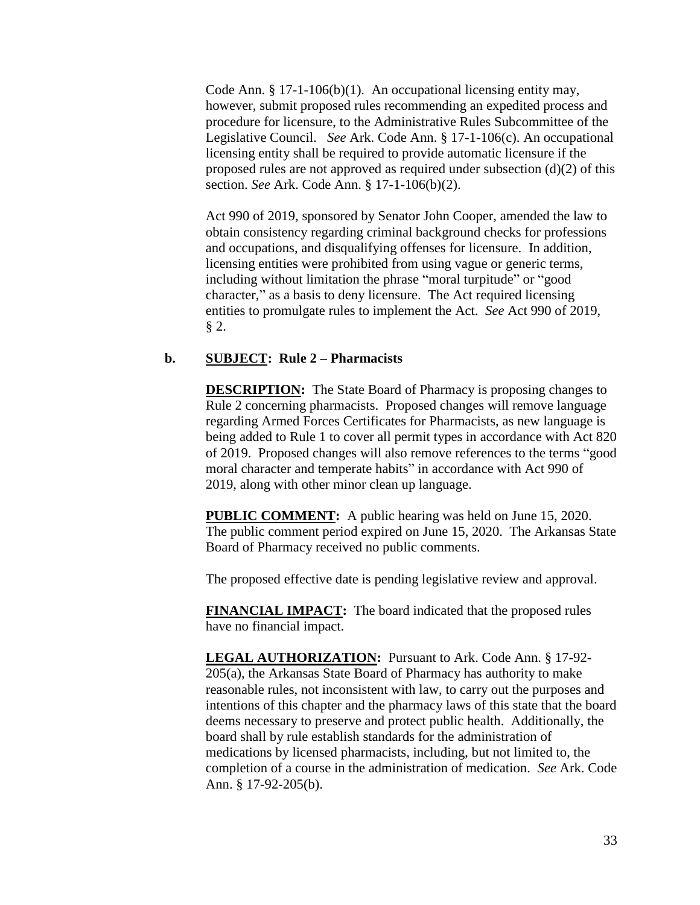Code Ann. § 17-1-106(b)(1). An occupational licensing entity may, however, submit proposed rules recommending an expedited process and procedure for licensure, to the Administrative Rules Subcommittee of the Legislative Council. *See* Ark. Code Ann. § 17-1-106(c). An occupational licensing entity shall be required to provide automatic licensure if the proposed rules are not approved as required under subsection (d)(2) of this section. *See* Ark. Code Ann. § 17-1-106(b)(2).

Act 990 of 2019, sponsored by Senator John Cooper, amended the law to obtain consistency regarding criminal background checks for professions and occupations, and disqualifying offenses for licensure. In addition, licensing entities were prohibited from using vague or generic terms, including without limitation the phrase "moral turpitude" or "good character," as a basis to deny licensure. The Act required licensing entities to promulgate rules to implement the Act. *See* Act 990 of 2019, § 2.

**b. SUBJECT: Rule 2 – Pharmacists**

**DESCRIPTION:** The State Board of Pharmacy is proposing changes to Rule 2 concerning pharmacists. Proposed changes will remove language regarding Armed Forces Certificates for Pharmacists, as new language is being added to Rule 1 to cover all permit types in accordance with Act 820 of 2019. Proposed changes will also remove references to the terms "good moral character and temperate habits" in accordance with Act 990 of 2019, along with other minor clean up language.

**PUBLIC COMMENT:** A public hearing was held on June 15, 2020. The public comment period expired on June 15, 2020. The Arkansas State Board of Pharmacy received no public comments.

The proposed effective date is pending legislative review and approval.

**FINANCIAL IMPACT:** The board indicated that the proposed rules have no financial impact.

**LEGAL AUTHORIZATION:** Pursuant to Ark. Code Ann. § 17-92-205(a), the Arkansas State Board of Pharmacy has authority to make reasonable rules, not inconsistent with law, to carry out the purposes and intentions of this chapter and the pharmacy laws of this state that the board deems necessary to preserve and protect public health. Additionally, the board shall by rule establish standards for the administration of medications by licensed pharmacists, including, but not limited to, the completion of a course in the administration of medication. *See* Ark. Code Ann. § 17-92-205(b).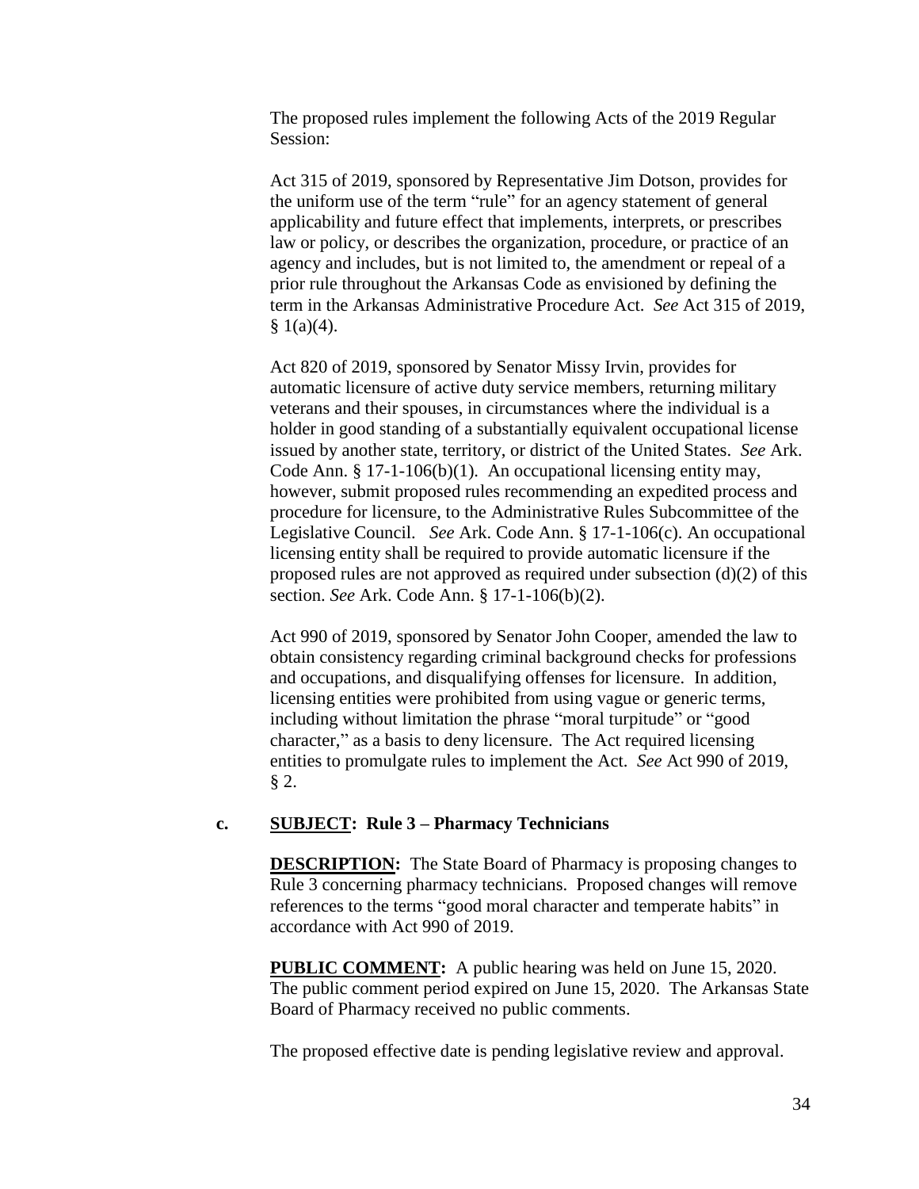The proposed rules implement the following Acts of the 2019 Regular Session:

Act 315 of 2019, sponsored by Representative Jim Dotson, provides for the uniform use of the term "rule" for an agency statement of general applicability and future effect that implements, interprets, or prescribes law or policy, or describes the organization, procedure, or practice of an agency and includes, but is not limited to, the amendment or repeal of a prior rule throughout the Arkansas Code as envisioned by defining the term in the Arkansas Administrative Procedure Act. *See* Act 315 of 2019, § 1(a)(4).

Act 820 of 2019, sponsored by Senator Missy Irvin, provides for automatic licensure of active duty service members, returning military veterans and their spouses, in circumstances where the individual is a holder in good standing of a substantially equivalent occupational license issued by another state, territory, or district of the United States. *See* Ark. Code Ann. § 17-1-106(b)(1). An occupational licensing entity may, however, submit proposed rules recommending an expedited process and procedure for licensure, to the Administrative Rules Subcommittee of the Legislative Council. *See* Ark. Code Ann. § 17-1-106(c). An occupational licensing entity shall be required to provide automatic licensure if the proposed rules are not approved as required under subsection (d)(2) of this section. *See* Ark. Code Ann. § 17-1-106(b)(2).

Act 990 of 2019, sponsored by Senator John Cooper, amended the law to obtain consistency regarding criminal background checks for professions and occupations, and disqualifying offenses for licensure. In addition, licensing entities were prohibited from using vague or generic terms, including without limitation the phrase "moral turpitude" or "good character," as a basis to deny licensure. The Act required licensing entities to promulgate rules to implement the Act. *See* Act 990 of 2019, § 2.

**c. SUBJECT: Rule 3 – Pharmacy Technicians**

**DESCRIPTION:** The State Board of Pharmacy is proposing changes to Rule 3 concerning pharmacy technicians. Proposed changes will remove references to the terms "good moral character and temperate habits" in accordance with Act 990 of 2019.

**PUBLIC COMMENT:** A public hearing was held on June 15, 2020. The public comment period expired on June 15, 2020. The Arkansas State Board of Pharmacy received no public comments.

The proposed effective date is pending legislative review and approval.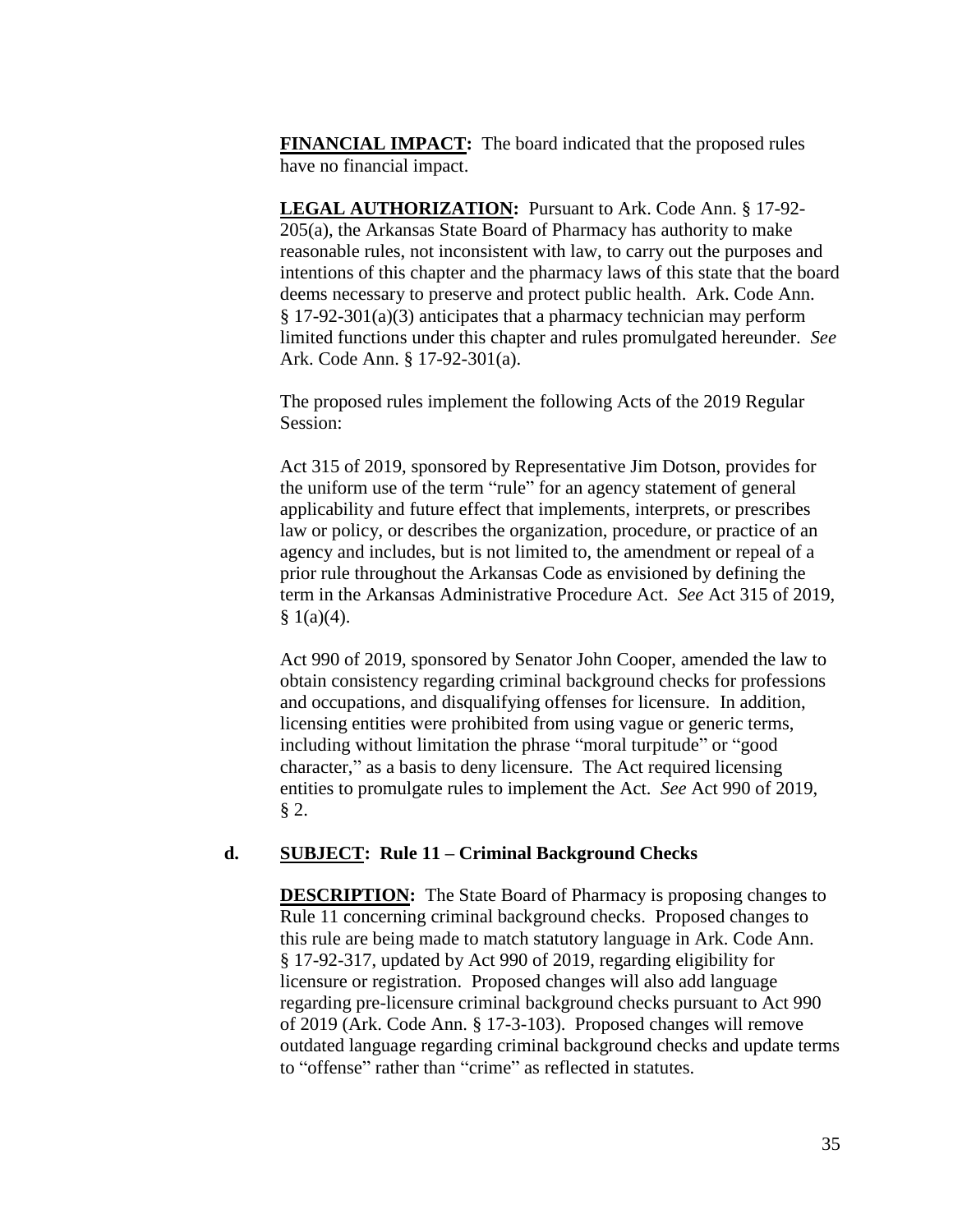**FINANCIAL IMPACT:** The board indicated that the proposed rules have no financial impact.

**LEGAL AUTHORIZATION:** Pursuant to Ark. Code Ann. § 17-92-205(a), the Arkansas State Board of Pharmacy has authority to make reasonable rules, not inconsistent with law, to carry out the purposes and intentions of this chapter and the pharmacy laws of this state that the board deems necessary to preserve and protect public health. Ark. Code Ann. § 17-92-301(a)(3) anticipates that a pharmacy technician may perform limited functions under this chapter and rules promulgated hereunder. *See* Ark. Code Ann. § 17-92-301(a).

The proposed rules implement the following Acts of the 2019 Regular Session:

Act 315 of 2019, sponsored by Representative Jim Dotson, provides for the uniform use of the term "rule" for an agency statement of general applicability and future effect that implements, interprets, or prescribes law or policy, or describes the organization, procedure, or practice of an agency and includes, but is not limited to, the amendment or repeal of a prior rule throughout the Arkansas Code as envisioned by defining the term in the Arkansas Administrative Procedure Act. *See* Act 315 of 2019, § 1(a)(4).

Act 990 of 2019, sponsored by Senator John Cooper, amended the law to obtain consistency regarding criminal background checks for professions and occupations, and disqualifying offenses for licensure. In addition, licensing entities were prohibited from using vague or generic terms, including without limitation the phrase "moral turpitude" or "good character," as a basis to deny licensure. The Act required licensing entities to promulgate rules to implement the Act. *See* Act 990 of 2019, § 2.

**d. SUBJECT: Rule 11 – Criminal Background Checks**

**DESCRIPTION:** The State Board of Pharmacy is proposing changes to Rule 11 concerning criminal background checks. Proposed changes to this rule are being made to match statutory language in Ark. Code Ann. § 17-92-317, updated by Act 990 of 2019, regarding eligibility for licensure or registration. Proposed changes will also add language regarding pre-licensure criminal background checks pursuant to Act 990 of 2019 (Ark. Code Ann. § 17-3-103). Proposed changes will remove outdated language regarding criminal background checks and update terms to "offense" rather than "crime" as reflected in statutes.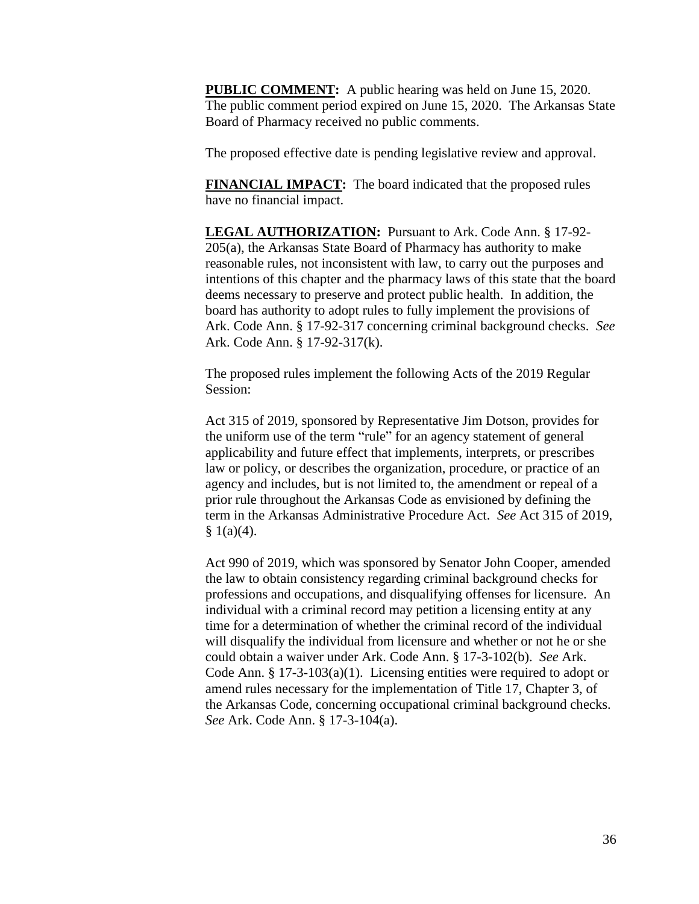**PUBLIC COMMENT:** A public hearing was held on June 15, 2020. The public comment period expired on June 15, 2020. The Arkansas State Board of Pharmacy received no public comments.

The proposed effective date is pending legislative review and approval.

**FINANCIAL IMPACT:** The board indicated that the proposed rules have no financial impact.

**LEGAL AUTHORIZATION:** Pursuant to Ark. Code Ann. § 17-92-205(a), the Arkansas State Board of Pharmacy has authority to make reasonable rules, not inconsistent with law, to carry out the purposes and intentions of this chapter and the pharmacy laws of this state that the board deems necessary to preserve and protect public health. In addition, the board has authority to adopt rules to fully implement the provisions of Ark. Code Ann. § 17-92-317 concerning criminal background checks. *See* Ark. Code Ann. § 17-92-317(k).

The proposed rules implement the following Acts of the 2019 Regular Session:

Act 315 of 2019, sponsored by Representative Jim Dotson, provides for the uniform use of the term "rule" for an agency statement of general applicability and future effect that implements, interprets, or prescribes law or policy, or describes the organization, procedure, or practice of an agency and includes, but is not limited to, the amendment or repeal of a prior rule throughout the Arkansas Code as envisioned by defining the term in the Arkansas Administrative Procedure Act. *See* Act 315 of 2019, § 1(a)(4).

Act 990 of 2019, which was sponsored by Senator John Cooper, amended the law to obtain consistency regarding criminal background checks for professions and occupations, and disqualifying offenses for licensure. An individual with a criminal record may petition a licensing entity at any time for a determination of whether the criminal record of the individual will disqualify the individual from licensure and whether or not he or she could obtain a waiver under Ark. Code Ann. § 17-3-102(b). *See* Ark. Code Ann. § 17-3-103(a)(1). Licensing entities were required to adopt or amend rules necessary for the implementation of Title 17, Chapter 3, of the Arkansas Code, concerning occupational criminal background checks. *See* Ark. Code Ann. § 17-3-104(a).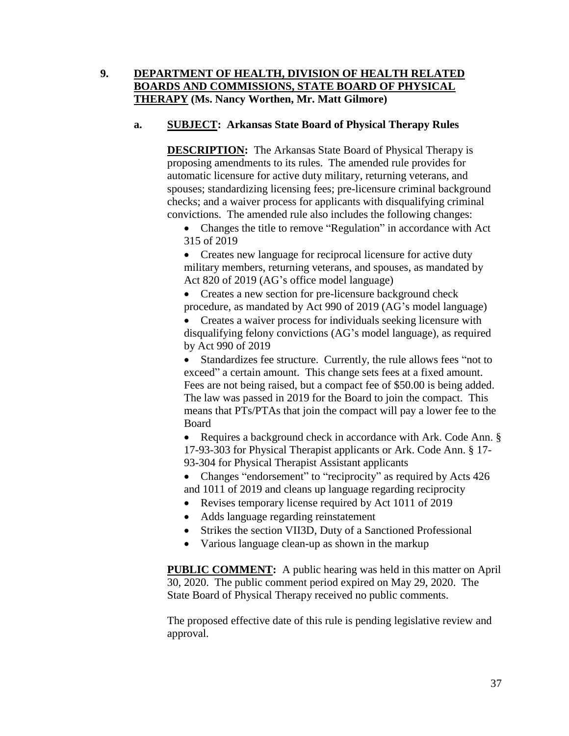**9. <u>DEPARTMENT OF HEALTH, DIVISION OF HEALTH RELATED BOARDS AND COMMISSIONS, STATE BOARD OF PHYSICAL THERAPY</u> (Ms. Nancy Worthen, Mr. Matt Gilmore)**

**a. <u>SUBJECT</u>: Arkansas State Board of Physical Therapy Rules**

**<u>DESCRIPTION</u>:** The Arkansas State Board of Physical Therapy is proposing amendments to its rules. The amended rule provides for automatic licensure for active duty military, returning veterans, and spouses; standardizing licensing fees; pre-licensure criminal background checks; and a waiver process for applicants with disqualifying criminal convictions. The amended rule also includes the following changes:

- Changes the title to remove "Regulation" in accordance with Act 315 of 2019
- Creates new language for reciprocal licensure for active duty military members, returning veterans, and spouses, as mandated by Act 820 of 2019 (AG's office model language)
- Creates a new section for pre-licensure background check procedure, as mandated by Act 990 of 2019 (AG's model language)
- Creates a waiver process for individuals seeking licensure with disqualifying felony convictions (AG's model language), as required by Act 990 of 2019
- Standardizes fee structure. Currently, the rule allows fees "not to exceed" a certain amount. This change sets fees at a fixed amount. Fees are not being raised, but a compact fee of $50.00 is being added. The law was passed in 2019 for the Board to join the compact. This means that PTs/PTAs that join the compact will pay a lower fee to the Board
- Requires a background check in accordance with Ark. Code Ann. § 17-93-303 for Physical Therapist applicants or Ark. Code Ann. § 17-93-304 for Physical Therapist Assistant applicants
- Changes "endorsement" to "reciprocity" as required by Acts 426 and 1011 of 2019 and cleans up language regarding reciprocity
- Revises temporary license required by Act 1011 of 2019
- Adds language regarding reinstatement
- Strikes the section VII3D, Duty of a Sanctioned Professional
- Various language clean-up as shown in the markup

**<u>PUBLIC COMMENT</u>:** A public hearing was held in this matter on April 30, 2020. The public comment period expired on May 29, 2020. The State Board of Physical Therapy received no public comments.

The proposed effective date of this rule is pending legislative review and approval.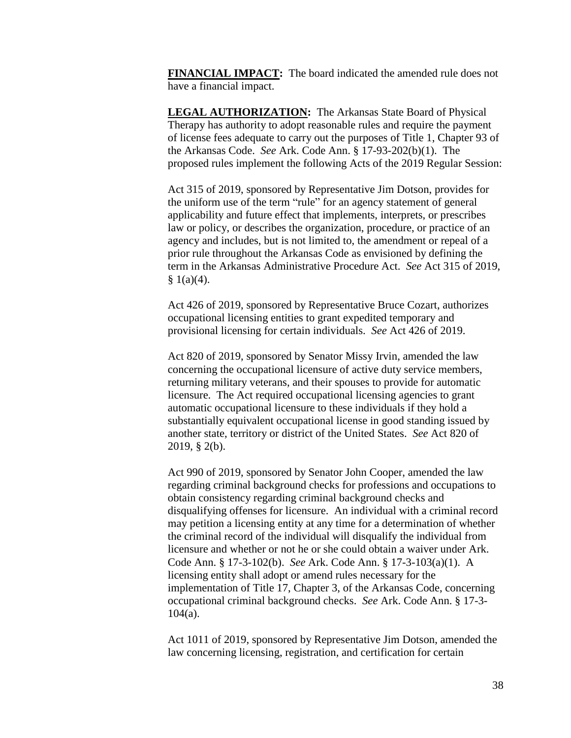**FINANCIAL IMPACT:** The board indicated the amended rule does not have a financial impact.

**LEGAL AUTHORIZATION:** The Arkansas State Board of Physical Therapy has authority to adopt reasonable rules and require the payment of license fees adequate to carry out the purposes of Title 1, Chapter 93 of the Arkansas Code. *See* Ark. Code Ann. § 17-93-202(b)(1). The proposed rules implement the following Acts of the 2019 Regular Session:

Act 315 of 2019, sponsored by Representative Jim Dotson, provides for the uniform use of the term "rule" for an agency statement of general applicability and future effect that implements, interprets, or prescribes law or policy, or describes the organization, procedure, or practice of an agency and includes, but is not limited to, the amendment or repeal of a prior rule throughout the Arkansas Code as envisioned by defining the term in the Arkansas Administrative Procedure Act. *See* Act 315 of 2019, § 1(a)(4).

Act 426 of 2019, sponsored by Representative Bruce Cozart, authorizes occupational licensing entities to grant expedited temporary and provisional licensing for certain individuals. *See* Act 426 of 2019.

Act 820 of 2019, sponsored by Senator Missy Irvin, amended the law concerning the occupational licensure of active duty service members, returning military veterans, and their spouses to provide for automatic licensure. The Act required occupational licensing agencies to grant automatic occupational licensure to these individuals if they hold a substantially equivalent occupational license in good standing issued by another state, territory or district of the United States. *See* Act 820 of 2019, § 2(b).

Act 990 of 2019, sponsored by Senator John Cooper, amended the law regarding criminal background checks for professions and occupations to obtain consistency regarding criminal background checks and disqualifying offenses for licensure. An individual with a criminal record may petition a licensing entity at any time for a determination of whether the criminal record of the individual will disqualify the individual from licensure and whether or not he or she could obtain a waiver under Ark. Code Ann. § 17-3-102(b). *See* Ark. Code Ann. § 17-3-103(a)(1). A licensing entity shall adopt or amend rules necessary for the implementation of Title 17, Chapter 3, of the Arkansas Code, concerning occupational criminal background checks. *See* Ark. Code Ann. § 17-3-104(a).

Act 1011 of 2019, sponsored by Representative Jim Dotson, amended the law concerning licensing, registration, and certification for certain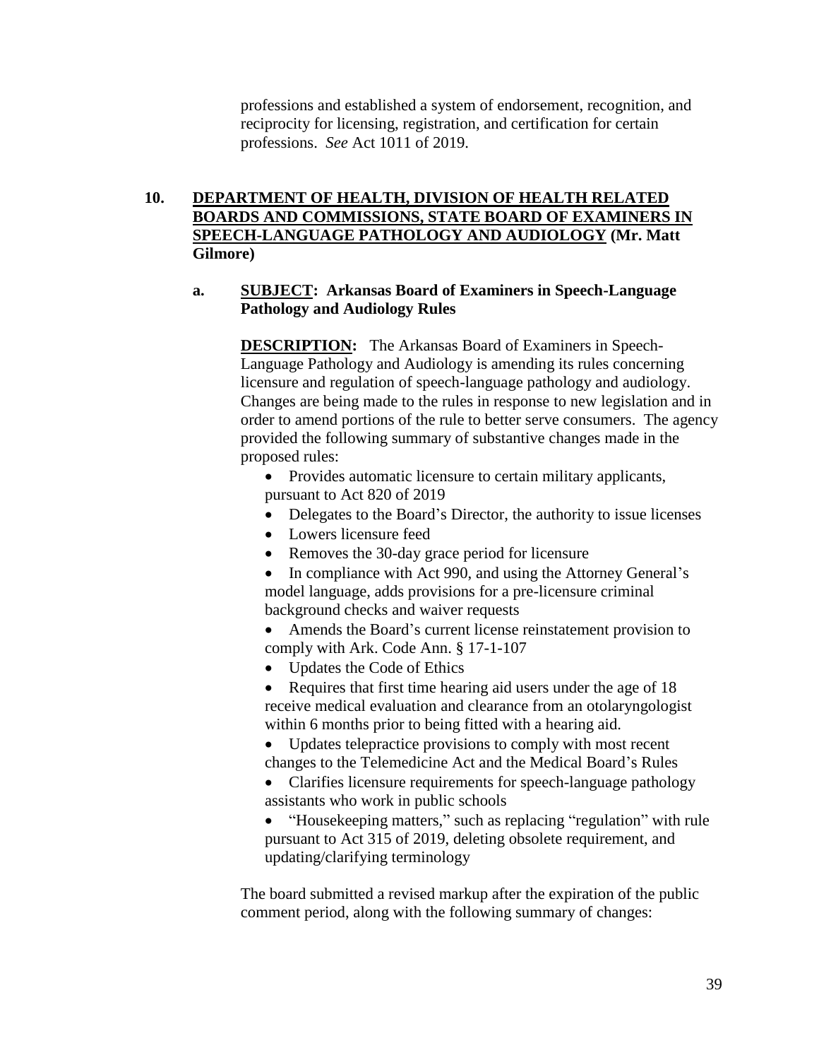professions and established a system of endorsement, recognition, and reciprocity for licensing, registration, and certification for certain professions. *See* Act 1011 of 2019.

**10. <u>DEPARTMENT OF HEALTH, DIVISION OF HEALTH RELATED BOARDS AND COMMISSIONS, STATE BOARD OF EXAMINERS IN SPEECH-LANGUAGE PATHOLOGY AND AUDIOLOGY</u> (Mr. Matt Gilmore)**

**a. <u>SUBJECT</u>: Arkansas Board of Examiners in Speech-Language Pathology and Audiology Rules**

**<u>DESCRIPTION:</u>** The Arkansas Board of Examiners in Speech-Language Pathology and Audiology is amending its rules concerning licensure and regulation of speech-language pathology and audiology. Changes are being made to the rules in response to new legislation and in order to amend portions of the rule to better serve consumers. The agency provided the following summary of substantive changes made in the proposed rules:

- Provides automatic licensure to certain military applicants, pursuant to Act 820 of 2019
- Delegates to the Board's Director, the authority to issue licenses
- Lowers licensure feed
- Removes the 30-day grace period for licensure
- In compliance with Act 990, and using the Attorney General's model language, adds provisions for a pre-licensure criminal background checks and waiver requests
- Amends the Board's current license reinstatement provision to comply with Ark. Code Ann. § 17-1-107
- Updates the Code of Ethics
- Requires that first time hearing aid users under the age of 18 receive medical evaluation and clearance from an otolaryngologist within 6 months prior to being fitted with a hearing aid.
- Updates telepractice provisions to comply with most recent changes to the Telemedicine Act and the Medical Board's Rules
- Clarifies licensure requirements for speech-language pathology assistants who work in public schools
- "Housekeeping matters," such as replacing "regulation" with rule pursuant to Act 315 of 2019, deleting obsolete requirement, and updating/clarifying terminology

The board submitted a revised markup after the expiration of the public comment period, along with the following summary of changes: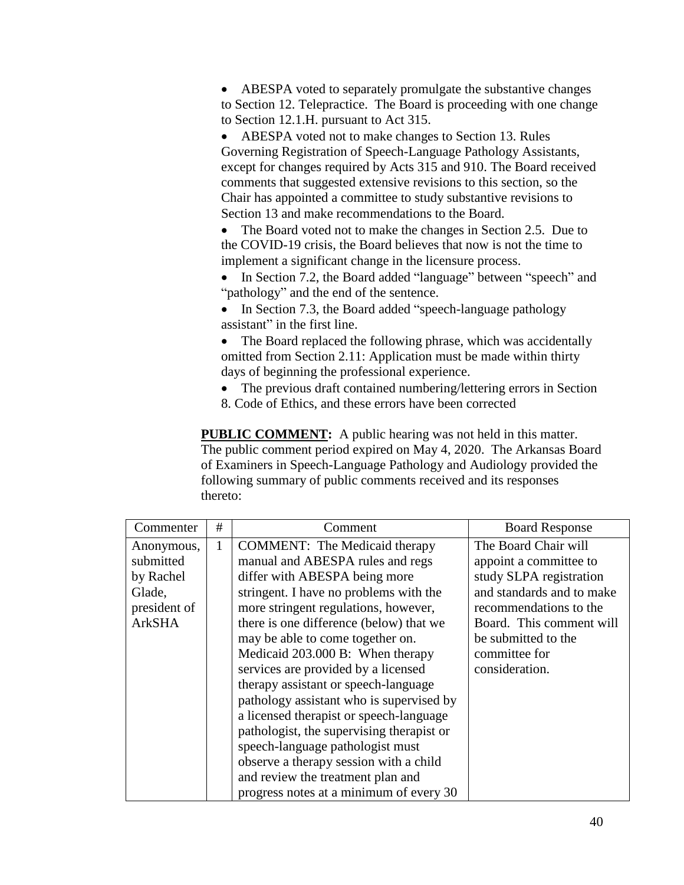- ABESPA voted to separately promulgate the substantive changes to Section 12. Telepractice. The Board is proceeding with one change to Section 12.1.H. pursuant to Act 315.
- ABESPA voted not to make changes to Section 13. Rules Governing Registration of Speech-Language Pathology Assistants, except for changes required by Acts 315 and 910. The Board received comments that suggested extensive revisions to this section, so the Chair has appointed a committee to study substantive revisions to Section 13 and make recommendations to the Board.
- The Board voted not to make the changes in Section 2.5. Due to the COVID-19 crisis, the Board believes that now is not the time to implement a significant change in the licensure process.
- In Section 7.2, the Board added "language" between "speech" and "pathology" and the end of the sentence.
- In Section 7.3, the Board added "speech-language pathology assistant" in the first line.
- The Board replaced the following phrase, which was accidentally omitted from Section 2.11: Application must be made within thirty days of beginning the professional experience.
- The previous draft contained numbering/lettering errors in Section 8. Code of Ethics, and these errors have been corrected

**PUBLIC COMMENT:** A public hearing was not held in this matter. The public comment period expired on May 4, 2020. The Arkansas Board of Examiners in Speech-Language Pathology and Audiology provided the following summary of public comments received and its responses thereto:

| Commenter | # | Comment | Board Response |
|---|---|---|---|
| Anonymous, submitted by Rachel Glade, president of ArkSHA | 1 | COMMENT: The Medicaid therapy manual and ABESPA rules and regs differ with ABESPA being more stringent. I have no problems with the more stringent regulations, however, there is one difference (below) that we may be able to come together on. Medicaid 203.000 B: When therapy services are provided by a licensed therapy assistant or speech-language pathology assistant who is supervised by a licensed therapist or speech-language pathologist, the supervising therapist or speech-language pathologist must observe a therapy session with a child and review the treatment plan and progress notes at a minimum of every 30 | The Board Chair will appoint a committee to study SLPA registration and standards and to make recommendations to the Board. This comment will be submitted to the committee for consideration. |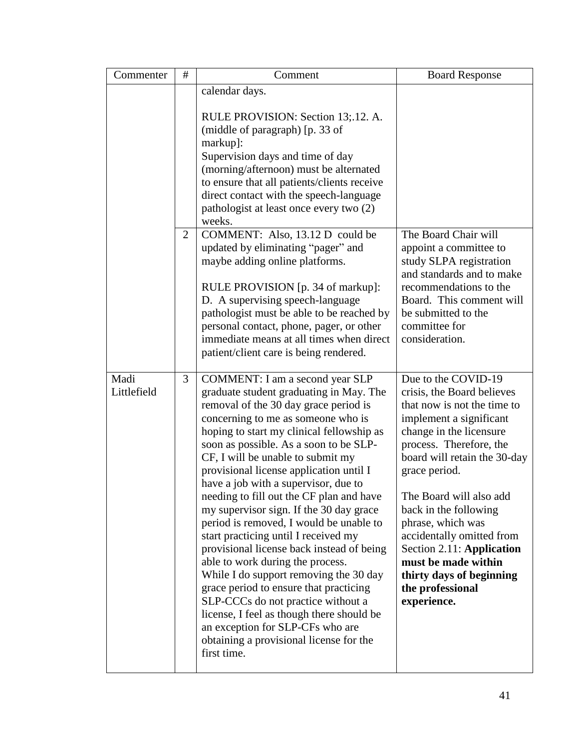| Commenter | # | Comment | Board Response |
|---|---|---|---|
| | | calendar days.<br><br>RULE PROVISION: Section 13;.12. A. (middle of paragraph) [p. 33 of markup]:<br>Supervision days and time of day (morning/afternoon) must be alternated to ensure that all patients/clients receive direct contact with the speech-language pathologist at least once every two (2) weeks. | |
| | 2 | COMMENT: Also, 13.12 D could be updated by eliminating "pager" and maybe adding online platforms.<br><br>RULE PROVISION [p. 34 of markup]:<br>D. A supervising speech-language pathologist must be able to be reached by personal contact, phone, pager, or other immediate means at all times when direct patient/client care is being rendered. | The Board Chair will appoint a committee to study SLPA registration and standards and to make recommendations to the Board. This comment will be submitted to the committee for consideration. |
| Madi Littlefield | 3 | COMMENT: I am a second year SLP graduate student graduating in May. The removal of the 30 day grace period is concerning to me as someone who is hoping to start my clinical fellowship as soon as possible. As a soon to be SLP-CF, I will be unable to submit my provisional license application until I have a job with a supervisor, due to needing to fill out the CF plan and have my supervisor sign. If the 30 day grace period is removed, I would be unable to start practicing until I received my provisional license back instead of being able to work during the process.<br>While I do support removing the 30 day grace period to ensure that practicing SLP-CCCs do not practice without a license, I feel as though there should be an exception for SLP-CFs who are obtaining a provisional license for the first time. | Due to the COVID-19 crisis, the Board believes that now is not the time to implement a significant change in the licensure process. Therefore, the board will retain the 30-day grace period.<br><br>The Board will also add back in the following phrase, which was accidentally omitted from Section 2.11: **Application must be made within thirty days of beginning the professional experience.** |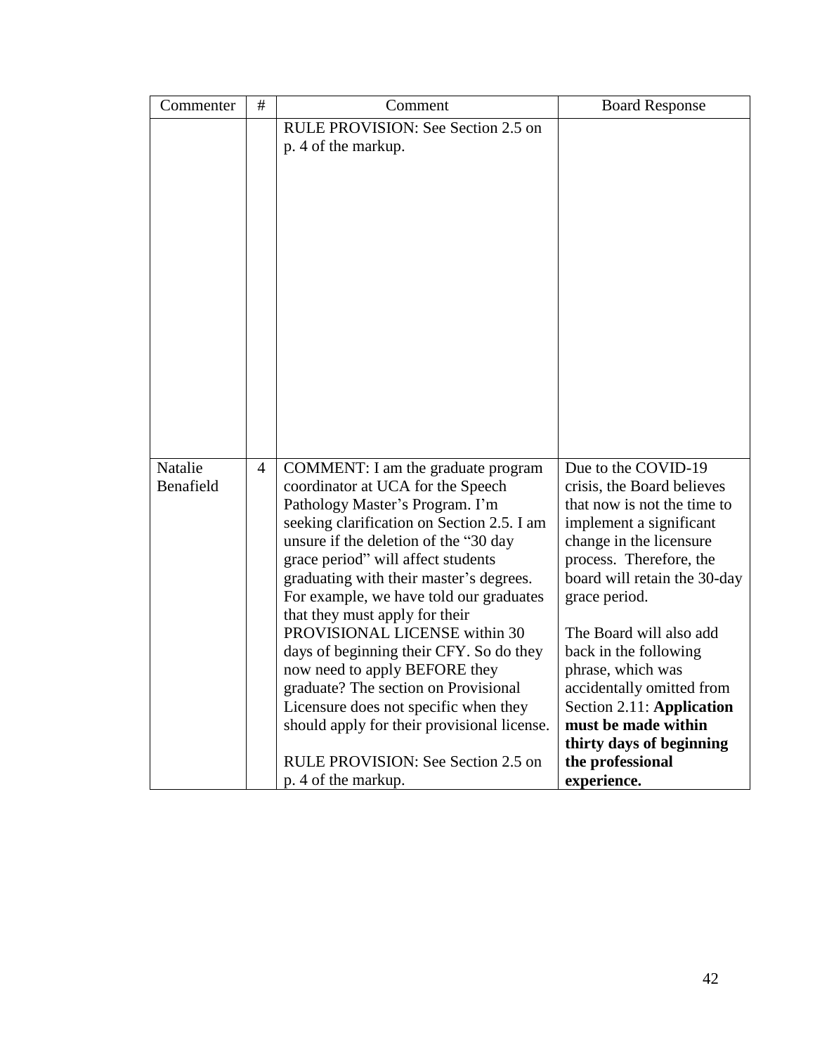| Commenter | # | Comment | Board Response |
|---|---|---|---|
| | | RULE PROVISION: See Section 2.5 on p. 4 of the markup. | |
| Natalie Benafield | 4 | COMMENT: I am the graduate program coordinator at UCA for the Speech Pathology Master's Program. I'm seeking clarification on Section 2.5. I am unsure if the deletion of the "30 day grace period" will affect students graduating with their master's degrees. For example, we have told our graduates that they must apply for their PROVISIONAL LICENSE within 30 days of beginning their CFY. So do they now need to apply BEFORE they graduate? The section on Provisional Licensure does not specific when they should apply for their provisional license.<br><br>RULE PROVISION: See Section 2.5 on p. 4 of the markup. | Due to the COVID-19 crisis, the Board believes that now is not the time to implement a significant change in the licensure process. Therefore, the board will retain the 30-day grace period.<br><br>The Board will also add back in the following phrase, which was accidentally omitted from Section 2.11: **Application must be made within thirty days of beginning the professional experience.** |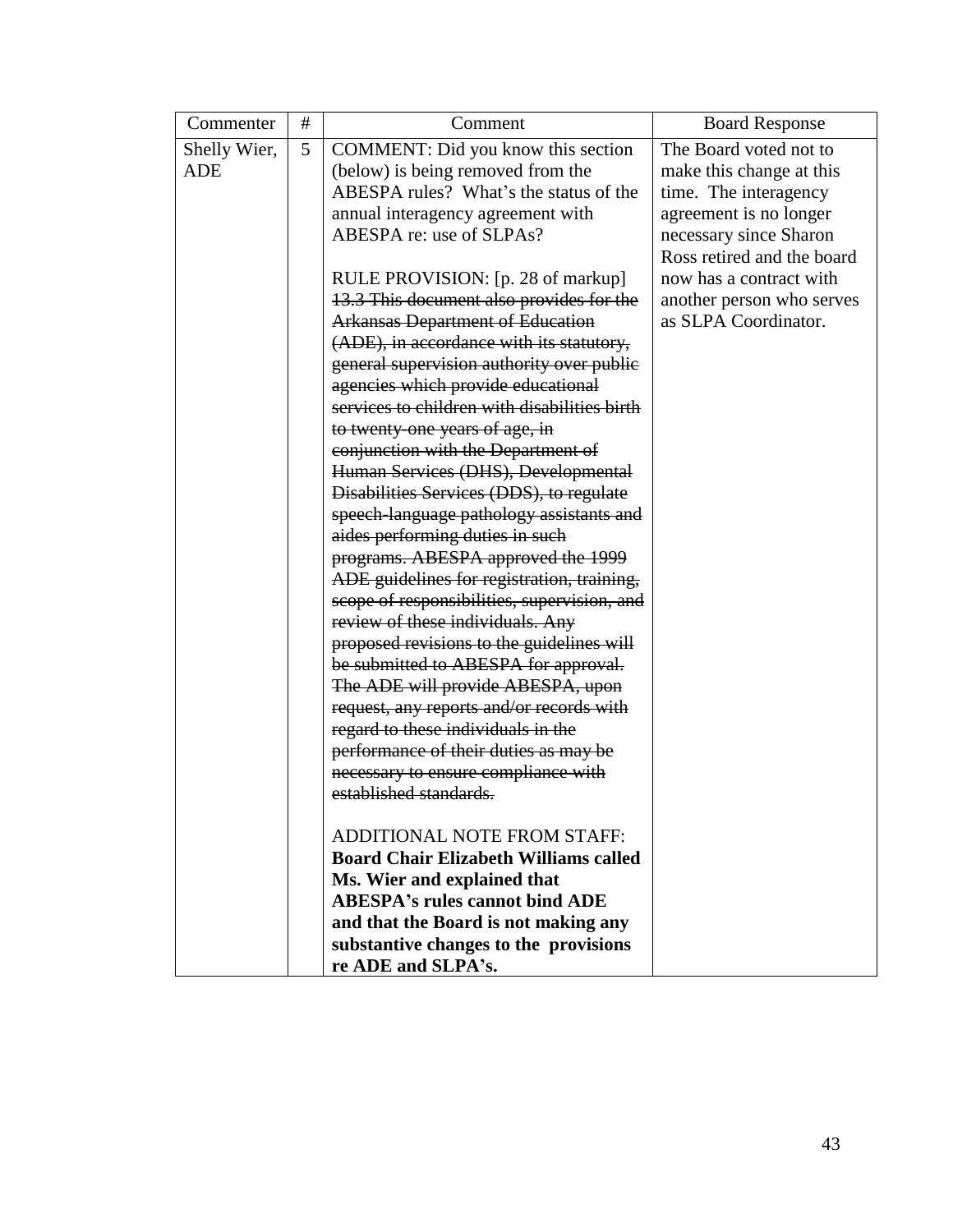| Commenter | # | Comment | Board Response |
|---|---|---|---|
| Shelly Wier, ADE | 5 | COMMENT: Did you know this section (below) is being removed from the ABESPA rules? What's the status of the annual interagency agreement with ABESPA re: use of SLPAs?<br><br>RULE PROVISION: [p. 28 of markup]<br>~~13.3 This document also provides for the Arkansas Department of Education (ADE), in accordance with its statutory, general supervision authority over public agencies which provide educational services to children with disabilities birth to twenty-one years of age, in conjunction with the Department of Human Services (DHS), Developmental Disabilities Services (DDS), to regulate speech-language pathology assistants and aides performing duties in such programs. ABESPA approved the 1999 ADE guidelines for registration, training, scope of responsibilities, supervision, and review of these individuals. Any proposed revisions to the guidelines will be submitted to ABESPA for approval. The ADE will provide ABESPA, upon request, any reports and/or records with regard to these individuals in the performance of their duties as may be necessary to ensure compliance with established standards.~~<br><br>ADDITIONAL NOTE FROM STAFF: **Board Chair Elizabeth Williams called Ms. Wier and explained that ABESPA's rules cannot bind ADE and that the Board is not making any substantive changes to the provisions re ADE and SLPA's.** | The Board voted not to make this change at this time. The interagency agreement is no longer necessary since Sharon Ross retired and the board now has a contract with another person who serves as SLPA Coordinator. |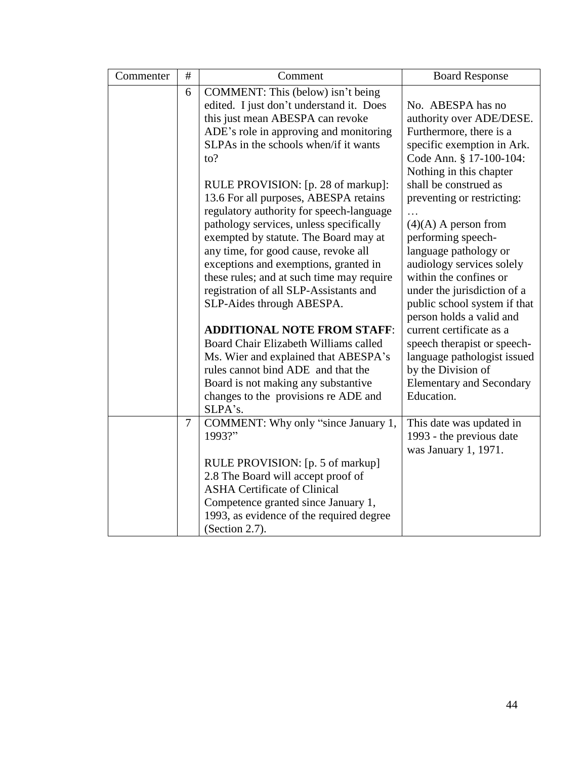| Commenter | # | Comment | Board Response |
|---|---|---|---|
| | 6 | COMMENT: This (below) isn't being edited. I just don't understand it. Does this just mean ABESPA can revoke ADE's role in approving and monitoring SLPAs in the schools when/if it wants to?<br><br>RULE PROVISION: [p. 28 of markup]: 13.6 For all purposes, ABESPA retains regulatory authority for speech-language pathology services, unless specifically exempted by statute. The Board may at any time, for good cause, revoke all exceptions and exemptions, granted in these rules; and at such time may require registration of all SLP-Assistants and SLP-Aides through ABESPA.<br><br>**ADDITIONAL NOTE FROM STAFF**: Board Chair Elizabeth Williams called Ms. Wier and explained that ABESPA's rules cannot bind ADE and that the Board is not making any substantive changes to the provisions re ADE and SLPA's. | No. ABESPA has no authority over ADE/DESE. Furthermore, there is a specific exemption in Ark. Code Ann. § 17-100-104: Nothing in this chapter shall be construed as preventing or restricting:<br>…<br>(4)(A) A person from performing speech-language pathology or audiology services solely within the confines or under the jurisdiction of a public school system if that person holds a valid and current certificate as a speech therapist or speech-language pathologist issued by the Division of Elementary and Secondary Education. |
| | 7 | COMMENT: Why only "since January 1, 1993?"<br><br>RULE PROVISION: [p. 5 of markup] 2.8 The Board will accept proof of ASHA Certificate of Clinical Competence granted since January 1, 1993, as evidence of the required degree (Section 2.7). | This date was updated in 1993 - the previous date was January 1, 1971. |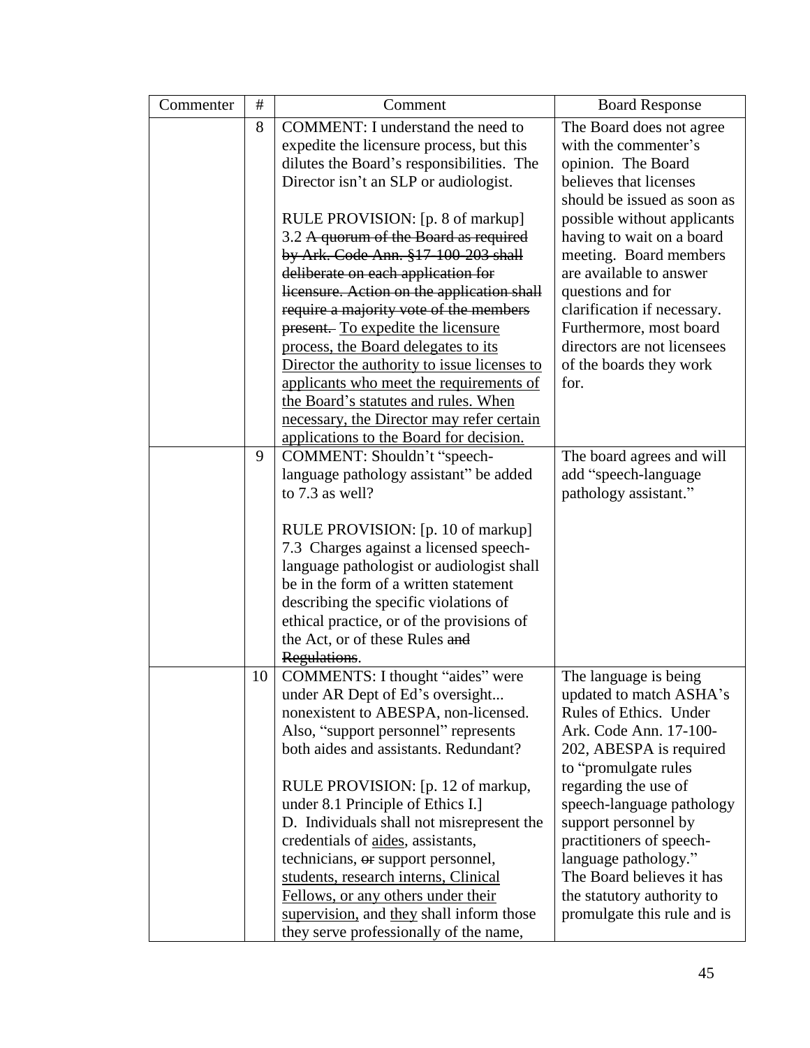| Commenter | # | Comment | Board Response |
|---|---|---|---|
| | 8 | COMMENT: I understand the need to expedite the licensure process, but this dilutes the Board's responsibilities. The Director isn't an SLP or audiologist.<br><br>RULE PROVISION: [p. 8 of markup] 3.2 ~~A quorum of the Board as required by Ark. Code Ann. §17-100-203 shall deliberate on each application for licensure. Action on the application shall require a majority vote of the members present.~~ <u>To expedite the licensure process, the Board delegates to its Director the authority to issue licenses to applicants who meet the requirements of the Board's statutes and rules. When necessary, the Director may refer certain applications to the Board for decision.</u> | The Board does not agree with the commenter's opinion. The Board believes that licenses should be issued as soon as possible without applicants having to wait on a board meeting. Board members are available to answer questions and for clarification if necessary. Furthermore, most board directors are not licensees of the boards they work for. |
| | 9 | COMMENT: Shouldn't "speech-language pathology assistant" be added to 7.3 as well?<br><br>RULE PROVISION: [p. 10 of markup] 7.3 Charges against a licensed speech-language pathologist or audiologist shall be in the form of a written statement describing the specific violations of ethical practice, or of the provisions of the Act, or of these Rules ~~and Regulations~~. | The board agrees and will add "speech-language pathology assistant." |
| | 10 | COMMENTS: I thought "aides" were under AR Dept of Ed's oversight... nonexistent to ABESPA, non-licensed. Also, "support personnel" represents both aides and assistants. Redundant?<br><br>RULE PROVISION: [p. 12 of markup, under 8.1 Principle of Ethics I.] D. Individuals shall not misrepresent the credentials of <u>aides</u>, assistants, technicians, ~~or~~ support personnel, <u>students, research interns, Clinical Fellows, or any others under their supervision,</u> and <u>they</u> shall inform those they serve professionally of the name, | The language is being updated to match ASHA's Rules of Ethics. Under Ark. Code Ann. 17-100-202, ABESPA is required to "promulgate rules regarding the use of speech-language pathology support personnel by practitioners of speech-language pathology." The Board believes it has the statutory authority to promulgate this rule and is |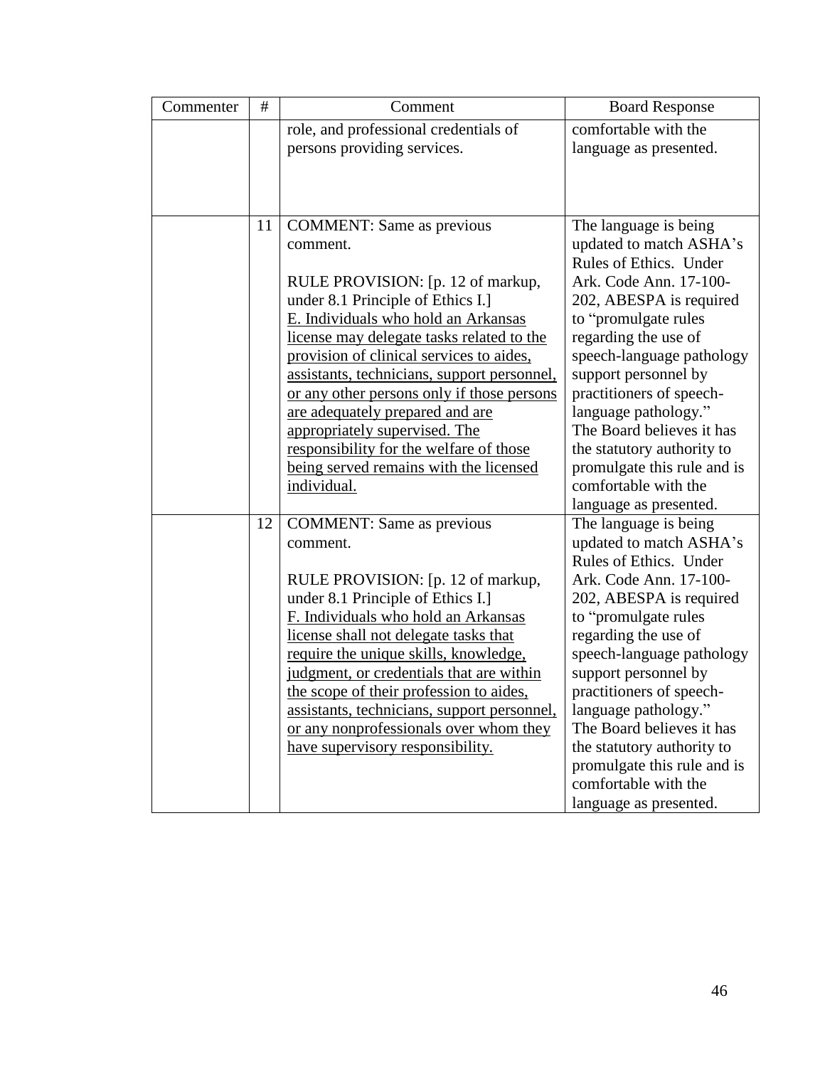| Commenter | # | Comment | Board Response |
|---|---|---|---|
| | | role, and professional credentials of persons providing services. | comfortable with the language as presented. |
| | 11 | COMMENT: Same as previous comment.<br><br>RULE PROVISION: [p. 12 of markup, under 8.1 Principle of Ethics I.]<br><u>E. Individuals who hold an Arkansas license may delegate tasks related to the provision of clinical services to aides, assistants, technicians, support personnel, or any other persons only if those persons are adequately prepared and are appropriately supervised. The responsibility for the welfare of those being served remains with the licensed individual.</u> | The language is being updated to match ASHA's Rules of Ethics. Under Ark. Code Ann. 17-100-202, ABESPA is required to "promulgate rules regarding the use of speech-language pathology support personnel by practitioners of speech-language pathology." The Board believes it has the statutory authority to promulgate this rule and is comfortable with the language as presented. |
| | 12 | COMMENT: Same as previous comment.<br><br>RULE PROVISION: [p. 12 of markup, under 8.1 Principle of Ethics I.]<br><u>F. Individuals who hold an Arkansas license shall not delegate tasks that require the unique skills, knowledge, judgment, or credentials that are within the scope of their profession to aides, assistants, technicians, support personnel, or any nonprofessionals over whom they have supervisory responsibility.</u> | The language is being updated to match ASHA's Rules of Ethics. Under Ark. Code Ann. 17-100-202, ABESPA is required to "promulgate rules regarding the use of speech-language pathology support personnel by practitioners of speech-language pathology." The Board believes it has the statutory authority to promulgate this rule and is comfortable with the language as presented. |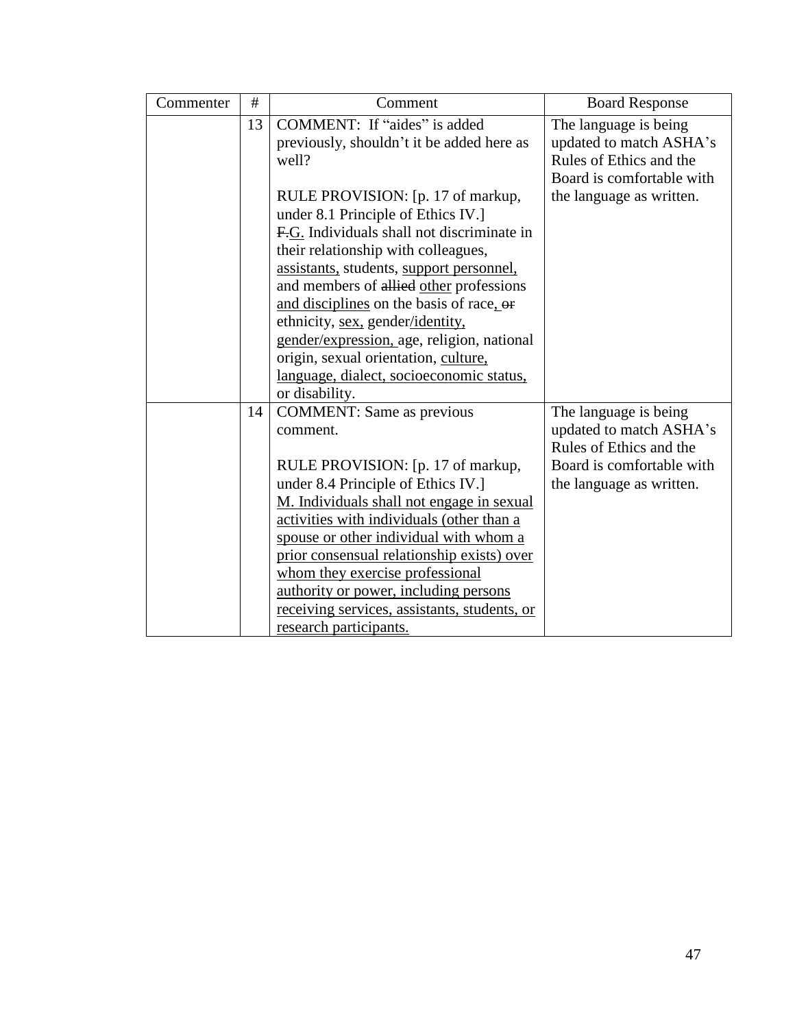| Commenter | # | Comment | Board Response |
|---|---|---|---|
| | 13 | COMMENT: If "aides" is added previously, shouldn't it be added here as well?<br><br>RULE PROVISION: [p. 17 of markup, under 8.1 Principle of Ethics IV.]<br>~~F.~~<u>G.</u> Individuals shall not discriminate in their relationship with colleagues, <u>assistants,</u> students, <u>support personnel,</u> and members of ~~allied~~ <u>other</u> professions <u>and disciplines</u> on the basis of race<u>,</u> ~~or~~ ethnicity, <u>sex,</u> gender<u>/identity, gender/expression,</u> age, religion, national origin, sexual orientation, <u>culture, language, dialect, socioeconomic status,</u> or disability. | The language is being updated to match ASHA's Rules of Ethics and the Board is comfortable with the language as written. |
| | 14 | COMMENT: Same as previous comment.<br><br>RULE PROVISION: [p. 17 of markup, under 8.4 Principle of Ethics IV.]<br><u>M. Individuals shall not engage in sexual activities with individuals (other than a spouse or other individual with whom a prior consensual relationship exists) over whom they exercise professional authority or power, including persons receiving services, assistants, students, or research participants.</u> | The language is being updated to match ASHA's Rules of Ethics and the Board is comfortable with the language as written. |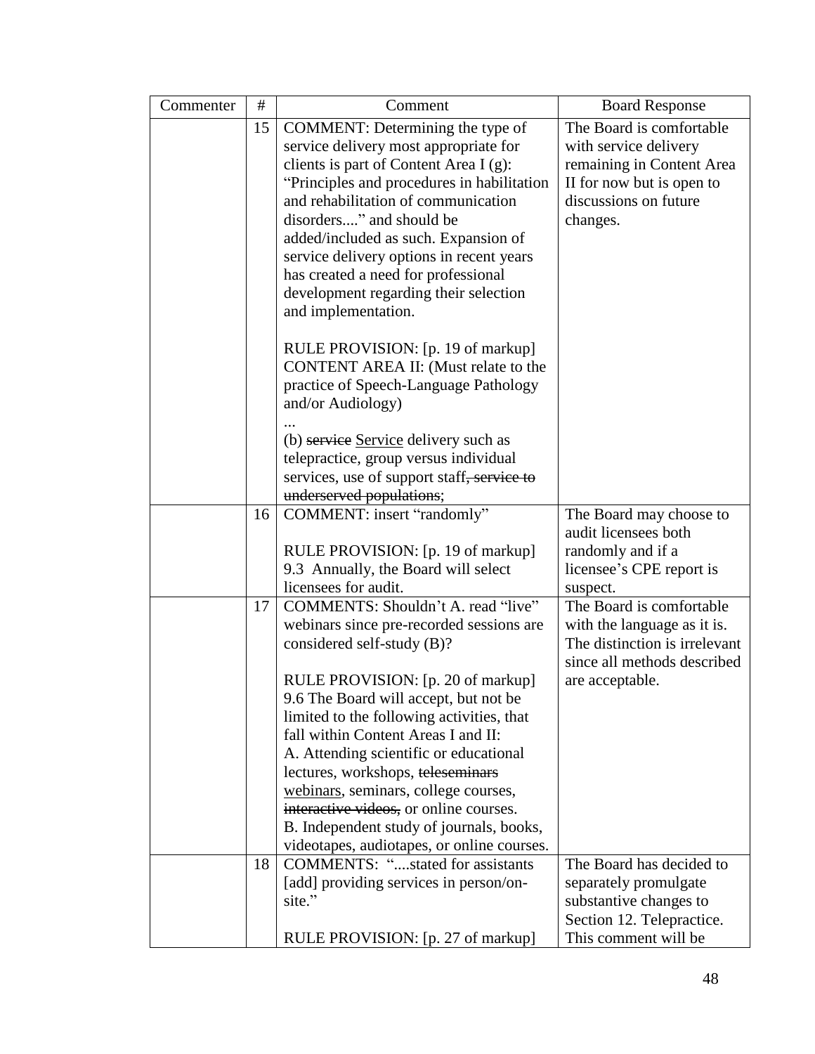| Commenter | # | Comment | Board Response |
|---|---|---|---|
| | 15 | COMMENT: Determining the type of service delivery most appropriate for clients is part of Content Area I (g): "Principles and procedures in habilitation and rehabilitation of communication disorders...." and should be added/included as such. Expansion of service delivery options in recent years has created a need for professional development regarding their selection and implementation.<br><br>RULE PROVISION: [p. 19 of markup] CONTENT AREA II: (Must relate to the practice of Speech-Language Pathology and/or Audiology)<br>...<br>(b) ~~service~~ <u>Service</u> delivery such as telepractice, group versus individual services, use of support staff~~, service to underserved populations~~; | The Board is comfortable with service delivery remaining in Content Area II for now but is open to discussions on future changes. |
| | 16 | COMMENT: insert "randomly"<br><br>RULE PROVISION: [p. 19 of markup] 9.3 Annually, the Board will select licensees for audit. | The Board may choose to audit licensees both randomly and if a licensee's CPE report is suspect. |
| | 17 | COMMENTS: Shouldn't A. read "live" webinars since pre-recorded sessions are considered self-study (B)?<br><br>RULE PROVISION: [p. 20 of markup] 9.6 The Board will accept, but not be limited to the following activities, that fall within Content Areas I and II:<br>A. Attending scientific or educational lectures, workshops, ~~teleseminars~~ <u>webinars</u>, seminars, college courses, ~~interactive videos,~~ or online courses.<br>B. Independent study of journals, books, videotapes, audiotapes, or online courses. | The Board is comfortable with the language as it is. The distinction is irrelevant since all methods described are acceptable. |
| | 18 | COMMENTS: "....stated for assistants [add] providing services in person/on-site."<br><br>RULE PROVISION: [p. 27 of markup] | The Board has decided to separately promulgate substantive changes to Section 12. Telepractice. This comment will be |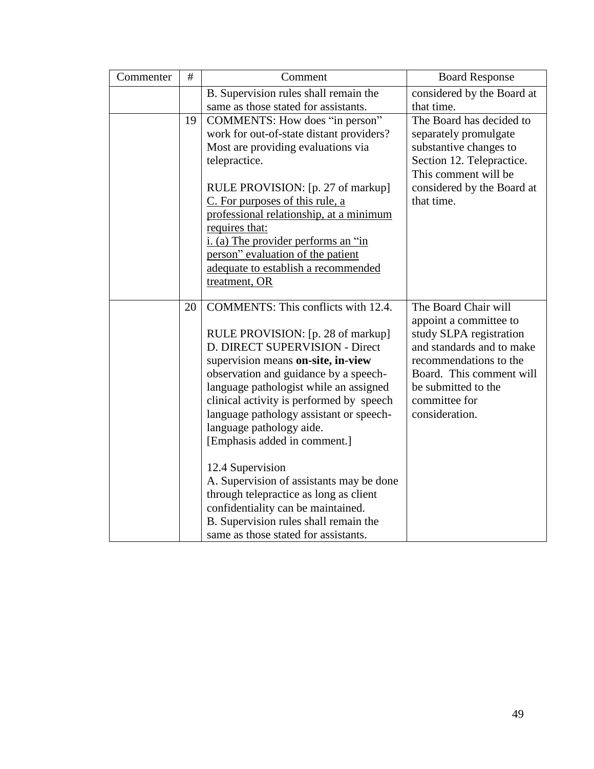| Commenter | # | Comment | Board Response |
|---|---|---|---|
| | | B. Supervision rules shall remain the same as those stated for assistants. | considered by the Board at that time. |
| | 19 | COMMENTS: How does "in person" work for out-of-state distant providers? Most are providing evaluations via telepractice.<br><br>RULE PROVISION: [p. 27 of markup]<br><u>C. For purposes of this rule, a professional relationship, at a minimum requires that:</u><br><u>i. (a) The provider performs an "in person" evaluation of the patient adequate to establish a recommended treatment, OR</u> | The Board has decided to separately promulgate substantive changes to Section 12. Telepractice. This comment will be considered by the Board at that time. |
| | 20 | COMMENTS: This conflicts with 12.4.<br><br>RULE PROVISION: [p. 28 of markup]<br>D. DIRECT SUPERVISION - Direct supervision means **on-site, in-view** observation and guidance by a speech-language pathologist while an assigned clinical activity is performed by speech language pathology assistant or speech-language pathology aide.<br>[Emphasis added in comment.]<br><br>12.4 Supervision<br>A. Supervision of assistants may be done through telepractice as long as client confidentiality can be maintained.<br>B. Supervision rules shall remain the same as those stated for assistants. | The Board Chair will appoint a committee to study SLPA registration and standards and to make recommendations to the Board. This comment will be submitted to the committee for consideration. |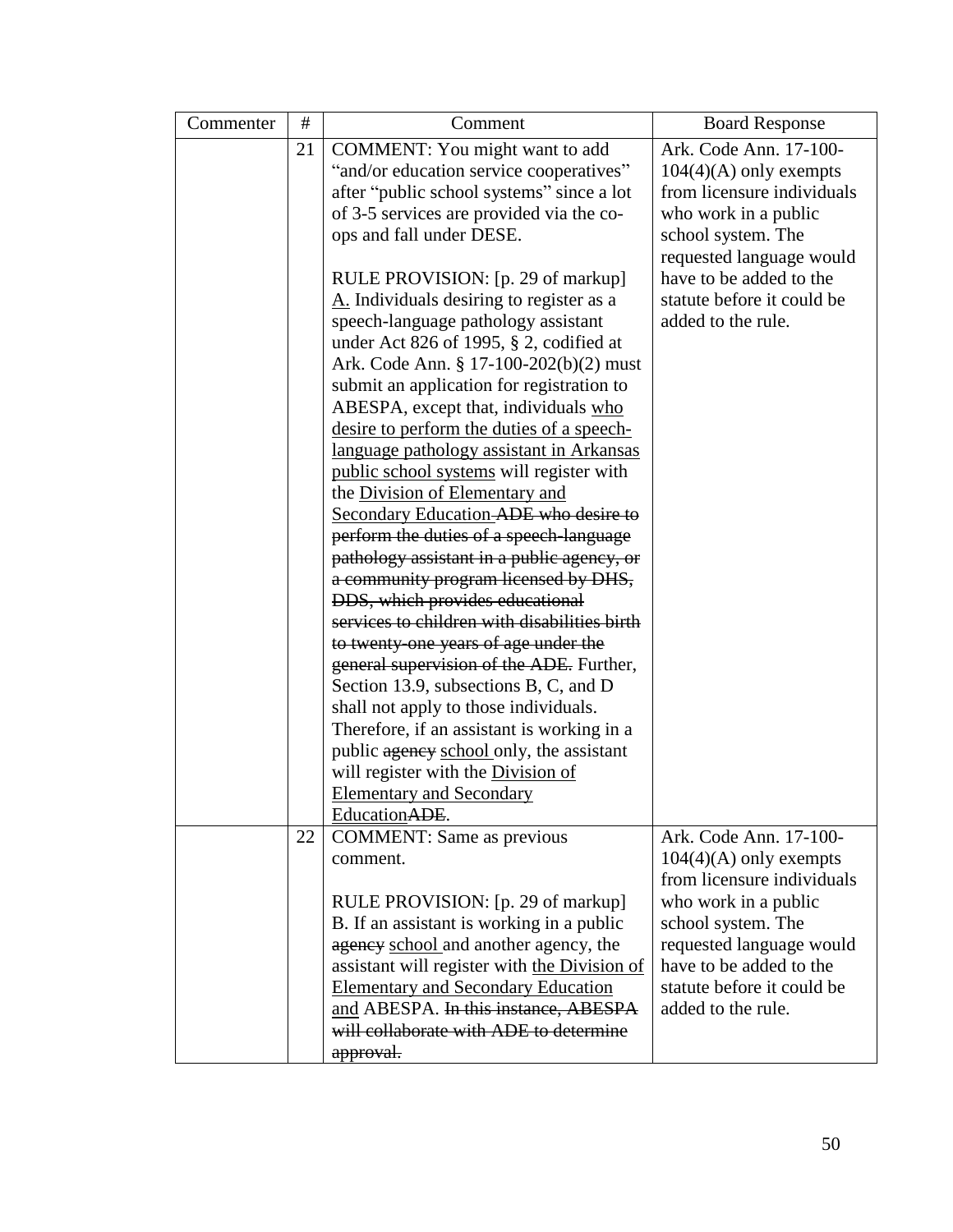| Commenter | # | Comment | Board Response |
|---|---|---|---|
| | 21 | COMMENT: You might want to add "and/or education service cooperatives" after "public school systems" since a lot of 3-5 services are provided via the co-ops and fall under DESE.<br><br>RULE PROVISION: [p. 29 of markup] <u>A.</u> Individuals desiring to register as a speech-language pathology assistant under Act 826 of 1995, § 2, codified at Ark. Code Ann. § 17-100-202(b)(2) must submit an application for registration to ABESPA, except that, individuals <u>who desire to perform the duties of a speech-language pathology assistant in Arkansas public school systems</u> will register with the <u>Division of Elementary and Secondary Education</u> ~~ADE who desire to perform the duties of a speech-language pathology assistant in a public agency, or a community program licensed by DHS, DDS, which provides educational services to children with disabilities birth to twenty-one years of age under the general supervision of the ADE.~~ Further, Section 13.9, subsections B, C, and D shall not apply to those individuals. Therefore, if an assistant is working in a public ~~agency~~ <u>school</u> only, the assistant will register with the <u>Division of Elementary and Secondary Education</u>~~ADE~~. | Ark. Code Ann. 17-100-104(4)(A) only exempts from licensure individuals who work in a public school system. The requested language would have to be added to the statute before it could be added to the rule. |
| | 22 | COMMENT: Same as previous comment.<br><br>RULE PROVISION: [p. 29 of markup] B. If an assistant is working in a public ~~agency~~ <u>school</u> and another agency, the assistant will register with <u>the Division of Elementary and Secondary Education and</u> ABESPA. ~~In this instance, ABESPA will collaborate with ADE to determine approval.~~ | Ark. Code Ann. 17-100-104(4)(A) only exempts from licensure individuals who work in a public school system. The requested language would have to be added to the statute before it could be added to the rule. |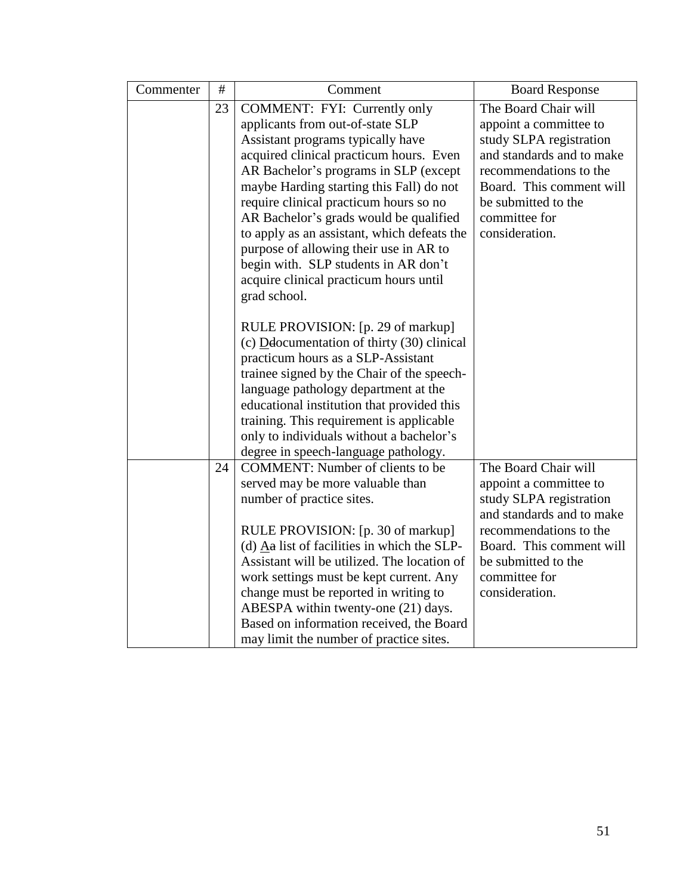| Commenter | # | Comment | Board Response |
| --- | --- | --- | --- |
| | 23 | COMMENT: FYI: Currently only applicants from out-of-state SLP Assistant programs typically have acquired clinical practicum hours. Even AR Bachelor's programs in SLP (except maybe Harding starting this Fall) do not require clinical practicum hours so no AR Bachelor's grads would be qualified to apply as an assistant, which defeats the purpose of allowing their use in AR to begin with. SLP students in AR don't acquire clinical practicum hours until grad school.<br><br>RULE PROVISION: [p. 29 of markup] (c) <u>D</u>~~d~~ocumentation of thirty (30) clinical practicum hours as a SLP-Assistant trainee signed by the Chair of the speech-language pathology department at the educational institution that provided this training. This requirement is applicable only to individuals without a bachelor's degree in speech-language pathology. | The Board Chair will appoint a committee to study SLPA registration and standards and to make recommendations to the Board. This comment will be submitted to the committee for consideration. |
| | 24 | COMMENT: Number of clients to be served may be more valuable than number of practice sites.<br><br>RULE PROVISION: [p. 30 of markup] (d) <u>A</u>~~a~~ list of facilities in which the SLP-Assistant will be utilized. The location of work settings must be kept current. Any change must be reported in writing to ABESPA within twenty-one (21) days. Based on information received, the Board may limit the number of practice sites. | The Board Chair will appoint a committee to study SLPA registration and standards and to make recommendations to the Board. This comment will be submitted to the committee for consideration. |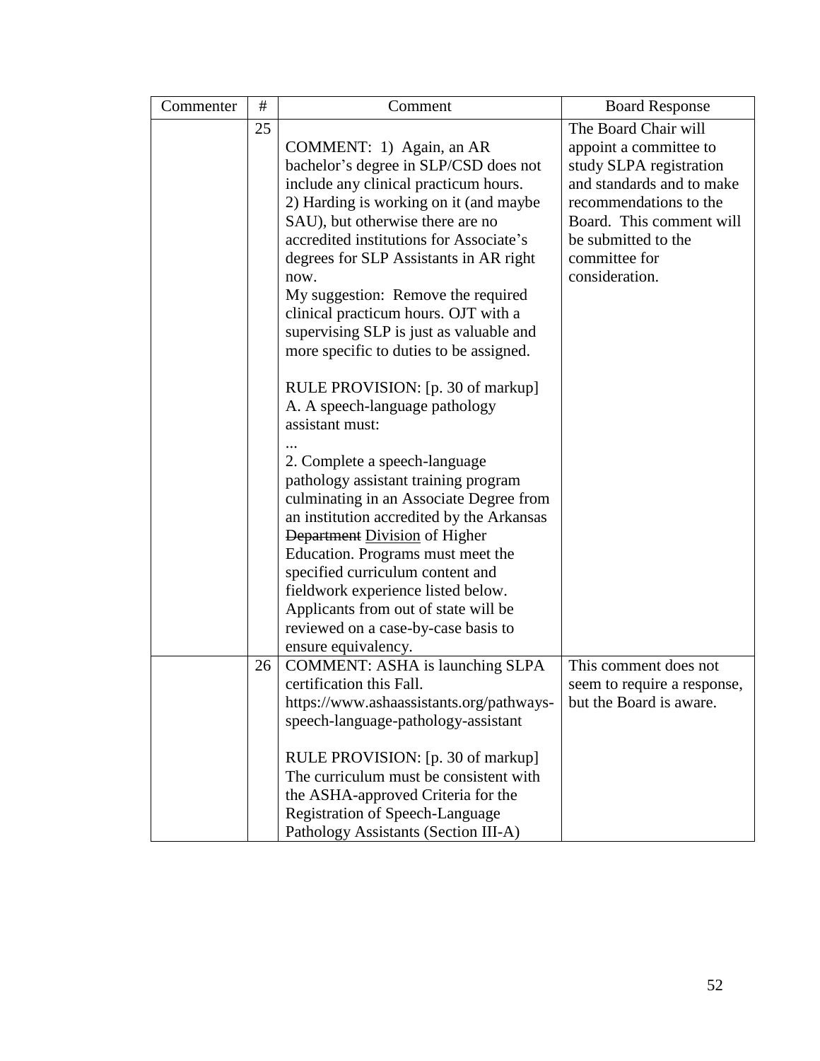| Commenter | # | Comment | Board Response |
|---|---|---|---|
| | 25 | COMMENT: 1) Again, an AR bachelor's degree in SLP/CSD does not include any clinical practicum hours.<br>2) Harding is working on it (and maybe SAU), but otherwise there are no accredited institutions for Associate's degrees for SLP Assistants in AR right now.<br>My suggestion: Remove the required clinical practicum hours. OJT with a supervising SLP is just as valuable and more specific to duties to be assigned.<br><br>RULE PROVISION: [p. 30 of markup]<br>A. A speech-language pathology assistant must:<br>...<br>2. Complete a speech-language pathology assistant training program culminating in an Associate Degree from an institution accredited by the Arkansas ~~Department~~ <u>Division</u> of Higher Education. Programs must meet the specified curriculum content and fieldwork experience listed below. Applicants from out of state will be reviewed on a case-by-case basis to ensure equivalency. | The Board Chair will appoint a committee to study SLPA registration and standards and to make recommendations to the Board. This comment will be submitted to the committee for consideration. |
| | 26 | COMMENT: ASHA is launching SLPA certification this Fall.<br>https://www.ashaassistants.org/pathways-speech-language-pathology-assistant<br><br>RULE PROVISION: [p. 30 of markup]<br>The curriculum must be consistent with the ASHA-approved Criteria for the Registration of Speech-Language Pathology Assistants (Section III-A) | This comment does not seem to require a response, but the Board is aware. |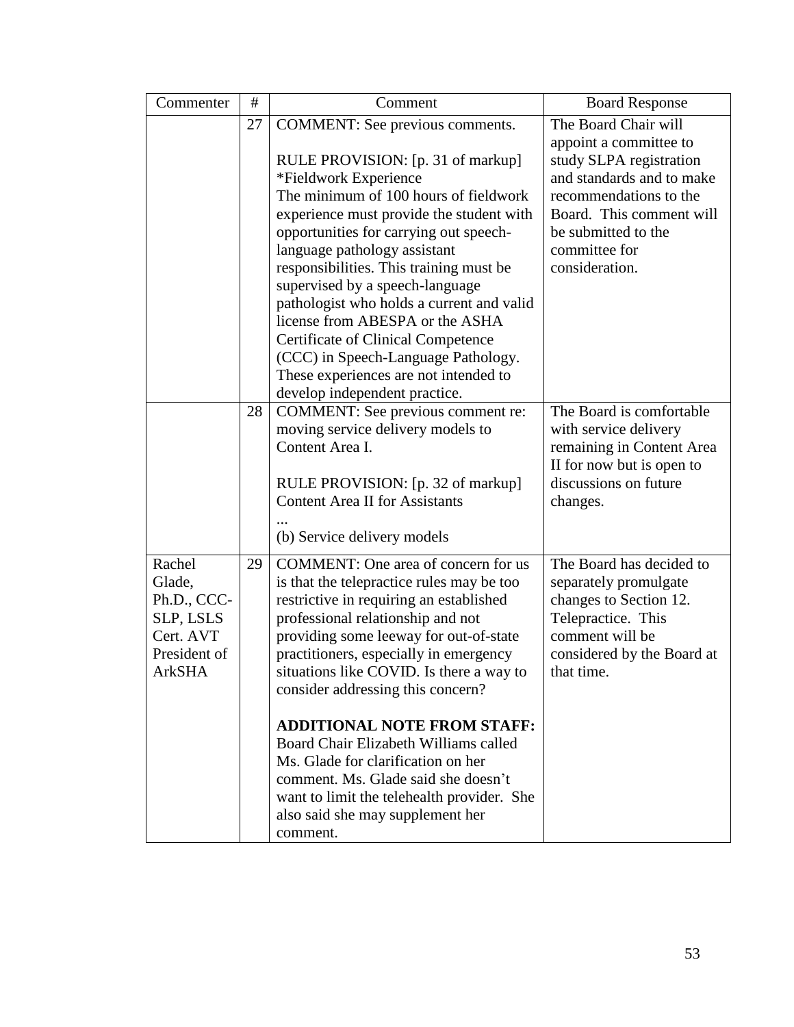| Commenter | # | Comment | Board Response |
|---|---|---|---|
| | 27 | COMMENT: See previous comments.<br><br>RULE PROVISION: [p. 31 of markup]<br>*Fieldwork Experience<br>The minimum of 100 hours of fieldwork experience must provide the student with opportunities for carrying out speech-language pathology assistant responsibilities. This training must be supervised by a speech-language pathologist who holds a current and valid license from ABESPA or the ASHA Certificate of Clinical Competence (CCC) in Speech-Language Pathology. These experiences are not intended to develop independent practice. | The Board Chair will appoint a committee to study SLPA registration and standards and to make recommendations to the Board. This comment will be submitted to the committee for consideration. |
| | 28 | COMMENT: See previous comment re: moving service delivery models to Content Area I.<br><br>RULE PROVISION: [p. 32 of markup]<br>Content Area II for Assistants<br>...<br>(b) Service delivery models | The Board is comfortable with service delivery remaining in Content Area II for now but is open to discussions on future changes. |
| Rachel Glade, Ph.D., CCC-SLP, LSLS Cert. AVT President of ArkSHA | 29 | COMMENT: One area of concern for us is that the telepractice rules may be too restrictive in requiring an established professional relationship and not providing some leeway for out-of-state practitioners, especially in emergency situations like COVID. Is there a way to consider addressing this concern?<br><br>**ADDITIONAL NOTE FROM STAFF:** Board Chair Elizabeth Williams called Ms. Glade for clarification on her comment. Ms. Glade said she doesn't want to limit the telehealth provider. She also said she may supplement her comment. | The Board has decided to separately promulgate changes to Section 12. Telepractice. This comment will be considered by the Board at that time. |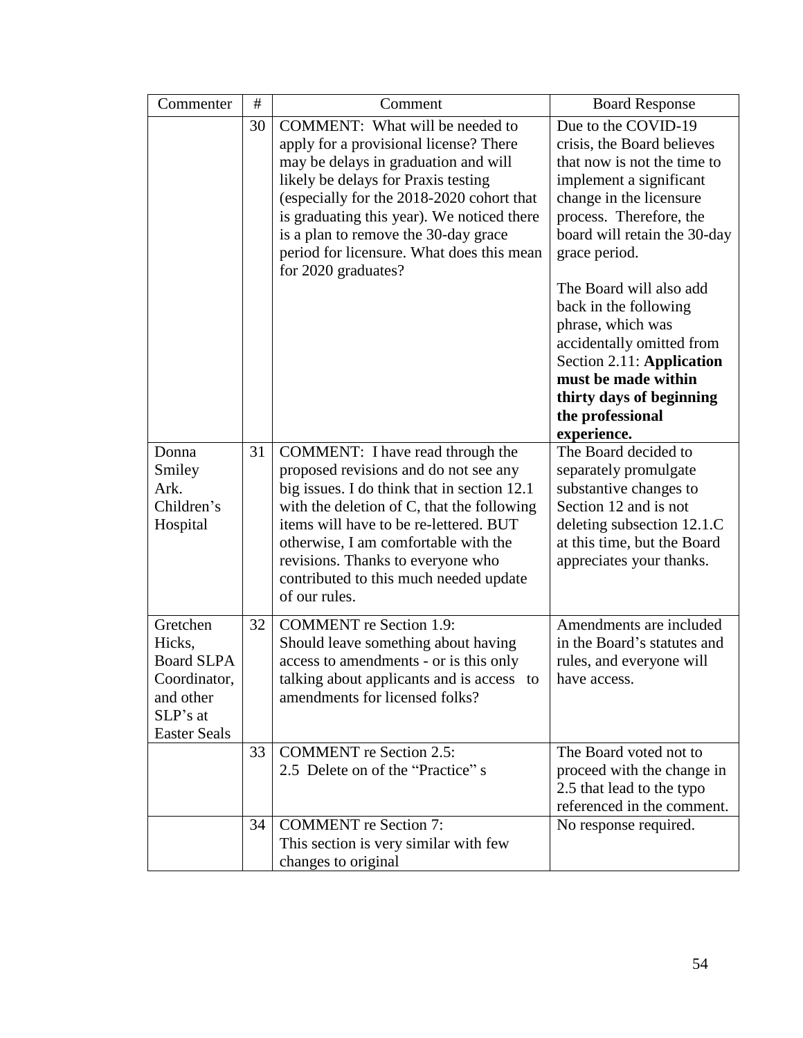| Commenter | # | Comment | Board Response |
|---|---|---|---|
| | 30 | COMMENT: What will be needed to apply for a provisional license? There may be delays in graduation and will likely be delays for Praxis testing (especially for the 2018-2020 cohort that is graduating this year). We noticed there is a plan to remove the 30-day grace period for licensure. What does this mean for 2020 graduates? | Due to the COVID-19 crisis, the Board believes that now is not the time to implement a significant change in the licensure process. Therefore, the board will retain the 30-day grace period.<br><br>The Board will also add back in the following phrase, which was accidentally omitted from Section 2.11: **Application must be made within thirty days of beginning the professional experience.** |
| Donna Smiley Ark. Children's Hospital | 31 | COMMENT: I have read through the proposed revisions and do not see any big issues. I do think that in section 12.1 with the deletion of C, that the following items will have to be re-lettered. BUT otherwise, I am comfortable with the revisions. Thanks to everyone who contributed to this much needed update of our rules. | The Board decided to separately promulgate substantive changes to Section 12 and is not deleting subsection 12.1.C at this time, but the Board appreciates your thanks. |
| Gretchen Hicks, Board SLPA Coordinator, and other SLP's at Easter Seals | 32 | COMMENT re Section 1.9:<br>Should leave something about having access to amendments - or is this only talking about applicants and is access to amendments for licensed folks? | Amendments are included in the Board's statutes and rules, and everyone will have access. |
| | 33 | COMMENT re Section 2.5:<br>2.5 Delete on of the "Practice" s | The Board voted not to proceed with the change in 2.5 that lead to the typo referenced in the comment. |
| | 34 | COMMENT re Section 7:<br>This section is very similar with few changes to original | No response required. |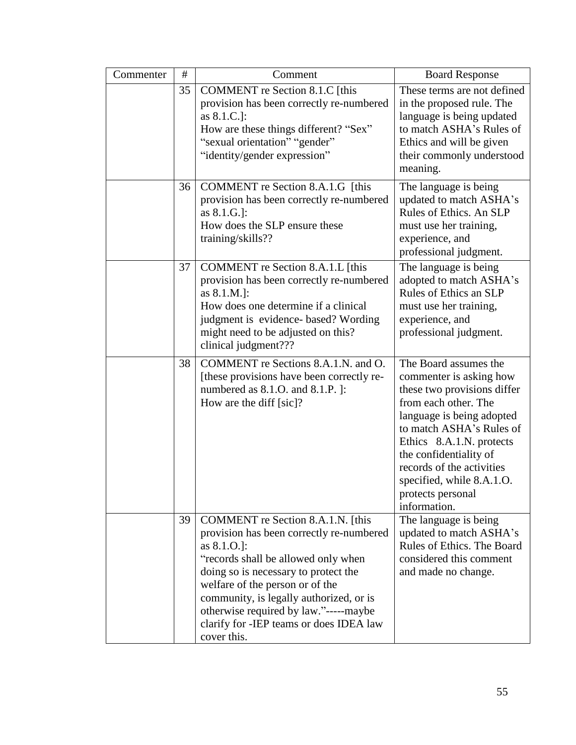| Commenter | # | Comment | Board Response |
|---|---|---|---|
| | 35 | COMMENT re Section 8.1.C [this provision has been correctly re-numbered as 8.1.C.]: How are these things different? "Sex" "sexual orientation" "gender" "identity/gender expression" | These terms are not defined in the proposed rule. The language is being updated to match ASHA's Rules of Ethics and will be given their commonly understood meaning. |
| | 36 | COMMENT re Section 8.A.1.G [this provision has been correctly re-numbered as 8.1.G.]: How does the SLP ensure these training/skills?? | The language is being updated to match ASHA's Rules of Ethics. An SLP must use her training, experience, and professional judgment. |
| | 37 | COMMENT re Section 8.A.1.L [this provision has been correctly re-numbered as 8.1.M.]: How does one determine if a clinical judgment is evidence- based? Wording might need to be adjusted on this? clinical judgment??? | The language is being adopted to match ASHA's Rules of Ethics an SLP must use her training, experience, and professional judgment. |
| | 38 | COMMENT re Sections 8.A.1.N. and O. [these provisions have been correctly re-numbered as 8.1.O. and 8.1.P. ]: How are the diff [sic]? | The Board assumes the commenter is asking how these two provisions differ from each other. The language is being adopted to match ASHA's Rules of Ethics 8.A.1.N. protects the confidentiality of records of the activities specified, while 8.A.1.O. protects personal information. |
| | 39 | COMMENT re Section 8.A.1.N. [this provision has been correctly re-numbered as 8.1.O.]: "records shall be allowed only when doing so is necessary to protect the welfare of the person or of the community, is legally authorized, or is otherwise required by law."-----maybe clarify for -IEP teams or does IDEA law cover this. | The language is being updated to match ASHA's Rules of Ethics. The Board considered this comment and made no change. |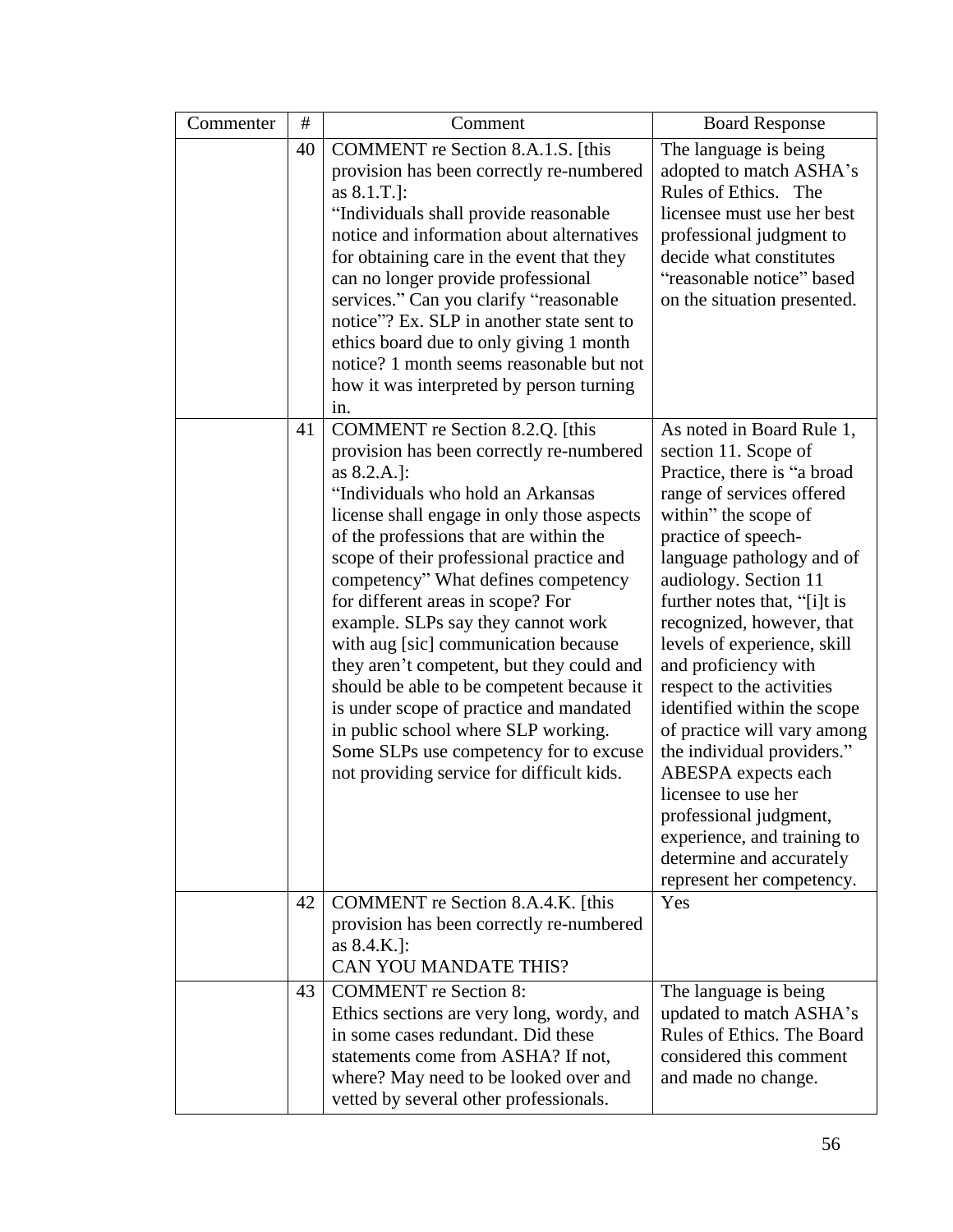| Commenter | # | Comment | Board Response |
|---|---|---|---|
| | 40 | COMMENT re Section 8.A.1.S. [this provision has been correctly re-numbered as 8.1.T.]: "Individuals shall provide reasonable notice and information about alternatives for obtaining care in the event that they can no longer provide professional services." Can you clarify "reasonable notice"? Ex. SLP in another state sent to ethics board due to only giving 1 month notice? 1 month seems reasonable but not how it was interpreted by person turning in. | The language is being adopted to match ASHA's Rules of Ethics. The licensee must use her best professional judgment to decide what constitutes "reasonable notice" based on the situation presented. |
| | 41 | COMMENT re Section 8.2.Q. [this provision has been correctly re-numbered as 8.2.A.]: "Individuals who hold an Arkansas license shall engage in only those aspects of the professions that are within the scope of their professional practice and competency" What defines competency for different areas in scope? For example. SLPs say they cannot work with aug [sic] communication because they aren't competent, but they could and should be able to be competent because it is under scope of practice and mandated in public school where SLP working. Some SLPs use competency for to excuse not providing service for difficult kids. | As noted in Board Rule 1, section 11. Scope of Practice, there is "a broad range of services offered within" the scope of practice of speech-language pathology and of audiology. Section 11 further notes that, "[i]t is recognized, however, that levels of experience, skill and proficiency with respect to the activities identified within the scope of practice will vary among the individual providers." ABESPA expects each licensee to use her professional judgment, experience, and training to determine and accurately represent her competency. |
| | 42 | COMMENT re Section 8.A.4.K. [this provision has been correctly re-numbered as 8.4.K.]: CAN YOU MANDATE THIS? | Yes |
| | 43 | COMMENT re Section 8: Ethics sections are very long, wordy, and in some cases redundant. Did these statements come from ASHA? If not, where? May need to be looked over and vetted by several other professionals. | The language is being updated to match ASHA's Rules of Ethics. The Board considered this comment and made no change. |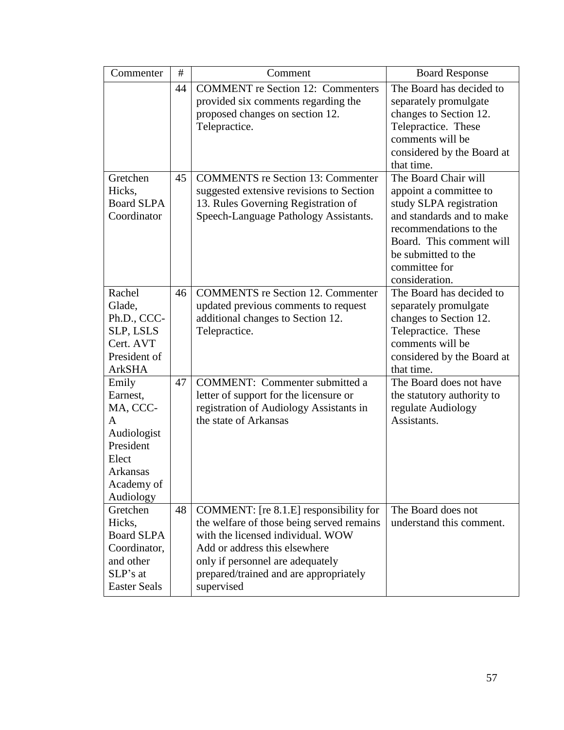| Commenter | # | Comment | Board Response |
|---|---|---|---|
| | 44 | COMMENT re Section 12: Commenters provided six comments regarding the proposed changes on section 12. Telepractice. | The Board has decided to separately promulgate changes to Section 12. Telepractice. These comments will be considered by the Board at that time. |
| Gretchen Hicks, Board SLPA Coordinator | 45 | COMMENTS re Section 13: Commenter suggested extensive revisions to Section 13. Rules Governing Registration of Speech-Language Pathology Assistants. | The Board Chair will appoint a committee to study SLPA registration and standards and to make recommendations to the Board. This comment will be submitted to the committee for consideration. |
| Rachel Glade, Ph.D., CCC-SLP, LSLS Cert. AVT President of ArkSHA | 46 | COMMENTS re Section 12. Commenter updated previous comments to request additional changes to Section 12. Telepractice. | The Board has decided to separately promulgate changes to Section 12. Telepractice. These comments will be considered by the Board at that time. |
| Emily Earnest, MA, CCC-A Audiologist President Elect Arkansas Academy of Audiology | 47 | COMMENT: Commenter submitted a letter of support for the licensure or registration of Audiology Assistants in the state of Arkansas | The Board does not have the statutory authority to regulate Audiology Assistants. |
| Gretchen Hicks, Board SLPA Coordinator, and other SLP's at Easter Seals | 48 | COMMENT: [re 8.1.E] responsibility for the welfare of those being served remains with the licensed individual. WOW Add or address this elsewhere only if personnel are adequately prepared/trained and are appropriately supervised | The Board does not understand this comment. |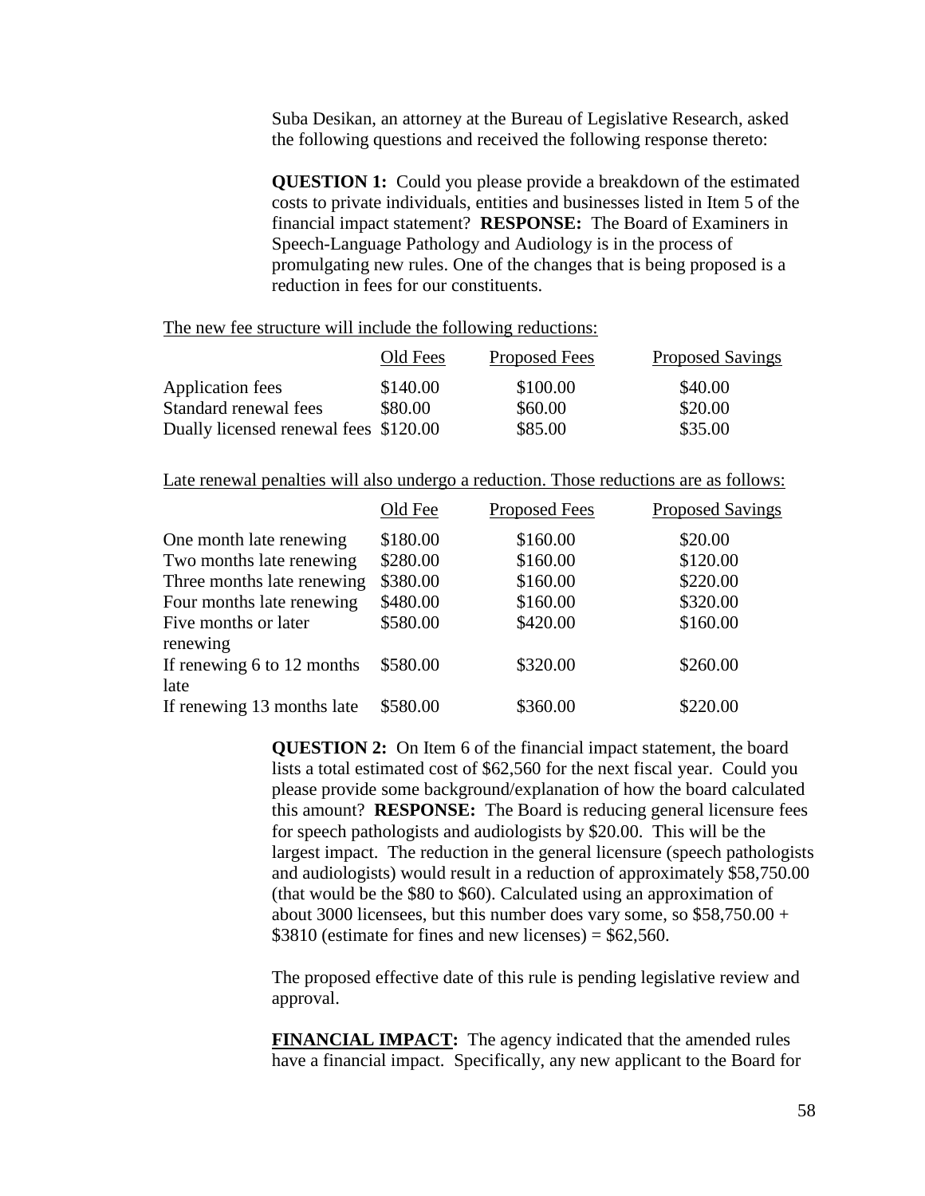Suba Desikan, an attorney at the Bureau of Legislative Research, asked the following questions and received the following response thereto:

**QUESTION 1:** Could you please provide a breakdown of the estimated costs to private individuals, entities and businesses listed in Item 5 of the financial impact statement? **RESPONSE:** The Board of Examiners in Speech-Language Pathology and Audiology is in the process of promulgating new rules. One of the changes that is being proposed is a reduction in fees for our constituents.

The new fee structure will include the following reductions:

| | Old Fees | Proposed Fees | Proposed Savings |
|---|---|---|---|
| Application fees | $140.00 | $100.00 | $40.00 |
| Standard renewal fees | $80.00 | $60.00 | $20.00 |
| Dually licensed renewal fees | $120.00 | $85.00 | $35.00 |

Late renewal penalties will also undergo a reduction. Those reductions are as follows:

| | Old Fee | Proposed Fees | Proposed Savings |
|---|---|---|---|
| One month late renewing | $180.00 | $160.00 | $20.00 |
| Two months late renewing | $280.00 | $160.00 | $120.00 |
| Three months late renewing | $380.00 | $160.00 | $220.00 |
| Four months late renewing | $480.00 | $160.00 | $320.00 |
| Five months or later renewing | $580.00 | $420.00 | $160.00 |
| If renewing 6 to 12 months late | $580.00 | $320.00 | $260.00 |
| If renewing 13 months late | $580.00 | $360.00 | $220.00 |

**QUESTION 2:** On Item 6 of the financial impact statement, the board lists a total estimated cost of $62,560 for the next fiscal year. Could you please provide some background/explanation of how the board calculated this amount? **RESPONSE:** The Board is reducing general licensure fees for speech pathologists and audiologists by $20.00. This will be the largest impact. The reduction in the general licensure (speech pathologists and audiologists) would result in a reduction of approximately $58,750.00 (that would be the $80 to $60). Calculated using an approximation of about 3000 licensees, but this number does vary some, so $58,750.00 + $3810 (estimate for fines and new licenses) = $62,560.

The proposed effective date of this rule is pending legislative review and approval.

**FINANCIAL IMPACT:** The agency indicated that the amended rules have a financial impact. Specifically, any new applicant to the Board for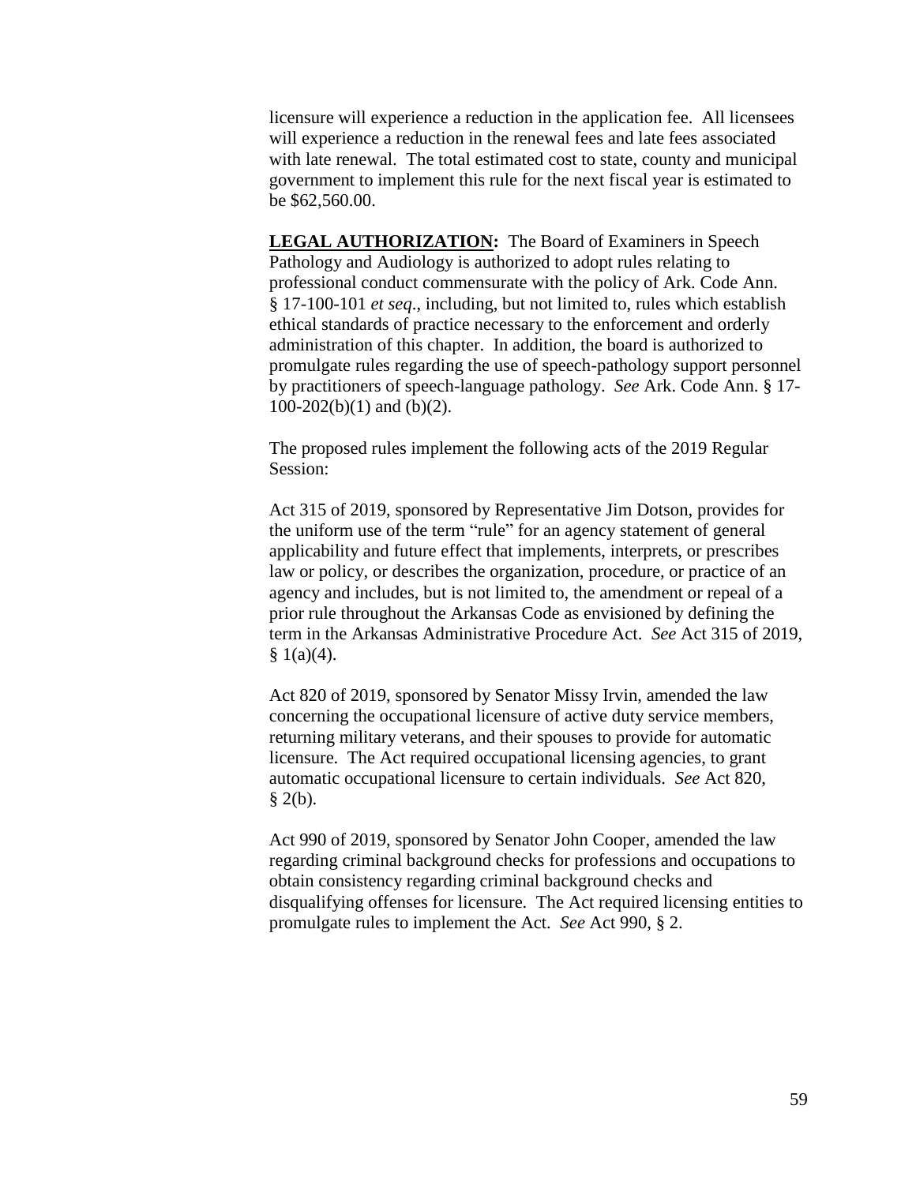licensure will experience a reduction in the application fee. All licensees will experience a reduction in the renewal fees and late fees associated with late renewal. The total estimated cost to state, county and municipal government to implement this rule for the next fiscal year is estimated to be $62,560.00.

**LEGAL AUTHORIZATION:** The Board of Examiners in Speech Pathology and Audiology is authorized to adopt rules relating to professional conduct commensurate with the policy of Ark. Code Ann. § 17-100-101 *et seq*., including, but not limited to, rules which establish ethical standards of practice necessary to the enforcement and orderly administration of this chapter. In addition, the board is authorized to promulgate rules regarding the use of speech-pathology support personnel by practitioners of speech-language pathology. *See* Ark. Code Ann. § 17-100-202(b)(1) and (b)(2).

The proposed rules implement the following acts of the 2019 Regular Session:

Act 315 of 2019, sponsored by Representative Jim Dotson, provides for the uniform use of the term "rule" for an agency statement of general applicability and future effect that implements, interprets, or prescribes law or policy, or describes the organization, procedure, or practice of an agency and includes, but is not limited to, the amendment or repeal of a prior rule throughout the Arkansas Code as envisioned by defining the term in the Arkansas Administrative Procedure Act. *See* Act 315 of 2019, § 1(a)(4).

Act 820 of 2019, sponsored by Senator Missy Irvin, amended the law concerning the occupational licensure of active duty service members, returning military veterans, and their spouses to provide for automatic licensure. The Act required occupational licensing agencies, to grant automatic occupational licensure to certain individuals. *See* Act 820, § 2(b).

Act 990 of 2019, sponsored by Senator John Cooper, amended the law regarding criminal background checks for professions and occupations to obtain consistency regarding criminal background checks and disqualifying offenses for licensure. The Act required licensing entities to promulgate rules to implement the Act. *See* Act 990, § 2.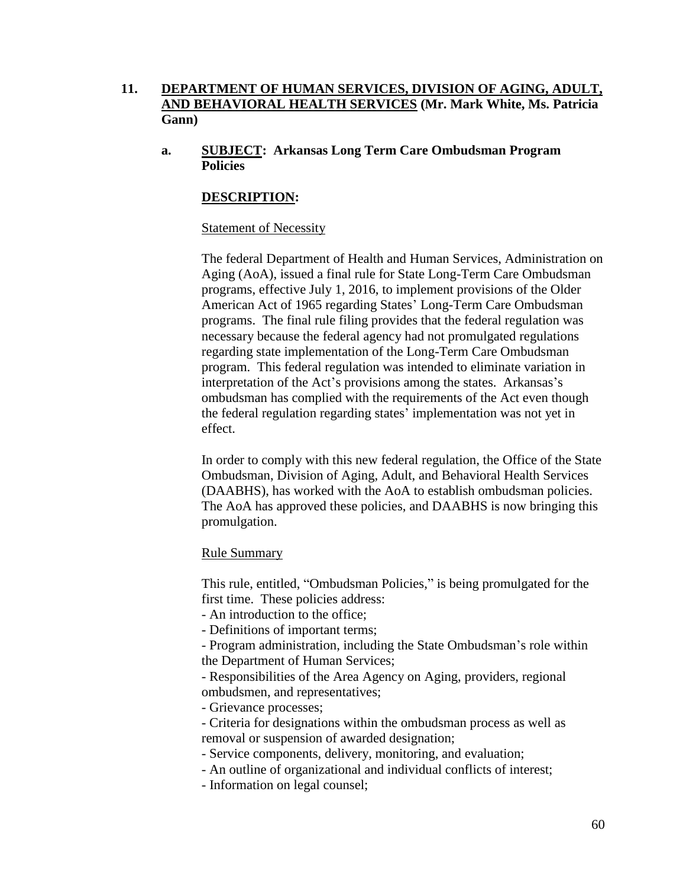**11. DEPARTMENT OF HUMAN SERVICES, DIVISION OF AGING, ADULT, AND BEHAVIORAL HEALTH SERVICES (Mr. Mark White, Ms. Patricia Gann)**

**a. SUBJECT: Arkansas Long Term Care Ombudsman Program Policies**

**DESCRIPTION:**

Statement of Necessity

The federal Department of Health and Human Services, Administration on Aging (AoA), issued a final rule for State Long-Term Care Ombudsman programs, effective July 1, 2016, to implement provisions of the Older American Act of 1965 regarding States' Long-Term Care Ombudsman programs. The final rule filing provides that the federal regulation was necessary because the federal agency had not promulgated regulations regarding state implementation of the Long-Term Care Ombudsman program. This federal regulation was intended to eliminate variation in interpretation of the Act's provisions among the states. Arkansas's ombudsman has complied with the requirements of the Act even though the federal regulation regarding states' implementation was not yet in effect.

In order to comply with this new federal regulation, the Office of the State Ombudsman, Division of Aging, Adult, and Behavioral Health Services (DAABHS), has worked with the AoA to establish ombudsman policies. The AoA has approved these policies, and DAABHS is now bringing this promulgation.

Rule Summary

This rule, entitled, "Ombudsman Policies," is being promulgated for the first time. These policies address:

- An introduction to the office;
- Definitions of important terms;
- Program administration, including the State Ombudsman's role within the Department of Human Services;
- Responsibilities of the Area Agency on Aging, providers, regional ombudsmen, and representatives;
- Grievance processes;
- Criteria for designations within the ombudsman process as well as removal or suspension of awarded designation;
- Service components, delivery, monitoring, and evaluation;
- An outline of organizational and individual conflicts of interest;
- Information on legal counsel;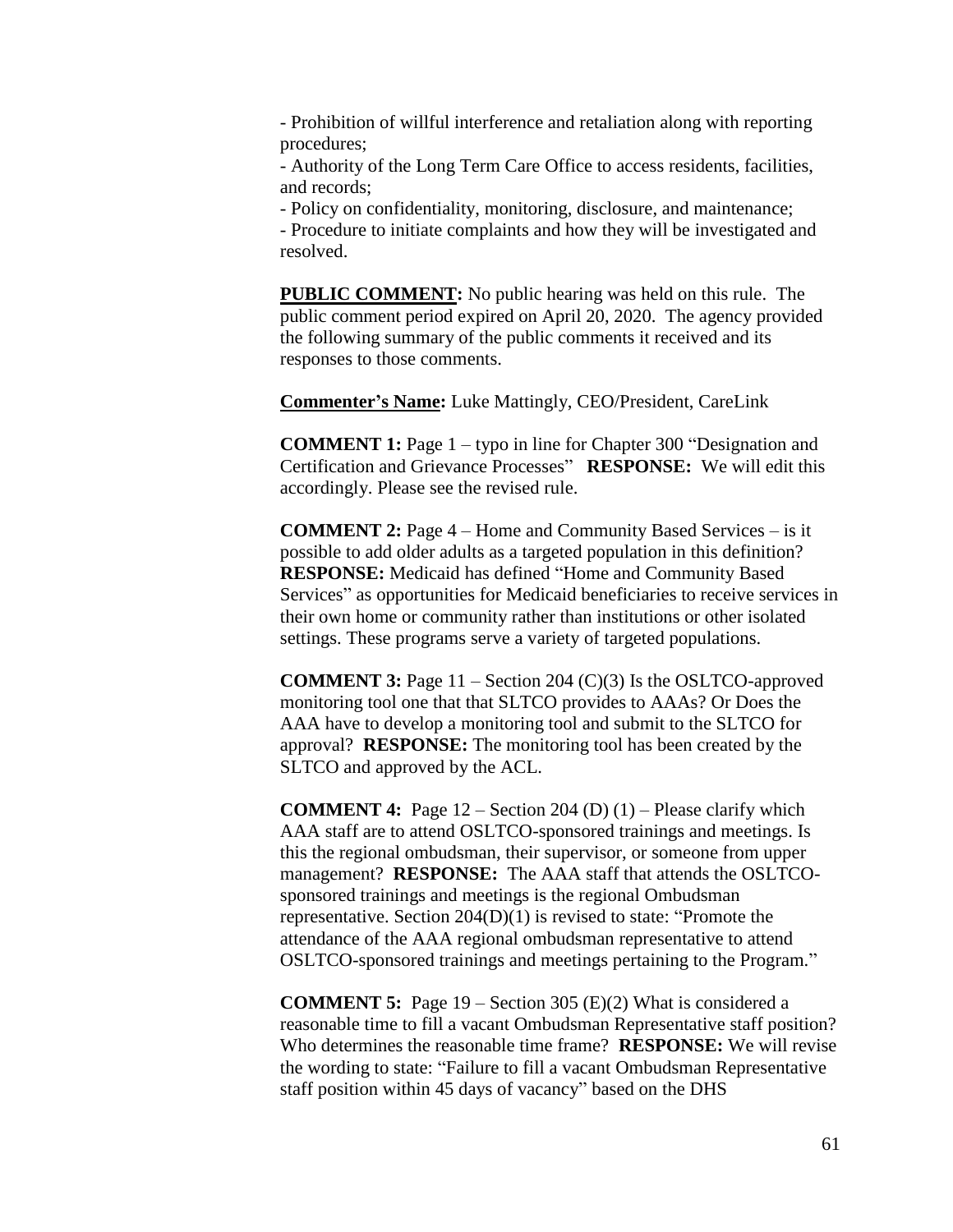- Prohibition of willful interference and retaliation along with reporting procedures;
- Authority of the Long Term Care Office to access residents, facilities, and records;
- Policy on confidentiality, monitoring, disclosure, and maintenance;
- Procedure to initiate complaints and how they will be investigated and resolved.

**PUBLIC COMMENT:** No public hearing was held on this rule. The public comment period expired on April 20, 2020. The agency provided the following summary of the public comments it received and its responses to those comments.

**Commenter's Name:** Luke Mattingly, CEO/President, CareLink

**COMMENT 1:** Page 1 – typo in line for Chapter 300 "Designation and Certification and Grievance Processes" **RESPONSE:** We will edit this accordingly. Please see the revised rule.

**COMMENT 2:** Page 4 – Home and Community Based Services – is it possible to add older adults as a targeted population in this definition? **RESPONSE:** Medicaid has defined "Home and Community Based Services" as opportunities for Medicaid beneficiaries to receive services in their own home or community rather than institutions or other isolated settings. These programs serve a variety of targeted populations.

**COMMENT 3:** Page 11 – Section 204 (C)(3) Is the OSLTCO-approved monitoring tool one that that SLTCO provides to AAAs? Or Does the AAA have to develop a monitoring tool and submit to the SLTCO for approval? **RESPONSE:** The monitoring tool has been created by the SLTCO and approved by the ACL.

**COMMENT 4:** Page 12 – Section 204 (D) (1) – Please clarify which AAA staff are to attend OSLTCO-sponsored trainings and meetings. Is this the regional ombudsman, their supervisor, or someone from upper management? **RESPONSE:** The AAA staff that attends the OSLTCO-sponsored trainings and meetings is the regional Ombudsman representative. Section 204(D)(1) is revised to state: "Promote the attendance of the AAA regional ombudsman representative to attend OSLTCO-sponsored trainings and meetings pertaining to the Program."

**COMMENT 5:** Page 19 – Section 305 (E)(2) What is considered a reasonable time to fill a vacant Ombudsman Representative staff position? Who determines the reasonable time frame? **RESPONSE:** We will revise the wording to state: "Failure to fill a vacant Ombudsman Representative staff position within 45 days of vacancy" based on the DHS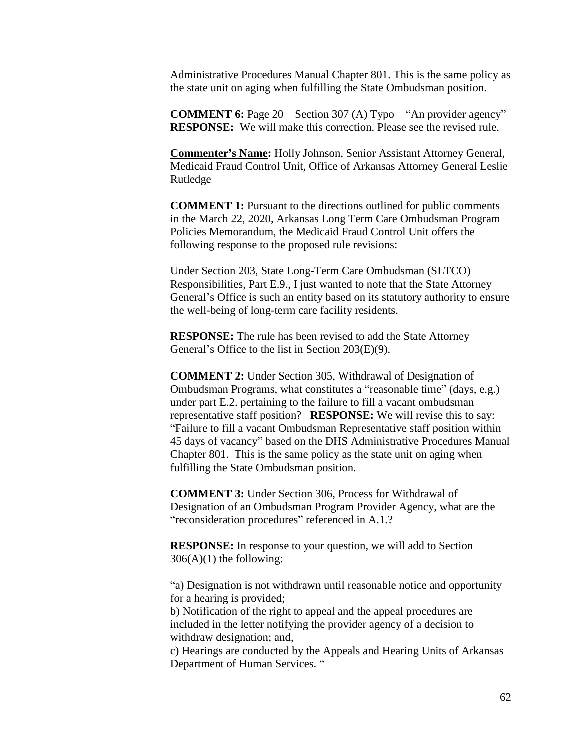Administrative Procedures Manual Chapter 801. This is the same policy as the state unit on aging when fulfilling the State Ombudsman position.

**COMMENT 6:** Page 20 – Section 307 (A) Typo – "An provider agency"
**RESPONSE:** We will make this correction. Please see the revised rule.

**Commenter's Name:** Holly Johnson, Senior Assistant Attorney General, Medicaid Fraud Control Unit, Office of Arkansas Attorney General Leslie Rutledge

**COMMENT 1:** Pursuant to the directions outlined for public comments in the March 22, 2020, Arkansas Long Term Care Ombudsman Program Policies Memorandum, the Medicaid Fraud Control Unit offers the following response to the proposed rule revisions:

Under Section 203, State Long-Term Care Ombudsman (SLTCO) Responsibilities, Part E.9., I just wanted to note that the State Attorney General's Office is such an entity based on its statutory authority to ensure the well-being of long-term care facility residents.

**RESPONSE:** The rule has been revised to add the State Attorney General's Office to the list in Section 203(E)(9).

**COMMENT 2:** Under Section 305, Withdrawal of Designation of Ombudsman Programs, what constitutes a "reasonable time" (days, e.g.) under part E.2. pertaining to the failure to fill a vacant ombudsman representative staff position? **RESPONSE:** We will revise this to say: "Failure to fill a vacant Ombudsman Representative staff position within 45 days of vacancy" based on the DHS Administrative Procedures Manual Chapter 801. This is the same policy as the state unit on aging when fulfilling the State Ombudsman position.

**COMMENT 3:** Under Section 306, Process for Withdrawal of Designation of an Ombudsman Program Provider Agency, what are the "reconsideration procedures" referenced in A.1.?

**RESPONSE:** In response to your question, we will add to Section 306(A)(1) the following:

"a) Designation is not withdrawn until reasonable notice and opportunity for a hearing is provided;
b) Notification of the right to appeal and the appeal procedures are included in the letter notifying the provider agency of a decision to withdraw designation; and,
c) Hearings are conducted by the Appeals and Hearing Units of Arkansas Department of Human Services. "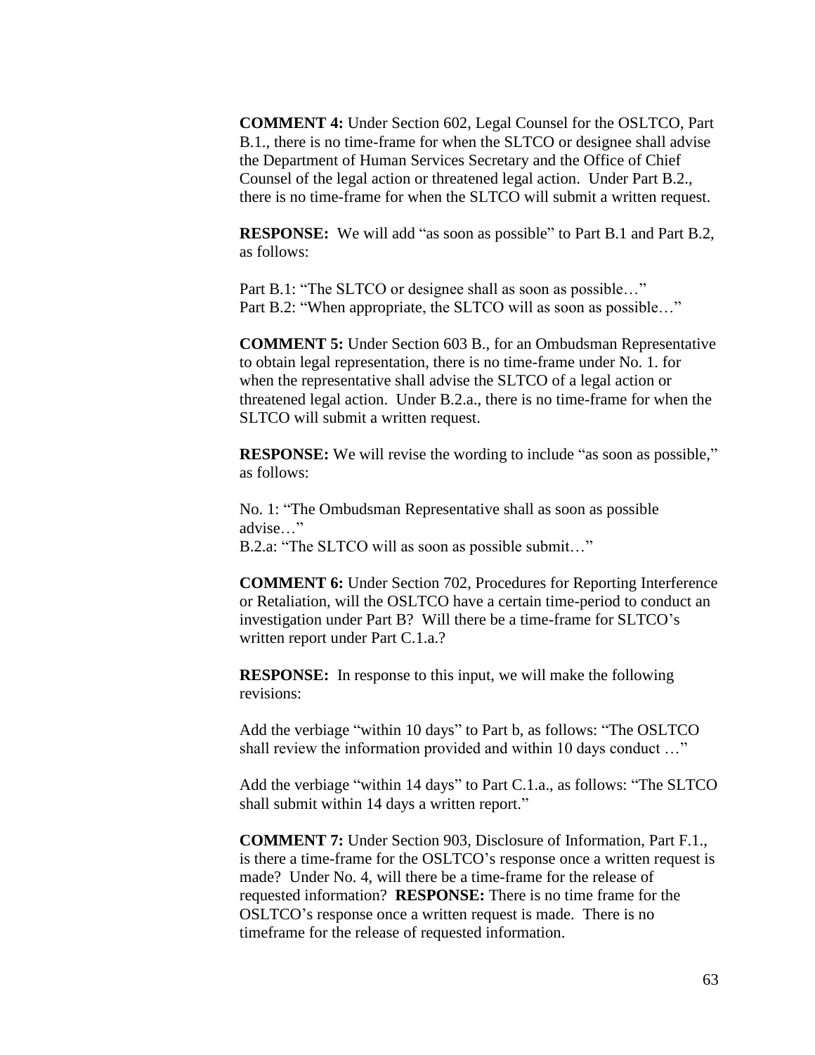**COMMENT 4:** Under Section 602, Legal Counsel for the OSLTCO, Part B.1., there is no time-frame for when the SLTCO or designee shall advise the Department of Human Services Secretary and the Office of Chief Counsel of the legal action or threatened legal action. Under Part B.2., there is no time-frame for when the SLTCO will submit a written request.

**RESPONSE:** We will add "as soon as possible" to Part B.1 and Part B.2, as follows:

Part B.1: "The SLTCO or designee shall as soon as possible…"
Part B.2: "When appropriate, the SLTCO will as soon as possible…"

**COMMENT 5:** Under Section 603 B., for an Ombudsman Representative to obtain legal representation, there is no time-frame under No. 1. for when the representative shall advise the SLTCO of a legal action or threatened legal action. Under B.2.a., there is no time-frame for when the SLTCO will submit a written request.

**RESPONSE:** We will revise the wording to include "as soon as possible," as follows:

No. 1: "The Ombudsman Representative shall as soon as possible advise…"
B.2.a: "The SLTCO will as soon as possible submit…"

**COMMENT 6:** Under Section 702, Procedures for Reporting Interference or Retaliation, will the OSLTCO have a certain time-period to conduct an investigation under Part B? Will there be a time-frame for SLTCO's written report under Part C.1.a.?

**RESPONSE:** In response to this input, we will make the following revisions:

Add the verbiage "within 10 days" to Part b, as follows: "The OSLTCO shall review the information provided and within 10 days conduct …"

Add the verbiage "within 14 days" to Part C.1.a., as follows: "The SLTCO shall submit within 14 days a written report."

**COMMENT 7:** Under Section 903, Disclosure of Information, Part F.1., is there a time-frame for the OSLTCO's response once a written request is made? Under No. 4, will there be a time-frame for the release of requested information? **RESPONSE:** There is no time frame for the OSLTCO's response once a written request is made. There is no timeframe for the release of requested information.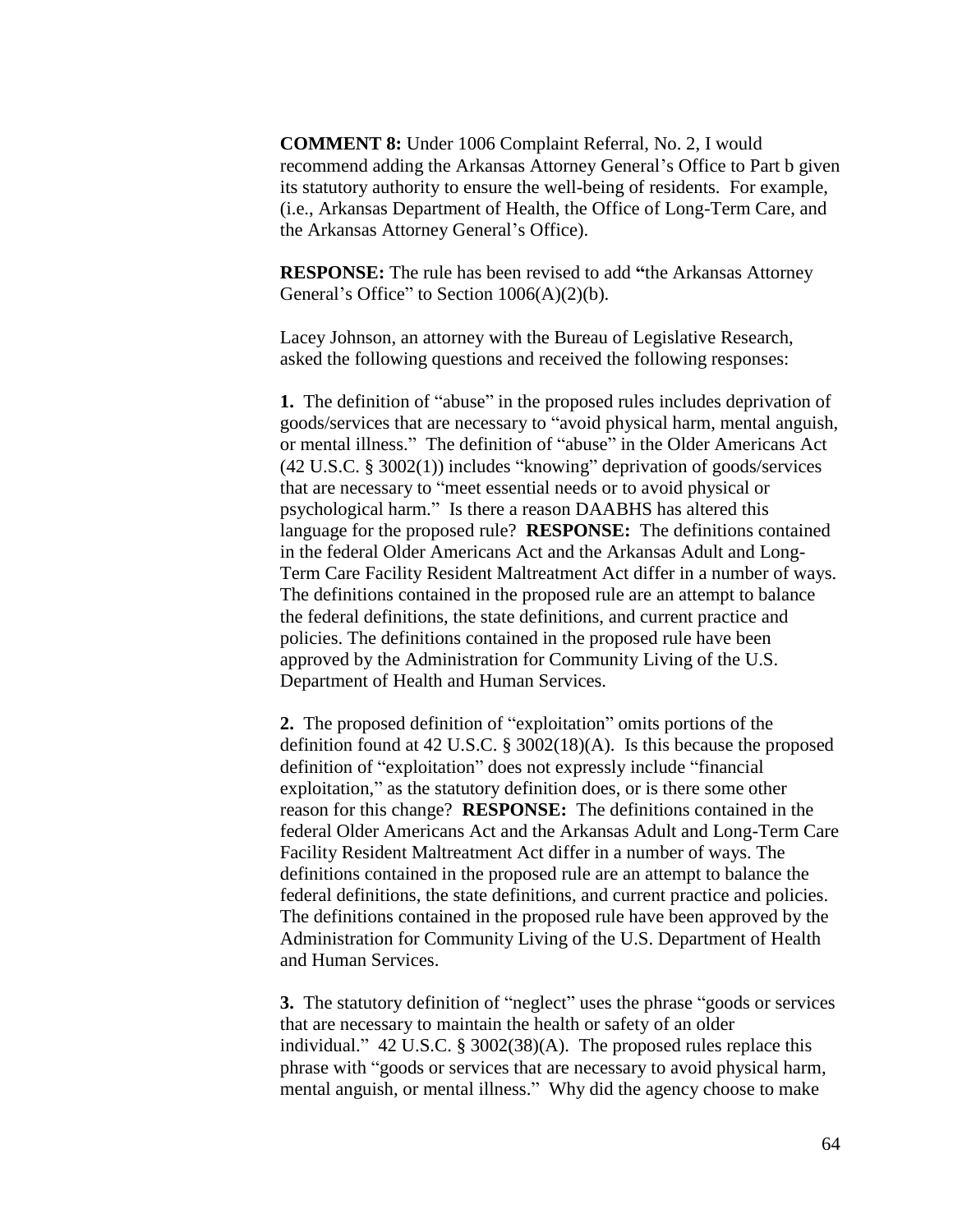**COMMENT 8:** Under 1006 Complaint Referral, No. 2, I would recommend adding the Arkansas Attorney General's Office to Part b given its statutory authority to ensure the well-being of residents. For example, (i.e., Arkansas Department of Health, the Office of Long-Term Care, and the Arkansas Attorney General's Office).

**RESPONSE:** The rule has been revised to add **"**the Arkansas Attorney General's Office" to Section 1006(A)(2)(b).

Lacey Johnson, an attorney with the Bureau of Legislative Research, asked the following questions and received the following responses:

**1.** The definition of "abuse" in the proposed rules includes deprivation of goods/services that are necessary to "avoid physical harm, mental anguish, or mental illness." The definition of "abuse" in the Older Americans Act (42 U.S.C. § 3002(1)) includes "knowing" deprivation of goods/services that are necessary to "meet essential needs or to avoid physical or psychological harm." Is there a reason DAABHS has altered this language for the proposed rule? **RESPONSE:** The definitions contained in the federal Older Americans Act and the Arkansas Adult and Long-Term Care Facility Resident Maltreatment Act differ in a number of ways. The definitions contained in the proposed rule are an attempt to balance the federal definitions, the state definitions, and current practice and policies. The definitions contained in the proposed rule have been approved by the Administration for Community Living of the U.S. Department of Health and Human Services.

**2.** The proposed definition of "exploitation" omits portions of the definition found at 42 U.S.C. § 3002(18)(A). Is this because the proposed definition of "exploitation" does not expressly include "financial exploitation," as the statutory definition does, or is there some other reason for this change? **RESPONSE:** The definitions contained in the federal Older Americans Act and the Arkansas Adult and Long-Term Care Facility Resident Maltreatment Act differ in a number of ways. The definitions contained in the proposed rule are an attempt to balance the federal definitions, the state definitions, and current practice and policies. The definitions contained in the proposed rule have been approved by the Administration for Community Living of the U.S. Department of Health and Human Services.

**3.** The statutory definition of "neglect" uses the phrase "goods or services that are necessary to maintain the health or safety of an older individual." 42 U.S.C. § 3002(38)(A). The proposed rules replace this phrase with "goods or services that are necessary to avoid physical harm, mental anguish, or mental illness." Why did the agency choose to make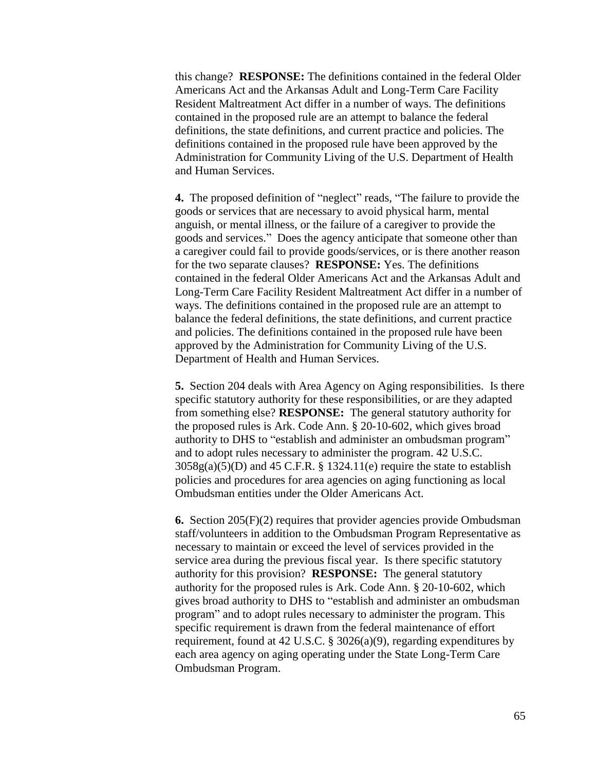this change? **RESPONSE:** The definitions contained in the federal Older Americans Act and the Arkansas Adult and Long-Term Care Facility Resident Maltreatment Act differ in a number of ways. The definitions contained in the proposed rule are an attempt to balance the federal definitions, the state definitions, and current practice and policies. The definitions contained in the proposed rule have been approved by the Administration for Community Living of the U.S. Department of Health and Human Services.

**4.** The proposed definition of "neglect" reads, "The failure to provide the goods or services that are necessary to avoid physical harm, mental anguish, or mental illness, or the failure of a caregiver to provide the goods and services." Does the agency anticipate that someone other than a caregiver could fail to provide goods/services, or is there another reason for the two separate clauses? **RESPONSE:** Yes. The definitions contained in the federal Older Americans Act and the Arkansas Adult and Long-Term Care Facility Resident Maltreatment Act differ in a number of ways. The definitions contained in the proposed rule are an attempt to balance the federal definitions, the state definitions, and current practice and policies. The definitions contained in the proposed rule have been approved by the Administration for Community Living of the U.S. Department of Health and Human Services.

**5.** Section 204 deals with Area Agency on Aging responsibilities. Is there specific statutory authority for these responsibilities, or are they adapted from something else? **RESPONSE:** The general statutory authority for the proposed rules is Ark. Code Ann. § 20-10-602, which gives broad authority to DHS to "establish and administer an ombudsman program" and to adopt rules necessary to administer the program. 42 U.S.C. 3058g(a)(5)(D) and 45 C.F.R. § 1324.11(e) require the state to establish policies and procedures for area agencies on aging functioning as local Ombudsman entities under the Older Americans Act.

**6.** Section 205(F)(2) requires that provider agencies provide Ombudsman staff/volunteers in addition to the Ombudsman Program Representative as necessary to maintain or exceed the level of services provided in the service area during the previous fiscal year. Is there specific statutory authority for this provision? **RESPONSE:** The general statutory authority for the proposed rules is Ark. Code Ann. § 20-10-602, which gives broad authority to DHS to "establish and administer an ombudsman program" and to adopt rules necessary to administer the program. This specific requirement is drawn from the federal maintenance of effort requirement, found at 42 U.S.C. § 3026(a)(9), regarding expenditures by each area agency on aging operating under the State Long-Term Care Ombudsman Program.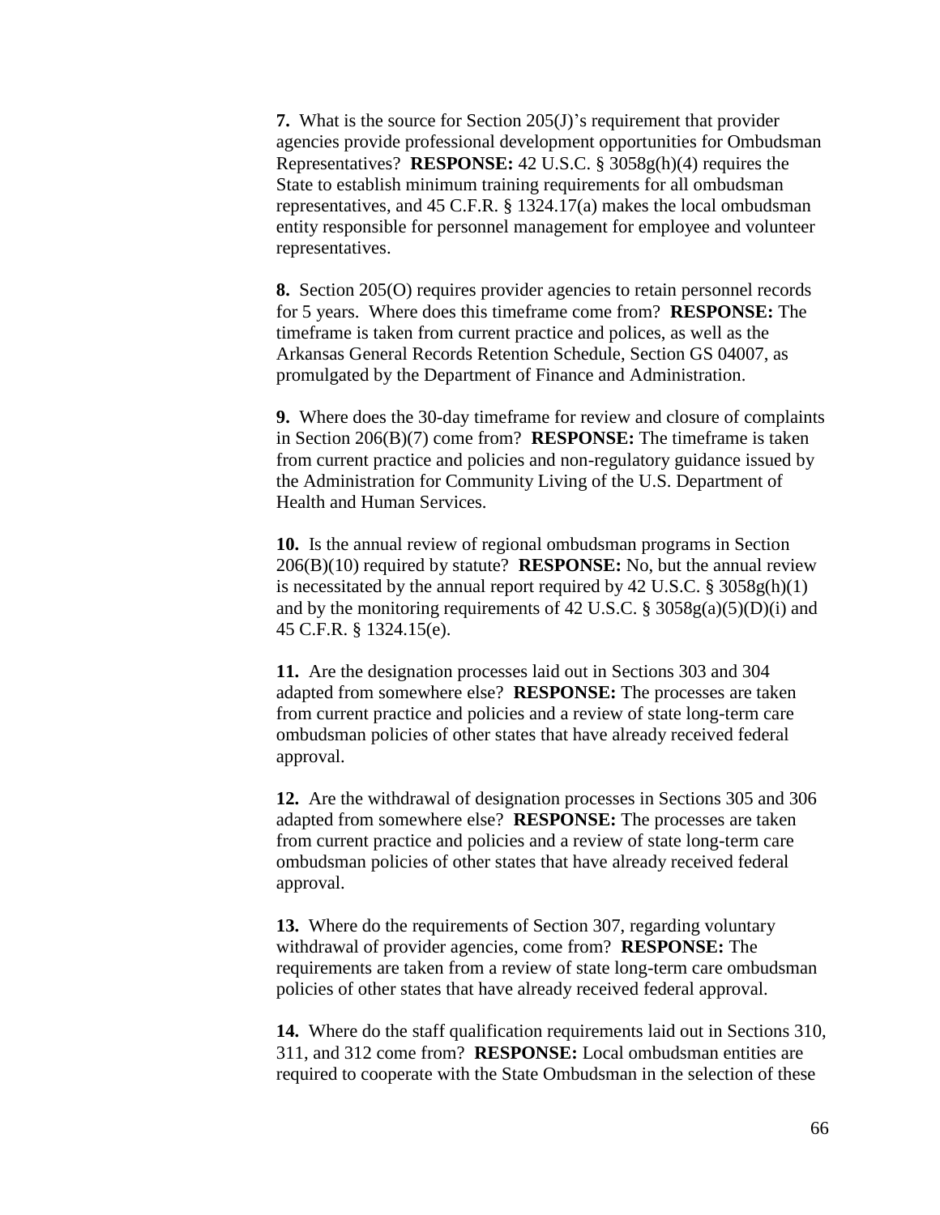**7.** What is the source for Section 205(J)'s requirement that provider agencies provide professional development opportunities for Ombudsman Representatives? **RESPONSE:** 42 U.S.C. § 3058g(h)(4) requires the State to establish minimum training requirements for all ombudsman representatives, and 45 C.F.R. § 1324.17(a) makes the local ombudsman entity responsible for personnel management for employee and volunteer representatives.

**8.** Section 205(O) requires provider agencies to retain personnel records for 5 years. Where does this timeframe come from? **RESPONSE:** The timeframe is taken from current practice and polices, as well as the Arkansas General Records Retention Schedule, Section GS 04007, as promulgated by the Department of Finance and Administration.

**9.** Where does the 30-day timeframe for review and closure of complaints in Section 206(B)(7) come from? **RESPONSE:** The timeframe is taken from current practice and policies and non-regulatory guidance issued by the Administration for Community Living of the U.S. Department of Health and Human Services.

**10.** Is the annual review of regional ombudsman programs in Section 206(B)(10) required by statute? **RESPONSE:** No, but the annual review is necessitated by the annual report required by 42 U.S.C. § 3058g(h)(1) and by the monitoring requirements of 42 U.S.C. § 3058g(a)(5)(D)(i) and 45 C.F.R. § 1324.15(e).

**11.** Are the designation processes laid out in Sections 303 and 304 adapted from somewhere else? **RESPONSE:** The processes are taken from current practice and policies and a review of state long-term care ombudsman policies of other states that have already received federal approval.

**12.** Are the withdrawal of designation processes in Sections 305 and 306 adapted from somewhere else? **RESPONSE:** The processes are taken from current practice and policies and a review of state long-term care ombudsman policies of other states that have already received federal approval.

**13.** Where do the requirements of Section 307, regarding voluntary withdrawal of provider agencies, come from? **RESPONSE:** The requirements are taken from a review of state long-term care ombudsman policies of other states that have already received federal approval.

**14.** Where do the staff qualification requirements laid out in Sections 310, 311, and 312 come from? **RESPONSE:** Local ombudsman entities are required to cooperate with the State Ombudsman in the selection of these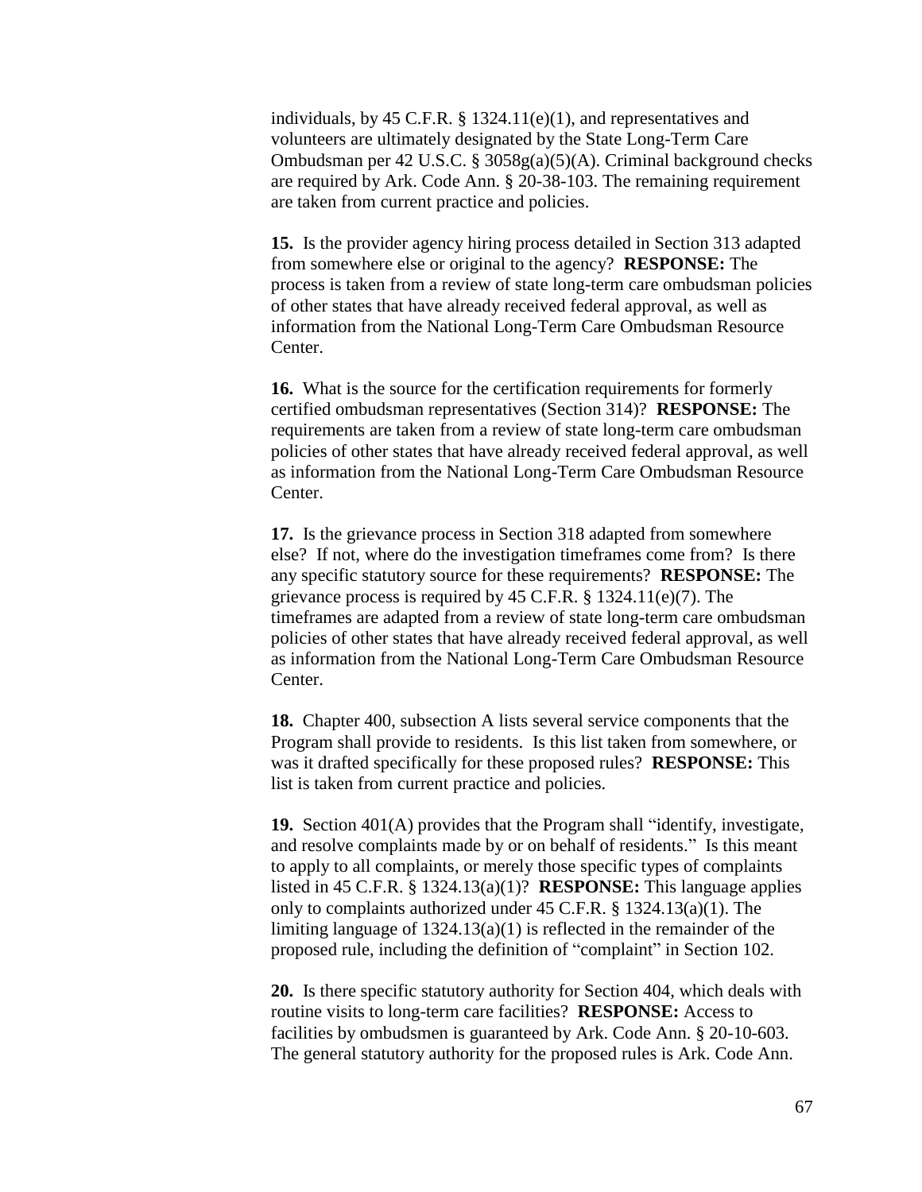individuals, by 45 C.F.R. § 1324.11(e)(1), and representatives and volunteers are ultimately designated by the State Long-Term Care Ombudsman per 42 U.S.C. § 3058g(a)(5)(A). Criminal background checks are required by Ark. Code Ann. § 20-38-103. The remaining requirement are taken from current practice and policies.

**15.** Is the provider agency hiring process detailed in Section 313 adapted from somewhere else or original to the agency? **RESPONSE:** The process is taken from a review of state long-term care ombudsman policies of other states that have already received federal approval, as well as information from the National Long-Term Care Ombudsman Resource Center.

**16.** What is the source for the certification requirements for formerly certified ombudsman representatives (Section 314)? **RESPONSE:** The requirements are taken from a review of state long-term care ombudsman policies of other states that have already received federal approval, as well as information from the National Long-Term Care Ombudsman Resource Center.

**17.** Is the grievance process in Section 318 adapted from somewhere else? If not, where do the investigation timeframes come from? Is there any specific statutory source for these requirements? **RESPONSE:** The grievance process is required by 45 C.F.R. § 1324.11(e)(7). The timeframes are adapted from a review of state long-term care ombudsman policies of other states that have already received federal approval, as well as information from the National Long-Term Care Ombudsman Resource Center.

**18.** Chapter 400, subsection A lists several service components that the Program shall provide to residents. Is this list taken from somewhere, or was it drafted specifically for these proposed rules? **RESPONSE:** This list is taken from current practice and policies.

**19.** Section 401(A) provides that the Program shall "identify, investigate, and resolve complaints made by or on behalf of residents." Is this meant to apply to all complaints, or merely those specific types of complaints listed in 45 C.F.R. § 1324.13(a)(1)? **RESPONSE:** This language applies only to complaints authorized under 45 C.F.R. § 1324.13(a)(1). The limiting language of 1324.13(a)(1) is reflected in the remainder of the proposed rule, including the definition of "complaint" in Section 102.

**20.** Is there specific statutory authority for Section 404, which deals with routine visits to long-term care facilities? **RESPONSE:** Access to facilities by ombudsmen is guaranteed by Ark. Code Ann. § 20-10-603. The general statutory authority for the proposed rules is Ark. Code Ann.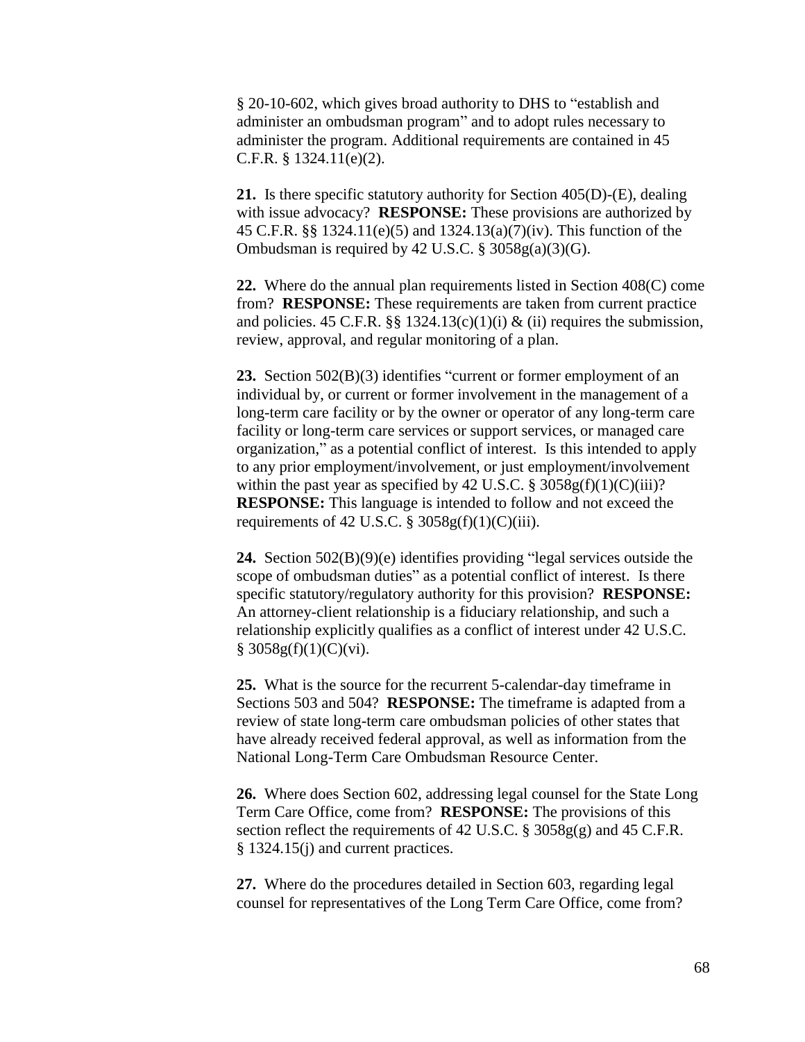§ 20-10-602, which gives broad authority to DHS to "establish and administer an ombudsman program" and to adopt rules necessary to administer the program. Additional requirements are contained in 45 C.F.R. § 1324.11(e)(2).

**21.** Is there specific statutory authority for Section 405(D)-(E), dealing with issue advocacy? **RESPONSE:** These provisions are authorized by 45 C.F.R. §§ 1324.11(e)(5) and 1324.13(a)(7)(iv). This function of the Ombudsman is required by 42 U.S.C. § 3058g(a)(3)(G).

**22.** Where do the annual plan requirements listed in Section 408(C) come from? **RESPONSE:** These requirements are taken from current practice and policies. 45 C.F.R. §§ 1324.13(c)(1)(i) & (ii) requires the submission, review, approval, and regular monitoring of a plan.

**23.** Section 502(B)(3) identifies "current or former employment of an individual by, or current or former involvement in the management of a long-term care facility or by the owner or operator of any long-term care facility or long-term care services or support services, or managed care organization," as a potential conflict of interest. Is this intended to apply to any prior employment/involvement, or just employment/involvement within the past year as specified by 42 U.S.C. § 3058g(f)(1)(C)(iii)? **RESPONSE:** This language is intended to follow and not exceed the requirements of 42 U.S.C. § 3058g(f)(1)(C)(iii).

**24.** Section 502(B)(9)(e) identifies providing "legal services outside the scope of ombudsman duties" as a potential conflict of interest. Is there specific statutory/regulatory authority for this provision? **RESPONSE:** An attorney-client relationship is a fiduciary relationship, and such a relationship explicitly qualifies as a conflict of interest under 42 U.S.C. § 3058g(f)(1)(C)(vi).

**25.** What is the source for the recurrent 5-calendar-day timeframe in Sections 503 and 504? **RESPONSE:** The timeframe is adapted from a review of state long-term care ombudsman policies of other states that have already received federal approval, as well as information from the National Long-Term Care Ombudsman Resource Center.

**26.** Where does Section 602, addressing legal counsel for the State Long Term Care Office, come from? **RESPONSE:** The provisions of this section reflect the requirements of 42 U.S.C. § 3058g(g) and 45 C.F.R. § 1324.15(j) and current practices.

**27.** Where do the procedures detailed in Section 603, regarding legal counsel for representatives of the Long Term Care Office, come from?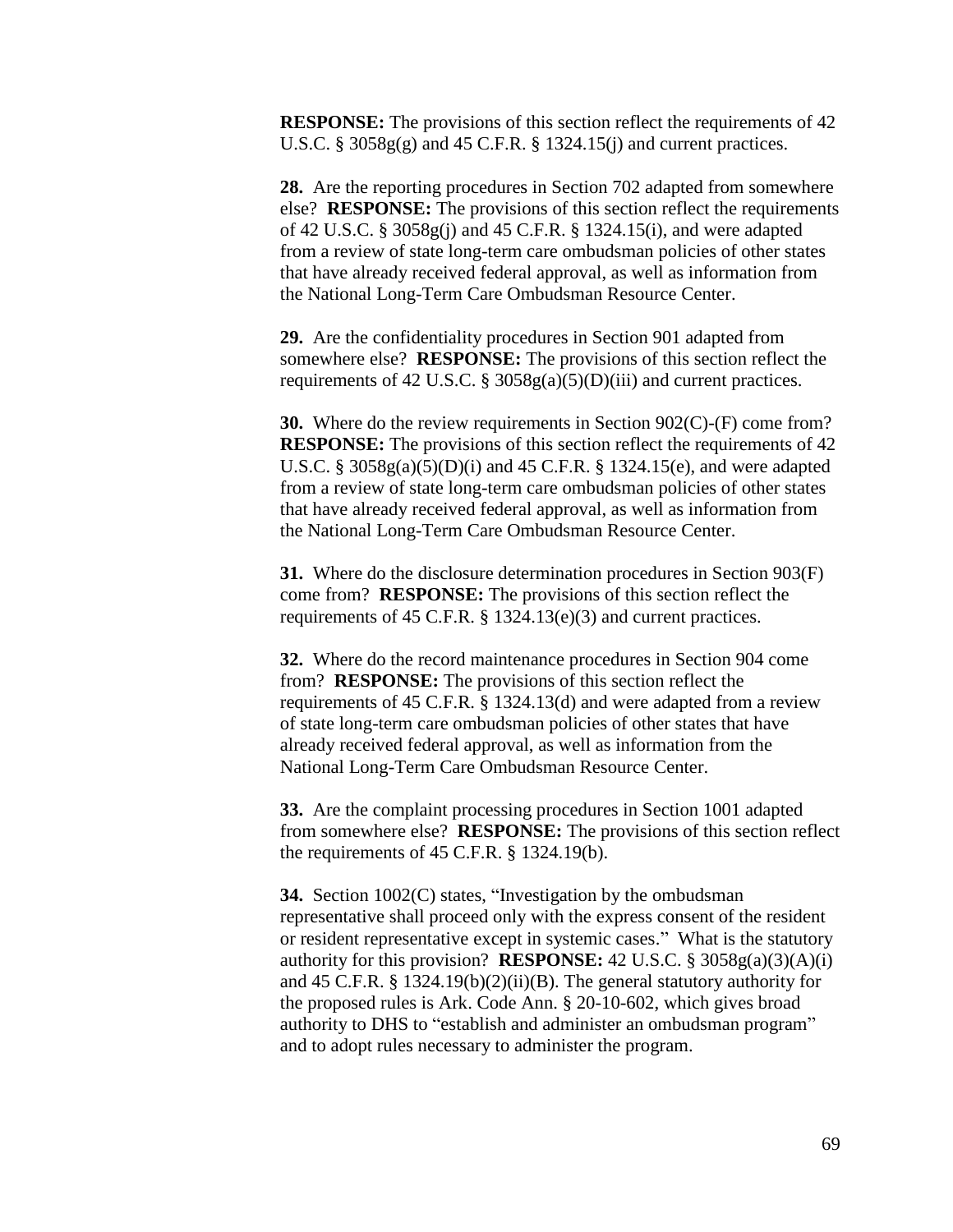**RESPONSE:** The provisions of this section reflect the requirements of 42 U.S.C. § 3058g(g) and 45 C.F.R. § 1324.15(j) and current practices.

**28.** Are the reporting procedures in Section 702 adapted from somewhere else? **RESPONSE:** The provisions of this section reflect the requirements of 42 U.S.C. § 3058g(j) and 45 C.F.R. § 1324.15(i), and were adapted from a review of state long-term care ombudsman policies of other states that have already received federal approval, as well as information from the National Long-Term Care Ombudsman Resource Center.

**29.** Are the confidentiality procedures in Section 901 adapted from somewhere else? **RESPONSE:** The provisions of this section reflect the requirements of 42 U.S.C. § 3058g(a)(5)(D)(iii) and current practices.

**30.** Where do the review requirements in Section 902(C)-(F) come from? **RESPONSE:** The provisions of this section reflect the requirements of 42 U.S.C. § 3058g(a)(5)(D)(i) and 45 C.F.R. § 1324.15(e), and were adapted from a review of state long-term care ombudsman policies of other states that have already received federal approval, as well as information from the National Long-Term Care Ombudsman Resource Center.

**31.** Where do the disclosure determination procedures in Section 903(F) come from? **RESPONSE:** The provisions of this section reflect the requirements of 45 C.F.R. § 1324.13(e)(3) and current practices.

**32.** Where do the record maintenance procedures in Section 904 come from? **RESPONSE:** The provisions of this section reflect the requirements of 45 C.F.R. § 1324.13(d) and were adapted from a review of state long-term care ombudsman policies of other states that have already received federal approval, as well as information from the National Long-Term Care Ombudsman Resource Center.

**33.** Are the complaint processing procedures in Section 1001 adapted from somewhere else? **RESPONSE:** The provisions of this section reflect the requirements of 45 C.F.R. § 1324.19(b).

**34.** Section 1002(C) states, "Investigation by the ombudsman representative shall proceed only with the express consent of the resident or resident representative except in systemic cases." What is the statutory authority for this provision? **RESPONSE:** 42 U.S.C. § 3058g(a)(3)(A)(i) and 45 C.F.R. § 1324.19(b)(2)(ii)(B). The general statutory authority for the proposed rules is Ark. Code Ann. § 20-10-602, which gives broad authority to DHS to "establish and administer an ombudsman program" and to adopt rules necessary to administer the program.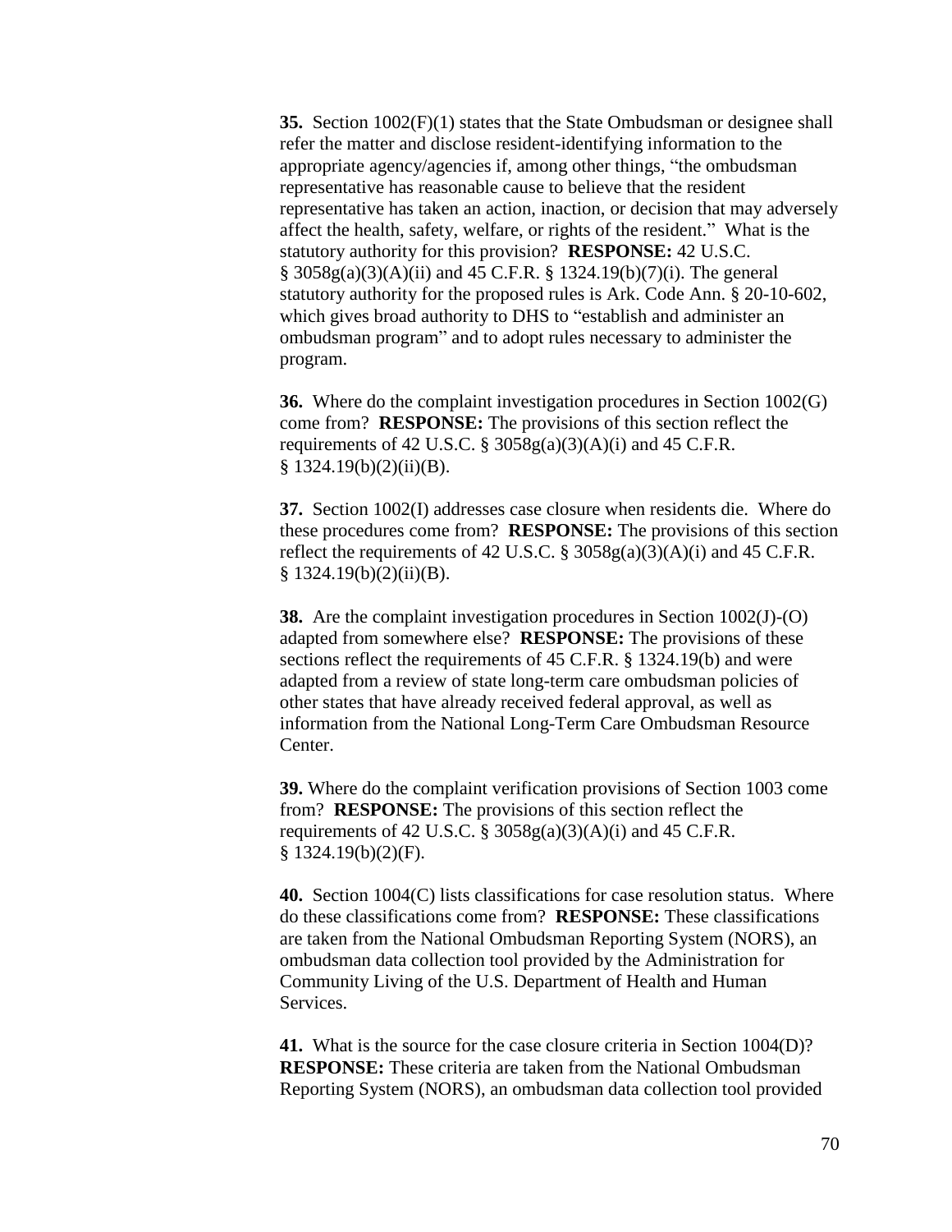**35.** Section 1002(F)(1) states that the State Ombudsman or designee shall refer the matter and disclose resident-identifying information to the appropriate agency/agencies if, among other things, "the ombudsman representative has reasonable cause to believe that the resident representative has taken an action, inaction, or decision that may adversely affect the health, safety, welfare, or rights of the resident." What is the statutory authority for this provision? **RESPONSE:** 42 U.S.C. § 3058g(a)(3)(A)(ii) and 45 C.F.R. § 1324.19(b)(7)(i). The general statutory authority for the proposed rules is Ark. Code Ann. § 20-10-602, which gives broad authority to DHS to "establish and administer an ombudsman program" and to adopt rules necessary to administer the program.

**36.** Where do the complaint investigation procedures in Section 1002(G) come from? **RESPONSE:** The provisions of this section reflect the requirements of 42 U.S.C. § 3058g(a)(3)(A)(i) and 45 C.F.R. § 1324.19(b)(2)(ii)(B).

**37.** Section 1002(I) addresses case closure when residents die. Where do these procedures come from? **RESPONSE:** The provisions of this section reflect the requirements of 42 U.S.C. § 3058g(a)(3)(A)(i) and 45 C.F.R. § 1324.19(b)(2)(ii)(B).

**38.** Are the complaint investigation procedures in Section 1002(J)-(O) adapted from somewhere else? **RESPONSE:** The provisions of these sections reflect the requirements of 45 C.F.R. § 1324.19(b) and were adapted from a review of state long-term care ombudsman policies of other states that have already received federal approval, as well as information from the National Long-Term Care Ombudsman Resource Center.

**39.** Where do the complaint verification provisions of Section 1003 come from? **RESPONSE:** The provisions of this section reflect the requirements of 42 U.S.C. § 3058g(a)(3)(A)(i) and 45 C.F.R. § 1324.19(b)(2)(F).

**40.** Section 1004(C) lists classifications for case resolution status. Where do these classifications come from? **RESPONSE:** These classifications are taken from the National Ombudsman Reporting System (NORS), an ombudsman data collection tool provided by the Administration for Community Living of the U.S. Department of Health and Human Services.

**41.** What is the source for the case closure criteria in Section 1004(D)? **RESPONSE:** These criteria are taken from the National Ombudsman Reporting System (NORS), an ombudsman data collection tool provided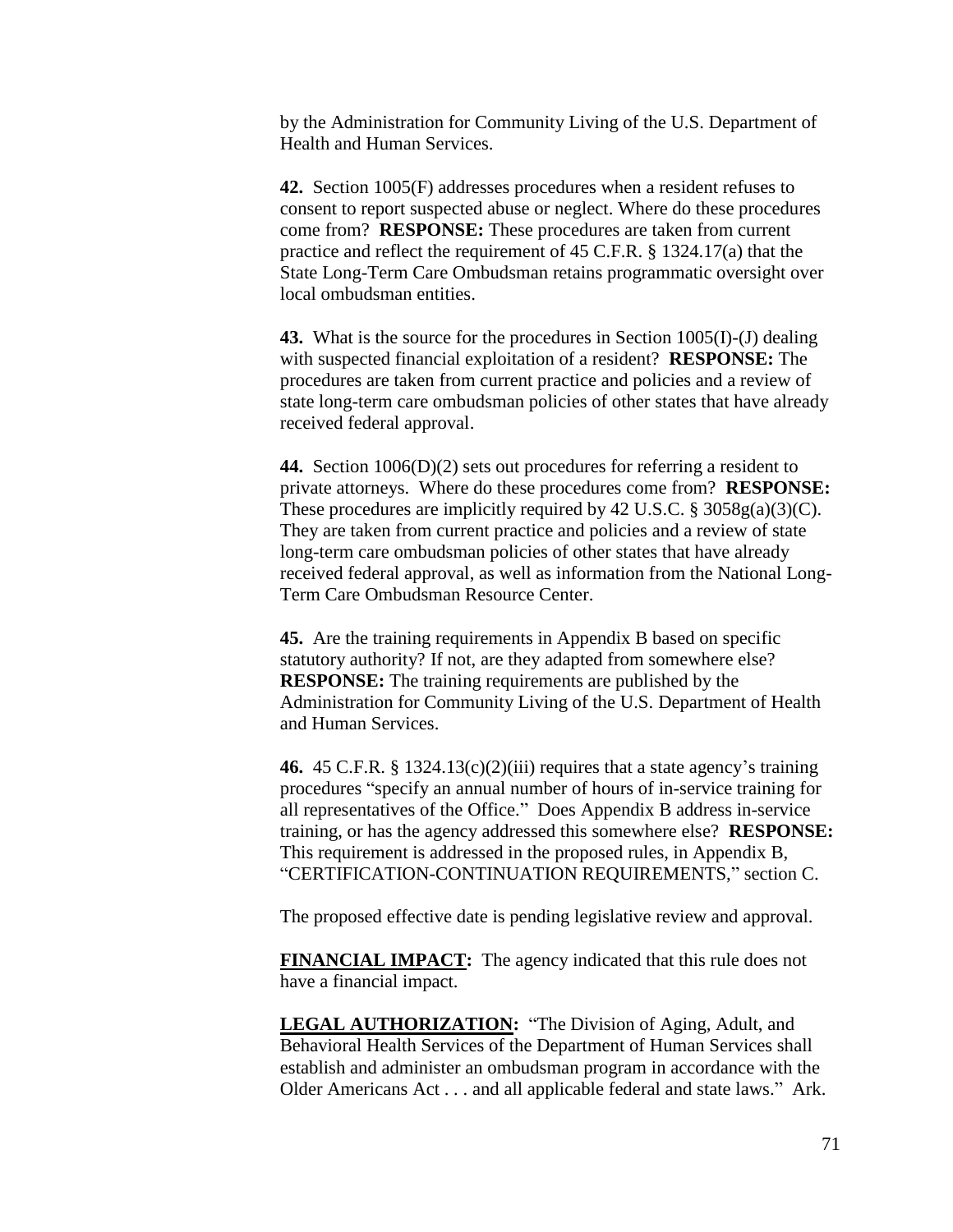by the Administration for Community Living of the U.S. Department of Health and Human Services.

**42.** Section 1005(F) addresses procedures when a resident refuses to consent to report suspected abuse or neglect. Where do these procedures come from? **RESPONSE:** These procedures are taken from current practice and reflect the requirement of 45 C.F.R. § 1324.17(a) that the State Long-Term Care Ombudsman retains programmatic oversight over local ombudsman entities.

**43.** What is the source for the procedures in Section 1005(I)-(J) dealing with suspected financial exploitation of a resident? **RESPONSE:** The procedures are taken from current practice and policies and a review of state long-term care ombudsman policies of other states that have already received federal approval.

**44.** Section 1006(D)(2) sets out procedures for referring a resident to private attorneys. Where do these procedures come from? **RESPONSE:** These procedures are implicitly required by 42 U.S.C. § 3058g(a)(3)(C). They are taken from current practice and policies and a review of state long-term care ombudsman policies of other states that have already received federal approval, as well as information from the National Long-Term Care Ombudsman Resource Center.

**45.** Are the training requirements in Appendix B based on specific statutory authority? If not, are they adapted from somewhere else? **RESPONSE:** The training requirements are published by the Administration for Community Living of the U.S. Department of Health and Human Services.

**46.** 45 C.F.R. § 1324.13(c)(2)(iii) requires that a state agency's training procedures "specify an annual number of hours of in-service training for all representatives of the Office." Does Appendix B address in-service training, or has the agency addressed this somewhere else? **RESPONSE:** This requirement is addressed in the proposed rules, in Appendix B, "CERTIFICATION-CONTINUATION REQUIREMENTS," section C.

The proposed effective date is pending legislative review and approval.

**FINANCIAL IMPACT:** The agency indicated that this rule does not have a financial impact.

**LEGAL AUTHORIZATION:** "The Division of Aging, Adult, and Behavioral Health Services of the Department of Human Services shall establish and administer an ombudsman program in accordance with the Older Americans Act . . . and all applicable federal and state laws." Ark.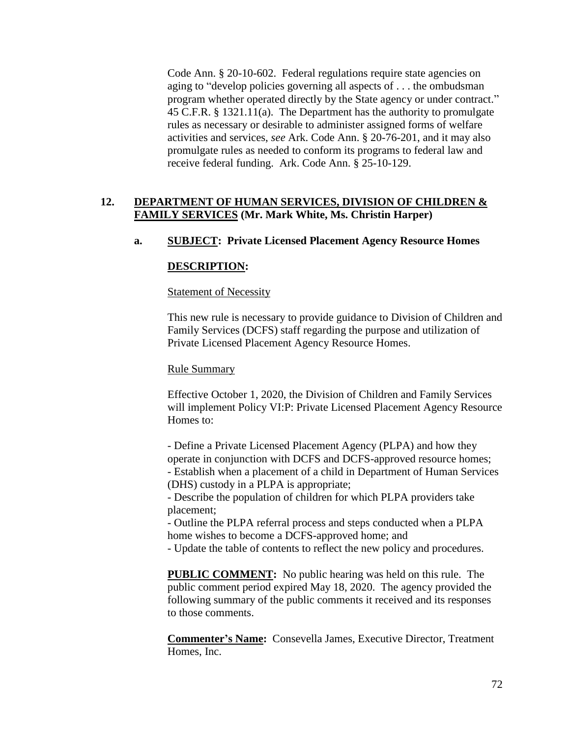Code Ann. § 20-10-602. Federal regulations require state agencies on aging to "develop policies governing all aspects of . . . the ombudsman program whether operated directly by the State agency or under contract." 45 C.F.R. § 1321.11(a). The Department has the authority to promulgate rules as necessary or desirable to administer assigned forms of welfare activities and services, *see* Ark. Code Ann. § 20-76-201, and it may also promulgate rules as needed to conform its programs to federal law and receive federal funding. Ark. Code Ann. § 25-10-129.

**12. DEPARTMENT OF HUMAN SERVICES, DIVISION OF CHILDREN & FAMILY SERVICES (Mr. Mark White, Ms. Christin Harper)**

**a. SUBJECT: Private Licensed Placement Agency Resource Homes**

**DESCRIPTION:**

Statement of Necessity

This new rule is necessary to provide guidance to Division of Children and Family Services (DCFS) staff regarding the purpose and utilization of Private Licensed Placement Agency Resource Homes.

Rule Summary

Effective October 1, 2020, the Division of Children and Family Services will implement Policy VI:P: Private Licensed Placement Agency Resource Homes to:

- Define a Private Licensed Placement Agency (PLPA) and how they operate in conjunction with DCFS and DCFS-approved resource homes;
- Establish when a placement of a child in Department of Human Services (DHS) custody in a PLPA is appropriate;
- Describe the population of children for which PLPA providers take placement;
- Outline the PLPA referral process and steps conducted when a PLPA home wishes to become a DCFS-approved home; and
- Update the table of contents to reflect the new policy and procedures.

**PUBLIC COMMENT:** No public hearing was held on this rule. The public comment period expired May 18, 2020. The agency provided the following summary of the public comments it received and its responses to those comments.

**Commenter's Name:** Consevella James, Executive Director, Treatment Homes, Inc.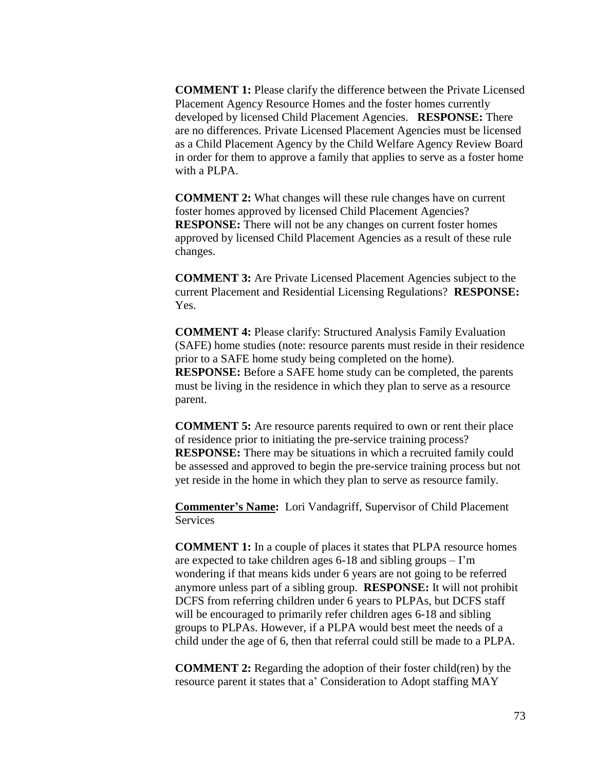**COMMENT 1:** Please clarify the difference between the Private Licensed Placement Agency Resource Homes and the foster homes currently developed by licensed Child Placement Agencies. **RESPONSE:** There are no differences. Private Licensed Placement Agencies must be licensed as a Child Placement Agency by the Child Welfare Agency Review Board in order for them to approve a family that applies to serve as a foster home with a PLPA.

**COMMENT 2:** What changes will these rule changes have on current foster homes approved by licensed Child Placement Agencies? **RESPONSE:** There will not be any changes on current foster homes approved by licensed Child Placement Agencies as a result of these rule changes.

**COMMENT 3:** Are Private Licensed Placement Agencies subject to the current Placement and Residential Licensing Regulations? **RESPONSE:** Yes.

**COMMENT 4:** Please clarify: Structured Analysis Family Evaluation (SAFE) home studies (note: resource parents must reside in their residence prior to a SAFE home study being completed on the home). **RESPONSE:** Before a SAFE home study can be completed, the parents must be living in the residence in which they plan to serve as a resource parent.

**COMMENT 5:** Are resource parents required to own or rent their place of residence prior to initiating the pre-service training process? **RESPONSE:** There may be situations in which a recruited family could be assessed and approved to begin the pre-service training process but not yet reside in the home in which they plan to serve as resource family.

**Commenter's Name:** Lori Vandagriff, Supervisor of Child Placement Services

**COMMENT 1:** In a couple of places it states that PLPA resource homes are expected to take children ages 6-18 and sibling groups – I'm wondering if that means kids under 6 years are not going to be referred anymore unless part of a sibling group. **RESPONSE:** It will not prohibit DCFS from referring children under 6 years to PLPAs, but DCFS staff will be encouraged to primarily refer children ages 6-18 and sibling groups to PLPAs. However, if a PLPA would best meet the needs of a child under the age of 6, then that referral could still be made to a PLPA.

**COMMENT 2:** Regarding the adoption of their foster child(ren) by the resource parent it states that a' Consideration to Adopt staffing MAY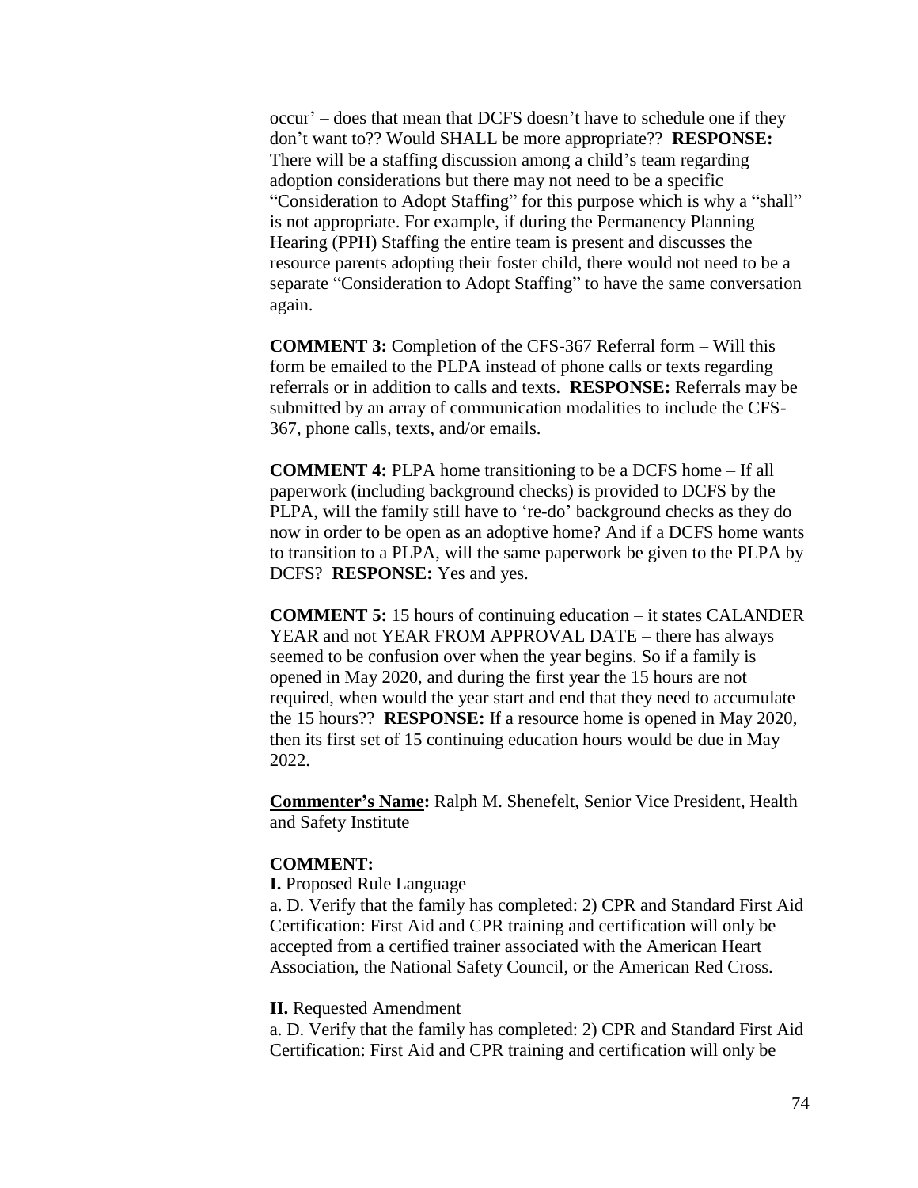occur' – does that mean that DCFS doesn't have to schedule one if they don't want to?? Would SHALL be more appropriate?? **RESPONSE:** There will be a staffing discussion among a child's team regarding adoption considerations but there may not need to be a specific "Consideration to Adopt Staffing" for this purpose which is why a "shall" is not appropriate. For example, if during the Permanency Planning Hearing (PPH) Staffing the entire team is present and discusses the resource parents adopting their foster child, there would not need to be a separate "Consideration to Adopt Staffing" to have the same conversation again.

**COMMENT 3:** Completion of the CFS-367 Referral form – Will this form be emailed to the PLPA instead of phone calls or texts regarding referrals or in addition to calls and texts. **RESPONSE:** Referrals may be submitted by an array of communication modalities to include the CFS-367, phone calls, texts, and/or emails.

**COMMENT 4:** PLPA home transitioning to be a DCFS home – If all paperwork (including background checks) is provided to DCFS by the PLPA, will the family still have to 're-do' background checks as they do now in order to be open as an adoptive home? And if a DCFS home wants to transition to a PLPA, will the same paperwork be given to the PLPA by DCFS? **RESPONSE:** Yes and yes.

**COMMENT 5:** 15 hours of continuing education – it states CALANDER YEAR and not YEAR FROM APPROVAL DATE – there has always seemed to be confusion over when the year begins. So if a family is opened in May 2020, and during the first year the 15 hours are not required, when would the year start and end that they need to accumulate the 15 hours?? **RESPONSE:** If a resource home is opened in May 2020, then its first set of 15 continuing education hours would be due in May 2022.

**Commenter's Name:** Ralph M. Shenefelt, Senior Vice President, Health and Safety Institute

**COMMENT:**

**I.** Proposed Rule Language

a. D. Verify that the family has completed: 2) CPR and Standard First Aid Certification: First Aid and CPR training and certification will only be accepted from a certified trainer associated with the American Heart Association, the National Safety Council, or the American Red Cross.

**II.** Requested Amendment

a. D. Verify that the family has completed: 2) CPR and Standard First Aid Certification: First Aid and CPR training and certification will only be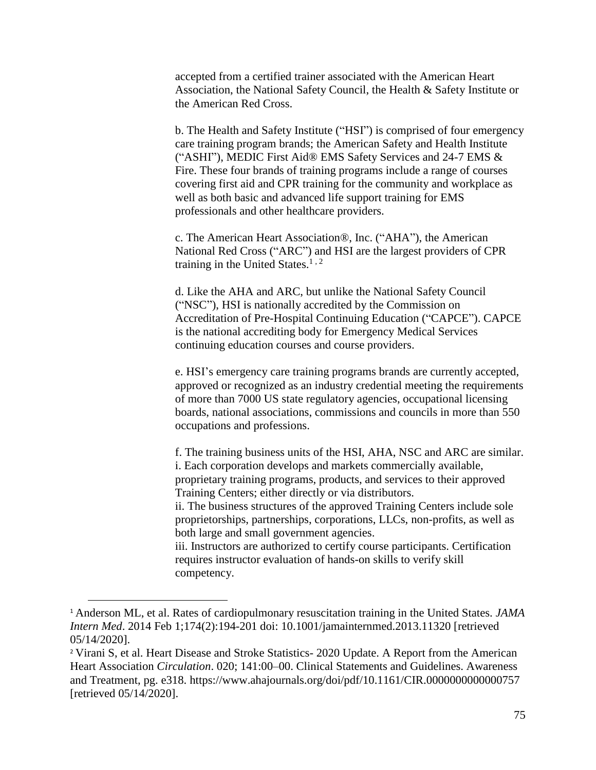accepted from a certified trainer associated with the American Heart Association, the National Safety Council, the Health & Safety Institute or the American Red Cross.

b. The Health and Safety Institute ("HSI") is comprised of four emergency care training program brands; the American Safety and Health Institute ("ASHI"), MEDIC First Aid® EMS Safety Services and 24-7 EMS & Fire. These four brands of training programs include a range of courses covering first aid and CPR training for the community and workplace as well as both basic and advanced life support training for EMS professionals and other healthcare providers.

c. The American Heart Association®, Inc. ("AHA"), the American National Red Cross ("ARC") and HSI are the largest providers of CPR training in the United States.[1, 2]

d. Like the AHA and ARC, but unlike the National Safety Council ("NSC"), HSI is nationally accredited by the Commission on Accreditation of Pre-Hospital Continuing Education ("CAPCE"). CAPCE is the national accrediting body for Emergency Medical Services continuing education courses and course providers.

e. HSI's emergency care training programs brands are currently accepted, approved or recognized as an industry credential meeting the requirements of more than 7000 US state regulatory agencies, occupational licensing boards, national associations, commissions and councils in more than 550 occupations and professions.

f. The training business units of the HSI, AHA, NSC and ARC are similar.
i. Each corporation develops and markets commercially available, proprietary training programs, products, and services to their approved Training Centers; either directly or via distributors.
ii. The business structures of the approved Training Centers include sole proprietorships, partnerships, corporations, LLCs, non-profits, as well as both large and small government agencies.
iii. Instructors are authorized to certify course participants. Certification requires instructor evaluation of hands-on skills to verify skill competency.

---

[1] Anderson ML, et al. Rates of cardiopulmonary resuscitation training in the United States. *JAMA Intern Med*. 2014 Feb 1;174(2):194-201 doi: 10.1001/jamainternmed.2013.11320 [retrieved 05/14/2020].

[2] Virani S, et al. Heart Disease and Stroke Statistics- 2020 Update. A Report from the American Heart Association *Circulation*. 020; 141:00–00. Clinical Statements and Guidelines. Awareness and Treatment, pg. e318. https://www.ahajournals.org/doi/pdf/10.1161/CIR.0000000000000757 [retrieved 05/14/2020].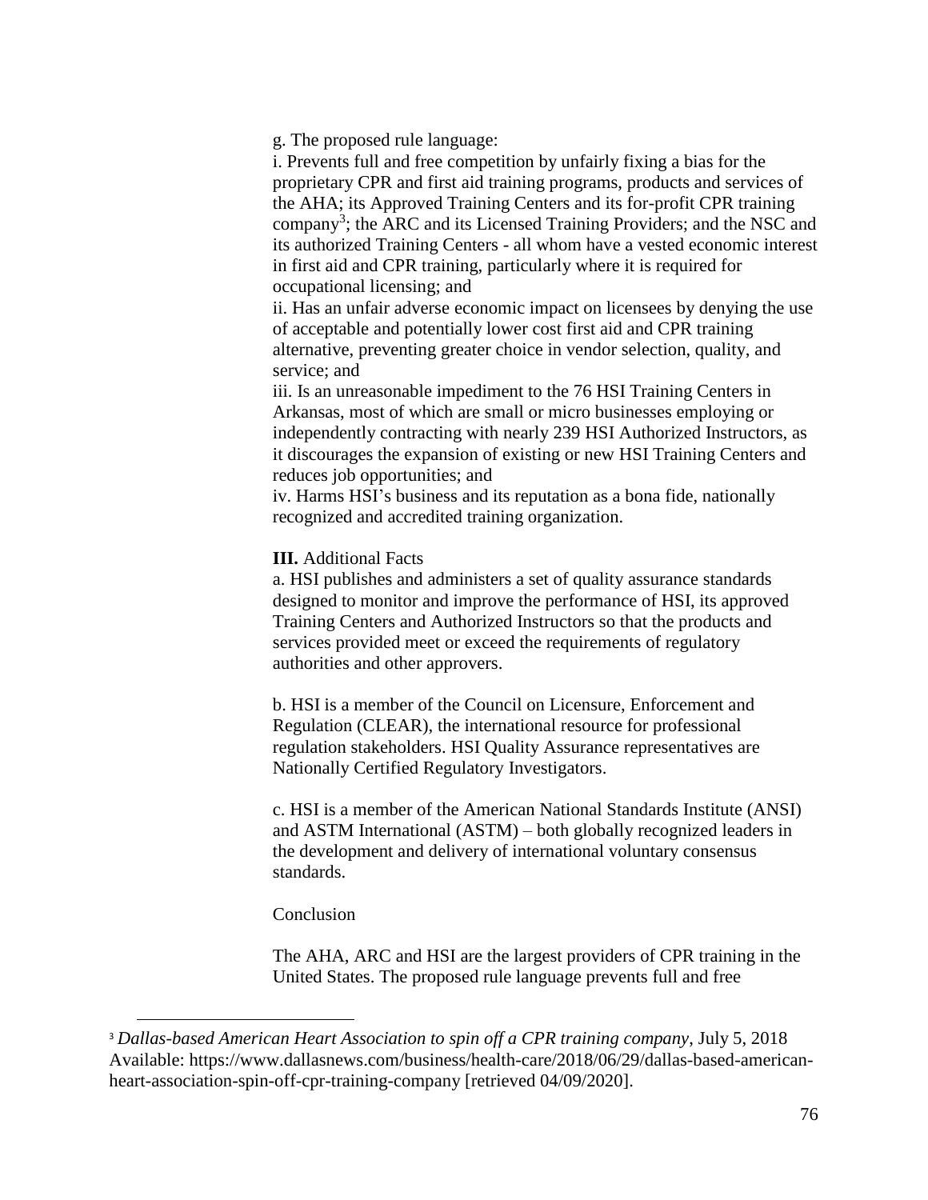g. The proposed rule language:

i. Prevents full and free competition by unfairly fixing a bias for the proprietary CPR and first aid training programs, products and services of the AHA; its Approved Training Centers and its for-profit CPR training company[3]; the ARC and its Licensed Training Providers; and the NSC and its authorized Training Centers - all whom have a vested economic interest in first aid and CPR training, particularly where it is required for occupational licensing; and

ii. Has an unfair adverse economic impact on licensees by denying the use of acceptable and potentially lower cost first aid and CPR training alternative, preventing greater choice in vendor selection, quality, and service; and

iii. Is an unreasonable impediment to the 76 HSI Training Centers in Arkansas, most of which are small or micro businesses employing or independently contracting with nearly 239 HSI Authorized Instructors, as it discourages the expansion of existing or new HSI Training Centers and reduces job opportunities; and

iv. Harms HSI's business and its reputation as a bona fide, nationally recognized and accredited training organization.

**III.** Additional Facts

a. HSI publishes and administers a set of quality assurance standards designed to monitor and improve the performance of HSI, its approved Training Centers and Authorized Instructors so that the products and services provided meet or exceed the requirements of regulatory authorities and other approvers.

b. HSI is a member of the Council on Licensure, Enforcement and Regulation (CLEAR), the international resource for professional regulation stakeholders. HSI Quality Assurance representatives are Nationally Certified Regulatory Investigators.

c. HSI is a member of the American National Standards Institute (ANSI) and ASTM International (ASTM) – both globally recognized leaders in the development and delivery of international voluntary consensus standards.

Conclusion

The AHA, ARC and HSI are the largest providers of CPR training in the United States. The proposed rule language prevents full and free

---

[3] *Dallas-based American Heart Association to spin off a CPR training company*, July 5, 2018 Available: https://www.dallasnews.com/business/health-care/2018/06/29/dallas-based-american-heart-association-spin-off-cpr-training-company [retrieved 04/09/2020].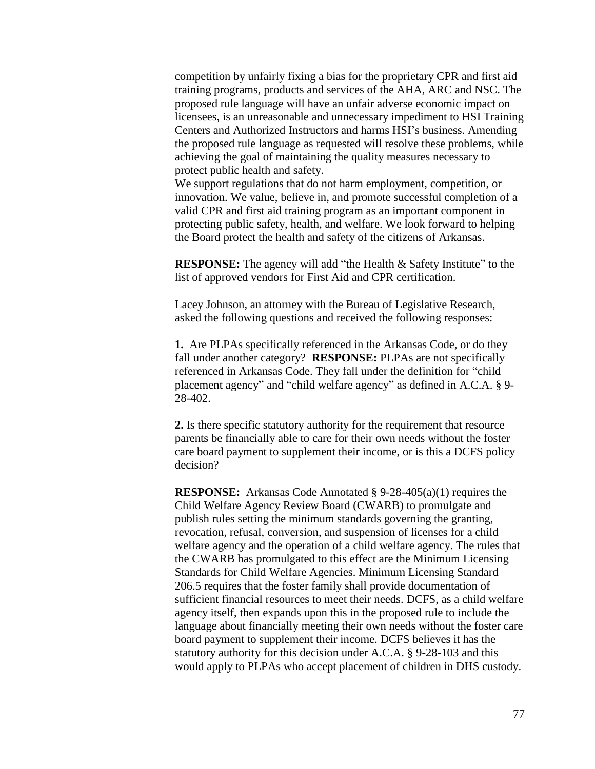competition by unfairly fixing a bias for the proprietary CPR and first aid training programs, products and services of the AHA, ARC and NSC. The proposed rule language will have an unfair adverse economic impact on licensees, is an unreasonable and unnecessary impediment to HSI Training Centers and Authorized Instructors and harms HSI's business. Amending the proposed rule language as requested will resolve these problems, while achieving the goal of maintaining the quality measures necessary to protect public health and safety.

We support regulations that do not harm employment, competition, or innovation. We value, believe in, and promote successful completion of a valid CPR and first aid training program as an important component in protecting public safety, health, and welfare. We look forward to helping the Board protect the health and safety of the citizens of Arkansas.

**RESPONSE:** The agency will add "the Health & Safety Institute" to the list of approved vendors for First Aid and CPR certification.

Lacey Johnson, an attorney with the Bureau of Legislative Research, asked the following questions and received the following responses:

**1.** Are PLPAs specifically referenced in the Arkansas Code, or do they fall under another category? **RESPONSE:** PLPAs are not specifically referenced in Arkansas Code. They fall under the definition for "child placement agency" and "child welfare agency" as defined in A.C.A. § 9-28-402.

**2.** Is there specific statutory authority for the requirement that resource parents be financially able to care for their own needs without the foster care board payment to supplement their income, or is this a DCFS policy decision?

**RESPONSE:** Arkansas Code Annotated § 9-28-405(a)(1) requires the Child Welfare Agency Review Board (CWARB) to promulgate and publish rules setting the minimum standards governing the granting, revocation, refusal, conversion, and suspension of licenses for a child welfare agency and the operation of a child welfare agency. The rules that the CWARB has promulgated to this effect are the Minimum Licensing Standards for Child Welfare Agencies. Minimum Licensing Standard 206.5 requires that the foster family shall provide documentation of sufficient financial resources to meet their needs. DCFS, as a child welfare agency itself, then expands upon this in the proposed rule to include the language about financially meeting their own needs without the foster care board payment to supplement their income. DCFS believes it has the statutory authority for this decision under A.C.A. § 9-28-103 and this would apply to PLPAs who accept placement of children in DHS custody.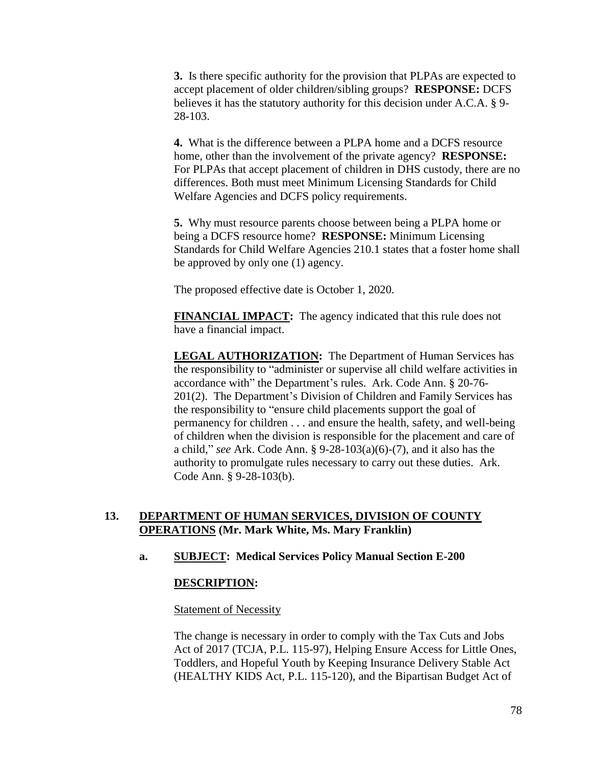**3.** Is there specific authority for the provision that PLPAs are expected to accept placement of older children/sibling groups? **RESPONSE:** DCFS believes it has the statutory authority for this decision under A.C.A. § 9-28-103.

**4.** What is the difference between a PLPA home and a DCFS resource home, other than the involvement of the private agency? **RESPONSE:** For PLPAs that accept placement of children in DHS custody, there are no differences. Both must meet Minimum Licensing Standards for Child Welfare Agencies and DCFS policy requirements.

**5.** Why must resource parents choose between being a PLPA home or being a DCFS resource home? **RESPONSE:** Minimum Licensing Standards for Child Welfare Agencies 210.1 states that a foster home shall be approved by only one (1) agency.

The proposed effective date is October 1, 2020.

**FINANCIAL IMPACT:** The agency indicated that this rule does not have a financial impact.

**LEGAL AUTHORIZATION:** The Department of Human Services has the responsibility to "administer or supervise all child welfare activities in accordance with" the Department's rules. Ark. Code Ann. § 20-76-201(2). The Department's Division of Children and Family Services has the responsibility to "ensure child placements support the goal of permanency for children . . . and ensure the health, safety, and well-being of children when the division is responsible for the placement and care of a child," *see* Ark. Code Ann. § 9-28-103(a)(6)-(7), and it also has the authority to promulgate rules necessary to carry out these duties. Ark. Code Ann. § 9-28-103(b).

**13. DEPARTMENT OF HUMAN SERVICES, DIVISION OF COUNTY OPERATIONS (Mr. Mark White, Ms. Mary Franklin)**

**a. SUBJECT: Medical Services Policy Manual Section E-200**

**DESCRIPTION:**

Statement of Necessity

The change is necessary in order to comply with the Tax Cuts and Jobs Act of 2017 (TCJA, P.L. 115-97), Helping Ensure Access for Little Ones, Toddlers, and Hopeful Youth by Keeping Insurance Delivery Stable Act (HEALTHY KIDS Act, P.L. 115-120), and the Bipartisan Budget Act of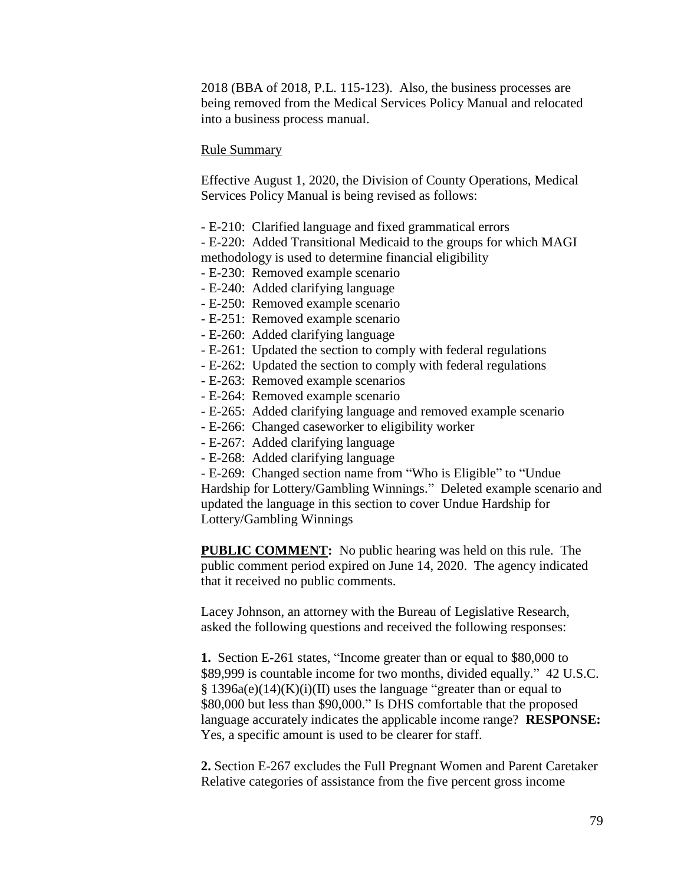2018 (BBA of 2018, P.L. 115-123). Also, the business processes are being removed from the Medical Services Policy Manual and relocated into a business process manual.

Rule Summary

Effective August 1, 2020, the Division of County Operations, Medical Services Policy Manual is being revised as follows:

- E-210: Clarified language and fixed grammatical errors
- E-220: Added Transitional Medicaid to the groups for which MAGI methodology is used to determine financial eligibility
- E-230: Removed example scenario
- E-240: Added clarifying language
- E-250: Removed example scenario
- E-251: Removed example scenario
- E-260: Added clarifying language
- E-261: Updated the section to comply with federal regulations
- E-262: Updated the section to comply with federal regulations
- E-263: Removed example scenarios
- E-264: Removed example scenario
- E-265: Added clarifying language and removed example scenario
- E-266: Changed caseworker to eligibility worker
- E-267: Added clarifying language
- E-268: Added clarifying language
- E-269: Changed section name from "Who is Eligible" to "Undue Hardship for Lottery/Gambling Winnings." Deleted example scenario and updated the language in this section to cover Undue Hardship for Lottery/Gambling Winnings

**PUBLIC COMMENT:** No public hearing was held on this rule. The public comment period expired on June 14, 2020. The agency indicated that it received no public comments.

Lacey Johnson, an attorney with the Bureau of Legislative Research, asked the following questions and received the following responses:

**1.** Section E-261 states, "Income greater than or equal to $80,000 to $89,999 is countable income for two months, divided equally." 42 U.S.C. § 1396a(e)(14)(K)(i)(II) uses the language "greater than or equal to $80,000 but less than $90,000." Is DHS comfortable that the proposed language accurately indicates the applicable income range? **RESPONSE:** Yes, a specific amount is used to be clearer for staff.

**2.** Section E-267 excludes the Full Pregnant Women and Parent Caretaker Relative categories of assistance from the five percent gross income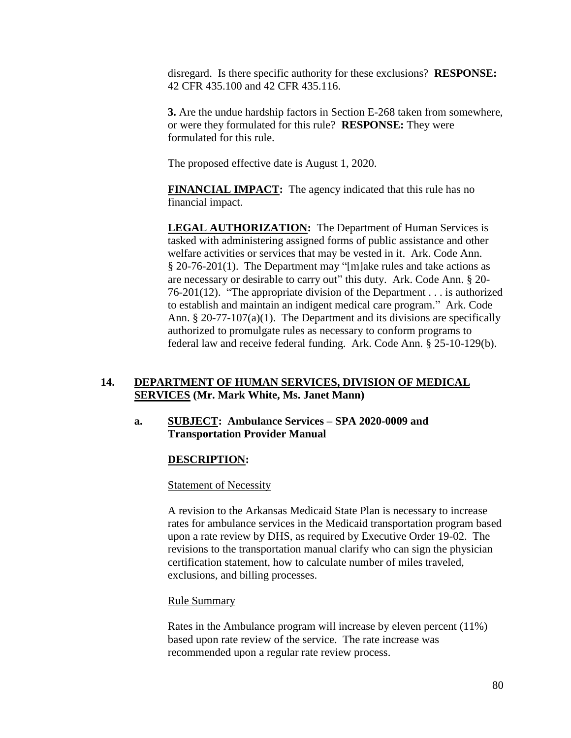disregard. Is there specific authority for these exclusions? **RESPONSE:** 42 CFR 435.100 and 42 CFR 435.116.

**3.** Are the undue hardship factors in Section E-268 taken from somewhere, or were they formulated for this rule? **RESPONSE:** They were formulated for this rule.

The proposed effective date is August 1, 2020.

**FINANCIAL IMPACT:** The agency indicated that this rule has no financial impact.

**LEGAL AUTHORIZATION:** The Department of Human Services is tasked with administering assigned forms of public assistance and other welfare activities or services that may be vested in it. Ark. Code Ann. § 20-76-201(1). The Department may "[m]ake rules and take actions as are necessary or desirable to carry out" this duty. Ark. Code Ann. § 20-76-201(12). "The appropriate division of the Department . . . is authorized to establish and maintain an indigent medical care program." Ark. Code Ann. § 20-77-107(a)(1). The Department and its divisions are specifically authorized to promulgate rules as necessary to conform programs to federal law and receive federal funding. Ark. Code Ann. § 25-10-129(b).

## 14. DEPARTMENT OF HUMAN SERVICES, DIVISION OF MEDICAL SERVICES (Mr. Mark White, Ms. Janet Mann)

### a. SUBJECT: Ambulance Services – SPA 2020-0009 and Transportation Provider Manual

**DESCRIPTION:**

Statement of Necessity

A revision to the Arkansas Medicaid State Plan is necessary to increase rates for ambulance services in the Medicaid transportation program based upon a rate review by DHS, as required by Executive Order 19-02. The revisions to the transportation manual clarify who can sign the physician certification statement, how to calculate number of miles traveled, exclusions, and billing processes.

Rule Summary

Rates in the Ambulance program will increase by eleven percent (11%) based upon rate review of the service. The rate increase was recommended upon a regular rate review process.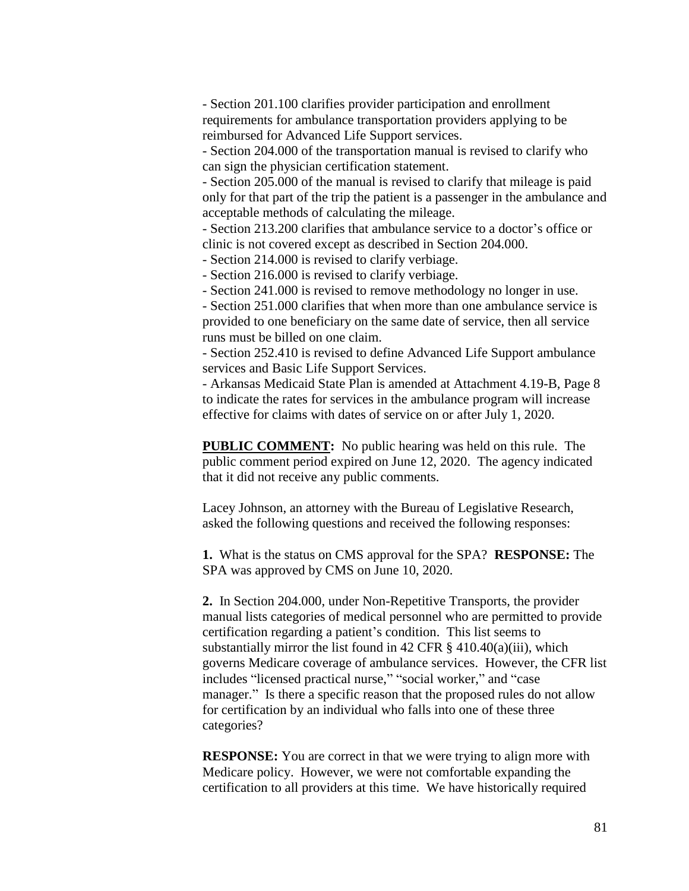- Section 201.100 clarifies provider participation and enrollment requirements for ambulance transportation providers applying to be reimbursed for Advanced Life Support services.
- Section 204.000 of the transportation manual is revised to clarify who can sign the physician certification statement.
- Section 205.000 of the manual is revised to clarify that mileage is paid only for that part of the trip the patient is a passenger in the ambulance and acceptable methods of calculating the mileage.
- Section 213.200 clarifies that ambulance service to a doctor's office or clinic is not covered except as described in Section 204.000.
- Section 214.000 is revised to clarify verbiage.
- Section 216.000 is revised to clarify verbiage.
- Section 241.000 is revised to remove methodology no longer in use.
- Section 251.000 clarifies that when more than one ambulance service is provided to one beneficiary on the same date of service, then all service runs must be billed on one claim.
- Section 252.410 is revised to define Advanced Life Support ambulance services and Basic Life Support Services.
- Arkansas Medicaid State Plan is amended at Attachment 4.19-B, Page 8 to indicate the rates for services in the ambulance program will increase effective for claims with dates of service on or after July 1, 2020.

**PUBLIC COMMENT:** No public hearing was held on this rule. The public comment period expired on June 12, 2020. The agency indicated that it did not receive any public comments.

Lacey Johnson, an attorney with the Bureau of Legislative Research, asked the following questions and received the following responses:

**1.** What is the status on CMS approval for the SPA? **RESPONSE:** The SPA was approved by CMS on June 10, 2020.

**2.** In Section 204.000, under Non-Repetitive Transports, the provider manual lists categories of medical personnel who are permitted to provide certification regarding a patient's condition. This list seems to substantially mirror the list found in 42 CFR § 410.40(a)(iii), which governs Medicare coverage of ambulance services. However, the CFR list includes "licensed practical nurse," "social worker," and "case manager." Is there a specific reason that the proposed rules do not allow for certification by an individual who falls into one of these three categories?

**RESPONSE:** You are correct in that we were trying to align more with Medicare policy. However, we were not comfortable expanding the certification to all providers at this time. We have historically required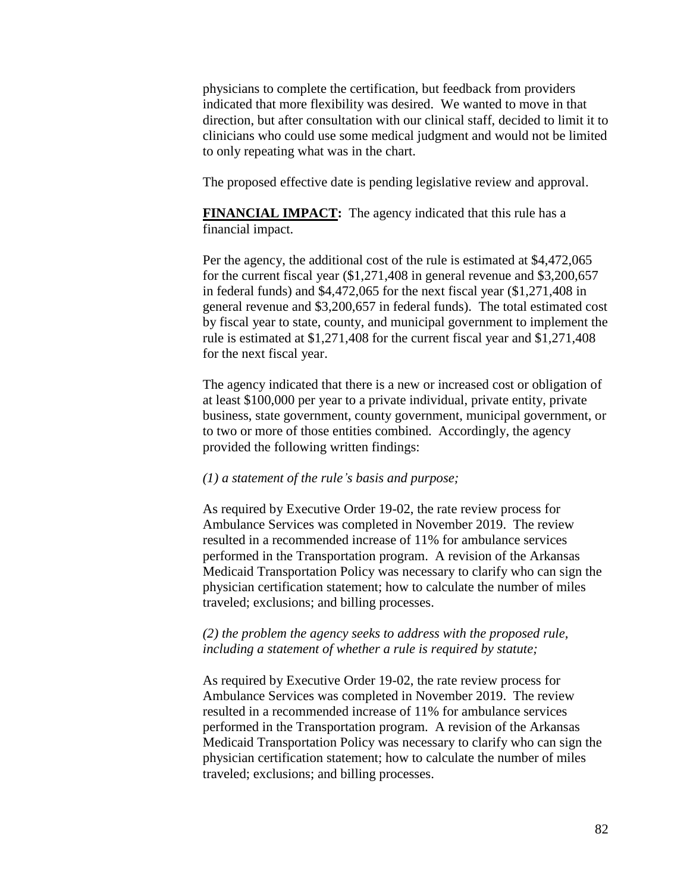physicians to complete the certification, but feedback from providers indicated that more flexibility was desired. We wanted to move in that direction, but after consultation with our clinical staff, decided to limit it to clinicians who could use some medical judgment and would not be limited to only repeating what was in the chart.

The proposed effective date is pending legislative review and approval.

**FINANCIAL IMPACT:** The agency indicated that this rule has a financial impact.

Per the agency, the additional cost of the rule is estimated at $4,472,065 for the current fiscal year ($1,271,408 in general revenue and $3,200,657 in federal funds) and $4,472,065 for the next fiscal year ($1,271,408 in general revenue and $3,200,657 in federal funds). The total estimated cost by fiscal year to state, county, and municipal government to implement the rule is estimated at $1,271,408 for the current fiscal year and $1,271,408 for the next fiscal year.

The agency indicated that there is a new or increased cost or obligation of at least $100,000 per year to a private individual, private entity, private business, state government, county government, municipal government, or to two or more of those entities combined. Accordingly, the agency provided the following written findings:

*(1) a statement of the rule's basis and purpose;*

As required by Executive Order 19-02, the rate review process for Ambulance Services was completed in November 2019. The review resulted in a recommended increase of 11% for ambulance services performed in the Transportation program. A revision of the Arkansas Medicaid Transportation Policy was necessary to clarify who can sign the physician certification statement; how to calculate the number of miles traveled; exclusions; and billing processes.

*(2) the problem the agency seeks to address with the proposed rule, including a statement of whether a rule is required by statute;*

As required by Executive Order 19-02, the rate review process for Ambulance Services was completed in November 2019. The review resulted in a recommended increase of 11% for ambulance services performed in the Transportation program. A revision of the Arkansas Medicaid Transportation Policy was necessary to clarify who can sign the physician certification statement; how to calculate the number of miles traveled; exclusions; and billing processes.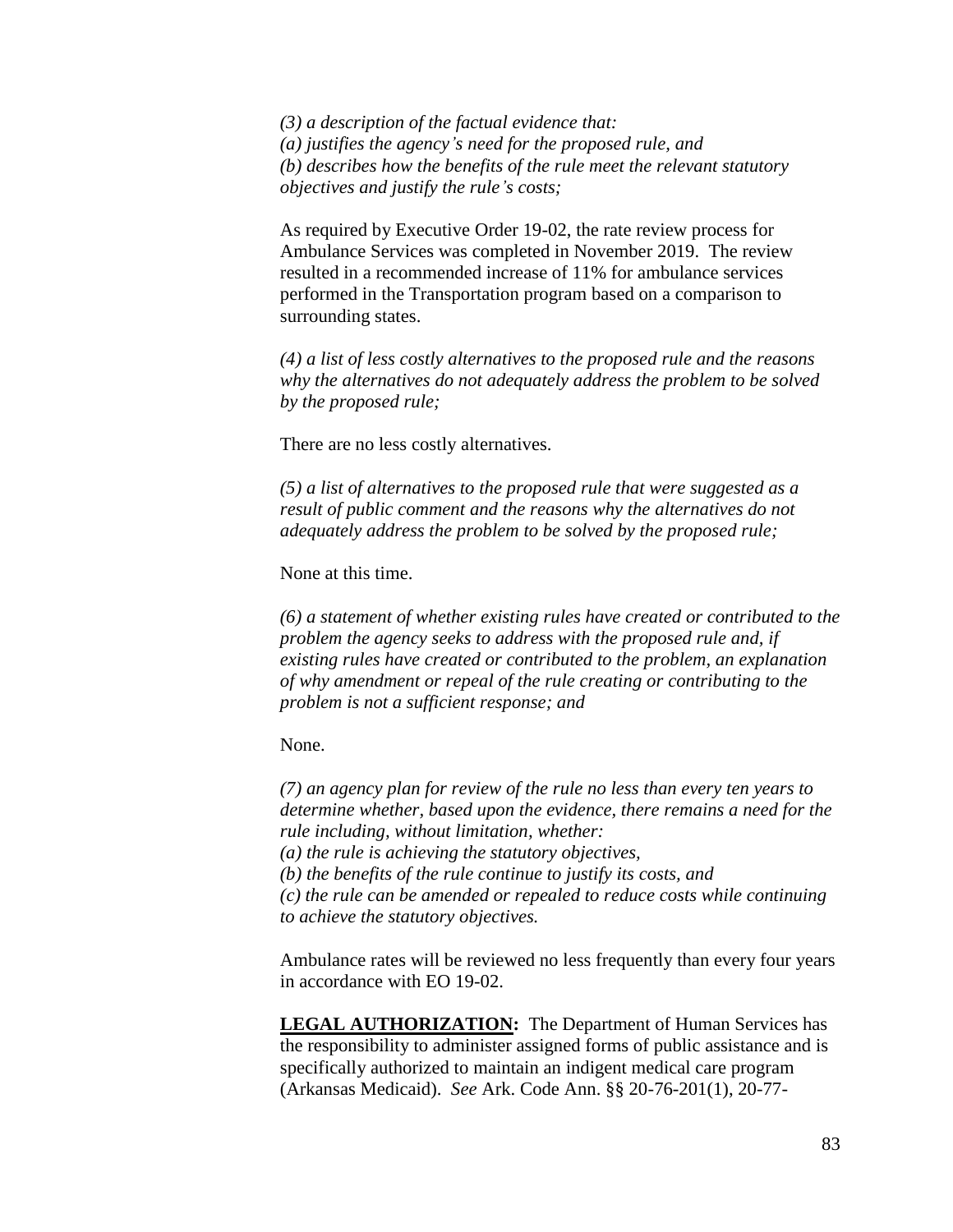*(3) a description of the factual evidence that:*
*(a) justifies the agency's need for the proposed rule, and*
*(b) describes how the benefits of the rule meet the relevant statutory objectives and justify the rule's costs;*

As required by Executive Order 19-02, the rate review process for Ambulance Services was completed in November 2019. The review resulted in a recommended increase of 11% for ambulance services performed in the Transportation program based on a comparison to surrounding states.

*(4) a list of less costly alternatives to the proposed rule and the reasons why the alternatives do not adequately address the problem to be solved by the proposed rule;*

There are no less costly alternatives.

*(5) a list of alternatives to the proposed rule that were suggested as a result of public comment and the reasons why the alternatives do not adequately address the problem to be solved by the proposed rule;*

None at this time.

*(6) a statement of whether existing rules have created or contributed to the problem the agency seeks to address with the proposed rule and, if existing rules have created or contributed to the problem, an explanation of why amendment or repeal of the rule creating or contributing to the problem is not a sufficient response; and*

None.

*(7) an agency plan for review of the rule no less than every ten years to determine whether, based upon the evidence, there remains a need for the rule including, without limitation, whether:*
*(a) the rule is achieving the statutory objectives,*
*(b) the benefits of the rule continue to justify its costs, and*
*(c) the rule can be amended or repealed to reduce costs while continuing to achieve the statutory objectives.*

Ambulance rates will be reviewed no less frequently than every four years in accordance with EO 19-02.

**LEGAL AUTHORIZATION:** The Department of Human Services has the responsibility to administer assigned forms of public assistance and is specifically authorized to maintain an indigent medical care program (Arkansas Medicaid). *See* Ark. Code Ann. §§ 20-76-201(1), 20-77-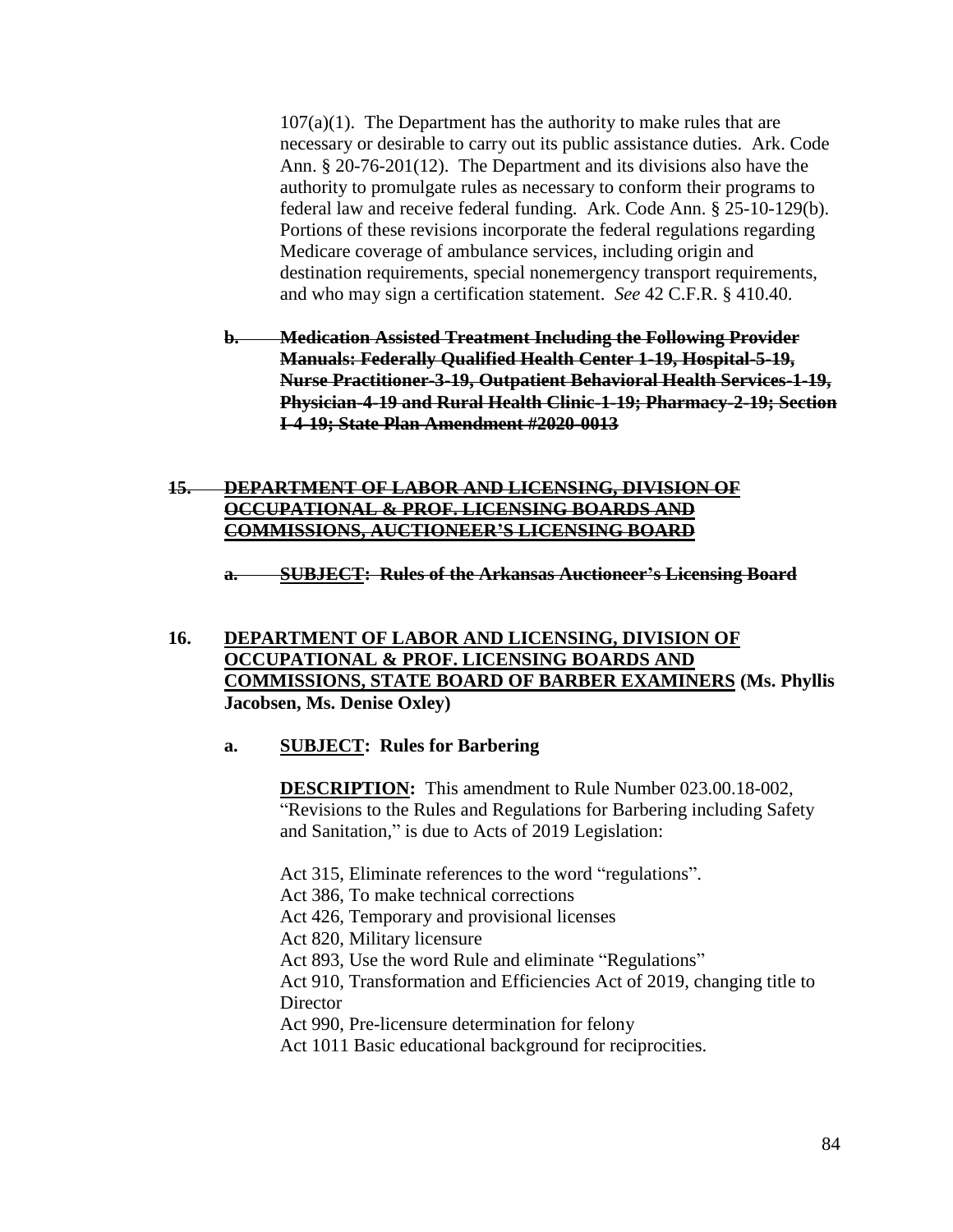107(a)(1). The Department has the authority to make rules that are necessary or desirable to carry out its public assistance duties. Ark. Code Ann. § 20-76-201(12). The Department and its divisions also have the authority to promulgate rules as necessary to conform their programs to federal law and receive federal funding. Ark. Code Ann. § 25-10-129(b). Portions of these revisions incorporate the federal regulations regarding Medicare coverage of ambulance services, including origin and destination requirements, special nonemergency transport requirements, and who may sign a certification statement. *See* 42 C.F.R. § 410.40.

~~**b. Medication Assisted Treatment Including the Following Provider Manuals: Federally Qualified Health Center 1-19, Hospital-5-19, Nurse Practitioner-3-19, Outpatient Behavioral Health Services-1-19, Physician-4-19 and Rural Health Clinic-1-19; Pharmacy-2-19; Section I-4-19; State Plan Amendment #2020-0013**~~

~~**15. DEPARTMENT OF LABOR AND LICENSING, DIVISION OF OCCUPATIONAL & PROF. LICENSING BOARDS AND COMMISSIONS, AUCTIONEER'S LICENSING BOARD**~~

~~**a. SUBJECT: Rules of the Arkansas Auctioneer's Licensing Board**~~

**16. DEPARTMENT OF LABOR AND LICENSING, DIVISION OF OCCUPATIONAL & PROF. LICENSING BOARDS AND COMMISSIONS, STATE BOARD OF BARBER EXAMINERS (Ms. Phyllis Jacobsen, Ms. Denise Oxley)**

**a. SUBJECT: Rules for Barbering**

**DESCRIPTION:** This amendment to Rule Number 023.00.18-002, "Revisions to the Rules and Regulations for Barbering including Safety and Sanitation," is due to Acts of 2019 Legislation:

Act 315, Eliminate references to the word "regulations".
Act 386, To make technical corrections
Act 426, Temporary and provisional licenses
Act 820, Military licensure
Act 893, Use the word Rule and eliminate "Regulations"
Act 910, Transformation and Efficiencies Act of 2019, changing title to Director
Act 990, Pre-licensure determination for felony
Act 1011 Basic educational background for reciprocities.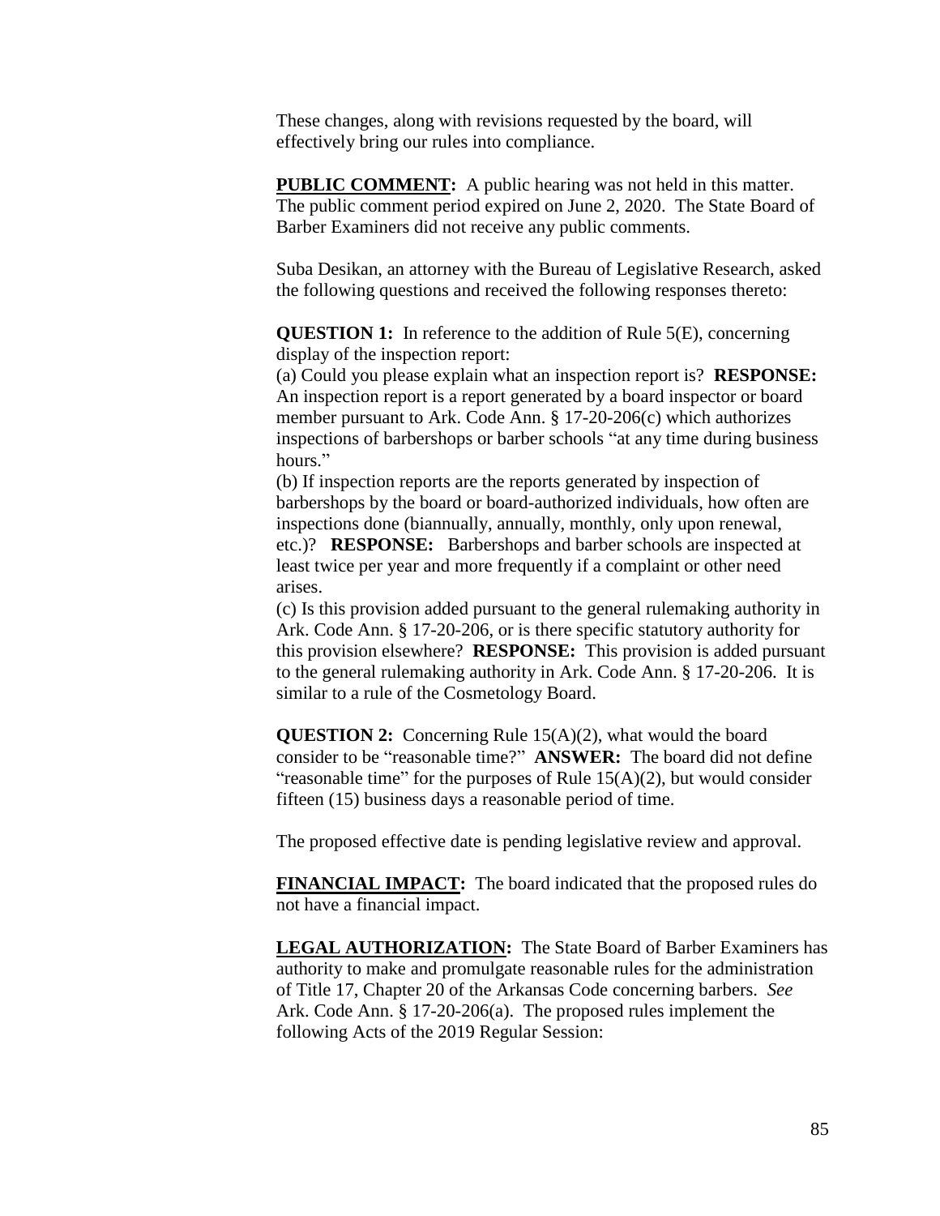These changes, along with revisions requested by the board, will effectively bring our rules into compliance.

**PUBLIC COMMENT:** A public hearing was not held in this matter. The public comment period expired on June 2, 2020. The State Board of Barber Examiners did not receive any public comments.

Suba Desikan, an attorney with the Bureau of Legislative Research, asked the following questions and received the following responses thereto:

**QUESTION 1:** In reference to the addition of Rule 5(E), concerning display of the inspection report:
(a) Could you please explain what an inspection report is? **RESPONSE:** An inspection report is a report generated by a board inspector or board member pursuant to Ark. Code Ann. § 17-20-206(c) which authorizes inspections of barbershops or barber schools "at any time during business hours."
(b) If inspection reports are the reports generated by inspection of barbershops by the board or board-authorized individuals, how often are inspections done (biannually, annually, monthly, only upon renewal, etc.)? **RESPONSE:** Barbershops and barber schools are inspected at least twice per year and more frequently if a complaint or other need arises.
(c) Is this provision added pursuant to the general rulemaking authority in Ark. Code Ann. § 17-20-206, or is there specific statutory authority for this provision elsewhere? **RESPONSE:** This provision is added pursuant to the general rulemaking authority in Ark. Code Ann. § 17-20-206. It is similar to a rule of the Cosmetology Board.

**QUESTION 2:** Concerning Rule 15(A)(2), what would the board consider to be "reasonable time?" **ANSWER:** The board did not define "reasonable time" for the purposes of Rule 15(A)(2), but would consider fifteen (15) business days a reasonable period of time.

The proposed effective date is pending legislative review and approval.

**FINANCIAL IMPACT:** The board indicated that the proposed rules do not have a financial impact.

**LEGAL AUTHORIZATION:** The State Board of Barber Examiners has authority to make and promulgate reasonable rules for the administration of Title 17, Chapter 20 of the Arkansas Code concerning barbers. *See* Ark. Code Ann. § 17-20-206(a). The proposed rules implement the following Acts of the 2019 Regular Session: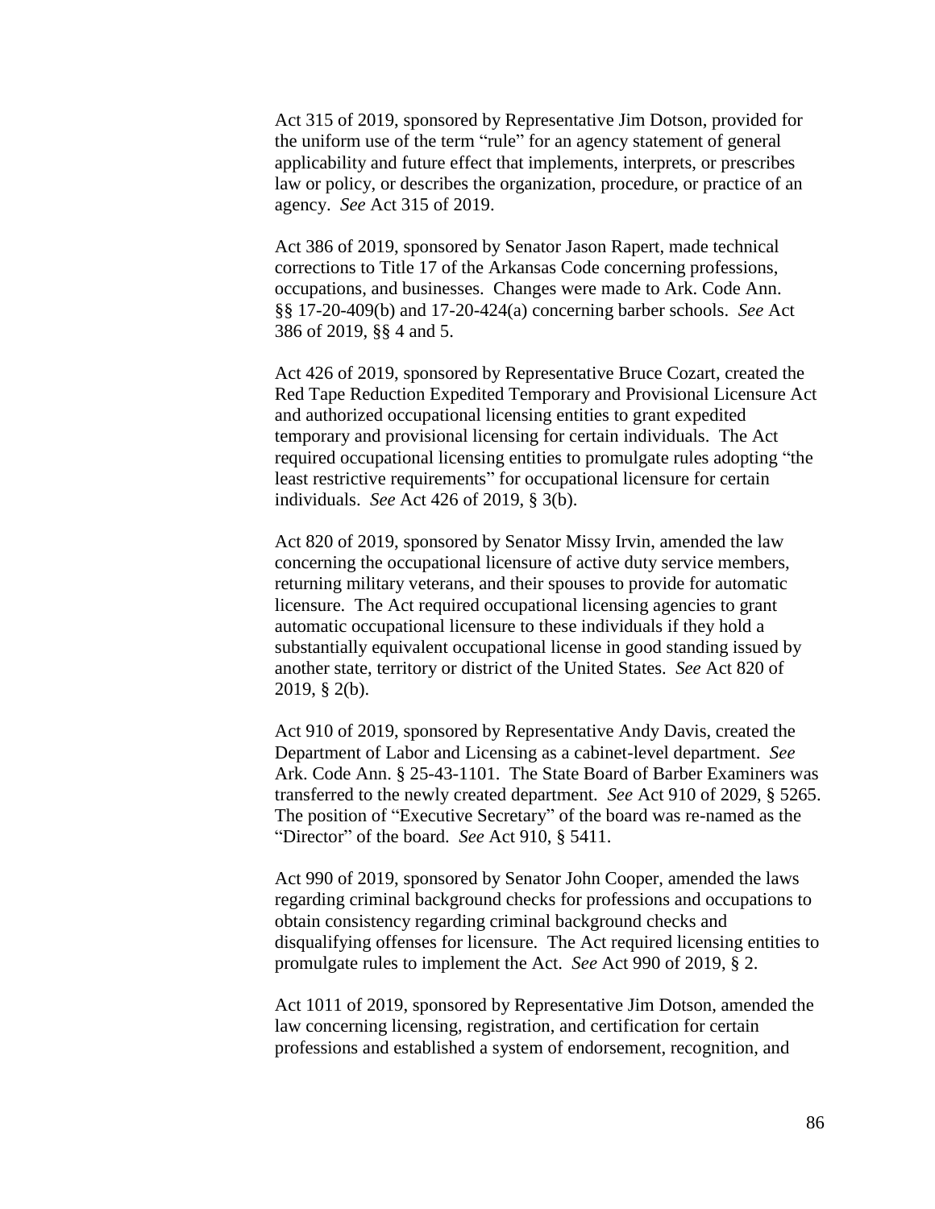Act 315 of 2019, sponsored by Representative Jim Dotson, provided for the uniform use of the term "rule" for an agency statement of general applicability and future effect that implements, interprets, or prescribes law or policy, or describes the organization, procedure, or practice of an agency. *See* Act 315 of 2019.

Act 386 of 2019, sponsored by Senator Jason Rapert, made technical corrections to Title 17 of the Arkansas Code concerning professions, occupations, and businesses. Changes were made to Ark. Code Ann. §§ 17-20-409(b) and 17-20-424(a) concerning barber schools. *See* Act 386 of 2019, §§ 4 and 5.

Act 426 of 2019, sponsored by Representative Bruce Cozart, created the Red Tape Reduction Expedited Temporary and Provisional Licensure Act and authorized occupational licensing entities to grant expedited temporary and provisional licensing for certain individuals. The Act required occupational licensing entities to promulgate rules adopting "the least restrictive requirements" for occupational licensure for certain individuals. *See* Act 426 of 2019, § 3(b).

Act 820 of 2019, sponsored by Senator Missy Irvin, amended the law concerning the occupational licensure of active duty service members, returning military veterans, and their spouses to provide for automatic licensure. The Act required occupational licensing agencies to grant automatic occupational licensure to these individuals if they hold a substantially equivalent occupational license in good standing issued by another state, territory or district of the United States. *See* Act 820 of 2019, § 2(b).

Act 910 of 2019, sponsored by Representative Andy Davis, created the Department of Labor and Licensing as a cabinet-level department. *See* Ark. Code Ann. § 25-43-1101. The State Board of Barber Examiners was transferred to the newly created department. *See* Act 910 of 2029, § 5265. The position of "Executive Secretary" of the board was re-named as the "Director" of the board. *See* Act 910, § 5411.

Act 990 of 2019, sponsored by Senator John Cooper, amended the laws regarding criminal background checks for professions and occupations to obtain consistency regarding criminal background checks and disqualifying offenses for licensure. The Act required licensing entities to promulgate rules to implement the Act. *See* Act 990 of 2019, § 2.

Act 1011 of 2019, sponsored by Representative Jim Dotson, amended the law concerning licensing, registration, and certification for certain professions and established a system of endorsement, recognition, and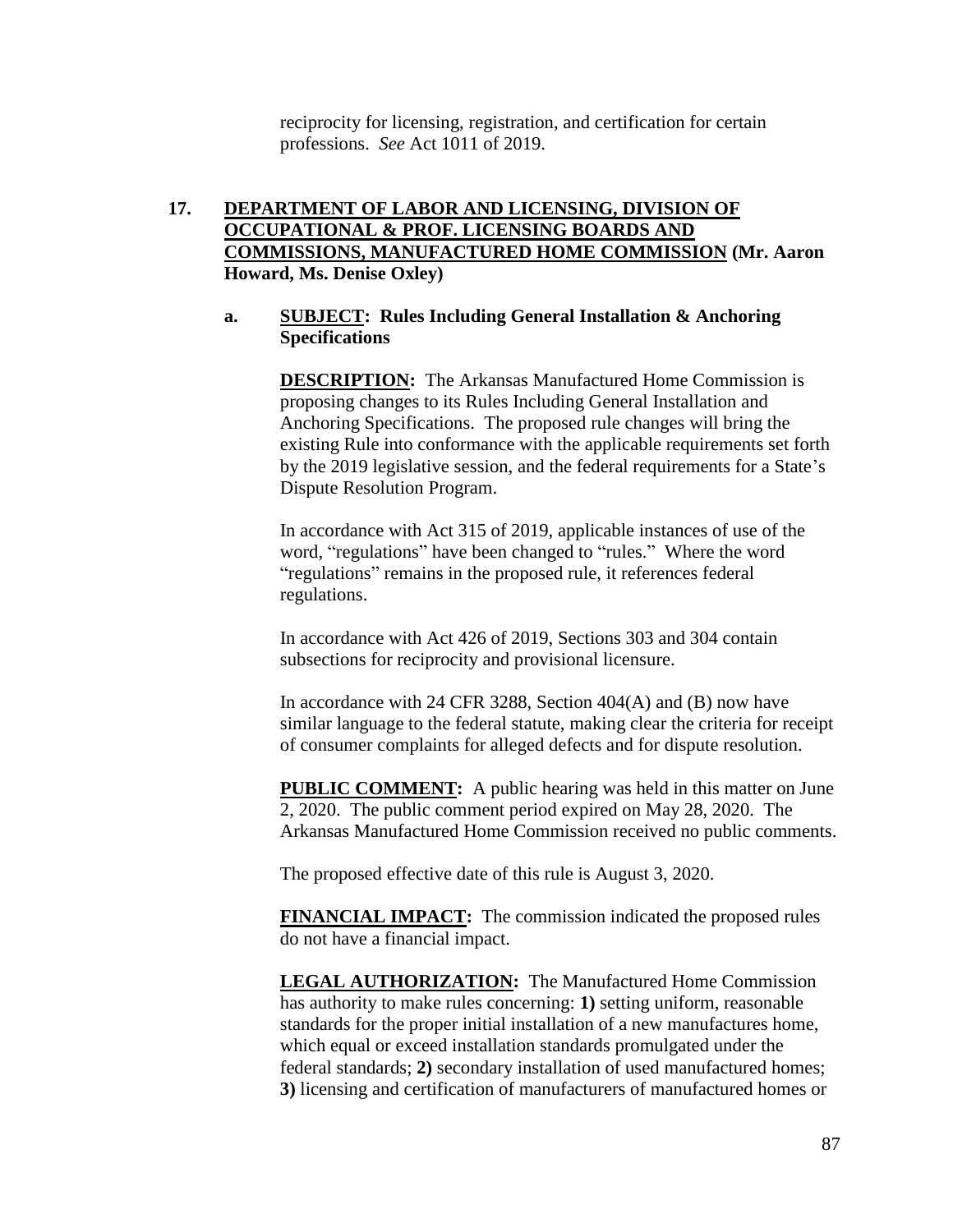reciprocity for licensing, registration, and certification for certain professions. *See* Act 1011 of 2019.

**17. <u>DEPARTMENT OF LABOR AND LICENSING, DIVISION OF OCCUPATIONAL & PROF. LICENSING BOARDS AND COMMISSIONS, MANUFACTURED HOME COMMISSION</u> (Mr. Aaron Howard, Ms. Denise Oxley)**

**a. <u>SUBJECT</u>: Rules Including General Installation & Anchoring Specifications**

**<u>DESCRIPTION</u>:** The Arkansas Manufactured Home Commission is proposing changes to its Rules Including General Installation and Anchoring Specifications. The proposed rule changes will bring the existing Rule into conformance with the applicable requirements set forth by the 2019 legislative session, and the federal requirements for a State's Dispute Resolution Program.

In accordance with Act 315 of 2019, applicable instances of use of the word, "regulations" have been changed to "rules." Where the word "regulations" remains in the proposed rule, it references federal regulations.

In accordance with Act 426 of 2019, Sections 303 and 304 contain subsections for reciprocity and provisional licensure.

In accordance with 24 CFR 3288, Section 404(A) and (B) now have similar language to the federal statute, making clear the criteria for receipt of consumer complaints for alleged defects and for dispute resolution.

**<u>PUBLIC COMMENT</u>:** A public hearing was held in this matter on June 2, 2020. The public comment period expired on May 28, 2020. The Arkansas Manufactured Home Commission received no public comments.

The proposed effective date of this rule is August 3, 2020.

**<u>FINANCIAL IMPACT</u>:** The commission indicated the proposed rules do not have a financial impact.

**<u>LEGAL AUTHORIZATION</u>:** The Manufactured Home Commission has authority to make rules concerning: **1)** setting uniform, reasonable standards for the proper initial installation of a new manufactures home, which equal or exceed installation standards promulgated under the federal standards; **2)** secondary installation of used manufactured homes; **3)** licensing and certification of manufacturers of manufactured homes or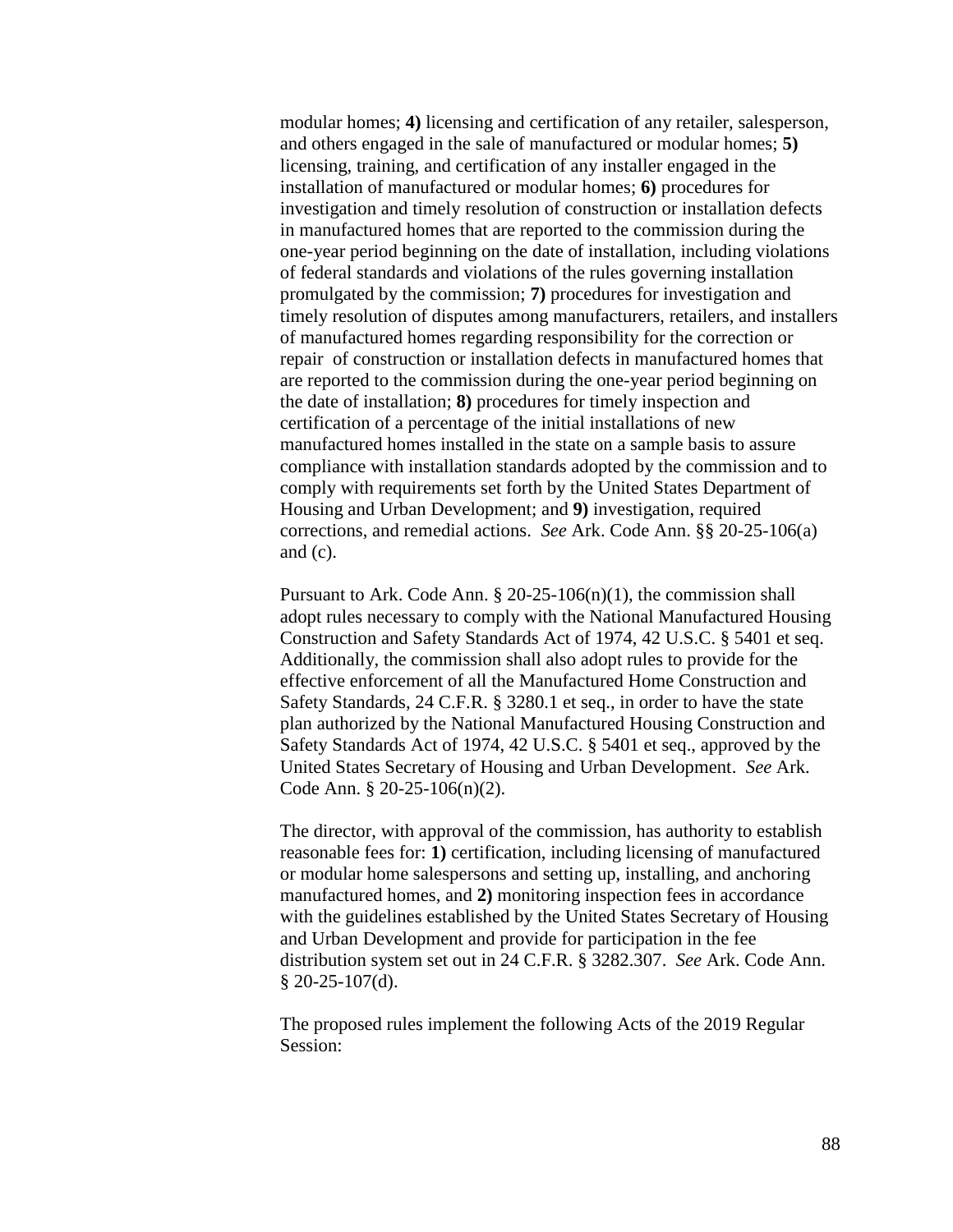modular homes; **4)** licensing and certification of any retailer, salesperson, and others engaged in the sale of manufactured or modular homes; **5)** licensing, training, and certification of any installer engaged in the installation of manufactured or modular homes; **6)** procedures for investigation and timely resolution of construction or installation defects in manufactured homes that are reported to the commission during the one-year period beginning on the date of installation, including violations of federal standards and violations of the rules governing installation promulgated by the commission; **7)** procedures for investigation and timely resolution of disputes among manufacturers, retailers, and installers of manufactured homes regarding responsibility for the correction or repair of construction or installation defects in manufactured homes that are reported to the commission during the one-year period beginning on the date of installation; **8)** procedures for timely inspection and certification of a percentage of the initial installations of new manufactured homes installed in the state on a sample basis to assure compliance with installation standards adopted by the commission and to comply with requirements set forth by the United States Department of Housing and Urban Development; and **9)** investigation, required corrections, and remedial actions. *See* Ark. Code Ann. §§ 20-25-106(a) and (c).

Pursuant to Ark. Code Ann. § 20-25-106(n)(1), the commission shall adopt rules necessary to comply with the National Manufactured Housing Construction and Safety Standards Act of 1974, 42 U.S.C. § 5401 et seq. Additionally, the commission shall also adopt rules to provide for the effective enforcement of all the Manufactured Home Construction and Safety Standards, 24 C.F.R. § 3280.1 et seq., in order to have the state plan authorized by the National Manufactured Housing Construction and Safety Standards Act of 1974, 42 U.S.C. § 5401 et seq., approved by the United States Secretary of Housing and Urban Development. *See* Ark. Code Ann. § 20-25-106(n)(2).

The director, with approval of the commission, has authority to establish reasonable fees for: **1)** certification, including licensing of manufactured or modular home salespersons and setting up, installing, and anchoring manufactured homes, and **2)** monitoring inspection fees in accordance with the guidelines established by the United States Secretary of Housing and Urban Development and provide for participation in the fee distribution system set out in 24 C.F.R. § 3282.307. *See* Ark. Code Ann. § 20-25-107(d).

The proposed rules implement the following Acts of the 2019 Regular Session: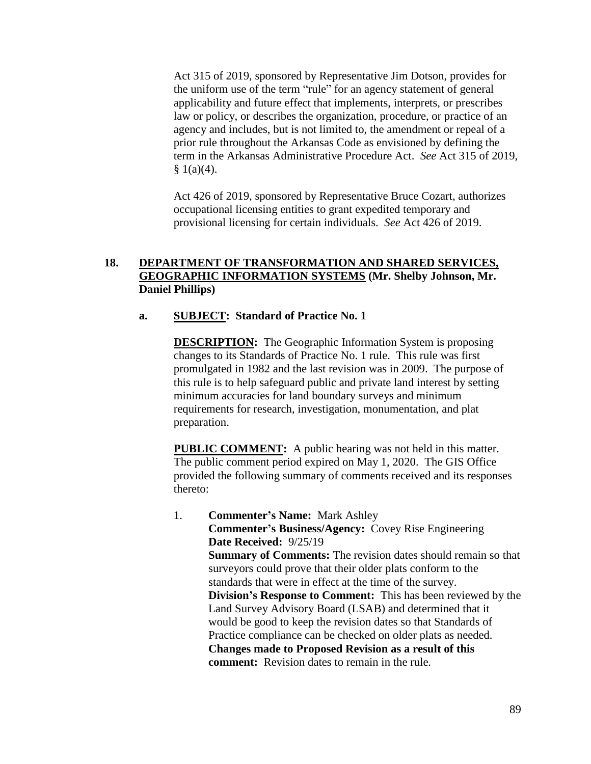Act 315 of 2019, sponsored by Representative Jim Dotson, provides for the uniform use of the term "rule" for an agency statement of general applicability and future effect that implements, interprets, or prescribes law or policy, or describes the organization, procedure, or practice of an agency and includes, but is not limited to, the amendment or repeal of a prior rule throughout the Arkansas Code as envisioned by defining the term in the Arkansas Administrative Procedure Act. *See* Act 315 of 2019, § 1(a)(4).

Act 426 of 2019, sponsored by Representative Bruce Cozart, authorizes occupational licensing entities to grant expedited temporary and provisional licensing for certain individuals. *See* Act 426 of 2019.

**18. DEPARTMENT OF TRANSFORMATION AND SHARED SERVICES, GEOGRAPHIC INFORMATION SYSTEMS (Mr. Shelby Johnson, Mr. Daniel Phillips)**

**a. SUBJECT: Standard of Practice No. 1**

**DESCRIPTION:** The Geographic Information System is proposing changes to its Standards of Practice No. 1 rule. This rule was first promulgated in 1982 and the last revision was in 2009. The purpose of this rule is to help safeguard public and private land interest by setting minimum accuracies for land boundary surveys and minimum requirements for research, investigation, monumentation, and plat preparation.

**PUBLIC COMMENT:** A public hearing was not held in this matter. The public comment period expired on May 1, 2020. The GIS Office provided the following summary of comments received and its responses thereto:

1. **Commenter's Name:** Mark Ashley
   **Commenter's Business/Agency:** Covey Rise Engineering
   **Date Received:** 9/25/19
   **Summary of Comments:** The revision dates should remain so that surveyors could prove that their older plats conform to the standards that were in effect at the time of the survey.
   **Division's Response to Comment:** This has been reviewed by the Land Survey Advisory Board (LSAB) and determined that it would be good to keep the revision dates so that Standards of Practice compliance can be checked on older plats as needed.
   **Changes made to Proposed Revision as a result of this comment:** Revision dates to remain in the rule.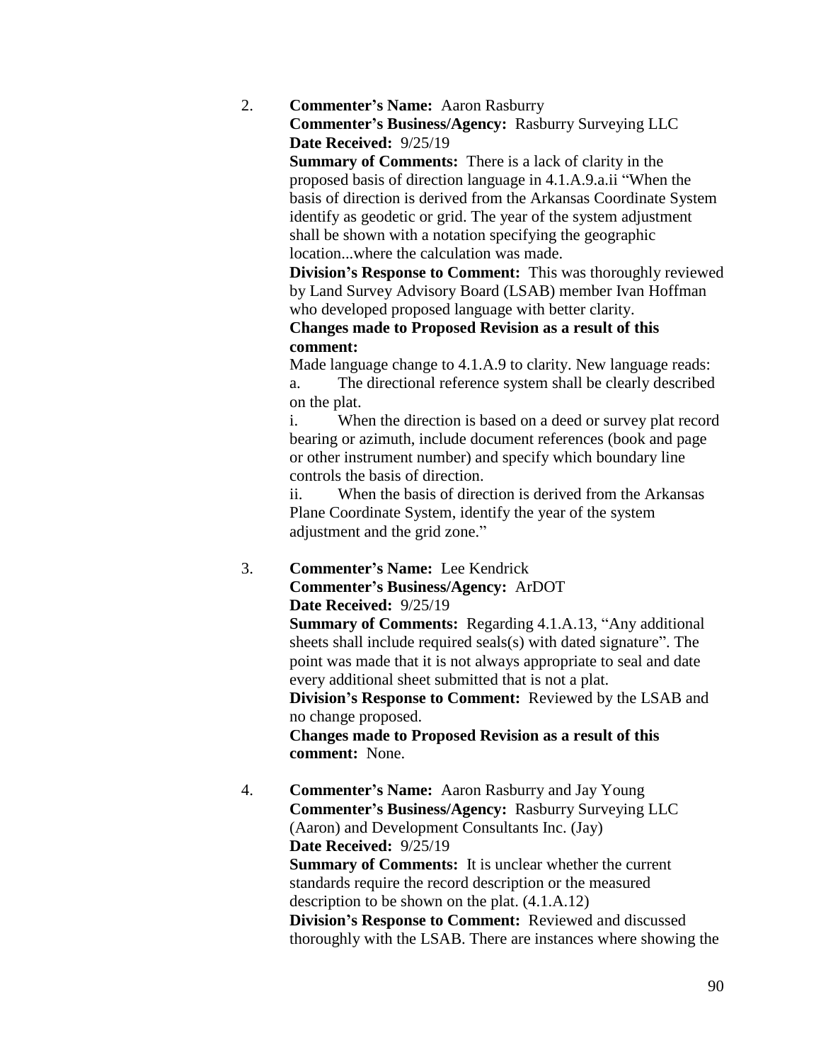2. **Commenter's Name:** Aaron Rasburry
   **Commenter's Business/Agency:** Rasburry Surveying LLC
   **Date Received:** 9/25/19
   **Summary of Comments:** There is a lack of clarity in the proposed basis of direction language in 4.1.A.9.a.ii "When the basis of direction is derived from the Arkansas Coordinate System identify as geodetic or grid. The year of the system adjustment shall be shown with a notation specifying the geographic location...where the calculation was made.
   **Division's Response to Comment:** This was thoroughly reviewed by Land Survey Advisory Board (LSAB) member Ivan Hoffman who developed proposed language with better clarity.
   **Changes made to Proposed Revision as a result of this comment:**
   Made language change to 4.1.A.9 to clarity. New language reads:
   a. The directional reference system shall be clearly described on the plat.
   i. When the direction is based on a deed or survey plat record bearing or azimuth, include document references (book and page or other instrument number) and specify which boundary line controls the basis of direction.
   ii. When the basis of direction is derived from the Arkansas Plane Coordinate System, identify the year of the system adjustment and the grid zone."

3. **Commenter's Name:** Lee Kendrick
   **Commenter's Business/Agency:** ArDOT
   **Date Received:** 9/25/19
   **Summary of Comments:** Regarding 4.1.A.13, "Any additional sheets shall include required seals(s) with dated signature". The point was made that it is not always appropriate to seal and date every additional sheet submitted that is not a plat.
   **Division's Response to Comment:** Reviewed by the LSAB and no change proposed.
   **Changes made to Proposed Revision as a result of this comment:** None.

4. **Commenter's Name:** Aaron Rasburry and Jay Young
   **Commenter's Business/Agency:** Rasburry Surveying LLC (Aaron) and Development Consultants Inc. (Jay)
   **Date Received:** 9/25/19
   **Summary of Comments:** It is unclear whether the current standards require the record description or the measured description to be shown on the plat. (4.1.A.12)
   **Division's Response to Comment:** Reviewed and discussed thoroughly with the LSAB. There are instances where showing the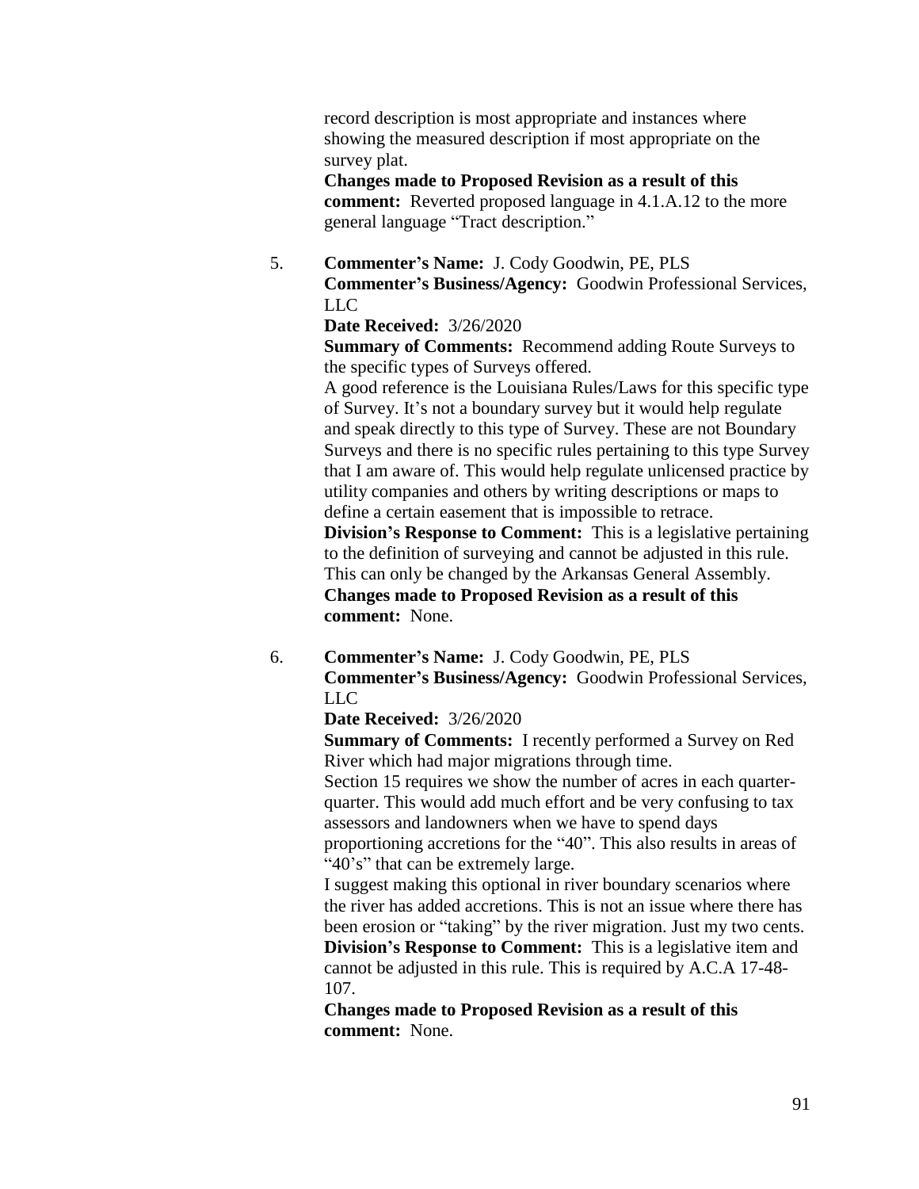record description is most appropriate and instances where showing the measured description if most appropriate on the survey plat.
**Changes made to Proposed Revision as a result of this comment:** Reverted proposed language in 4.1.A.12 to the more general language "Tract description."

5. **Commenter's Name:** J. Cody Goodwin, PE, PLS
   **Commenter's Business/Agency:** Goodwin Professional Services, LLC
   **Date Received:** 3/26/2020
   **Summary of Comments:** Recommend adding Route Surveys to the specific types of Surveys offered.
   A good reference is the Louisiana Rules/Laws for this specific type of Survey. It's not a boundary survey but it would help regulate and speak directly to this type of Survey. These are not Boundary Surveys and there is no specific rules pertaining to this type Survey that I am aware of. This would help regulate unlicensed practice by utility companies and others by writing descriptions or maps to define a certain easement that is impossible to retrace.
   **Division's Response to Comment:** This is a legislative pertaining to the definition of surveying and cannot be adjusted in this rule. This can only be changed by the Arkansas General Assembly.
   **Changes made to Proposed Revision as a result of this comment:** None.

6. **Commenter's Name:** J. Cody Goodwin, PE, PLS
   **Commenter's Business/Agency:** Goodwin Professional Services, LLC
   **Date Received:** 3/26/2020
   **Summary of Comments:** I recently performed a Survey on Red River which had major migrations through time.
   Section 15 requires we show the number of acres in each quarter-quarter. This would add much effort and be very confusing to tax assessors and landowners when we have to spend days proportioning accretions for the "40". This also results in areas of "40's" that can be extremely large.
   I suggest making this optional in river boundary scenarios where the river has added accretions. This is not an issue where there has been erosion or "taking" by the river migration. Just my two cents.
   **Division's Response to Comment:** This is a legislative item and cannot be adjusted in this rule. This is required by A.C.A 17-48-107.
   **Changes made to Proposed Revision as a result of this comment:** None.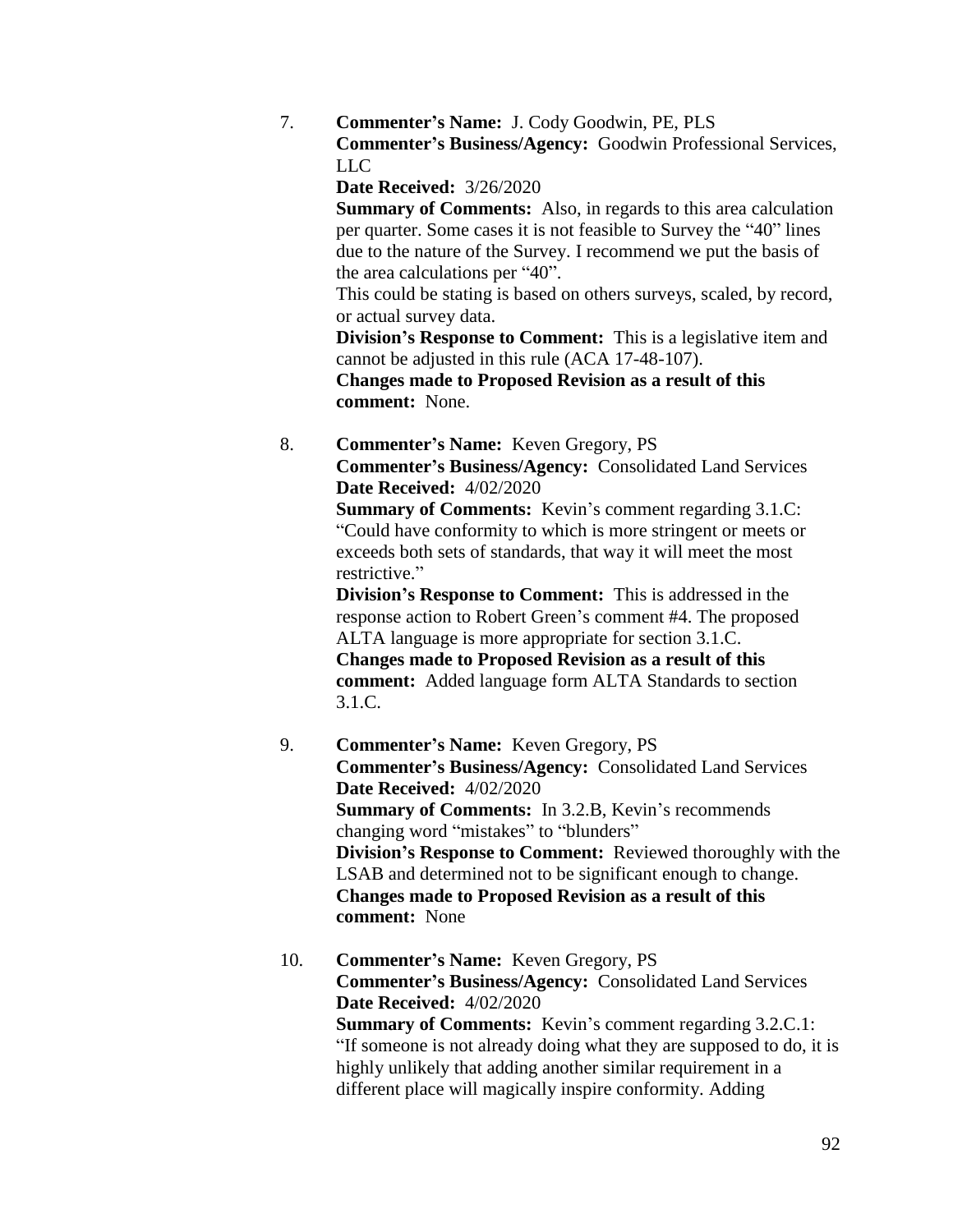7. **Commenter's Name:** J. Cody Goodwin, PE, PLS
   **Commenter's Business/Agency:** Goodwin Professional Services, LLC
   **Date Received:** 3/26/2020
   **Summary of Comments:** Also, in regards to this area calculation per quarter. Some cases it is not feasible to Survey the "40" lines due to the nature of the Survey. I recommend we put the basis of the area calculations per "40".
   This could be stating is based on others surveys, scaled, by record, or actual survey data.
   **Division's Response to Comment:** This is a legislative item and cannot be adjusted in this rule (ACA 17-48-107).
   **Changes made to Proposed Revision as a result of this comment:** None.

8. **Commenter's Name:** Keven Gregory, PS
   **Commenter's Business/Agency:** Consolidated Land Services
   **Date Received:** 4/02/2020
   **Summary of Comments:** Kevin's comment regarding 3.1.C: "Could have conformity to which is more stringent or meets or exceeds both sets of standards, that way it will meet the most restrictive."
   **Division's Response to Comment:** This is addressed in the response action to Robert Green's comment #4. The proposed ALTA language is more appropriate for section 3.1.C.
   **Changes made to Proposed Revision as a result of this comment:** Added language form ALTA Standards to section 3.1.C.

9. **Commenter's Name:** Keven Gregory, PS
   **Commenter's Business/Agency:** Consolidated Land Services
   **Date Received:** 4/02/2020
   **Summary of Comments:** In 3.2.B, Kevin's recommends changing word "mistakes" to "blunders"
   **Division's Response to Comment:** Reviewed thoroughly with the LSAB and determined not to be significant enough to change.
   **Changes made to Proposed Revision as a result of this comment:** None

10. **Commenter's Name:** Keven Gregory, PS
    **Commenter's Business/Agency:** Consolidated Land Services
    **Date Received:** 4/02/2020
    **Summary of Comments:** Kevin's comment regarding 3.2.C.1: "If someone is not already doing what they are supposed to do, it is highly unlikely that adding another similar requirement in a different place will magically inspire conformity. Adding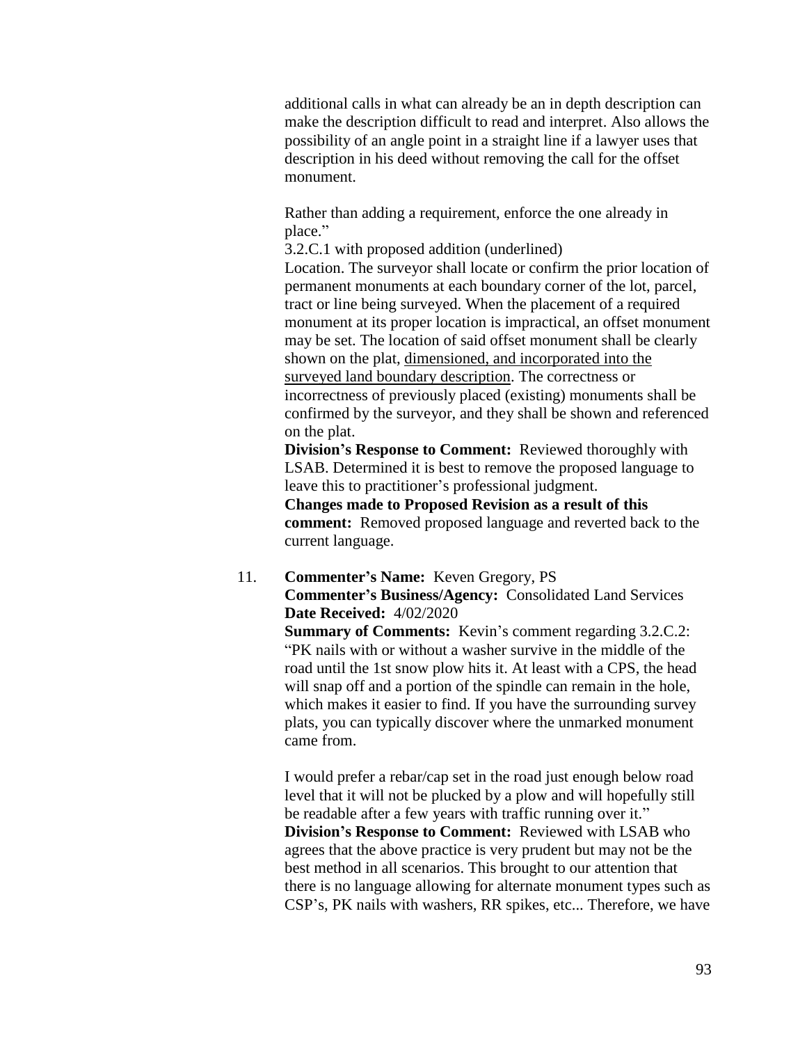additional calls in what can already be an in depth description can make the description difficult to read and interpret. Also allows the possibility of an angle point in a straight line if a lawyer uses that description in his deed without removing the call for the offset monument.

Rather than adding a requirement, enforce the one already in place."

3.2.C.1 with proposed addition (underlined)

Location. The surveyor shall locate or confirm the prior location of permanent monuments at each boundary corner of the lot, parcel, tract or line being surveyed. When the placement of a required monument at its proper location is impractical, an offset monument may be set. The location of said offset monument shall be clearly shown on the plat, <u>dimensioned, and incorporated into the surveyed land boundary description</u>. The correctness or incorrectness of previously placed (existing) monuments shall be confirmed by the surveyor, and they shall be shown and referenced on the plat.

**Division's Response to Comment:** Reviewed thoroughly with LSAB. Determined it is best to remove the proposed language to leave this to practitioner's professional judgment.

**Changes made to Proposed Revision as a result of this comment:** Removed proposed language and reverted back to the current language.

11. **Commenter's Name:** Keven Gregory, PS

    **Commenter's Business/Agency:** Consolidated Land Services

    **Date Received:** 4/02/2020

    **Summary of Comments:** Kevin's comment regarding 3.2.C.2: "PK nails with or without a washer survive in the middle of the road until the 1st snow plow hits it. At least with a CPS, the head will snap off and a portion of the spindle can remain in the hole, which makes it easier to find. If you have the surrounding survey plats, you can typically discover where the unmarked monument came from.

    I would prefer a rebar/cap set in the road just enough below road level that it will not be plucked by a plow and will hopefully still be readable after a few years with traffic running over it."

    **Division's Response to Comment:** Reviewed with LSAB who agrees that the above practice is very prudent but may not be the best method in all scenarios. This brought to our attention that there is no language allowing for alternate monument types such as CSP's, PK nails with washers, RR spikes, etc... Therefore, we have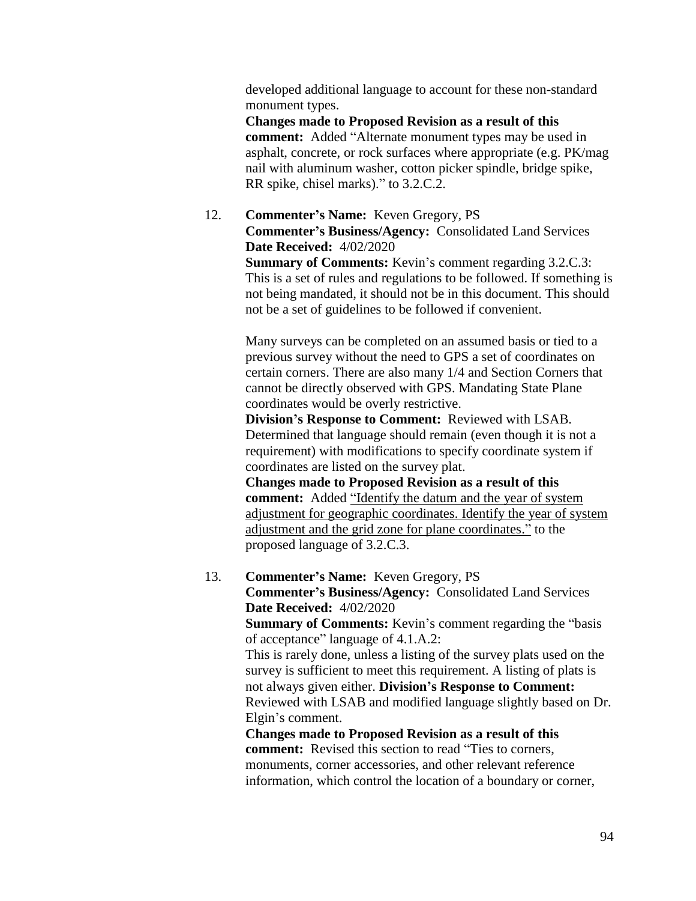developed additional language to account for these non-standard monument types.

**Changes made to Proposed Revision as a result of this comment:** Added "Alternate monument types may be used in asphalt, concrete, or rock surfaces where appropriate (e.g. PK/mag nail with aluminum washer, cotton picker spindle, bridge spike, RR spike, chisel marks)." to 3.2.C.2.

12. **Commenter's Name:** Keven Gregory, PS
    **Commenter's Business/Agency:** Consolidated Land Services
    **Date Received:** 4/02/2020
    **Summary of Comments:** Kevin's comment regarding 3.2.C.3: This is a set of rules and regulations to be followed. If something is not being mandated, it should not be in this document. This should not be a set of guidelines to be followed if convenient.

    Many surveys can be completed on an assumed basis or tied to a previous survey without the need to GPS a set of coordinates on certain corners. There are also many 1/4 and Section Corners that cannot be directly observed with GPS. Mandating State Plane coordinates would be overly restrictive.
    **Division's Response to Comment:** Reviewed with LSAB. Determined that language should remain (even though it is not a requirement) with modifications to specify coordinate system if coordinates are listed on the survey plat.
    **Changes made to Proposed Revision as a result of this comment:** Added <u>"Identify the datum and the year of system adjustment for geographic coordinates. Identify the year of system adjustment and the grid zone for plane coordinates."</u> to the proposed language of 3.2.C.3.

13. **Commenter's Name:** Keven Gregory, PS
    **Commenter's Business/Agency:** Consolidated Land Services
    **Date Received:** 4/02/2020
    **Summary of Comments:** Kevin's comment regarding the "basis of acceptance" language of 4.1.A.2:
    This is rarely done, unless a listing of the survey plats used on the survey is sufficient to meet this requirement. A listing of plats is not always given either. **Division's Response to Comment:** Reviewed with LSAB and modified language slightly based on Dr. Elgin's comment.
    **Changes made to Proposed Revision as a result of this comment:** Revised this section to read "Ties to corners, monuments, corner accessories, and other relevant reference information, which control the location of a boundary or corner,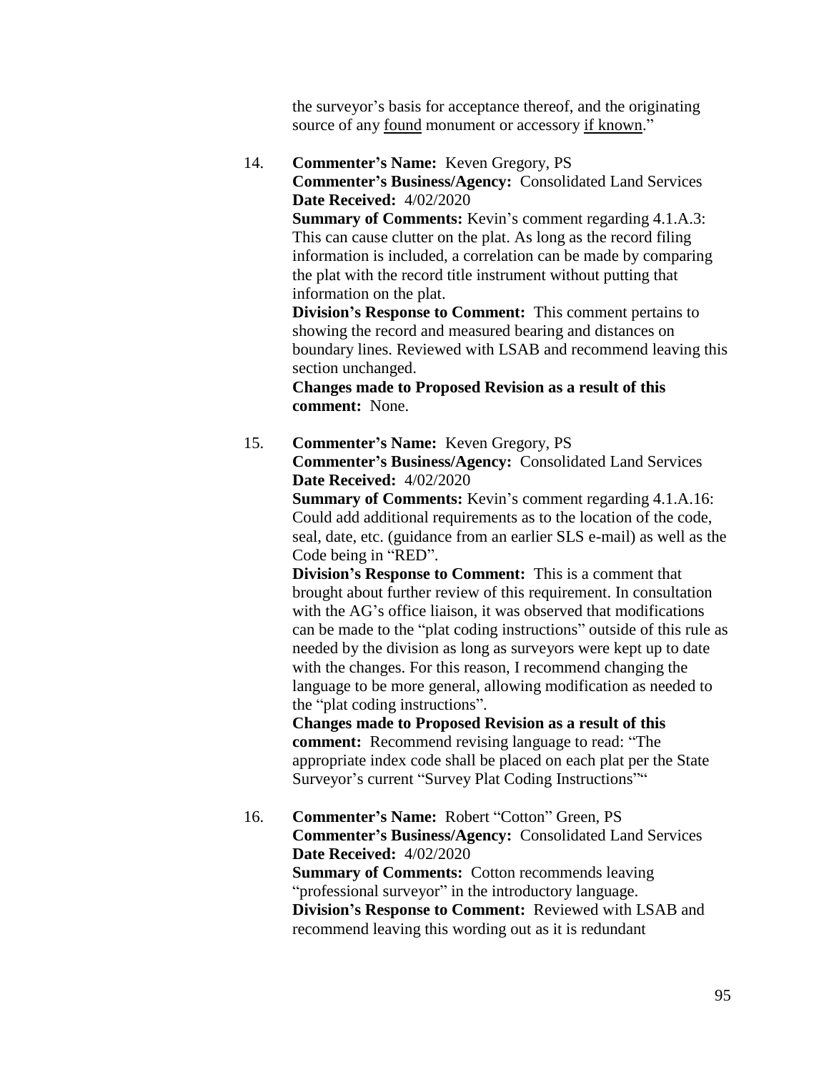the surveyor's basis for acceptance thereof, and the originating source of any found monument or accessory if known."

14. **Commenter's Name:** Keven Gregory, PS
    **Commenter's Business/Agency:** Consolidated Land Services
    **Date Received:** 4/02/2020
    **Summary of Comments:** Kevin's comment regarding 4.1.A.3: This can cause clutter on the plat. As long as the record filing information is included, a correlation can be made by comparing the plat with the record title instrument without putting that information on the plat.
    **Division's Response to Comment:** This comment pertains to showing the record and measured bearing and distances on boundary lines. Reviewed with LSAB and recommend leaving this section unchanged.
    **Changes made to Proposed Revision as a result of this comment:** None.

15. **Commenter's Name:** Keven Gregory, PS
    **Commenter's Business/Agency:** Consolidated Land Services
    **Date Received:** 4/02/2020
    **Summary of Comments:** Kevin's comment regarding 4.1.A.16: Could add additional requirements as to the location of the code, seal, date, etc. (guidance from an earlier SLS e-mail) as well as the Code being in "RED".
    **Division's Response to Comment:** This is a comment that brought about further review of this requirement. In consultation with the AG's office liaison, it was observed that modifications can be made to the "plat coding instructions" outside of this rule as needed by the division as long as surveyors were kept up to date with the changes. For this reason, I recommend changing the language to be more general, allowing modification as needed to the "plat coding instructions".
    **Changes made to Proposed Revision as a result of this comment:** Recommend revising language to read: "The appropriate index code shall be placed on each plat per the State Surveyor's current "Survey Plat Coding Instructions""

16. **Commenter's Name:** Robert "Cotton" Green, PS
    **Commenter's Business/Agency:** Consolidated Land Services
    **Date Received:** 4/02/2020
    **Summary of Comments:** Cotton recommends leaving "professional surveyor" in the introductory language.
    **Division's Response to Comment:** Reviewed with LSAB and recommend leaving this wording out as it is redundant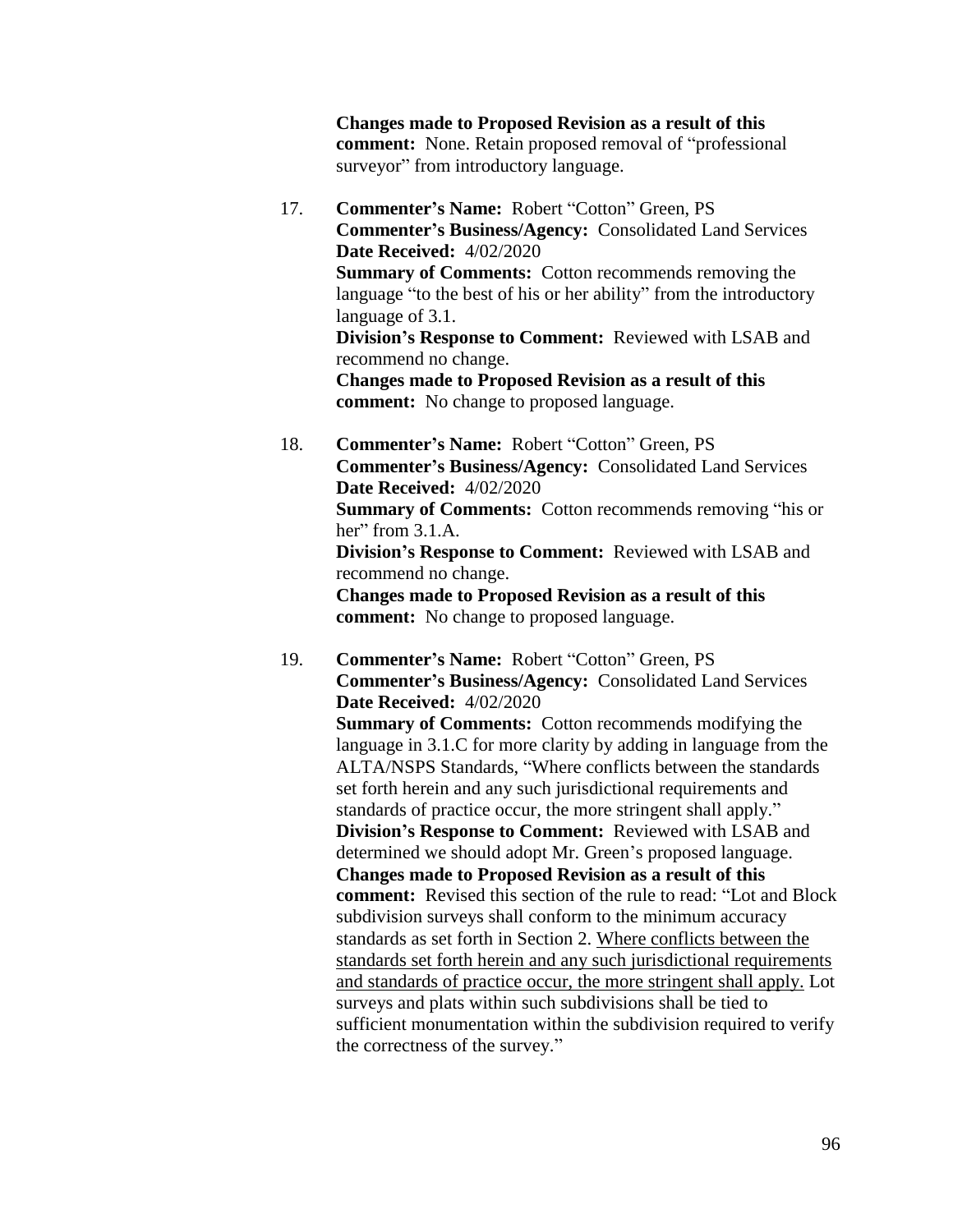**Changes made to Proposed Revision as a result of this comment:** None. Retain proposed removal of "professional surveyor" from introductory language.

17. **Commenter's Name:** Robert "Cotton" Green, PS
    **Commenter's Business/Agency:** Consolidated Land Services
    **Date Received:** 4/02/2020
    **Summary of Comments:** Cotton recommends removing the language "to the best of his or her ability" from the introductory language of 3.1.
    **Division's Response to Comment:** Reviewed with LSAB and recommend no change.
    **Changes made to Proposed Revision as a result of this comment:** No change to proposed language.

18. **Commenter's Name:** Robert "Cotton" Green, PS
    **Commenter's Business/Agency:** Consolidated Land Services
    **Date Received:** 4/02/2020
    **Summary of Comments:** Cotton recommends removing "his or her" from 3.1.A.
    **Division's Response to Comment:** Reviewed with LSAB and recommend no change.
    **Changes made to Proposed Revision as a result of this comment:** No change to proposed language.

19. **Commenter's Name:** Robert "Cotton" Green, PS
    **Commenter's Business/Agency:** Consolidated Land Services
    **Date Received:** 4/02/2020
    **Summary of Comments:** Cotton recommends modifying the language in 3.1.C for more clarity by adding in language from the ALTA/NSPS Standards, "Where conflicts between the standards set forth herein and any such jurisdictional requirements and standards of practice occur, the more stringent shall apply."
    **Division's Response to Comment:** Reviewed with LSAB and determined we should adopt Mr. Green's proposed language.
    **Changes made to Proposed Revision as a result of this comment:** Revised this section of the rule to read: "Lot and Block subdivision surveys shall conform to the minimum accuracy standards as set forth in Section 2. <u>Where conflicts between the standards set forth herein and any such jurisdictional requirements and standards of practice occur, the more stringent shall apply.</u> Lot surveys and plats within such subdivisions shall be tied to sufficient monumentation within the subdivision required to verify the correctness of the survey."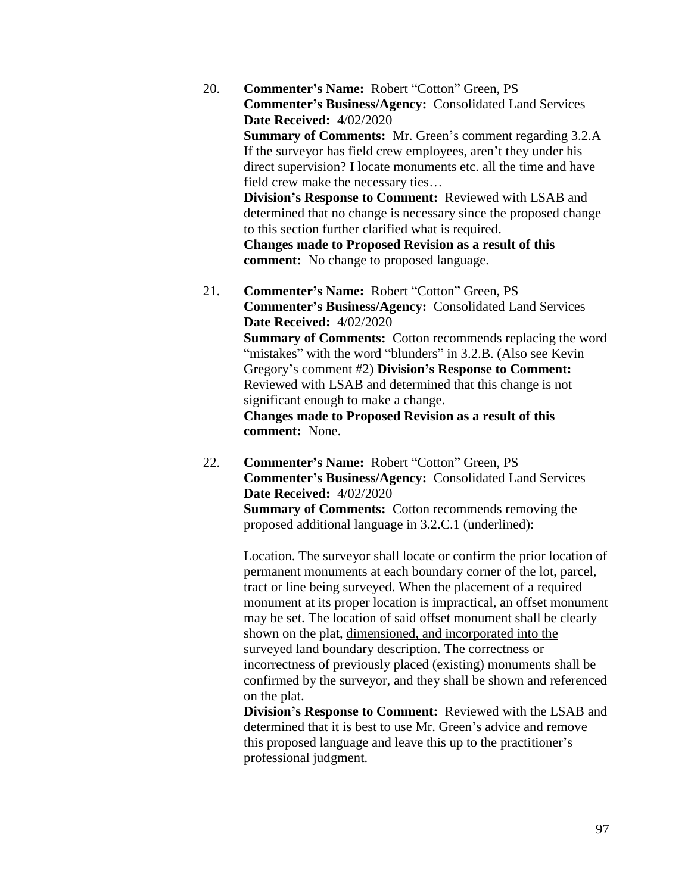20. **Commenter's Name:** Robert "Cotton" Green, PS
    **Commenter's Business/Agency:** Consolidated Land Services
    **Date Received:** 4/02/2020
    **Summary of Comments:** Mr. Green's comment regarding 3.2.A If the surveyor has field crew employees, aren't they under his direct supervision? I locate monuments etc. all the time and have field crew make the necessary ties…
    **Division's Response to Comment:** Reviewed with LSAB and determined that no change is necessary since the proposed change to this section further clarified what is required.
    **Changes made to Proposed Revision as a result of this comment:** No change to proposed language.

21. **Commenter's Name:** Robert "Cotton" Green, PS
    **Commenter's Business/Agency:** Consolidated Land Services
    **Date Received:** 4/02/2020
    **Summary of Comments:** Cotton recommends replacing the word "mistakes" with the word "blunders" in 3.2.B. (Also see Kevin Gregory's comment #2) **Division's Response to Comment:** Reviewed with LSAB and determined that this change is not significant enough to make a change.
    **Changes made to Proposed Revision as a result of this comment:** None.

22. **Commenter's Name:** Robert "Cotton" Green, PS
    **Commenter's Business/Agency:** Consolidated Land Services
    **Date Received:** 4/02/2020
    **Summary of Comments:** Cotton recommends removing the proposed additional language in 3.2.C.1 (underlined):

    Location. The surveyor shall locate or confirm the prior location of permanent monuments at each boundary corner of the lot, parcel, tract or line being surveyed. When the placement of a required monument at its proper location is impractical, an offset monument may be set. The location of said offset monument shall be clearly shown on the plat, <u>dimensioned, and incorporated into the surveyed land boundary description</u>. The correctness or incorrectness of previously placed (existing) monuments shall be confirmed by the surveyor, and they shall be shown and referenced on the plat.
    **Division's Response to Comment:** Reviewed with the LSAB and determined that it is best to use Mr. Green's advice and remove this proposed language and leave this up to the practitioner's professional judgment.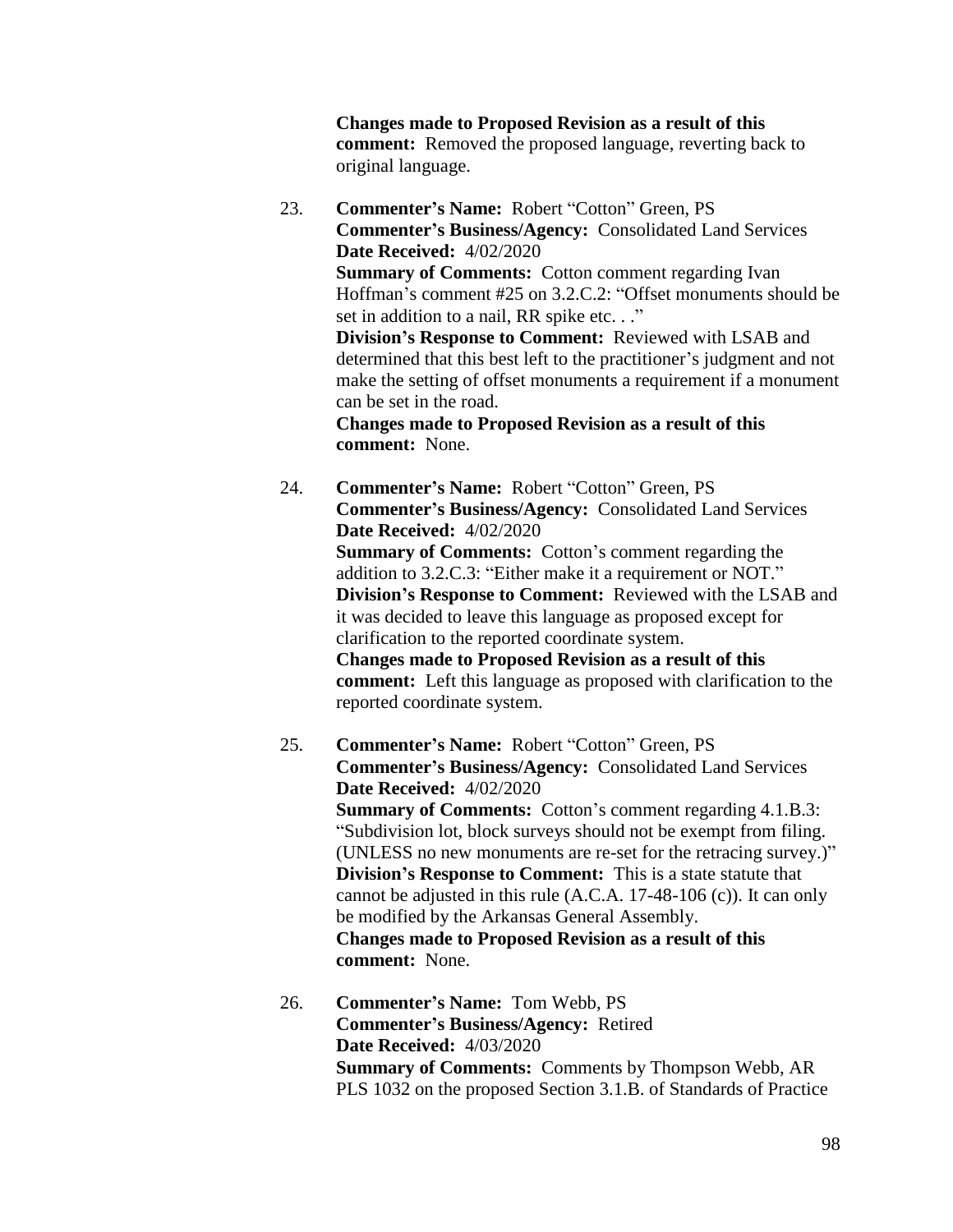**Changes made to Proposed Revision as a result of this comment:** Removed the proposed language, reverting back to original language.

23. **Commenter's Name:** Robert "Cotton" Green, PS
    **Commenter's Business/Agency:** Consolidated Land Services
    **Date Received:** 4/02/2020
    **Summary of Comments:** Cotton comment regarding Ivan Hoffman's comment #25 on 3.2.C.2: "Offset monuments should be set in addition to a nail, RR spike etc. . ."
    **Division's Response to Comment:** Reviewed with LSAB and determined that this best left to the practitioner's judgment and not make the setting of offset monuments a requirement if a monument can be set in the road.
    **Changes made to Proposed Revision as a result of this comment:** None.

24. **Commenter's Name:** Robert "Cotton" Green, PS
    **Commenter's Business/Agency:** Consolidated Land Services
    **Date Received:** 4/02/2020
    **Summary of Comments:** Cotton's comment regarding the addition to 3.2.C.3: "Either make it a requirement or NOT."
    **Division's Response to Comment:** Reviewed with the LSAB and it was decided to leave this language as proposed except for clarification to the reported coordinate system.
    **Changes made to Proposed Revision as a result of this comment:** Left this language as proposed with clarification to the reported coordinate system.

25. **Commenter's Name:** Robert "Cotton" Green, PS
    **Commenter's Business/Agency:** Consolidated Land Services
    **Date Received:** 4/02/2020
    **Summary of Comments:** Cotton's comment regarding 4.1.B.3: "Subdivision lot, block surveys should not be exempt from filing. (UNLESS no new monuments are re-set for the retracing survey.)"
    **Division's Response to Comment:** This is a state statute that cannot be adjusted in this rule (A.C.A. 17-48-106 (c)). It can only be modified by the Arkansas General Assembly.
    **Changes made to Proposed Revision as a result of this comment:** None.

26. **Commenter's Name:** Tom Webb, PS
    **Commenter's Business/Agency:** Retired
    **Date Received:** 4/03/2020
    **Summary of Comments:** Comments by Thompson Webb, AR PLS 1032 on the proposed Section 3.1.B. of Standards of Practice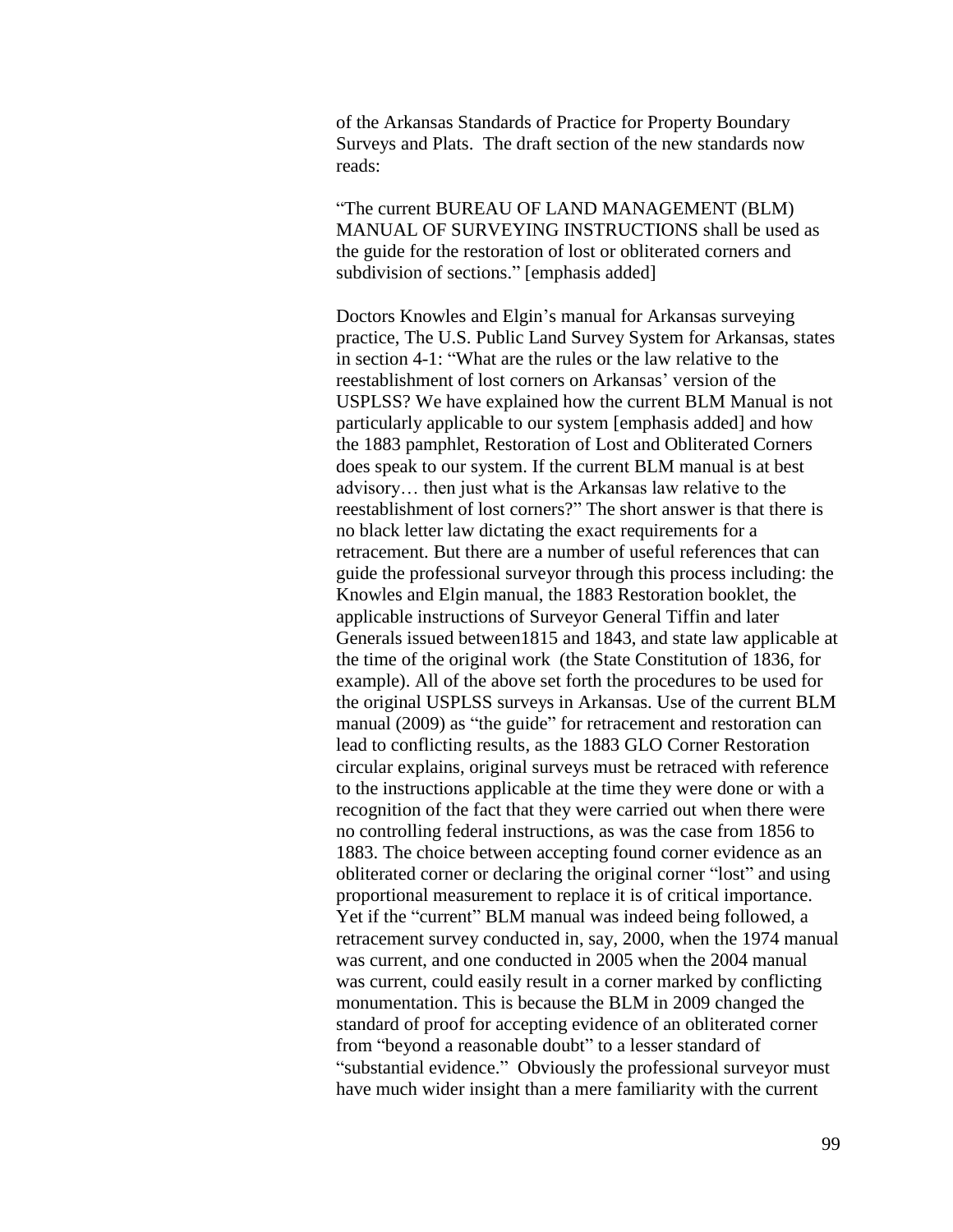of the Arkansas Standards of Practice for Property Boundary Surveys and Plats. The draft section of the new standards now reads:

"The current BUREAU OF LAND MANAGEMENT (BLM) MANUAL OF SURVEYING INSTRUCTIONS shall be used as the guide for the restoration of lost or obliterated corners and subdivision of sections." [emphasis added]

Doctors Knowles and Elgin's manual for Arkansas surveying practice, The U.S. Public Land Survey System for Arkansas, states in section 4-1: "What are the rules or the law relative to the reestablishment of lost corners on Arkansas' version of the USPLSS? We have explained how the current BLM Manual is not particularly applicable to our system [emphasis added] and how the 1883 pamphlet, Restoration of Lost and Obliterated Corners does speak to our system. If the current BLM manual is at best advisory… then just what is the Arkansas law relative to the reestablishment of lost corners?" The short answer is that there is no black letter law dictating the exact requirements for a retracement. But there are a number of useful references that can guide the professional surveyor through this process including: the Knowles and Elgin manual, the 1883 Restoration booklet, the applicable instructions of Surveyor General Tiffin and later Generals issued between1815 and 1843, and state law applicable at the time of the original work (the State Constitution of 1836, for example). All of the above set forth the procedures to be used for the original USPLSS surveys in Arkansas. Use of the current BLM manual (2009) as "the guide" for retracement and restoration can lead to conflicting results, as the 1883 GLO Corner Restoration circular explains, original surveys must be retraced with reference to the instructions applicable at the time they were done or with a recognition of the fact that they were carried out when there were no controlling federal instructions, as was the case from 1856 to 1883. The choice between accepting found corner evidence as an obliterated corner or declaring the original corner "lost" and using proportional measurement to replace it is of critical importance. Yet if the "current" BLM manual was indeed being followed, a retracement survey conducted in, say, 2000, when the 1974 manual was current, and one conducted in 2005 when the 2004 manual was current, could easily result in a corner marked by conflicting monumentation. This is because the BLM in 2009 changed the standard of proof for accepting evidence of an obliterated corner from "beyond a reasonable doubt" to a lesser standard of "substantial evidence." Obviously the professional surveyor must have much wider insight than a mere familiarity with the current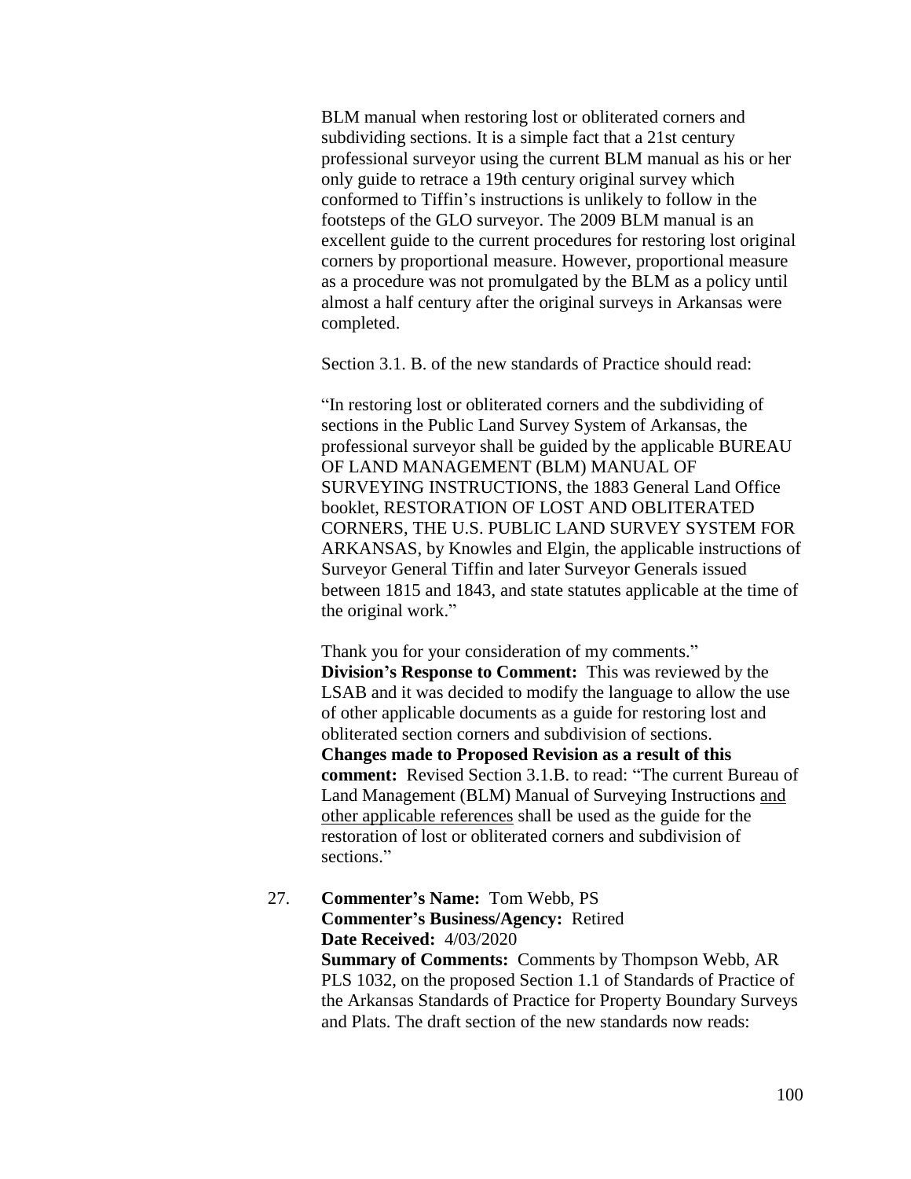BLM manual when restoring lost or obliterated corners and subdividing sections. It is a simple fact that a 21st century professional surveyor using the current BLM manual as his or her only guide to retrace a 19th century original survey which conformed to Tiffin's instructions is unlikely to follow in the footsteps of the GLO surveyor. The 2009 BLM manual is an excellent guide to the current procedures for restoring lost original corners by proportional measure. However, proportional measure as a procedure was not promulgated by the BLM as a policy until almost a half century after the original surveys in Arkansas were completed.

Section 3.1. B. of the new standards of Practice should read:

"In restoring lost or obliterated corners and the subdividing of sections in the Public Land Survey System of Arkansas, the professional surveyor shall be guided by the applicable BUREAU OF LAND MANAGEMENT (BLM) MANUAL OF SURVEYING INSTRUCTIONS, the 1883 General Land Office booklet, RESTORATION OF LOST AND OBLITERATED CORNERS, THE U.S. PUBLIC LAND SURVEY SYSTEM FOR ARKANSAS, by Knowles and Elgin, the applicable instructions of Surveyor General Tiffin and later Surveyor Generals issued between 1815 and 1843, and state statutes applicable at the time of the original work."

Thank you for your consideration of my comments."
**Division's Response to Comment:** This was reviewed by the LSAB and it was decided to modify the language to allow the use of other applicable documents as a guide for restoring lost and obliterated section corners and subdivision of sections.
**Changes made to Proposed Revision as a result of this comment:** Revised Section 3.1.B. to read: "The current Bureau of Land Management (BLM) Manual of Surveying Instructions <u>and other applicable references</u> shall be used as the guide for the restoration of lost or obliterated corners and subdivision of sections."

27. **Commenter's Name:** Tom Webb, PS
**Commenter's Business/Agency:** Retired
**Date Received:** 4/03/2020
**Summary of Comments:** Comments by Thompson Webb, AR PLS 1032, on the proposed Section 1.1 of Standards of Practice of the Arkansas Standards of Practice for Property Boundary Surveys and Plats. The draft section of the new standards now reads: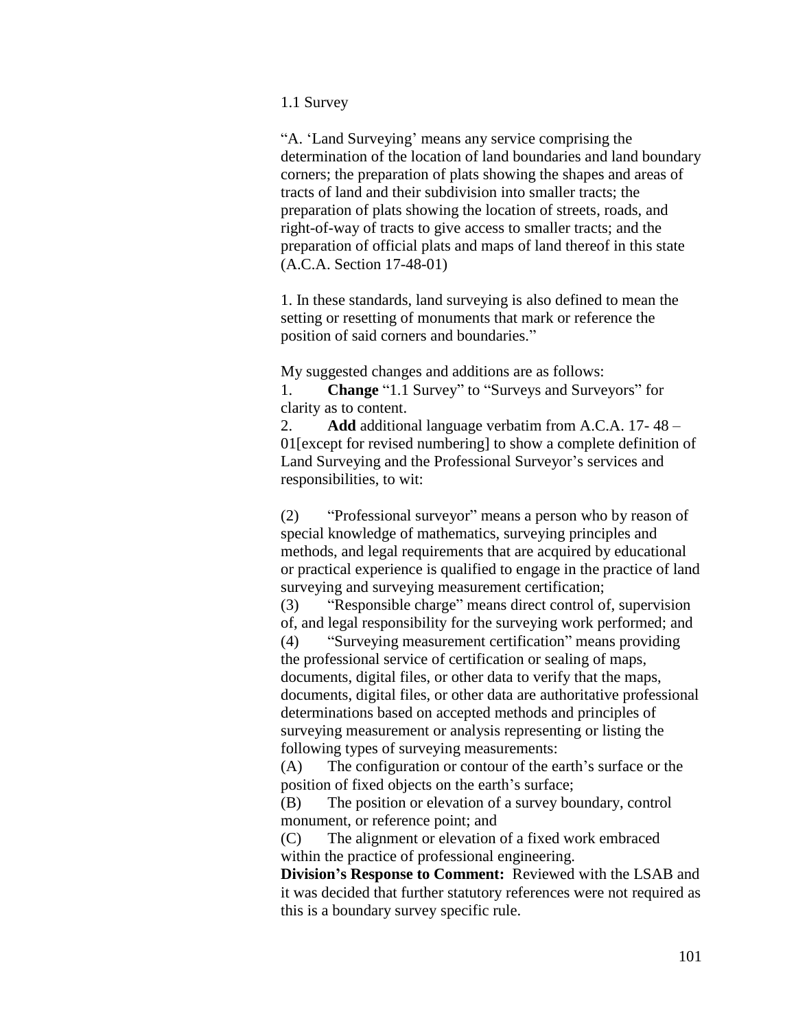1.1 Survey

"A. 'Land Surveying' means any service comprising the determination of the location of land boundaries and land boundary corners; the preparation of plats showing the shapes and areas of tracts of land and their subdivision into smaller tracts; the preparation of plats showing the location of streets, roads, and right-of-way of tracts to give access to smaller tracts; and the preparation of official plats and maps of land thereof in this state (A.C.A. Section 17-48-01)

1. In these standards, land surveying is also defined to mean the setting or resetting of monuments that mark or reference the position of said corners and boundaries."

My suggested changes and additions are as follows:

1. **Change** "1.1 Survey" to "Surveys and Surveyors" for clarity as to content.
2. **Add** additional language verbatim from A.C.A. 17- 48 – 01[except for revised numbering] to show a complete definition of Land Surveying and the Professional Surveyor's services and responsibilities, to wit:

(2) "Professional surveyor" means a person who by reason of special knowledge of mathematics, surveying principles and methods, and legal requirements that are acquired by educational or practical experience is qualified to engage in the practice of land surveying and surveying measurement certification;

(3) "Responsible charge" means direct control of, supervision of, and legal responsibility for the surveying work performed; and

(4) "Surveying measurement certification" means providing the professional service of certification or sealing of maps, documents, digital files, or other data to verify that the maps, documents, digital files, or other data are authoritative professional determinations based on accepted methods and principles of surveying measurement or analysis representing or listing the following types of surveying measurements:

(A) The configuration or contour of the earth's surface or the position of fixed objects on the earth's surface;

(B) The position or elevation of a survey boundary, control monument, or reference point; and

(C) The alignment or elevation of a fixed work embraced within the practice of professional engineering.

**Division's Response to Comment:** Reviewed with the LSAB and it was decided that further statutory references were not required as this is a boundary survey specific rule.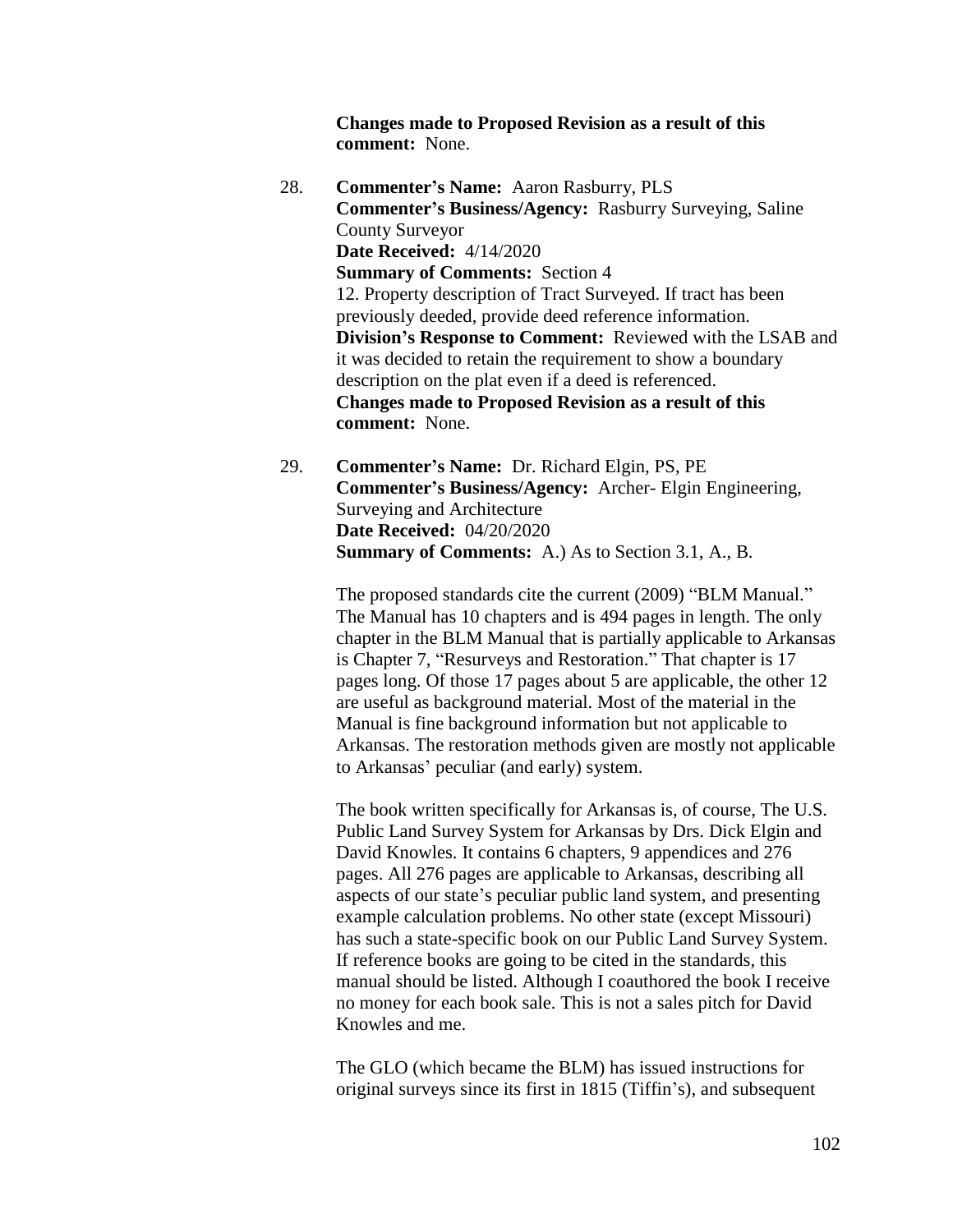**Changes made to Proposed Revision as a result of this comment:** None.

28. **Commenter's Name:** Aaron Rasburry, PLS
    **Commenter's Business/Agency:** Rasburry Surveying, Saline County Surveyor
    **Date Received:** 4/14/2020
    **Summary of Comments:** Section 4
    12. Property description of Tract Surveyed. If tract has been previously deeded, provide deed reference information.
    **Division's Response to Comment:** Reviewed with the LSAB and it was decided to retain the requirement to show a boundary description on the plat even if a deed is referenced.
    **Changes made to Proposed Revision as a result of this comment:** None.

29. **Commenter's Name:** Dr. Richard Elgin, PS, PE
    **Commenter's Business/Agency:** Archer- Elgin Engineering, Surveying and Architecture
    **Date Received:** 04/20/2020
    **Summary of Comments:** A.) As to Section 3.1, A., B.

    The proposed standards cite the current (2009) "BLM Manual." The Manual has 10 chapters and is 494 pages in length. The only chapter in the BLM Manual that is partially applicable to Arkansas is Chapter 7, "Resurveys and Restoration." That chapter is 17 pages long. Of those 17 pages about 5 are applicable, the other 12 are useful as background material. Most of the material in the Manual is fine background information but not applicable to Arkansas. The restoration methods given are mostly not applicable to Arkansas' peculiar (and early) system.

    The book written specifically for Arkansas is, of course, The U.S. Public Land Survey System for Arkansas by Drs. Dick Elgin and David Knowles. It contains 6 chapters, 9 appendices and 276 pages. All 276 pages are applicable to Arkansas, describing all aspects of our state's peculiar public land system, and presenting example calculation problems. No other state (except Missouri) has such a state-specific book on our Public Land Survey System. If reference books are going to be cited in the standards, this manual should be listed. Although I coauthored the book I receive no money for each book sale. This is not a sales pitch for David Knowles and me.

    The GLO (which became the BLM) has issued instructions for original surveys since its first in 1815 (Tiffin's), and subsequent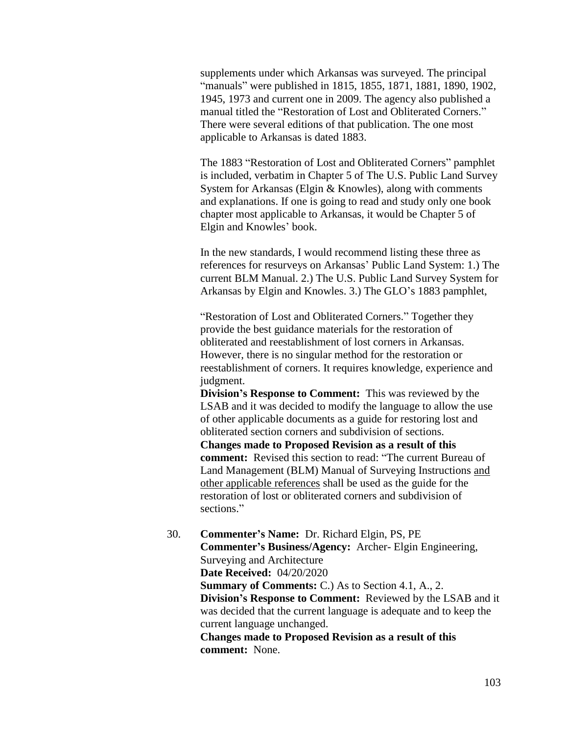supplements under which Arkansas was surveyed. The principal "manuals" were published in 1815, 1855, 1871, 1881, 1890, 1902, 1945, 1973 and current one in 2009. The agency also published a manual titled the "Restoration of Lost and Obliterated Corners." There were several editions of that publication. The one most applicable to Arkansas is dated 1883.

The 1883 "Restoration of Lost and Obliterated Corners" pamphlet is included, verbatim in Chapter 5 of The U.S. Public Land Survey System for Arkansas (Elgin & Knowles), along with comments and explanations. If one is going to read and study only one book chapter most applicable to Arkansas, it would be Chapter 5 of Elgin and Knowles' book.

In the new standards, I would recommend listing these three as references for resurveys on Arkansas' Public Land System: 1.) The current BLM Manual. 2.) The U.S. Public Land Survey System for Arkansas by Elgin and Knowles. 3.) The GLO's 1883 pamphlet,

"Restoration of Lost and Obliterated Corners." Together they provide the best guidance materials for the restoration of obliterated and reestablishment of lost corners in Arkansas. However, there is no singular method for the restoration or reestablishment of corners. It requires knowledge, experience and judgment.

**Division's Response to Comment:** This was reviewed by the LSAB and it was decided to modify the language to allow the use of other applicable documents as a guide for restoring lost and obliterated section corners and subdivision of sections.

**Changes made to Proposed Revision as a result of this comment:** Revised this section to read: "The current Bureau of Land Management (BLM) Manual of Surveying Instructions <u>and other applicable references</u> shall be used as the guide for the restoration of lost or obliterated corners and subdivision of sections."

30. **Commenter's Name:** Dr. Richard Elgin, PS, PE
**Commenter's Business/Agency:** Archer- Elgin Engineering, Surveying and Architecture
**Date Received:** 04/20/2020
**Summary of Comments:** C.) As to Section 4.1, A., 2.
**Division's Response to Comment:** Reviewed by the LSAB and it was decided that the current language is adequate and to keep the current language unchanged.
**Changes made to Proposed Revision as a result of this comment:** None.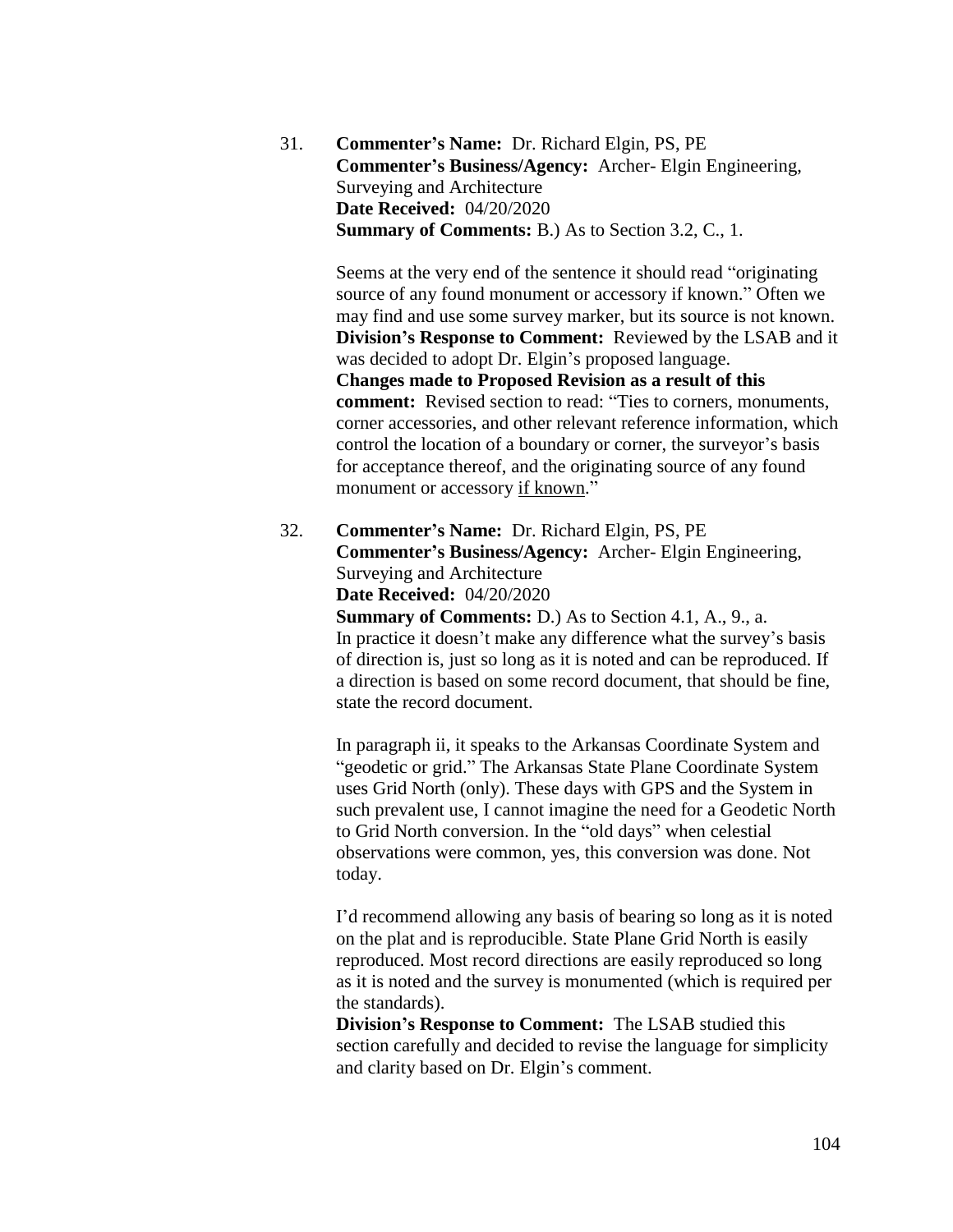31. **Commenter's Name:** Dr. Richard Elgin, PS, PE
    **Commenter's Business/Agency:** Archer- Elgin Engineering, Surveying and Architecture
    **Date Received:** 04/20/2020
    **Summary of Comments:** B.) As to Section 3.2, C., 1.

    Seems at the very end of the sentence it should read "originating source of any found monument or accessory if known." Often we may find and use some survey marker, but its source is not known.
    **Division's Response to Comment:** Reviewed by the LSAB and it was decided to adopt Dr. Elgin's proposed language.
    **Changes made to Proposed Revision as a result of this comment:** Revised section to read: "Ties to corners, monuments, corner accessories, and other relevant reference information, which control the location of a boundary or corner, the surveyor's basis for acceptance thereof, and the originating source of any found monument or accessory <u>if known</u>."

32. **Commenter's Name:** Dr. Richard Elgin, PS, PE
    **Commenter's Business/Agency:** Archer- Elgin Engineering, Surveying and Architecture
    **Date Received:** 04/20/2020
    **Summary of Comments:** D.) As to Section 4.1, A., 9., a.
    In practice it doesn't make any difference what the survey's basis of direction is, just so long as it is noted and can be reproduced. If a direction is based on some record document, that should be fine, state the record document.

    In paragraph ii, it speaks to the Arkansas Coordinate System and "geodetic or grid." The Arkansas State Plane Coordinate System uses Grid North (only). These days with GPS and the System in such prevalent use, I cannot imagine the need for a Geodetic North to Grid North conversion. In the "old days" when celestial observations were common, yes, this conversion was done. Not today.

    I'd recommend allowing any basis of bearing so long as it is noted on the plat and is reproducible. State Plane Grid North is easily reproduced. Most record directions are easily reproduced so long as it is noted and the survey is monumented (which is required per the standards).
    **Division's Response to Comment:** The LSAB studied this section carefully and decided to revise the language for simplicity and clarity based on Dr. Elgin's comment.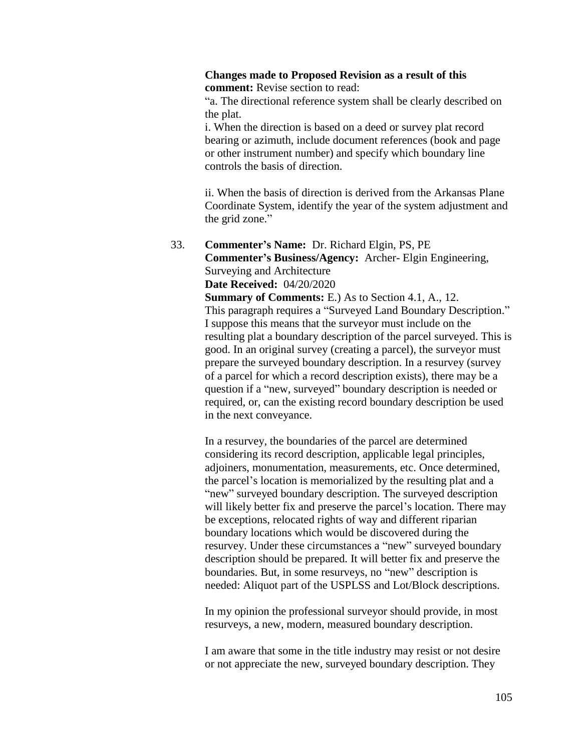**Changes made to Proposed Revision as a result of this comment:** Revise section to read:

"a. The directional reference system shall be clearly described on the plat.

i. When the direction is based on a deed or survey plat record bearing or azimuth, include document references (book and page or other instrument number) and specify which boundary line controls the basis of direction.

ii. When the basis of direction is derived from the Arkansas Plane Coordinate System, identify the year of the system adjustment and the grid zone."

33. **Commenter's Name:** Dr. Richard Elgin, PS, PE
**Commenter's Business/Agency:** Archer- Elgin Engineering, Surveying and Architecture
**Date Received:** 04/20/2020
**Summary of Comments:** E.) As to Section 4.1, A., 12. This paragraph requires a "Surveyed Land Boundary Description." I suppose this means that the surveyor must include on the resulting plat a boundary description of the parcel surveyed. This is good. In an original survey (creating a parcel), the surveyor must prepare the surveyed boundary description. In a resurvey (survey of a parcel for which a record description exists), there may be a question if a "new, surveyed" boundary description is needed or required, or, can the existing record boundary description be used in the next conveyance.

In a resurvey, the boundaries of the parcel are determined considering its record description, applicable legal principles, adjoiners, monumentation, measurements, etc. Once determined, the parcel's location is memorialized by the resulting plat and a "new" surveyed boundary description. The surveyed description will likely better fix and preserve the parcel's location. There may be exceptions, relocated rights of way and different riparian boundary locations which would be discovered during the resurvey. Under these circumstances a "new" surveyed boundary description should be prepared. It will better fix and preserve the boundaries. But, in some resurveys, no "new" description is needed: Aliquot part of the USPLSS and Lot/Block descriptions.

In my opinion the professional surveyor should provide, in most resurveys, a new, modern, measured boundary description.

I am aware that some in the title industry may resist or not desire or not appreciate the new, surveyed boundary description. They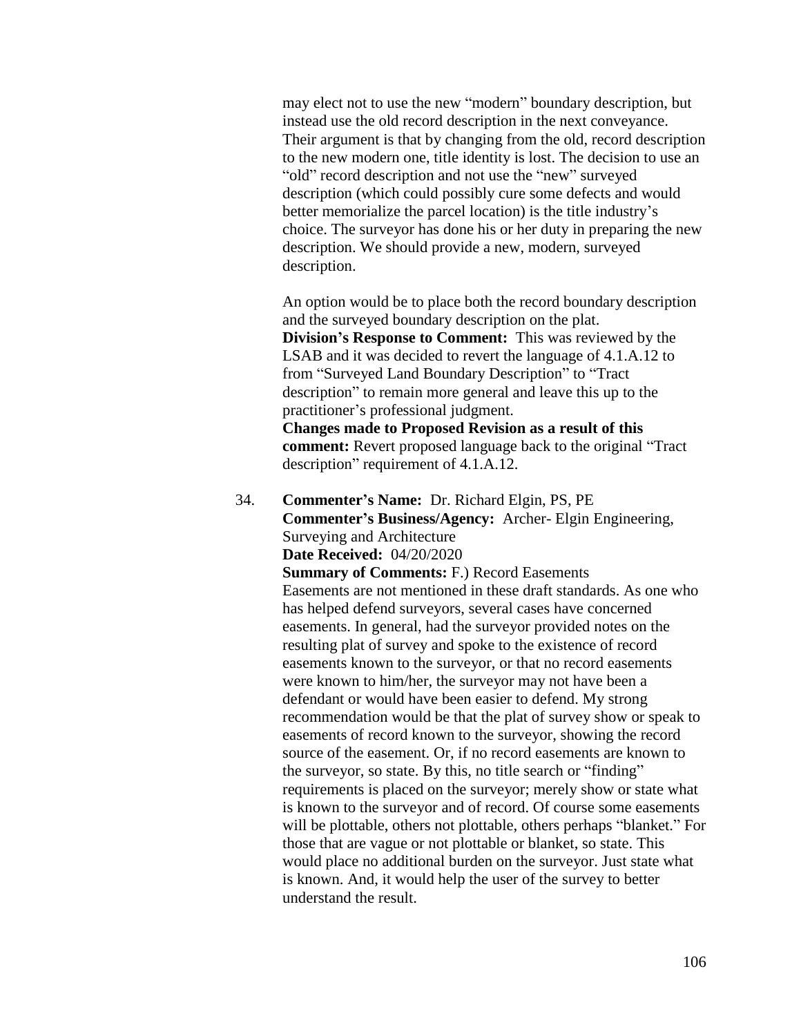may elect not to use the new "modern" boundary description, but instead use the old record description in the next conveyance. Their argument is that by changing from the old, record description to the new modern one, title identity is lost. The decision to use an "old" record description and not use the "new" surveyed description (which could possibly cure some defects and would better memorialize the parcel location) is the title industry's choice. The surveyor has done his or her duty in preparing the new description. We should provide a new, modern, surveyed description.

An option would be to place both the record boundary description and the surveyed boundary description on the plat.
**Division's Response to Comment:** This was reviewed by the LSAB and it was decided to revert the language of 4.1.A.12 to from "Surveyed Land Boundary Description" to "Tract description" to remain more general and leave this up to the practitioner's professional judgment.
**Changes made to Proposed Revision as a result of this comment:** Revert proposed language back to the original "Tract description" requirement of 4.1.A.12.

34. **Commenter's Name:** Dr. Richard Elgin, PS, PE
**Commenter's Business/Agency:** Archer- Elgin Engineering, Surveying and Architecture
**Date Received:** 04/20/2020
**Summary of Comments:** F.) Record Easements
Easements are not mentioned in these draft standards. As one who has helped defend surveyors, several cases have concerned easements. In general, had the surveyor provided notes on the resulting plat of survey and spoke to the existence of record easements known to the surveyor, or that no record easements were known to him/her, the surveyor may not have been a defendant or would have been easier to defend. My strong recommendation would be that the plat of survey show or speak to easements of record known to the surveyor, showing the record source of the easement. Or, if no record easements are known to the surveyor, so state. By this, no title search or "finding" requirements is placed on the surveyor; merely show or state what is known to the surveyor and of record. Of course some easements will be plottable, others not plottable, others perhaps "blanket." For those that are vague or not plottable or blanket, so state. This would place no additional burden on the surveyor. Just state what is known. And, it would help the user of the survey to better understand the result.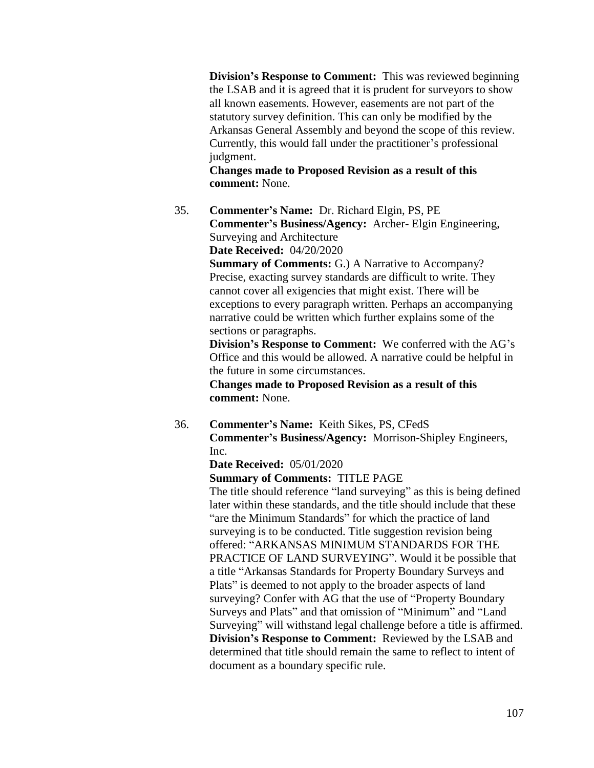**Division's Response to Comment:** This was reviewed beginning the LSAB and it is agreed that it is prudent for surveyors to show all known easements. However, easements are not part of the statutory survey definition. This can only be modified by the Arkansas General Assembly and beyond the scope of this review. Currently, this would fall under the practitioner's professional judgment.
**Changes made to Proposed Revision as a result of this comment:** None.

35. **Commenter's Name:** Dr. Richard Elgin, PS, PE
**Commenter's Business/Agency:** Archer- Elgin Engineering, Surveying and Architecture
**Date Received:** 04/20/2020
**Summary of Comments:** G.) A Narrative to Accompany? Precise, exacting survey standards are difficult to write. They cannot cover all exigencies that might exist. There will be exceptions to every paragraph written. Perhaps an accompanying narrative could be written which further explains some of the sections or paragraphs.
**Division's Response to Comment:** We conferred with the AG's Office and this would be allowed. A narrative could be helpful in the future in some circumstances.
**Changes made to Proposed Revision as a result of this comment:** None.

36. **Commenter's Name:** Keith Sikes, PS, CFedS
**Commenter's Business/Agency:** Morrison-Shipley Engineers, Inc.
**Date Received:** 05/01/2020
**Summary of Comments:** TITLE PAGE
The title should reference "land surveying" as this is being defined later within these standards, and the title should include that these "are the Minimum Standards" for which the practice of land surveying is to be conducted. Title suggestion revision being offered: "ARKANSAS MINIMUM STANDARDS FOR THE PRACTICE OF LAND SURVEYING". Would it be possible that a title "Arkansas Standards for Property Boundary Surveys and Plats" is deemed to not apply to the broader aspects of land surveying? Confer with AG that the use of "Property Boundary Surveys and Plats" and that omission of "Minimum" and "Land Surveying" will withstand legal challenge before a title is affirmed.
**Division's Response to Comment:** Reviewed by the LSAB and determined that title should remain the same to reflect to intent of document as a boundary specific rule.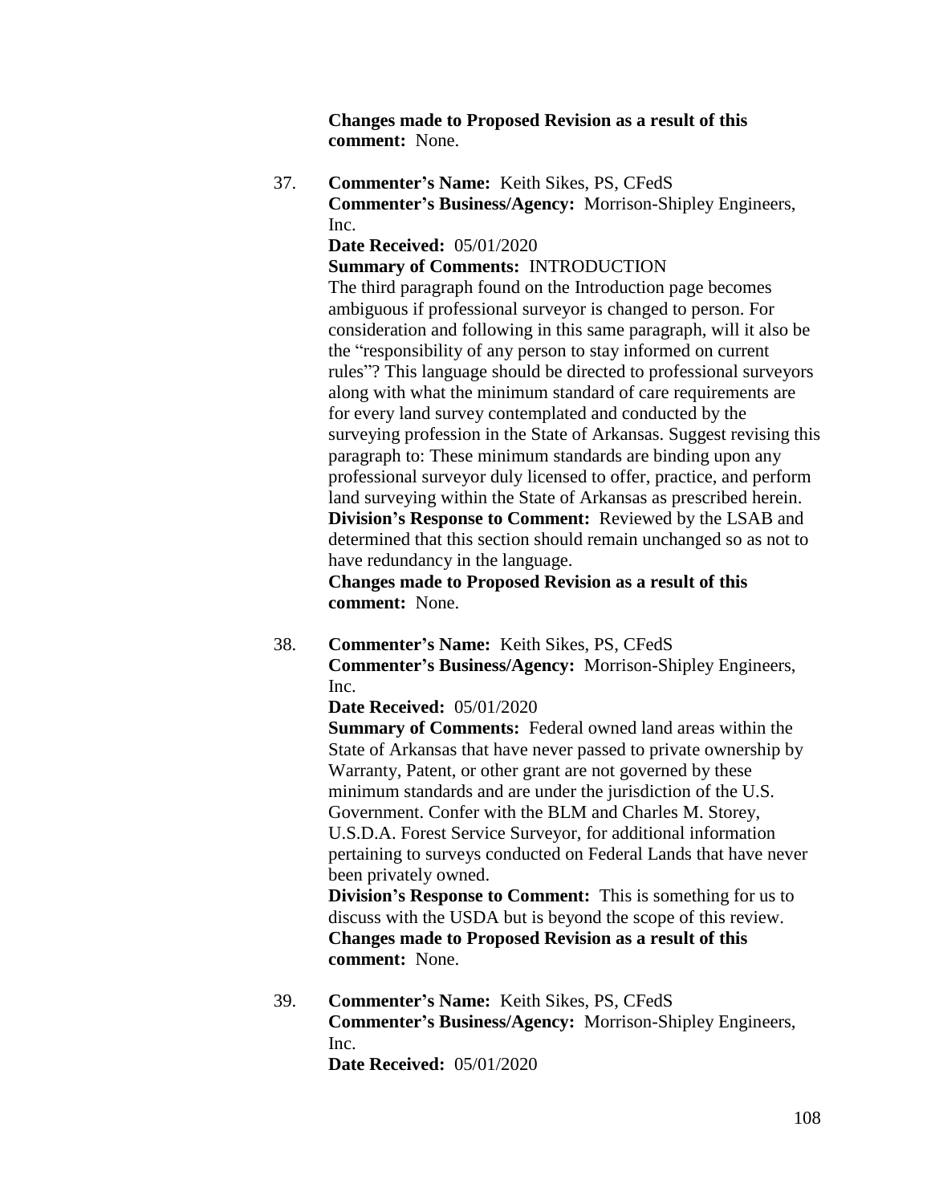**Changes made to Proposed Revision as a result of this comment:** None.

37. **Commenter's Name:** Keith Sikes, PS, CFedS
    **Commenter's Business/Agency:** Morrison-Shipley Engineers, Inc.
    **Date Received:** 05/01/2020
    **Summary of Comments:** INTRODUCTION
    The third paragraph found on the Introduction page becomes ambiguous if professional surveyor is changed to person. For consideration and following in this same paragraph, will it also be the "responsibility of any person to stay informed on current rules"? This language should be directed to professional surveyors along with what the minimum standard of care requirements are for every land survey contemplated and conducted by the surveying profession in the State of Arkansas. Suggest revising this paragraph to: These minimum standards are binding upon any professional surveyor duly licensed to offer, practice, and perform land surveying within the State of Arkansas as prescribed herein.
    **Division's Response to Comment:** Reviewed by the LSAB and determined that this section should remain unchanged so as not to have redundancy in the language.
    **Changes made to Proposed Revision as a result of this comment:** None.

38. **Commenter's Name:** Keith Sikes, PS, CFedS
    **Commenter's Business/Agency:** Morrison-Shipley Engineers, Inc.
    **Date Received:** 05/01/2020
    **Summary of Comments:** Federal owned land areas within the State of Arkansas that have never passed to private ownership by Warranty, Patent, or other grant are not governed by these minimum standards and are under the jurisdiction of the U.S. Government. Confer with the BLM and Charles M. Storey, U.S.D.A. Forest Service Surveyor, for additional information pertaining to surveys conducted on Federal Lands that have never been privately owned.
    **Division's Response to Comment:** This is something for us to discuss with the USDA but is beyond the scope of this review.
    **Changes made to Proposed Revision as a result of this comment:** None.

39. **Commenter's Name:** Keith Sikes, PS, CFedS
    **Commenter's Business/Agency:** Morrison-Shipley Engineers, Inc.
    **Date Received:** 05/01/2020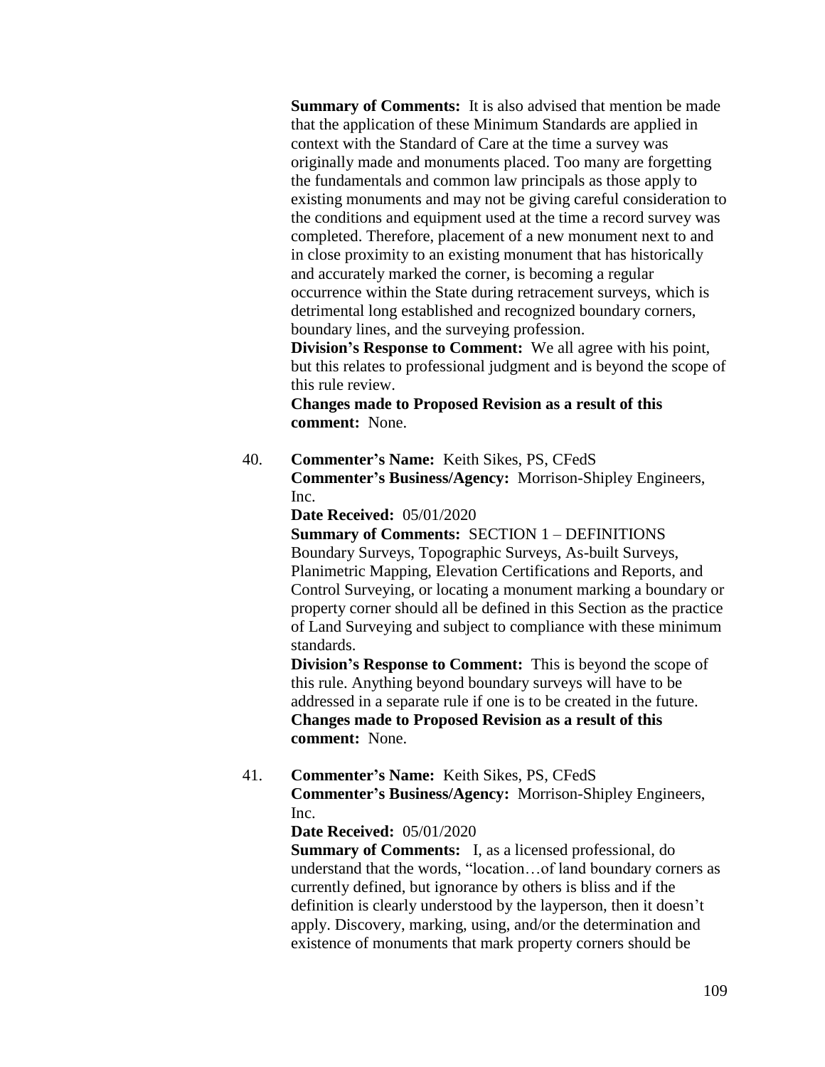**Summary of Comments:** It is also advised that mention be made that the application of these Minimum Standards are applied in context with the Standard of Care at the time a survey was originally made and monuments placed. Too many are forgetting the fundamentals and common law principals as those apply to existing monuments and may not be giving careful consideration to the conditions and equipment used at the time a record survey was completed. Therefore, placement of a new monument next to and in close proximity to an existing monument that has historically and accurately marked the corner, is becoming a regular occurrence within the State during retracement surveys, which is detrimental long established and recognized boundary corners, boundary lines, and the surveying profession.
**Division's Response to Comment:** We all agree with his point, but this relates to professional judgment and is beyond the scope of this rule review.
**Changes made to Proposed Revision as a result of this comment:** None.

40. **Commenter's Name:** Keith Sikes, PS, CFedS
**Commenter's Business/Agency:** Morrison-Shipley Engineers, Inc.
**Date Received:** 05/01/2020
**Summary of Comments:** SECTION 1 – DEFINITIONS Boundary Surveys, Topographic Surveys, As-built Surveys, Planimetric Mapping, Elevation Certifications and Reports, and Control Surveying, or locating a monument marking a boundary or property corner should all be defined in this Section as the practice of Land Surveying and subject to compliance with these minimum standards.
**Division's Response to Comment:** This is beyond the scope of this rule. Anything beyond boundary surveys will have to be addressed in a separate rule if one is to be created in the future.
**Changes made to Proposed Revision as a result of this comment:** None.

41. **Commenter's Name:** Keith Sikes, PS, CFedS
**Commenter's Business/Agency:** Morrison-Shipley Engineers, Inc.
**Date Received:** 05/01/2020
**Summary of Comments:** I, as a licensed professional, do understand that the words, "location…of land boundary corners as currently defined, but ignorance by others is bliss and if the definition is clearly understood by the layperson, then it doesn't apply. Discovery, marking, using, and/or the determination and existence of monuments that mark property corners should be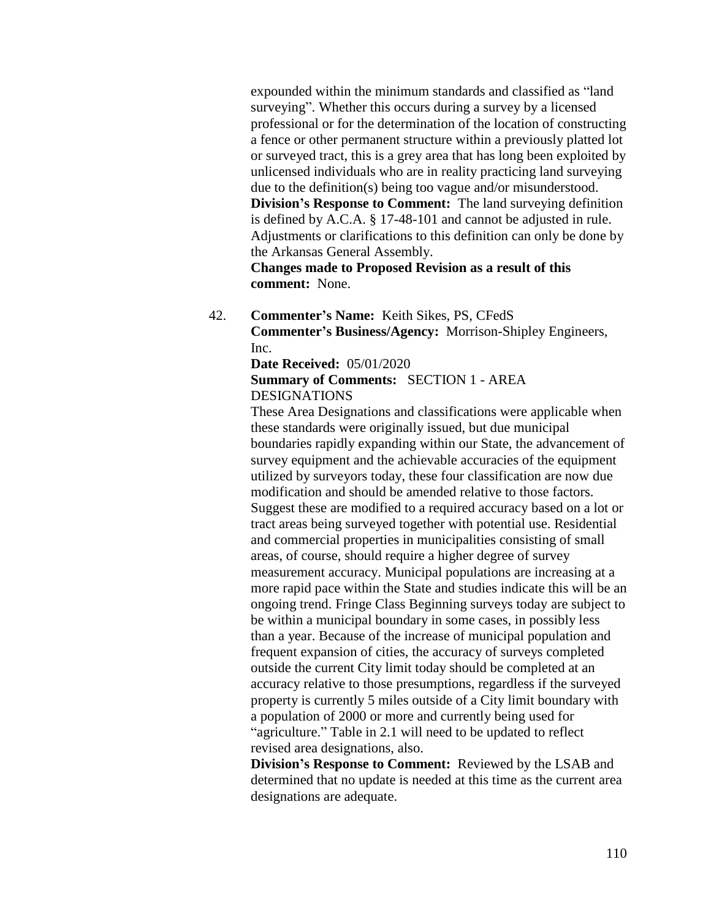expounded within the minimum standards and classified as "land surveying". Whether this occurs during a survey by a licensed professional or for the determination of the location of constructing a fence or other permanent structure within a previously platted lot or surveyed tract, this is a grey area that has long been exploited by unlicensed individuals who are in reality practicing land surveying due to the definition(s) being too vague and/or misunderstood.
**Division's Response to Comment:** The land surveying definition is defined by A.C.A. § 17-48-101 and cannot be adjusted in rule. Adjustments or clarifications to this definition can only be done by the Arkansas General Assembly.
**Changes made to Proposed Revision as a result of this comment:** None.

42. **Commenter's Name:** Keith Sikes, PS, CFedS
**Commenter's Business/Agency:** Morrison-Shipley Engineers, Inc.
**Date Received:** 05/01/2020
**Summary of Comments:** SECTION 1 - AREA DESIGNATIONS
These Area Designations and classifications were applicable when these standards were originally issued, but due municipal boundaries rapidly expanding within our State, the advancement of survey equipment and the achievable accuracies of the equipment utilized by surveyors today, these four classification are now due modification and should be amended relative to those factors. Suggest these are modified to a required accuracy based on a lot or tract areas being surveyed together with potential use. Residential and commercial properties in municipalities consisting of small areas, of course, should require a higher degree of survey measurement accuracy. Municipal populations are increasing at a more rapid pace within the State and studies indicate this will be an ongoing trend. Fringe Class Beginning surveys today are subject to be within a municipal boundary in some cases, in possibly less than a year. Because of the increase of municipal population and frequent expansion of cities, the accuracy of surveys completed outside the current City limit today should be completed at an accuracy relative to those presumptions, regardless if the surveyed property is currently 5 miles outside of a City limit boundary with a population of 2000 or more and currently being used for "agriculture." Table in 2.1 will need to be updated to reflect revised area designations, also.
**Division's Response to Comment:** Reviewed by the LSAB and determined that no update is needed at this time as the current area designations are adequate.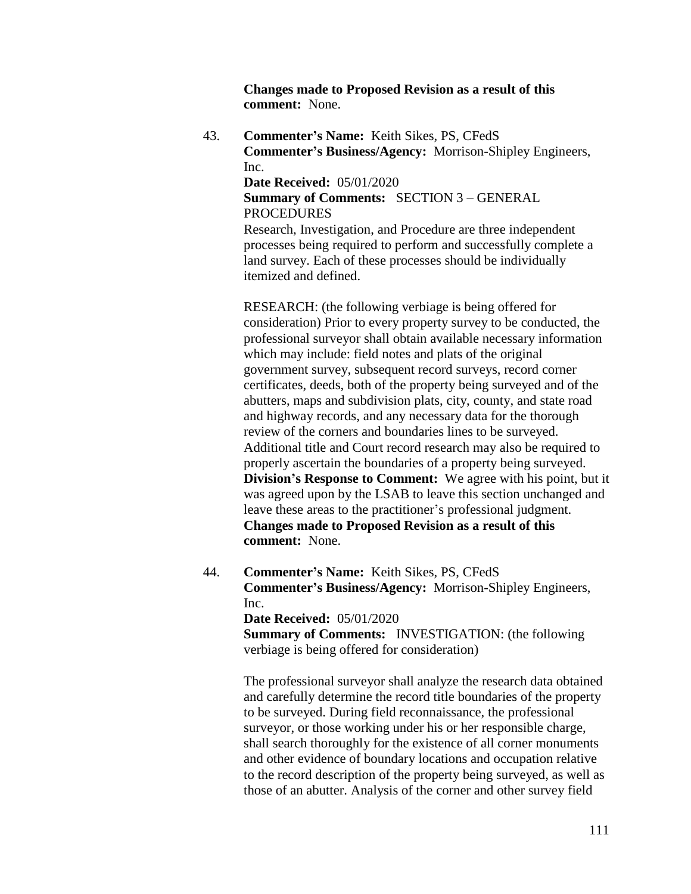**Changes made to Proposed Revision as a result of this comment:** None.

43. **Commenter's Name:** Keith Sikes, PS, CFedS
    **Commenter's Business/Agency:** Morrison-Shipley Engineers, Inc.
    **Date Received:** 05/01/2020
    **Summary of Comments:** SECTION 3 – GENERAL PROCEDURES
    Research, Investigation, and Procedure are three independent processes being required to perform and successfully complete a land survey. Each of these processes should be individually itemized and defined.

    RESEARCH: (the following verbiage is being offered for consideration) Prior to every property survey to be conducted, the professional surveyor shall obtain available necessary information which may include: field notes and plats of the original government survey, subsequent record surveys, record corner certificates, deeds, both of the property being surveyed and of the abutters, maps and subdivision plats, city, county, and state road and highway records, and any necessary data for the thorough review of the corners and boundaries lines to be surveyed. Additional title and Court record research may also be required to properly ascertain the boundaries of a property being surveyed.
    **Division's Response to Comment:** We agree with his point, but it was agreed upon by the LSAB to leave this section unchanged and leave these areas to the practitioner's professional judgment.
    **Changes made to Proposed Revision as a result of this comment:** None.

44. **Commenter's Name:** Keith Sikes, PS, CFedS
    **Commenter's Business/Agency:** Morrison-Shipley Engineers, Inc.
    **Date Received:** 05/01/2020
    **Summary of Comments:** INVESTIGATION: (the following verbiage is being offered for consideration)

    The professional surveyor shall analyze the research data obtained and carefully determine the record title boundaries of the property to be surveyed. During field reconnaissance, the professional surveyor, or those working under his or her responsible charge, shall search thoroughly for the existence of all corner monuments and other evidence of boundary locations and occupation relative to the record description of the property being surveyed, as well as those of an abutter. Analysis of the corner and other survey field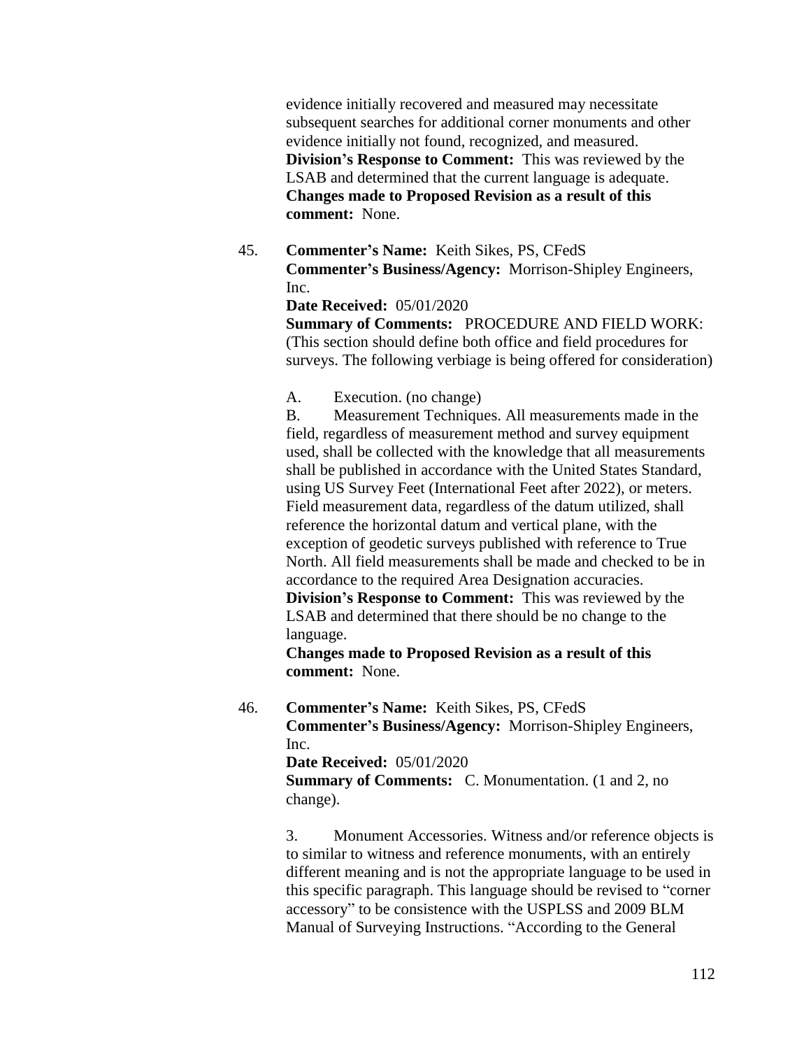evidence initially recovered and measured may necessitate subsequent searches for additional corner monuments and other evidence initially not found, recognized, and measured.
**Division's Response to Comment:** This was reviewed by the LSAB and determined that the current language is adequate.
**Changes made to Proposed Revision as a result of this comment:** None.

45. **Commenter's Name:** Keith Sikes, PS, CFedS
**Commenter's Business/Agency:** Morrison-Shipley Engineers, Inc.
**Date Received:** 05/01/2020
**Summary of Comments:** PROCEDURE AND FIELD WORK: (This section should define both office and field procedures for surveys. The following verbiage is being offered for consideration)

    A. Execution. (no change)
    B. Measurement Techniques. All measurements made in the field, regardless of measurement method and survey equipment used, shall be collected with the knowledge that all measurements shall be published in accordance with the United States Standard, using US Survey Feet (International Feet after 2022), or meters. Field measurement data, regardless of the datum utilized, shall reference the horizontal datum and vertical plane, with the exception of geodetic surveys published with reference to True North. All field measurements shall be made and checked to be in accordance to the required Area Designation accuracies.

    **Division's Response to Comment:** This was reviewed by the LSAB and determined that there should be no change to the language.
    **Changes made to Proposed Revision as a result of this comment:** None.

46. **Commenter's Name:** Keith Sikes, PS, CFedS
**Commenter's Business/Agency:** Morrison-Shipley Engineers, Inc.
**Date Received:** 05/01/2020
**Summary of Comments:** C. Monumentation. (1 and 2, no change).

    3. Monument Accessories. Witness and/or reference objects is to similar to witness and reference monuments, with an entirely different meaning and is not the appropriate language to be used in this specific paragraph. This language should be revised to "corner accessory" to be consistence with the USPLSS and 2009 BLM Manual of Surveying Instructions. "According to the General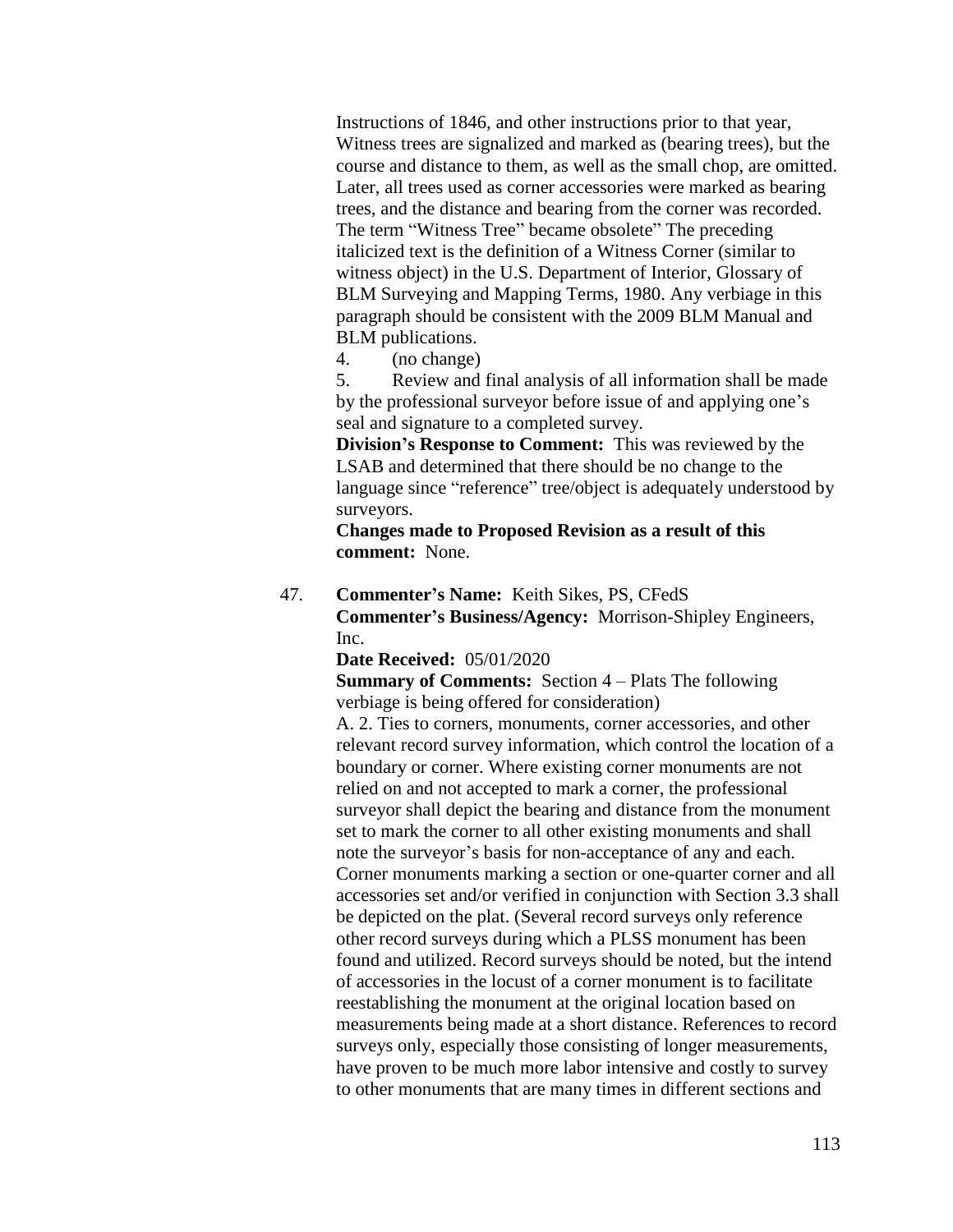Instructions of 1846, and other instructions prior to that year, Witness trees are signalized and marked as (bearing trees), but the course and distance to them, as well as the small chop, are omitted. Later, all trees used as corner accessories were marked as bearing trees, and the distance and bearing from the corner was recorded. The term "Witness Tree" became obsolete" The preceding italicized text is the definition of a Witness Corner (similar to witness object) in the U.S. Department of Interior, Glossary of BLM Surveying and Mapping Terms, 1980. Any verbiage in this paragraph should be consistent with the 2009 BLM Manual and BLM publications.

4. (no change)

5. Review and final analysis of all information shall be made by the professional surveyor before issue of and applying one's seal and signature to a completed survey.

**Division's Response to Comment:** This was reviewed by the LSAB and determined that there should be no change to the language since "reference" tree/object is adequately understood by surveyors.

**Changes made to Proposed Revision as a result of this comment:** None.

47. **Commenter's Name:** Keith Sikes, PS, CFedS
**Commenter's Business/Agency:** Morrison-Shipley Engineers, Inc.
**Date Received:** 05/01/2020
**Summary of Comments:** Section 4 – Plats The following verbiage is being offered for consideration)
A. 2. Ties to corners, monuments, corner accessories, and other relevant record survey information, which control the location of a boundary or corner. Where existing corner monuments are not relied on and not accepted to mark a corner, the professional surveyor shall depict the bearing and distance from the monument set to mark the corner to all other existing monuments and shall note the surveyor's basis for non-acceptance of any and each. Corner monuments marking a section or one-quarter corner and all accessories set and/or verified in conjunction with Section 3.3 shall be depicted on the plat. (Several record surveys only reference other record surveys during which a PLSS monument has been found and utilized. Record surveys should be noted, but the intend of accessories in the locust of a corner monument is to facilitate reestablishing the monument at the original location based on measurements being made at a short distance. References to record surveys only, especially those consisting of longer measurements, have proven to be much more labor intensive and costly to survey to other monuments that are many times in different sections and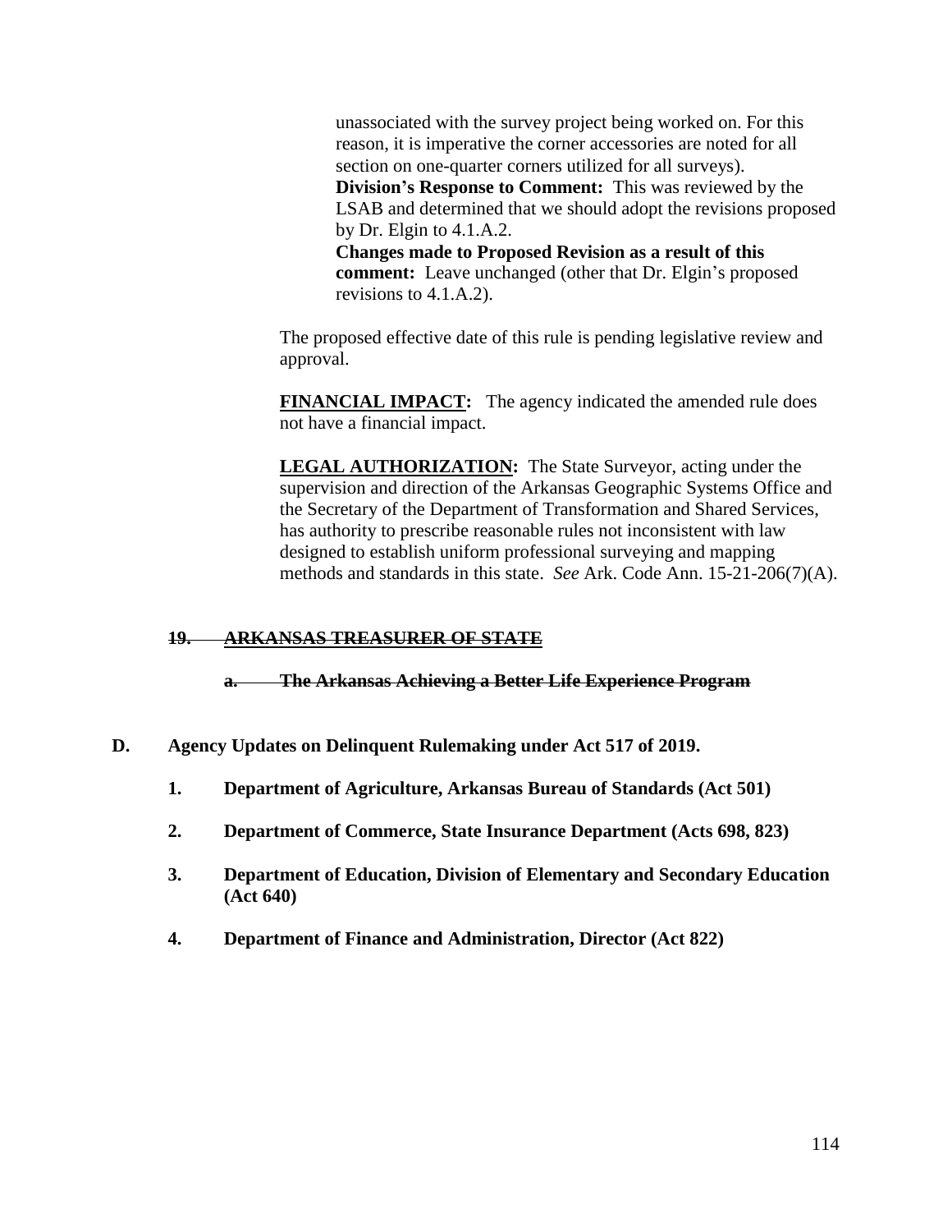unassociated with the survey project being worked on. For this reason, it is imperative the corner accessories are noted for all section on one-quarter corners utilized for all surveys).
**Division's Response to Comment:** This was reviewed by the LSAB and determined that we should adopt the revisions proposed by Dr. Elgin to 4.1.A.2.
**Changes made to Proposed Revision as a result of this comment:** Leave unchanged (other that Dr. Elgin's proposed revisions to 4.1.A.2).

The proposed effective date of this rule is pending legislative review and approval.

**FINANCIAL IMPACT:** The agency indicated the amended rule does not have a financial impact.

**LEGAL AUTHORIZATION:** The State Surveyor, acting under the supervision and direction of the Arkansas Geographic Systems Office and the Secretary of the Department of Transformation and Shared Services, has authority to prescribe reasonable rules not inconsistent with law designed to establish uniform professional surveying and mapping methods and standards in this state. *See* Ark. Code Ann. 15-21-206(7)(A).

**~~19. ARKANSAS TREASURER OF STATE~~**

**~~a. The Arkansas Achieving a Better Life Experience Program~~**

**D. Agency Updates on Delinquent Rulemaking under Act 517 of 2019.**

**1. Department of Agriculture, Arkansas Bureau of Standards (Act 501)**

**2. Department of Commerce, State Insurance Department (Acts 698, 823)**

**3. Department of Education, Division of Elementary and Secondary Education (Act 640)**

**4. Department of Finance and Administration, Director (Act 822)**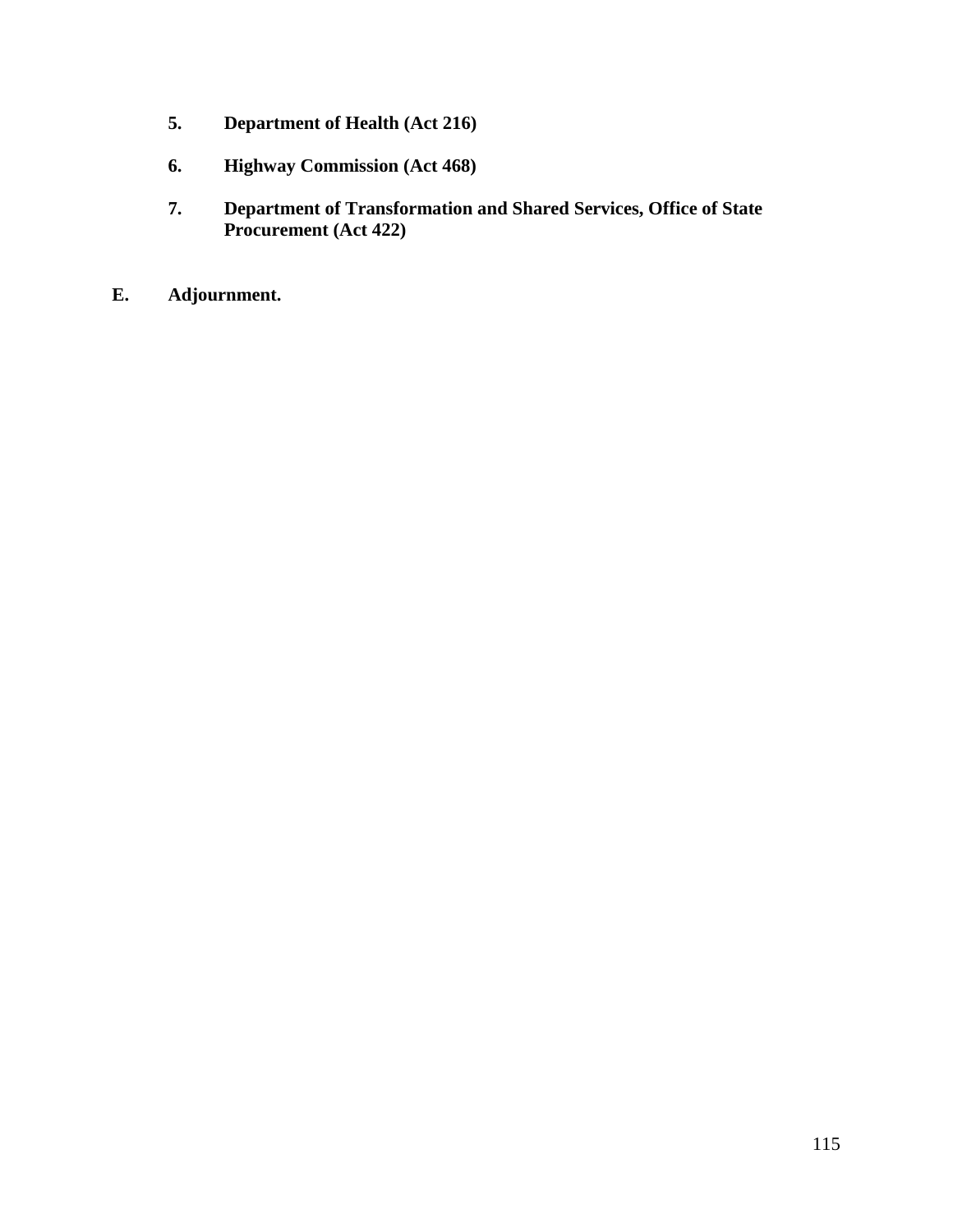**5. Department of Health (Act 216)**

**6. Highway Commission (Act 468)**

**7. Department of Transformation and Shared Services, Office of State Procurement (Act 422)**

**E. Adjournment.**